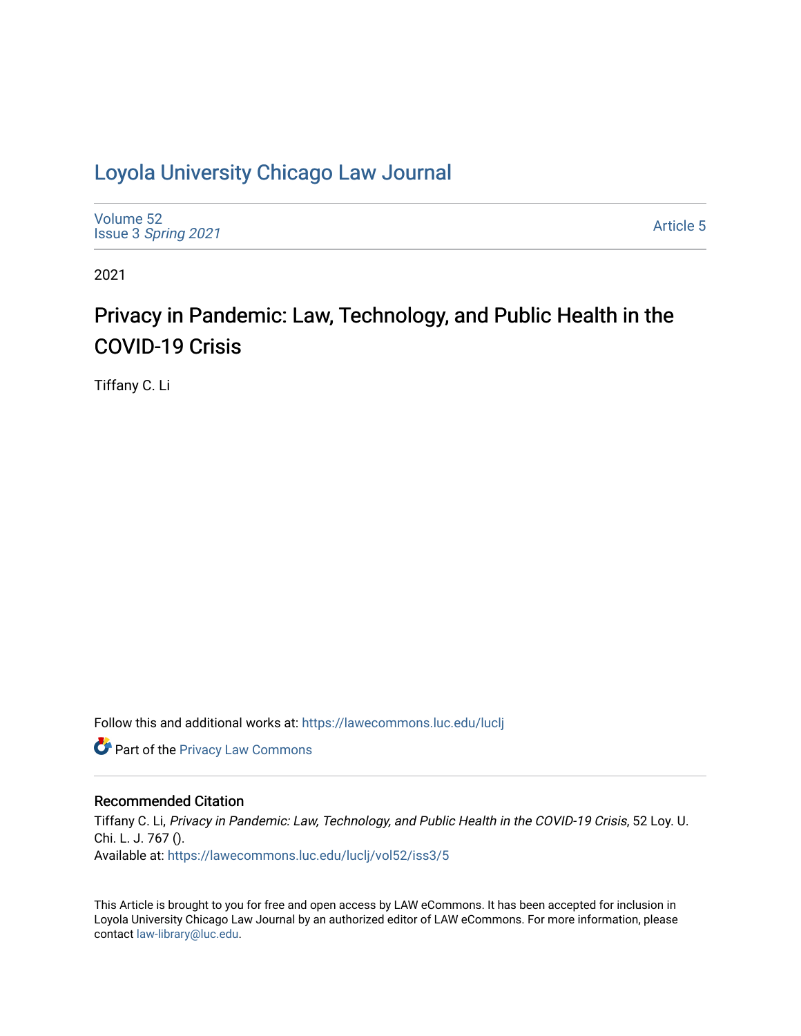# Loyola University Chicago Law Journal

Volume 52
Issue 3 *Spring 2021*

Article 5

2021

## Privacy in Pandemic: Law, Technology, and Public Health in the COVID-19 Crisis

Tiffany C. Li

Follow this and additional works at: https://lawecommons.luc.edu/luclj

Part of the Privacy Law Commons

### Recommended Citation

Tiffany C. Li, *Privacy in Pandemic: Law, Technology, and Public Health in the COVID-19 Crisis*, 52 Loy. U. Chi. L. J. 767 ().
Available at: https://lawecommons.luc.edu/luclj/vol52/iss3/5

This Article is brought to you for free and open access by LAW eCommons. It has been accepted for inclusion in Loyola University Chicago Law Journal by an authorized editor of LAW eCommons. For more information, please contact law-library@luc.edu.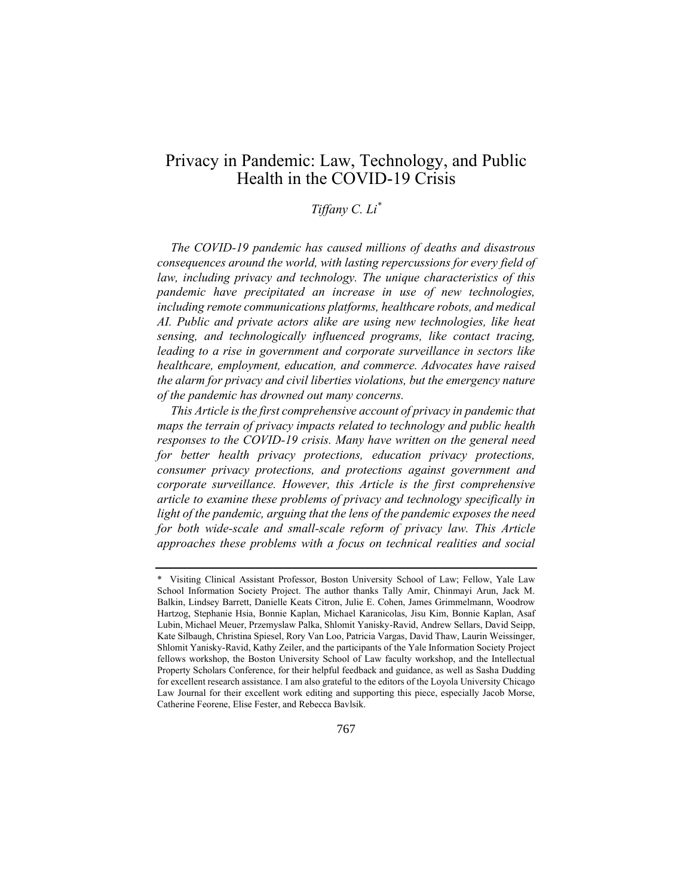# Privacy in Pandemic: Law, Technology, and Public Health in the COVID-19 Crisis

*Tiffany C. Li*[*]

*The COVID-19 pandemic has caused millions of deaths and disastrous consequences around the world, with lasting repercussions for every field of law, including privacy and technology. The unique characteristics of this pandemic have precipitated an increase in use of new technologies, including remote communications platforms, healthcare robots, and medical AI. Public and private actors alike are using new technologies, like heat sensing, and technologically influenced programs, like contact tracing, leading to a rise in government and corporate surveillance in sectors like healthcare, employment, education, and commerce. Advocates have raised the alarm for privacy and civil liberties violations, but the emergency nature of the pandemic has drowned out many concerns.*

*This Article is the first comprehensive account of privacy in pandemic that maps the terrain of privacy impacts related to technology and public health responses to the COVID-19 crisis. Many have written on the general need for better health privacy protections, education privacy protections, consumer privacy protections, and protections against government and corporate surveillance. However, this Article is the first comprehensive article to examine these problems of privacy and technology specifically in light of the pandemic, arguing that the lens of the pandemic exposes the need for both wide-scale and small-scale reform of privacy law. This Article approaches these problems with a focus on technical realities and social*

---

[*] Visiting Clinical Assistant Professor, Boston University School of Law; Fellow, Yale Law School Information Society Project. The author thanks Tally Amir, Chinmayi Arun, Jack M. Balkin, Lindsey Barrett, Danielle Keats Citron, Julie E. Cohen, James Grimmelmann, Woodrow Hartzog, Stephanie Hsia, Bonnie Kaplan, Michael Karanicolas, Jisu Kim, Bonnie Kaplan, Asaf Lubin, Michael Meuer, Przemyslaw Palka, Shlomit Yanisky-Ravid, Andrew Sellars, David Seipp, Kate Silbaugh, Christina Spiesel, Rory Van Loo, Patricia Vargas, David Thaw, Laurin Weissinger, Shlomit Yanisky-Ravid, Kathy Zeiler, and the participants of the Yale Information Society Project fellows workshop, the Boston University School of Law faculty workshop, and the Intellectual Property Scholars Conference, for their helpful feedback and guidance, as well as Sasha Dudding for excellent research assistance. I am also grateful to the editors of the Loyola University Chicago Law Journal for their excellent work editing and supporting this piece, especially Jacob Morse, Catherine Feorene, Elise Fester, and Rebecca Bavlsik.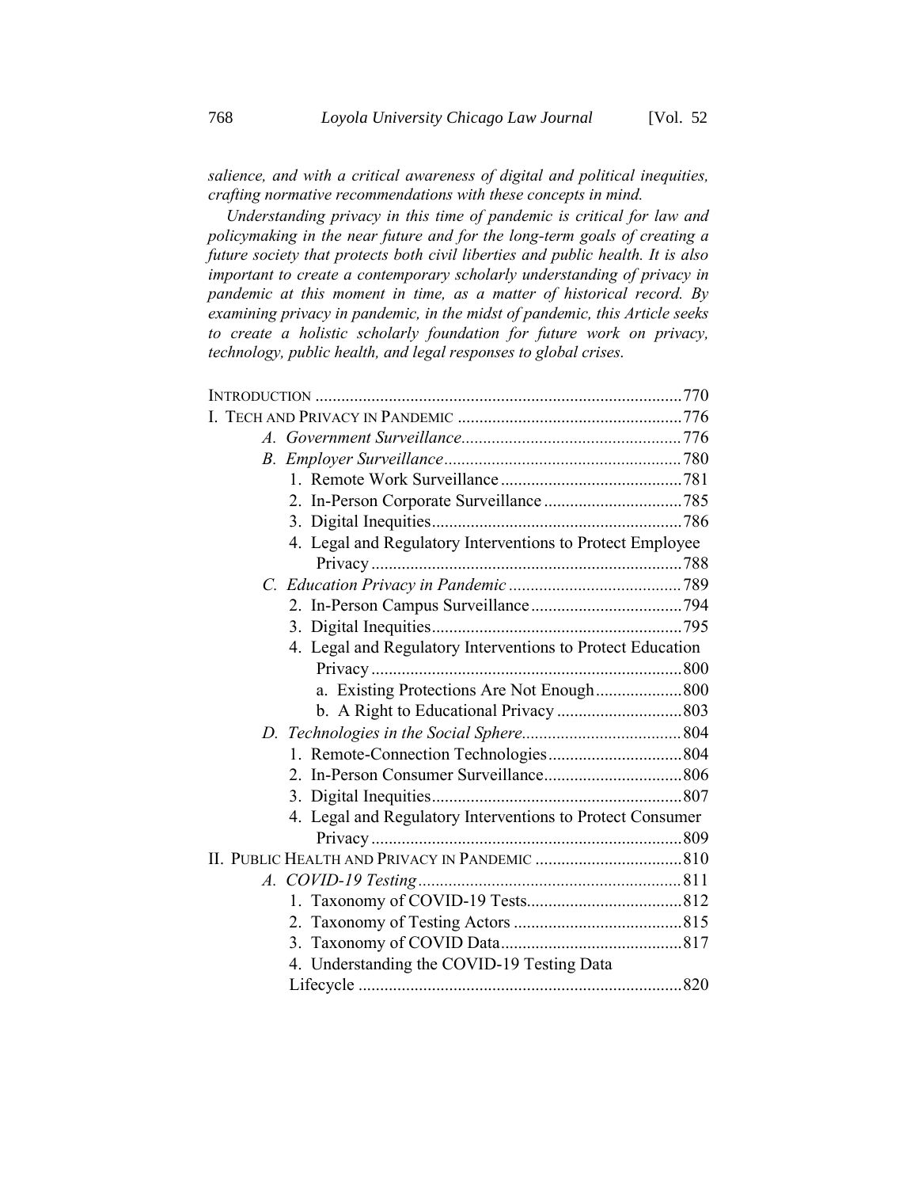*salience, and with a critical awareness of digital and political inequities, crafting normative recommendations with these concepts in mind.*

*Understanding privacy in this time of pandemic is critical for law and policymaking in the near future and for the long-term goals of creating a future society that protects both civil liberties and public health. It is also important to create a contemporary scholarly understanding of privacy in pandemic at this moment in time, as a matter of historical record. By examining privacy in pandemic, in the midst of pandemic, this Article seeks to create a holistic scholarly foundation for future work on privacy, technology, public health, and legal responses to global crises.*

INTRODUCTION ..... 770
I. TECH AND PRIVACY IN PANDEMIC ..... 776
- *A. Government Surveillance* ..... 776
- *B. Employer Surveillance* ..... 780
  - 1. Remote Work Surveillance ..... 781
  - 2. In-Person Corporate Surveillance ..... 785
  - 3. Digital Inequities ..... 786
  - 4. Legal and Regulatory Interventions to Protect Employee Privacy ..... 788
- *C. Education Privacy in Pandemic* ..... 789
  - 2. In-Person Campus Surveillance ..... 794
  - 3. Digital Inequities ..... 795
  - 4. Legal and Regulatory Interventions to Protect Education Privacy ..... 800
    - a. Existing Protections Are Not Enough ..... 800
    - b. A Right to Educational Privacy ..... 803
- *D. Technologies in the Social Sphere* ..... 804
  - 1. Remote-Connection Technologies ..... 804
  - 2. In-Person Consumer Surveillance ..... 806
  - 3. Digital Inequities ..... 807
  - 4. Legal and Regulatory Interventions to Protect Consumer Privacy ..... 809

II. PUBLIC HEALTH AND PRIVACY IN PANDEMIC ..... 810
- *A. COVID-19 Testing* ..... 811
  - 1. Taxonomy of COVID-19 Tests ..... 812
  - 2. Taxonomy of Testing Actors ..... 815
  - 3. Taxonomy of COVID Data ..... 817
  - 4. Understanding the COVID-19 Testing Data Lifecycle ..... 820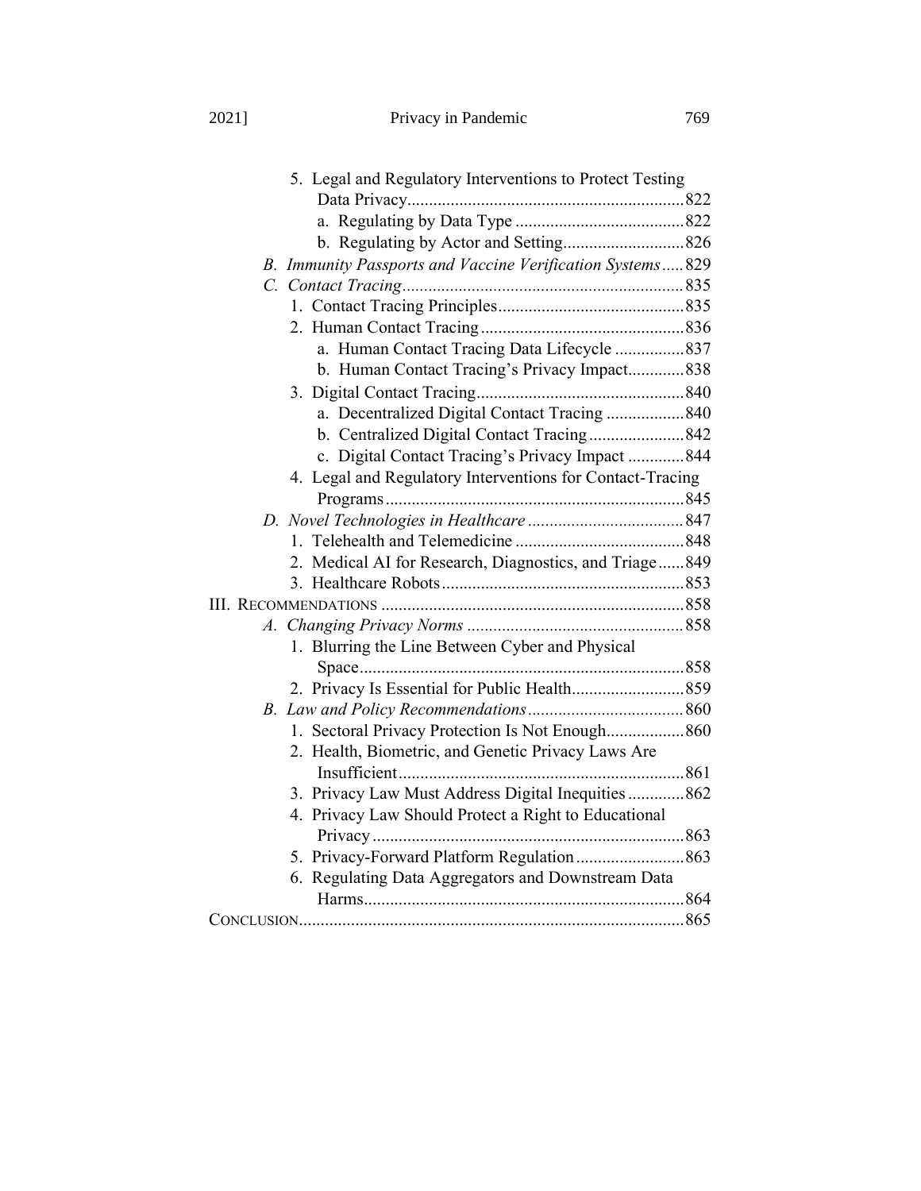5. Legal and Regulatory Interventions to Protect Testing Data Privacy ....... 822
   a. Regulating by Data Type ....... 822
   b. Regulating by Actor and Setting ....... 826

*B. Immunity Passports and Vaccine Verification Systems* ....... 829

*C. Contact Tracing* ....... 835

1. Contact Tracing Principles ....... 835
2. Human Contact Tracing ....... 836
   a. Human Contact Tracing Data Lifecycle ....... 837
   b. Human Contact Tracing's Privacy Impact ....... 838
3. Digital Contact Tracing ....... 840
   a. Decentralized Digital Contact Tracing ....... 840
   b. Centralized Digital Contact Tracing ....... 842
   c. Digital Contact Tracing's Privacy Impact ....... 844
4. Legal and Regulatory Interventions for Contact-Tracing Programs ....... 845

*D. Novel Technologies in Healthcare* ....... 847

1. Telehealth and Telemedicine ....... 848
2. Medical AI for Research, Diagnostics, and Triage ....... 849
3. Healthcare Robots ....... 853

III. RECOMMENDATIONS ....... 858

*A. Changing Privacy Norms* ....... 858

1. Blurring the Line Between Cyber and Physical Space ....... 858
2. Privacy Is Essential for Public Health ....... 859

*B. Law and Policy Recommendations* ....... 860

1. Sectoral Privacy Protection Is Not Enough ....... 860
2. Health, Biometric, and Genetic Privacy Laws Are Insufficient ....... 861
3. Privacy Law Must Address Digital Inequities ....... 862
4. Privacy Law Should Protect a Right to Educational Privacy ....... 863
5. Privacy-Forward Platform Regulation ....... 863
6. Regulating Data Aggregators and Downstream Data Harms ....... 864

CONCLUSION ....... 865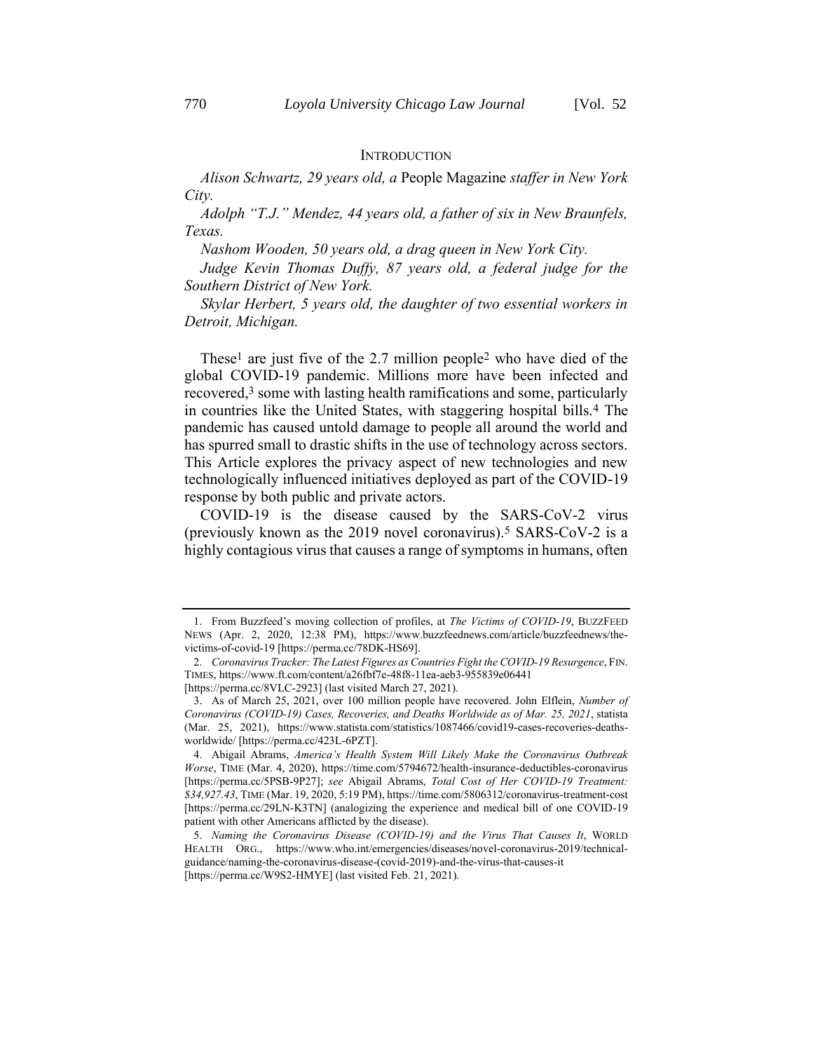## INTRODUCTION

*Alison Schwartz, 29 years old, a* People Magazine *staffer in New York City.*

*Adolph "T.J." Mendez, 44 years old, a father of six in New Braunfels, Texas.*

*Nashom Wooden, 50 years old, a drag queen in New York City.*

*Judge Kevin Thomas Duffy, 87 years old, a federal judge for the Southern District of New York.*

*Skylar Herbert, 5 years old, the daughter of two essential workers in Detroit, Michigan.*

These[1] are just five of the 2.7 million people[2] who have died of the global COVID-19 pandemic. Millions more have been infected and recovered,[3] some with lasting health ramifications and some, particularly in countries like the United States, with staggering hospital bills.[4] The pandemic has caused untold damage to people all around the world and has spurred small to drastic shifts in the use of technology across sectors. This Article explores the privacy aspect of new technologies and new technologically influenced initiatives deployed as part of the COVID-19 response by both public and private actors.

COVID-19 is the disease caused by the SARS-CoV-2 virus (previously known as the 2019 novel coronavirus).[5] SARS-CoV-2 is a highly contagious virus that causes a range of symptoms in humans, often

---

1. From Buzzfeed's moving collection of profiles, at *The Victims of COVID-19*, BUZZFEED NEWS (Apr. 2, 2020, 12:38 PM), https://www.buzzfeednews.com/article/buzzfeednews/the-victims-of-covid-19 [https://perma.cc/78DK-HS69].

2. *Coronavirus Tracker: The Latest Figures as Countries Fight the COVID-19 Resurgence*, FIN. TIMES, https://www.ft.com/content/a26fbf7e-48f8-11ea-aeb3-955839e06441 [https://perma.cc/8VLC-2923] (last visited March 27, 2021).

3. As of March 25, 2021, over 100 million people have recovered. John Elflein, *Number of Coronavirus (COVID-19) Cases, Recoveries, and Deaths Worldwide as of Mar. 25, 2021*, statista (Mar. 25, 2021), https://www.statista.com/statistics/1087466/covid19-cases-recoveries-deaths-worldwide/ [https://perma.cc/423L-6PZT].

4. Abigail Abrams, *America's Health System Will Likely Make the Coronavirus Outbreak Worse*, TIME (Mar. 4, 2020), https://time.com/5794672/health-insurance-deductibles-coronavirus [https://perma.cc/5PSB-9P27]; *see* Abigail Abrams, *Total Cost of Her COVID-19 Treatment: $34,927.43*, TIME (Mar. 19, 2020, 5:19 PM), https://time.com/5806312/coronavirus-treatment-cost [https://perma.cc/29LN-K3TN] (analogizing the experience and medical bill of one COVID-19 patient with other Americans afflicted by the disease).

5. *Naming the Coronavirus Disease (COVID-19) and the Virus That Causes It*, WORLD HEALTH ORG., https://www.who.int/emergencies/diseases/novel-coronavirus-2019/technical-guidance/naming-the-coronavirus-disease-(covid-2019)-and-the-virus-that-causes-it [https://perma.cc/W9S2-HMYE] (last visited Feb. 21, 2021).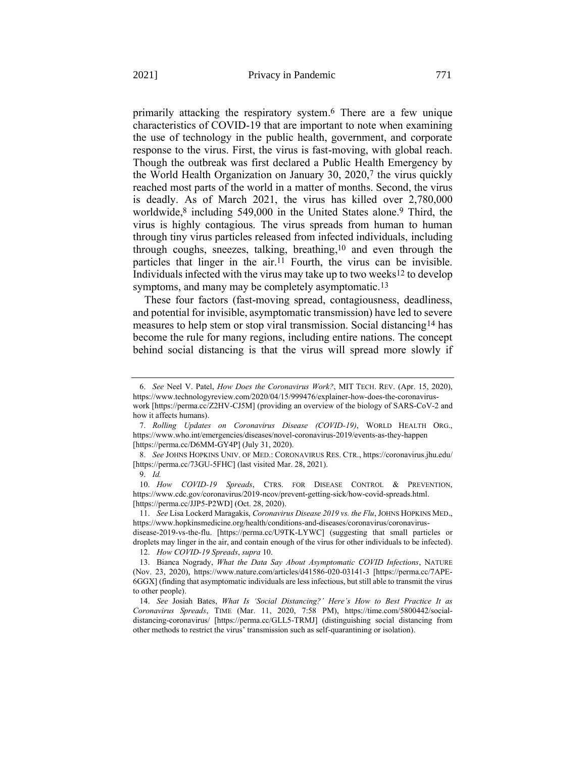primarily attacking the respiratory system.[6] There are a few unique characteristics of COVID-19 that are important to note when examining the use of technology in the public health, government, and corporate response to the virus. First, the virus is fast-moving, with global reach. Though the outbreak was first declared a Public Health Emergency by the World Health Organization on January 30, 2020,[7] the virus quickly reached most parts of the world in a matter of months. Second, the virus is deadly. As of March 2021, the virus has killed over 2,780,000 worldwide,[8] including 549,000 in the United States alone.[9] Third, the virus is highly contagious. The virus spreads from human to human through tiny virus particles released from infected individuals, including through coughs, sneezes, talking, breathing,[10] and even through the particles that linger in the air.[11] Fourth, the virus can be invisible. Individuals infected with the virus may take up to two weeks[12] to develop symptoms, and many may be completely asymptomatic.[13]

These four factors (fast-moving spread, contagiousness, deadliness, and potential for invisible, asymptomatic transmission) have led to severe measures to help stem or stop viral transmission. Social distancing[14] has become the rule for many regions, including entire nations. The concept behind social distancing is that the virus will spread more slowly if

---

6. *See* Neel V. Patel, *How Does the Coronavirus Work?*, MIT TECH. REV. (Apr. 15, 2020), https://www.technologyreview.com/2020/04/15/999476/explainer-how-does-the-coronavirus-work [https://perma.cc/Z2HV-CJ5M] (providing an overview of the biology of SARS-CoV-2 and how it affects humans).

7. *Rolling Updates on Coronavirus Disease (COVID-19)*, WORLD HEALTH ORG., https://www.who.int/emergencies/diseases/novel-coronavirus-2019/events-as-they-happen [https://perma.cc/D6MM-GY4P] (July 31, 2020).

8. *See* JOHNS HOPKINS UNIV. OF MED.: CORONAVIRUS RES. CTR., https://coronavirus.jhu.edu/ [https://perma.cc/73GU-5FHC] (last visited Mar. 28, 2021).

9. *Id.*

10. *How COVID-19 Spreads*, CTRS. FOR DISEASE CONTROL & PREVENTION, https://www.cdc.gov/coronavirus/2019-ncov/prevent-getting-sick/how-covid-spreads.html. [https://perma.cc/JJP5-P2WD] (Oct. 28, 2020).

11. *See* Lisa Lockerd Maragakis, *Coronavirus Disease 2019 vs. the Flu*, JOHNS HOPKINS MED., https://www.hopkinsmedicine.org/health/conditions-and-diseases/coronavirus/coronavirus-disease-2019-vs-the-flu. [https://perma.cc/U9TK-LYWC] (suggesting that small particles or droplets may linger in the air, and contain enough of the virus for other individuals to be infected).

12. *How COVID-19 Spreads*, *supra* 10.

13. Bianca Nogrady, *What the Data Say About Asymptomatic COVID Infections*, NATURE (Nov. 23, 2020), https://www.nature.com/articles/d41586-020-03141-3 [https://perma.cc/7APE-6GGX] (finding that asymptomatic individuals are less infectious, but still able to transmit the virus to other people).

14. *See* Josiah Bates, *What Is 'Social Distancing?' Here's How to Best Practice It as Coronavirus Spreads*, TIME (Mar. 11, 2020, 7:58 PM), https://time.com/5800442/social-distancing-coronavirus/ [https://perma.cc/GLL5-TRMJ] (distinguishing social distancing from other methods to restrict the virus' transmission such as self-quarantining or isolation).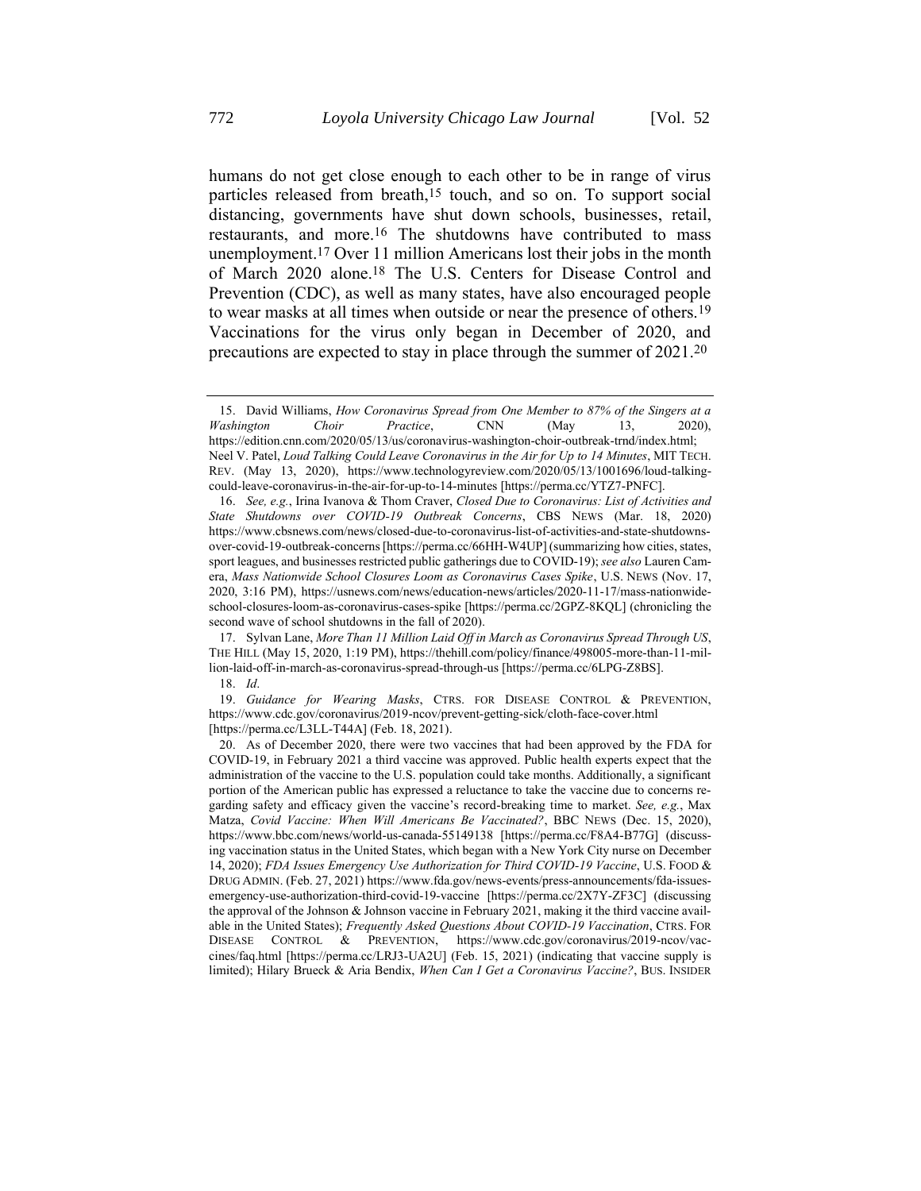humans do not get close enough to each other to be in range of virus particles released from breath,[15] touch, and so on. To support social distancing, governments have shut down schools, businesses, retail, restaurants, and more.[16] The shutdowns have contributed to mass unemployment.[17] Over 11 million Americans lost their jobs in the month of March 2020 alone.[18] The U.S. Centers for Disease Control and Prevention (CDC), as well as many states, have also encouraged people to wear masks at all times when outside or near the presence of others.[19] Vaccinations for the virus only began in December of 2020, and precautions are expected to stay in place through the summer of 2021.[20]

---

15. David Williams, *How Coronavirus Spread from One Member to 87% of the Singers at a Washington Choir Practice*, CNN (May 13, 2020), https://edition.cnn.com/2020/05/13/us/coronavirus-washington-choir-outbreak-trnd/index.html; Neel V. Patel, *Loud Talking Could Leave Coronavirus in the Air for Up to 14 Minutes*, MIT TECH. REV. (May 13, 2020), https://www.technologyreview.com/2020/05/13/1001696/loud-talking-could-leave-coronavirus-in-the-air-for-up-to-14-minutes [https://perma.cc/YTZ7-PNFC].

16. *See, e.g.*, Irina Ivanova & Thom Craver, *Closed Due to Coronavirus: List of Activities and State Shutdowns over COVID-19 Outbreak Concerns*, CBS NEWS (Mar. 18, 2020) https://www.cbsnews.com/news/closed-due-to-coronavirus-list-of-activities-and-state-shutdowns-over-covid-19-outbreak-concerns [https://perma.cc/66HH-W4UP] (summarizing how cities, states, sport leagues, and businesses restricted public gatherings due to COVID-19); *see also* Lauren Camera, *Mass Nationwide School Closures Loom as Coronavirus Cases Spike*, U.S. NEWS (Nov. 17, 2020, 3:16 PM), https://usnews.com/news/education-news/articles/2020-11-17/mass-nationwide-school-closures-loom-as-coronavirus-cases-spike [https://perma.cc/2GPZ-8KQL] (chronicling the second wave of school shutdowns in the fall of 2020).

17. Sylvan Lane, *More Than 11 Million Laid Off in March as Coronavirus Spread Through US*, THE HILL (May 15, 2020, 1:19 PM), https://thehill.com/policy/finance/498005-more-than-11-million-laid-off-in-march-as-coronavirus-spread-through-us [https://perma.cc/6LPG-Z8BS].

18. *Id*.

19. *Guidance for Wearing Masks*, CTRS. FOR DISEASE CONTROL & PREVENTION, https://www.cdc.gov/coronavirus/2019-ncov/prevent-getting-sick/cloth-face-cover.html [https://perma.cc/L3LL-T44A] (Feb. 18, 2021).

20. As of December 2020, there were two vaccines that had been approved by the FDA for COVID-19, in February 2021 a third vaccine was approved. Public health experts expect that the administration of the vaccine to the U.S. population could take months. Additionally, a significant portion of the American public has expressed a reluctance to take the vaccine due to concerns regarding safety and efficacy given the vaccine's record-breaking time to market. *See, e.g.*, Max Matza, *Covid Vaccine: When Will Americans Be Vaccinated?*, BBC NEWS (Dec. 15, 2020), https://www.bbc.com/news/world-us-canada-55149138 [https://perma.cc/F8A4-B77G] (discussing vaccination status in the United States, which began with a New York City nurse on December 14, 2020); *FDA Issues Emergency Use Authorization for Third COVID-19 Vaccine*, U.S. FOOD & DRUG ADMIN. (Feb. 27, 2021) https://www.fda.gov/news-events/press-announcements/fda-issues-emergency-use-authorization-third-covid-19-vaccine [https://perma.cc/2X7Y-ZF3C] (discussing the approval of the Johnson & Johnson vaccine in February 2021, making it the third vaccine available in the United States); *Frequently Asked Questions About COVID-19 Vaccination*, CTRS. FOR DISEASE CONTROL & PREVENTION, https://www.cdc.gov/coronavirus/2019-ncov/vaccines/faq.html [https://perma.cc/LRJ3-UA2U] (Feb. 15, 2021) (indicating that vaccine supply is limited); Hilary Brueck & Aria Bendix, *When Can I Get a Coronavirus Vaccine?*, BUS. INSIDER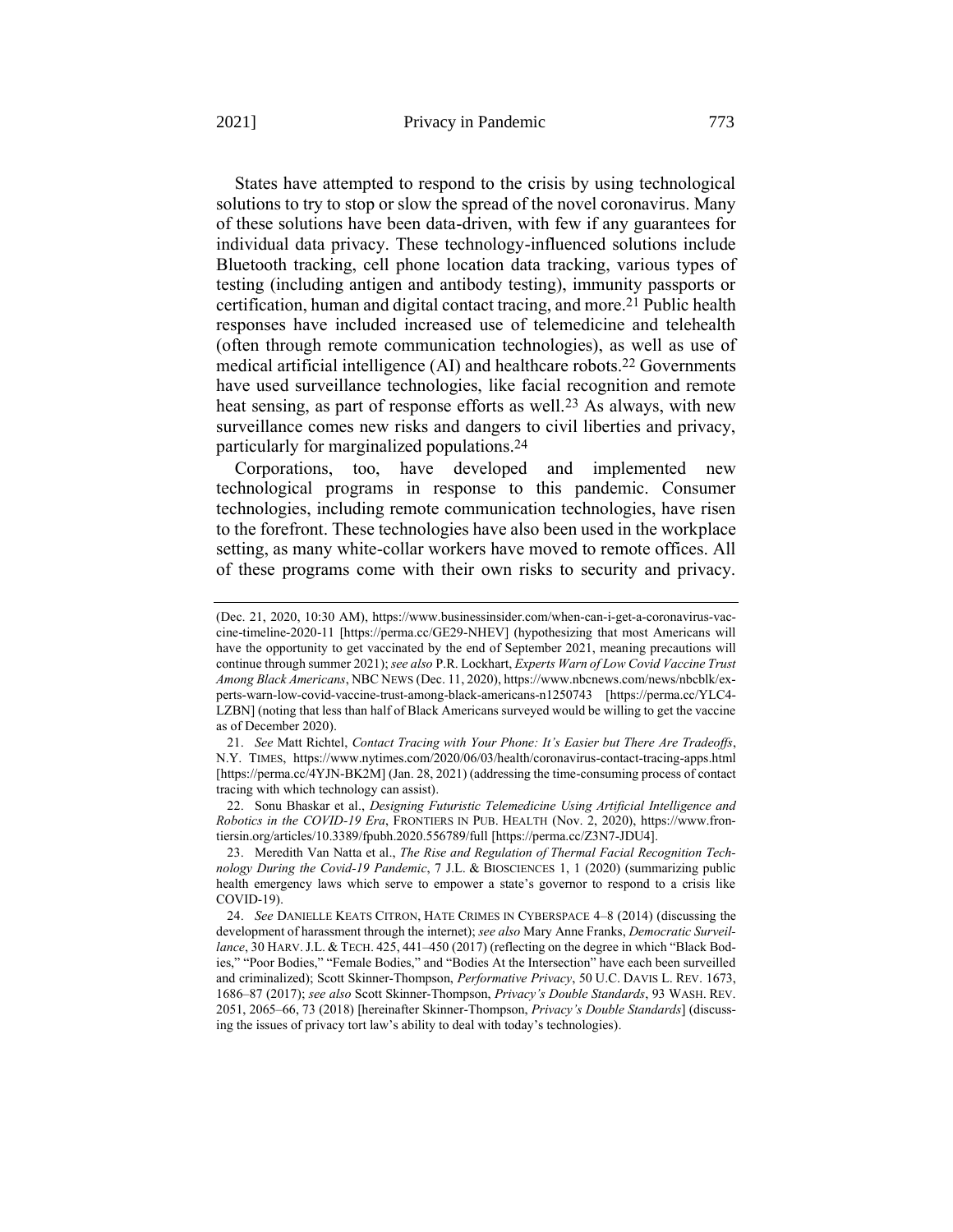States have attempted to respond to the crisis by using technological solutions to try to stop or slow the spread of the novel coronavirus. Many of these solutions have been data-driven, with few if any guarantees for individual data privacy. These technology-influenced solutions include Bluetooth tracking, cell phone location data tracking, various types of testing (including antigen and antibody testing), immunity passports or certification, human and digital contact tracing, and more.[21] Public health responses have included increased use of telemedicine and telehealth (often through remote communication technologies), as well as use of medical artificial intelligence (AI) and healthcare robots.[22] Governments have used surveillance technologies, like facial recognition and remote heat sensing, as part of response efforts as well.[23] As always, with new surveillance comes new risks and dangers to civil liberties and privacy, particularly for marginalized populations.[24]

Corporations, too, have developed and implemented new technological programs in response to this pandemic. Consumer technologies, including remote communication technologies, have risen to the forefront. These technologies have also been used in the workplace setting, as many white-collar workers have moved to remote offices. All of these programs come with their own risks to security and privacy.

---

(Dec. 21, 2020, 10:30 AM), https://www.businessinsider.com/when-can-i-get-a-coronavirus-vaccine-timeline-2020-11 [https://perma.cc/GE29-NHEV] (hypothesizing that most Americans will have the opportunity to get vaccinated by the end of September 2021, meaning precautions will continue through summer 2021); *see also* P.R. Lockhart, *Experts Warn of Low Covid Vaccine Trust Among Black Americans*, NBC NEWS (Dec. 11, 2020), https://www.nbcnews.com/news/nbcblk/experts-warn-low-covid-vaccine-trust-among-black-americans-n1250743 [https://perma.cc/YLC4-LZBN] (noting that less than half of Black Americans surveyed would be willing to get the vaccine as of December 2020).

21. *See* Matt Richtel, *Contact Tracing with Your Phone: It's Easier but There Are Tradeoffs*, N.Y. TIMES, https://www.nytimes.com/2020/06/03/health/coronavirus-contact-tracing-apps.html [https://perma.cc/4YJN-BK2M] (Jan. 28, 2021) (addressing the time-consuming process of contact tracing with which technology can assist).

22. Sonu Bhaskar et al., *Designing Futuristic Telemedicine Using Artificial Intelligence and Robotics in the COVID-19 Era*, FRONTIERS IN PUB. HEALTH (Nov. 2, 2020), https://www.frontiersin.org/articles/10.3389/fpubh.2020.556789/full [https://perma.cc/Z3N7-JDU4].

23. Meredith Van Natta et al., *The Rise and Regulation of Thermal Facial Recognition Technology During the Covid-19 Pandemic*, 7 J.L. & BIOSCIENCES 1, 1 (2020) (summarizing public health emergency laws which serve to empower a state's governor to respond to a crisis like COVID-19).

24. *See* DANIELLE KEATS CITRON, HATE CRIMES IN CYBERSPACE 4–8 (2014) (discussing the development of harassment through the internet); *see also* Mary Anne Franks, *Democratic Surveillance*, 30 HARV. J.L. & TECH. 425, 441–450 (2017) (reflecting on the degree in which "Black Bodies," "Poor Bodies," "Female Bodies," and "Bodies At the Intersection" have each been surveilled and criminalized); Scott Skinner-Thompson, *Performative Privacy*, 50 U.C. DAVIS L. REV. 1673, 1686–87 (2017); *see also* Scott Skinner-Thompson, *Privacy's Double Standards*, 93 WASH. REV. 2051, 2065–66, 73 (2018) [hereinafter Skinner-Thompson, *Privacy's Double Standards*] (discussing the issues of privacy tort law's ability to deal with today's technologies).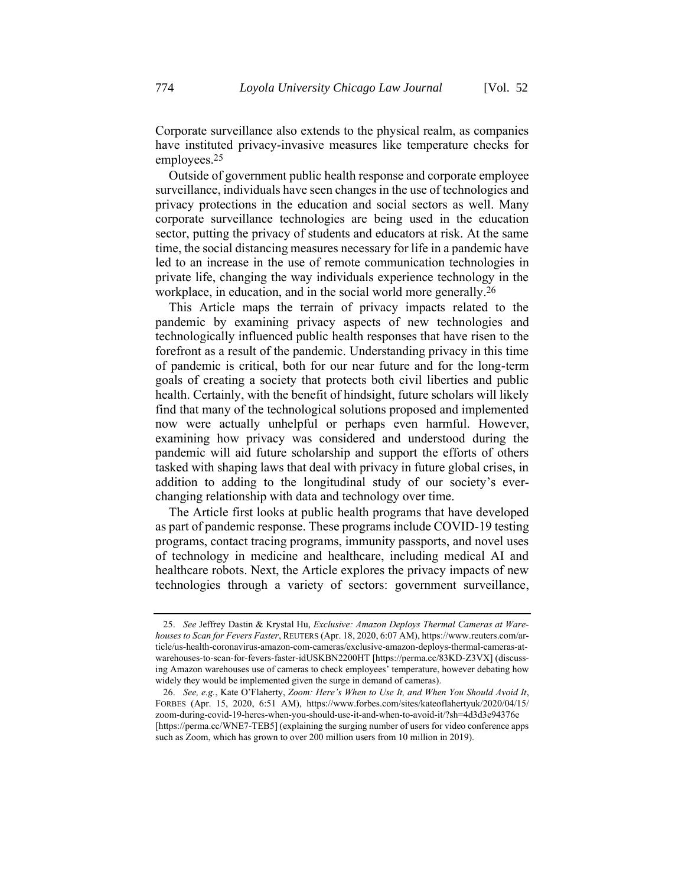Corporate surveillance also extends to the physical realm, as companies have instituted privacy-invasive measures like temperature checks for employees.[25]

Outside of government public health response and corporate employee surveillance, individuals have seen changes in the use of technologies and privacy protections in the education and social sectors as well. Many corporate surveillance technologies are being used in the education sector, putting the privacy of students and educators at risk. At the same time, the social distancing measures necessary for life in a pandemic have led to an increase in the use of remote communication technologies in private life, changing the way individuals experience technology in the workplace, in education, and in the social world more generally.[26]

This Article maps the terrain of privacy impacts related to the pandemic by examining privacy aspects of new technologies and technologically influenced public health responses that have risen to the forefront as a result of the pandemic. Understanding privacy in this time of pandemic is critical, both for our near future and for the long-term goals of creating a society that protects both civil liberties and public health. Certainly, with the benefit of hindsight, future scholars will likely find that many of the technological solutions proposed and implemented now were actually unhelpful or perhaps even harmful. However, examining how privacy was considered and understood during the pandemic will aid future scholarship and support the efforts of others tasked with shaping laws that deal with privacy in future global crises, in addition to adding to the longitudinal study of our society's ever-changing relationship with data and technology over time.

The Article first looks at public health programs that have developed as part of pandemic response. These programs include COVID-19 testing programs, contact tracing programs, immunity passports, and novel uses of technology in medicine and healthcare, including medical AI and healthcare robots. Next, the Article explores the privacy impacts of new technologies through a variety of sectors: government surveillance,

---

25. *See* Jeffrey Dastin & Krystal Hu, *Exclusive: Amazon Deploys Thermal Cameras at Warehouses to Scan for Fevers Faster*, REUTERS (Apr. 18, 2020, 6:07 AM), https://www.reuters.com/article/us-health-coronavirus-amazon-com-cameras/exclusive-amazon-deploys-thermal-cameras-at-warehouses-to-scan-for-fevers-faster-idUSKBN2200HT [https://perma.cc/83KD-Z3VX] (discussing Amazon warehouses use of cameras to check employees' temperature, however debating how widely they would be implemented given the surge in demand of cameras).

26. *See, e.g.*, Kate O'Flaherty, *Zoom: Here's When to Use It, and When You Should Avoid It*, FORBES (Apr. 15, 2020, 6:51 AM), https://www.forbes.com/sites/kateoflahertyuk/2020/04/15/zoom-during-covid-19-heres-when-you-should-use-it-and-when-to-avoid-it/?sh=4d3d3e94376e [https://perma.cc/WNE7-TEB5] (explaining the surging number of users for video conference apps such as Zoom, which has grown to over 200 million users from 10 million in 2019).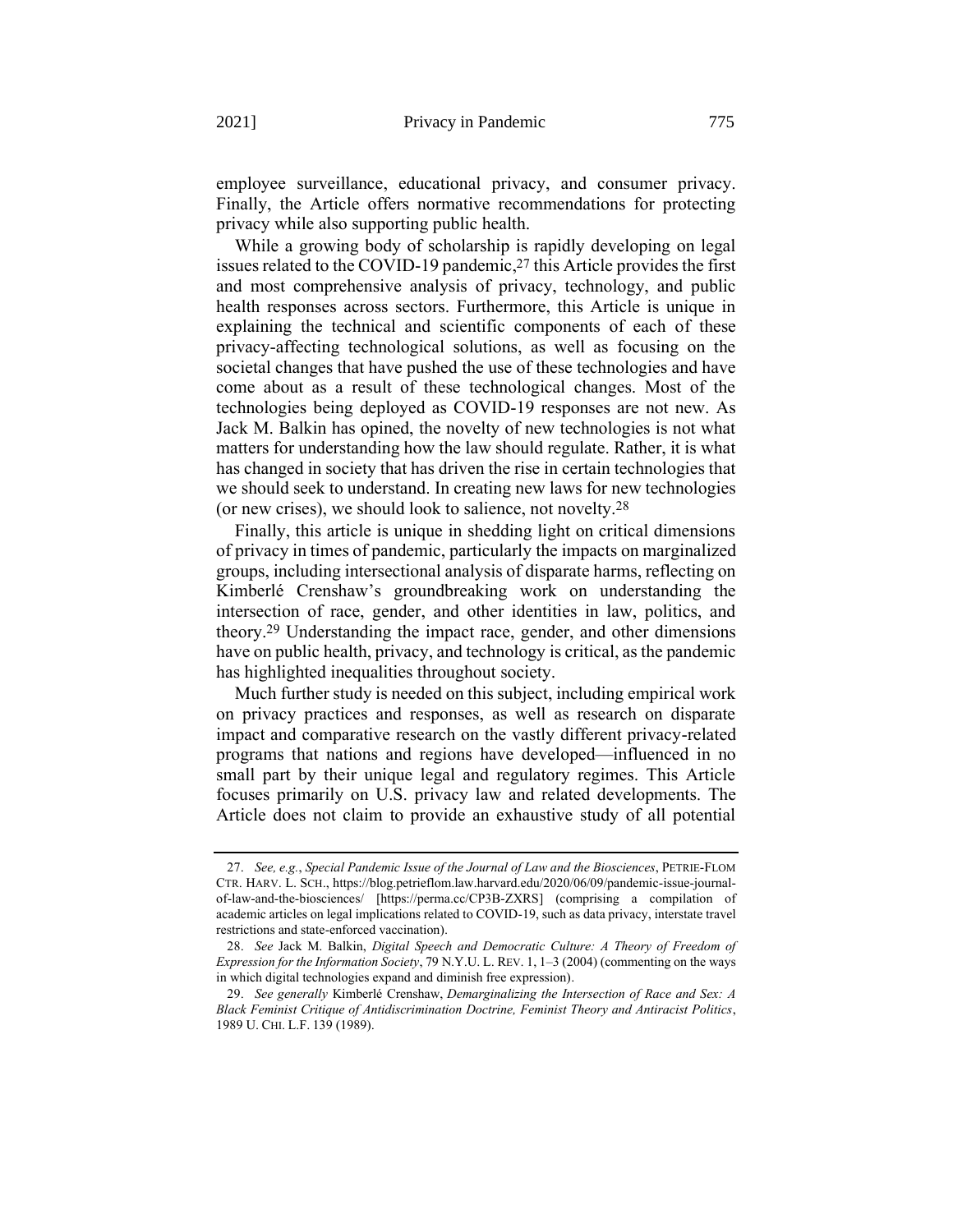employee surveillance, educational privacy, and consumer privacy. Finally, the Article offers normative recommendations for protecting privacy while also supporting public health.

While a growing body of scholarship is rapidly developing on legal issues related to the COVID-19 pandemic,[27] this Article provides the first and most comprehensive analysis of privacy, technology, and public health responses across sectors. Furthermore, this Article is unique in explaining the technical and scientific components of each of these privacy-affecting technological solutions, as well as focusing on the societal changes that have pushed the use of these technologies and have come about as a result of these technological changes. Most of the technologies being deployed as COVID-19 responses are not new. As Jack M. Balkin has opined, the novelty of new technologies is not what matters for understanding how the law should regulate. Rather, it is what has changed in society that has driven the rise in certain technologies that we should seek to understand. In creating new laws for new technologies (or new crises), we should look to salience, not novelty.[28]

Finally, this article is unique in shedding light on critical dimensions of privacy in times of pandemic, particularly the impacts on marginalized groups, including intersectional analysis of disparate harms, reflecting on Kimberlé Crenshaw's groundbreaking work on understanding the intersection of race, gender, and other identities in law, politics, and theory.[29] Understanding the impact race, gender, and other dimensions have on public health, privacy, and technology is critical, as the pandemic has highlighted inequalities throughout society.

Much further study is needed on this subject, including empirical work on privacy practices and responses, as well as research on disparate impact and comparative research on the vastly different privacy-related programs that nations and regions have developed—influenced in no small part by their unique legal and regulatory regimes. This Article focuses primarily on U.S. privacy law and related developments. The Article does not claim to provide an exhaustive study of all potential

---

27. *See, e.g.*, *Special Pandemic Issue of the Journal of Law and the Biosciences*, PETRIE-FLOM CTR. HARV. L. SCH., https://blog.petrieflom.law.harvard.edu/2020/06/09/pandemic-issue-journal-of-law-and-the-biosciences/ [https://perma.cc/CP3B-ZXRS] (comprising a compilation of academic articles on legal implications related to COVID-19, such as data privacy, interstate travel restrictions and state-enforced vaccination).

28. *See* Jack M. Balkin, *Digital Speech and Democratic Culture: A Theory of Freedom of Expression for the Information Society*, 79 N.Y.U. L. REV. 1, 1–3 (2004) (commenting on the ways in which digital technologies expand and diminish free expression).

29. *See generally* Kimberlé Crenshaw, *Demarginalizing the Intersection of Race and Sex: A Black Feminist Critique of Antidiscrimination Doctrine, Feminist Theory and Antiracist Politics*, 1989 U. CHI. L.F. 139 (1989).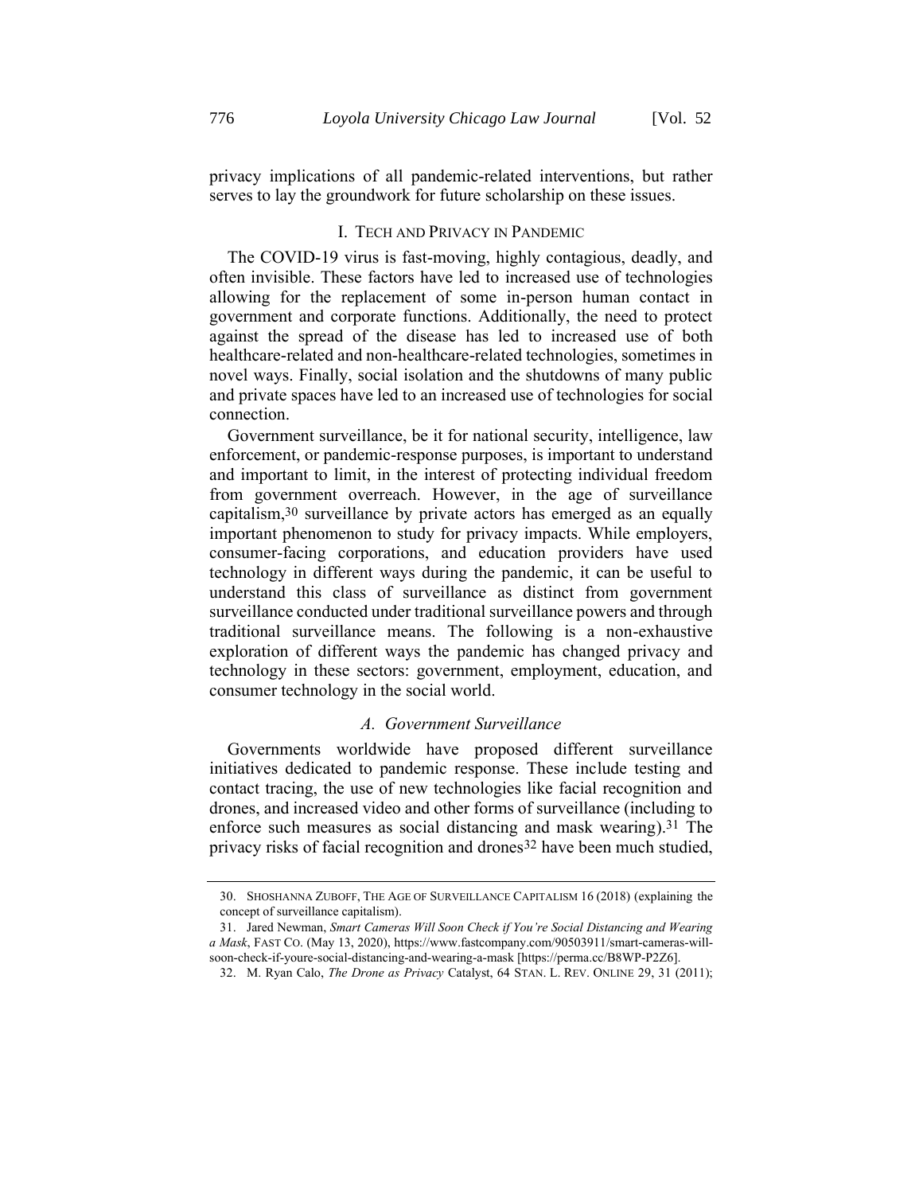privacy implications of all pandemic-related interventions, but rather serves to lay the groundwork for future scholarship on these issues.

## I. Tech and Privacy in Pandemic

The COVID-19 virus is fast-moving, highly contagious, deadly, and often invisible. These factors have led to increased use of technologies allowing for the replacement of some in-person human contact in government and corporate functions. Additionally, the need to protect against the spread of the disease has led to increased use of both healthcare-related and non-healthcare-related technologies, sometimes in novel ways. Finally, social isolation and the shutdowns of many public and private spaces have led to an increased use of technologies for social connection.

Government surveillance, be it for national security, intelligence, law enforcement, or pandemic-response purposes, is important to understand and important to limit, in the interest of protecting individual freedom from government overreach. However, in the age of surveillance capitalism,[30] surveillance by private actors has emerged as an equally important phenomenon to study for privacy impacts. While employers, consumer-facing corporations, and education providers have used technology in different ways during the pandemic, it can be useful to understand this class of surveillance as distinct from government surveillance conducted under traditional surveillance powers and through traditional surveillance means. The following is a non-exhaustive exploration of different ways the pandemic has changed privacy and technology in these sectors: government, employment, education, and consumer technology in the social world.

### *A. Government Surveillance*

Governments worldwide have proposed different surveillance initiatives dedicated to pandemic response. These include testing and contact tracing, the use of new technologies like facial recognition and drones, and increased video and other forms of surveillance (including to enforce such measures as social distancing and mask wearing).[31] The privacy risks of facial recognition and drones[32] have been much studied,

---

30. Shoshanna Zuboff, The Age of Surveillance Capitalism 16 (2018) (explaining the concept of surveillance capitalism).

31. Jared Newman, *Smart Cameras Will Soon Check if You're Social Distancing and Wearing a Mask*, Fast Co. (May 13, 2020), https://www.fastcompany.com/90503911/smart-cameras-will-soon-check-if-youre-social-distancing-and-wearing-a-mask [https://perma.cc/B8WP-P2Z6].

32. M. Ryan Calo, *The Drone as Privacy* Catalyst, 64 Stan. L. Rev. Online 29, 31 (2011);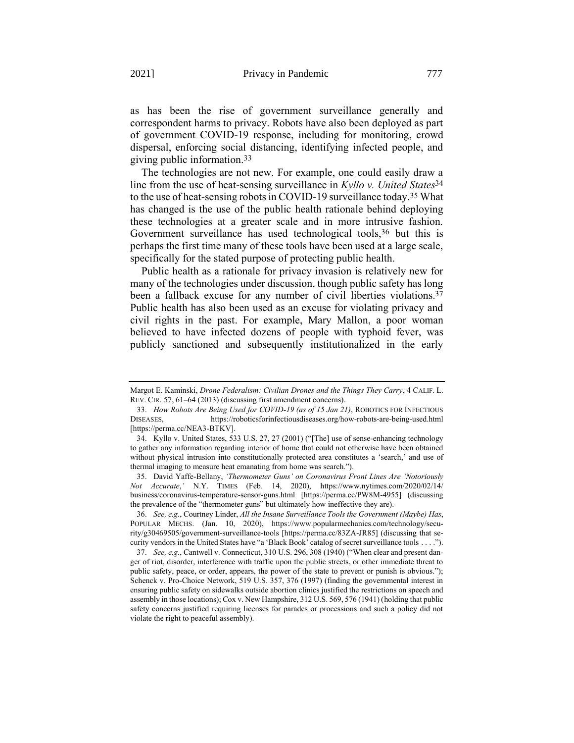as has been the rise of government surveillance generally and correspondent harms to privacy. Robots have also been deployed as part of government COVID-19 response, including for monitoring, crowd dispersal, enforcing social distancing, identifying infected people, and giving public information.[33]

The technologies are not new. For example, one could easily draw a line from the use of heat-sensing surveillance in *Kyllo v. United States*[34] to the use of heat-sensing robots in COVID-19 surveillance today.[35] What has changed is the use of the public health rationale behind deploying these technologies at a greater scale and in more intrusive fashion. Government surveillance has used technological tools,[36] but this is perhaps the first time many of these tools have been used at a large scale, specifically for the stated purpose of protecting public health.

Public health as a rationale for privacy invasion is relatively new for many of the technologies under discussion, though public safety has long been a fallback excuse for any number of civil liberties violations.[37] Public health has also been used as an excuse for violating privacy and civil rights in the past. For example, Mary Mallon, a poor woman believed to have infected dozens of people with typhoid fever, was publicly sanctioned and subsequently institutionalized in the early

---

Margot E. Kaminski, *Drone Federalism: Civilian Drones and the Things They Carry*, 4 CALIF. L. REV. CIR. 57, 61–64 (2013) (discussing first amendment concerns).

33. *How Robots Are Being Used for COVID-19 (as of 15 Jan 21)*, ROBOTICS FOR INFECTIOUS DISEASES, https://roboticsforinfectiousdiseases.org/how-robots-are-being-used.html [https://perma.cc/NEA3-BTKV].

34. Kyllo v. United States, 533 U.S. 27, 27 (2001) ("[The] use of sense-enhancing technology to gather any information regarding interior of home that could not otherwise have been obtained without physical intrusion into constitutionally protected area constitutes a 'search,' and use of thermal imaging to measure heat emanating from home was search.").

35. David Yaffe-Bellany, *'Thermometer Guns' on Coronavirus Front Lines Are 'Notoriously Not Accurate*,*'* N.Y. TIMES (Feb. 14, 2020), https://www.nytimes.com/2020/02/14/business/coronavirus-temperature-sensor-guns.html [https://perma.cc/PW8M-4955] (discussing the prevalence of the "thermometer guns" but ultimately how ineffective they are).

36. *See, e.g.*, Courtney Linder, *All the Insane Surveillance Tools the Government (Maybe) Has*, POPULAR MECHS. (Jan. 10, 2020), https://www.popularmechanics.com/technology/security/g30469505/government-surveillance-tools [https://perma.cc/83ZA-JR85] (discussing that security vendors in the United States have "a 'Black Book' catalog of secret surveillance tools . . . .").

37. *See, e.g.*, Cantwell v. Connecticut, 310 U.S. 296, 308 (1940) ("When clear and present danger of riot, disorder, interference with traffic upon the public streets, or other immediate threat to public safety, peace, or order, appears, the power of the state to prevent or punish is obvious."); Schenck v. Pro-Choice Network, 519 U.S. 357, 376 (1997) (finding the governmental interest in ensuring public safety on sidewalks outside abortion clinics justified the restrictions on speech and assembly in those locations); Cox v. New Hampshire, 312 U.S. 569, 576 (1941) (holding that public safety concerns justified requiring licenses for parades or processions and such a policy did not violate the right to peaceful assembly).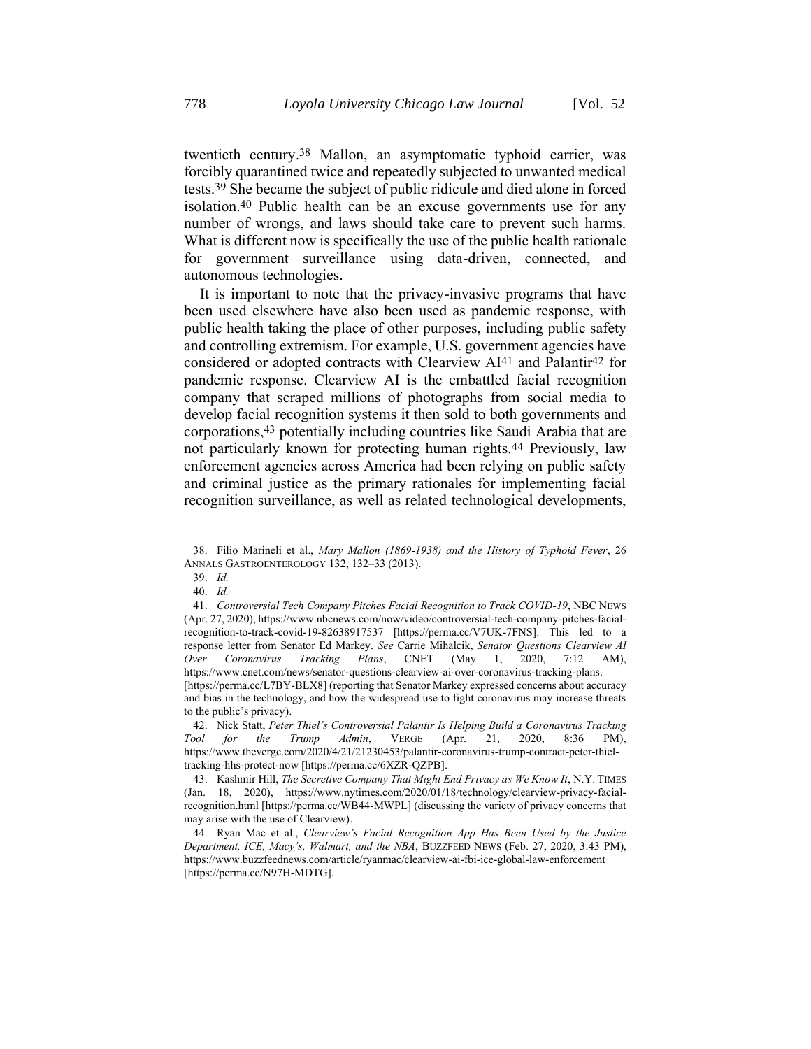twentieth century.[38] Mallon, an asymptomatic typhoid carrier, was forcibly quarantined twice and repeatedly subjected to unwanted medical tests.[39] She became the subject of public ridicule and died alone in forced isolation.[40] Public health can be an excuse governments use for any number of wrongs, and laws should take care to prevent such harms. What is different now is specifically the use of the public health rationale for government surveillance using data-driven, connected, and autonomous technologies.

It is important to note that the privacy-invasive programs that have been used elsewhere have also been used as pandemic response, with public health taking the place of other purposes, including public safety and controlling extremism. For example, U.S. government agencies have considered or adopted contracts with Clearview AI[41] and Palantir[42] for pandemic response. Clearview AI is the embattled facial recognition company that scraped millions of photographs from social media to develop facial recognition systems it then sold to both governments and corporations,[43] potentially including countries like Saudi Arabia that are not particularly known for protecting human rights.[44] Previously, law enforcement agencies across America had been relying on public safety and criminal justice as the primary rationales for implementing facial recognition surveillance, as well as related technological developments,

---

38. Filio Marineli et al., *Mary Mallon (1869-1938) and the History of Typhoid Fever*, 26 ANNALS GASTROENTEROLOGY 132, 132–33 (2013).

39. *Id.*

40. *Id.*

41. *Controversial Tech Company Pitches Facial Recognition to Track COVID-19*, NBC NEWS (Apr. 27, 2020), https://www.nbcnews.com/now/video/controversial-tech-company-pitches-facial-recognition-to-track-covid-19-82638917537 [https://perma.cc/V7UK-7FNS]. This led to a response letter from Senator Ed Markey. *See* Carrie Mihalcik, *Senator Questions Clearview AI Over Coronavirus Tracking Plans*, CNET (May 1, 2020, 7:12 AM), https://www.cnet.com/news/senator-questions-clearview-ai-over-coronavirus-tracking-plans. [https://perma.cc/L7BY-BLX8] (reporting that Senator Markey expressed concerns about accuracy and bias in the technology, and how the widespread use to fight coronavirus may increase threats to the public's privacy).

42. Nick Statt, *Peter Thiel's Controversial Palantir Is Helping Build a Coronavirus Tracking Tool for the Trump Admin*, VERGE (Apr. 21, 2020, 8:36 PM), https://www.theverge.com/2020/4/21/21230453/palantir-coronavirus-trump-contract-peter-thiel-tracking-hhs-protect-now [https://perma.cc/6XZR-QZPB].

43. Kashmir Hill, *The Secretive Company That Might End Privacy as We Know It*, N.Y. TIMES (Jan. 18, 2020), https://www.nytimes.com/2020/01/18/technology/clearview-privacy-facial-recognition.html [https://perma.cc/WB44-MWPL] (discussing the variety of privacy concerns that may arise with the use of Clearview).

44. Ryan Mac et al., *Clearview's Facial Recognition App Has Been Used by the Justice Department, ICE, Macy's, Walmart, and the NBA*, BUZZFEED NEWS (Feb. 27, 2020, 3:43 PM), https://www.buzzfeednews.com/article/ryanmac/clearview-ai-fbi-ice-global-law-enforcement [https://perma.cc/N97H-MDTG].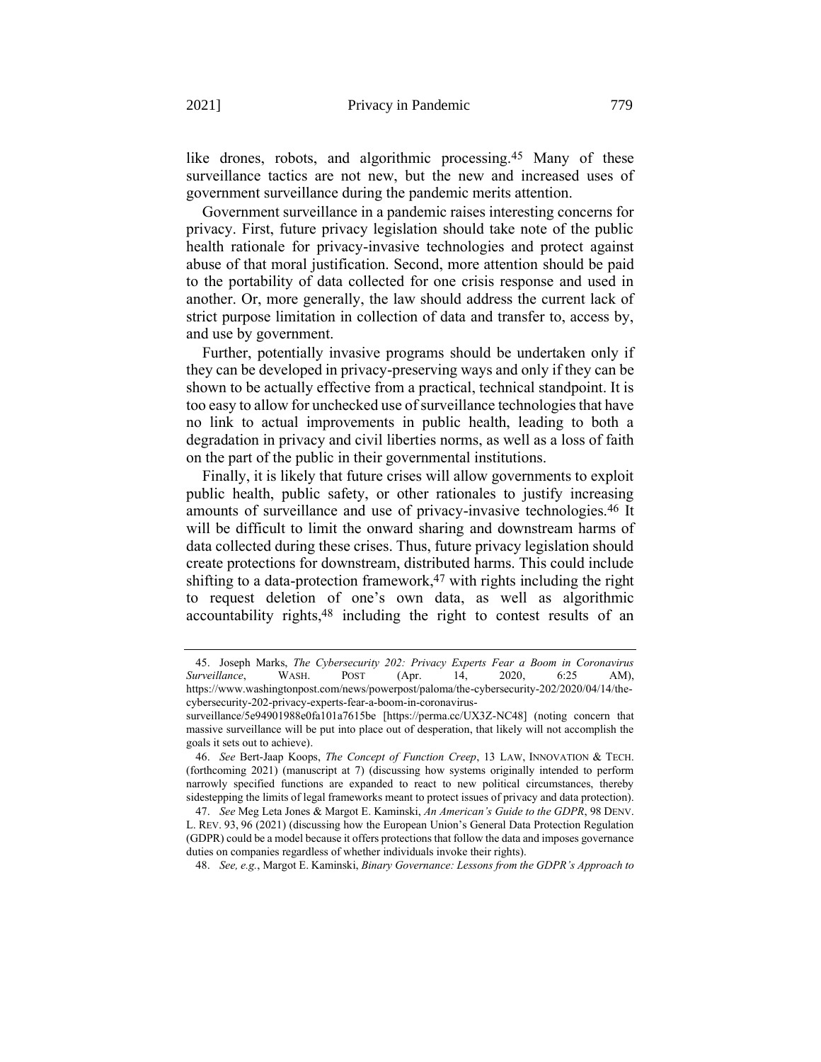like drones, robots, and algorithmic processing.[45] Many of these surveillance tactics are not new, but the new and increased uses of government surveillance during the pandemic merits attention.

Government surveillance in a pandemic raises interesting concerns for privacy. First, future privacy legislation should take note of the public health rationale for privacy-invasive technologies and protect against abuse of that moral justification. Second, more attention should be paid to the portability of data collected for one crisis response and used in another. Or, more generally, the law should address the current lack of strict purpose limitation in collection of data and transfer to, access by, and use by government.

Further, potentially invasive programs should be undertaken only if they can be developed in privacy-preserving ways and only if they can be shown to be actually effective from a practical, technical standpoint. It is too easy to allow for unchecked use of surveillance technologies that have no link to actual improvements in public health, leading to both a degradation in privacy and civil liberties norms, as well as a loss of faith on the part of the public in their governmental institutions.

Finally, it is likely that future crises will allow governments to exploit public health, public safety, or other rationales to justify increasing amounts of surveillance and use of privacy-invasive technologies.[46] It will be difficult to limit the onward sharing and downstream harms of data collected during these crises. Thus, future privacy legislation should create protections for downstream, distributed harms. This could include shifting to a data-protection framework,[47] with rights including the right to request deletion of one's own data, as well as algorithmic accountability rights,[48] including the right to contest results of an

---

45. Joseph Marks, *The Cybersecurity 202: Privacy Experts Fear a Boom in Coronavirus Surveillance*, WASH. POST (Apr. 14, 2020, 6:25 AM), https://www.washingtonpost.com/news/powerpost/paloma/the-cybersecurity-202/2020/04/14/the-cybersecurity-202-privacy-experts-fear-a-boom-in-coronavirus-surveillance/5e94901988e0fa101a7615be [https://perma.cc/UX3Z-NC48] (noting concern that massive surveillance will be put into place out of desperation, that likely will not accomplish the goals it sets out to achieve).

46. *See* Bert-Jaap Koops, *The Concept of Function Creep*, 13 LAW, INNOVATION & TECH. (forthcoming 2021) (manuscript at 7) (discussing how systems originally intended to perform narrowly specified functions are expanded to react to new political circumstances, thereby sidestepping the limits of legal frameworks meant to protect issues of privacy and data protection).

47. *See* Meg Leta Jones & Margot E. Kaminski, *An American's Guide to the GDPR*, 98 DENV. L. REV. 93, 96 (2021) (discussing how the European Union's General Data Protection Regulation (GDPR) could be a model because it offers protections that follow the data and imposes governance duties on companies regardless of whether individuals invoke their rights).

48. *See, e.g.*, Margot E. Kaminski, *Binary Governance: Lessons from the GDPR's Approach to*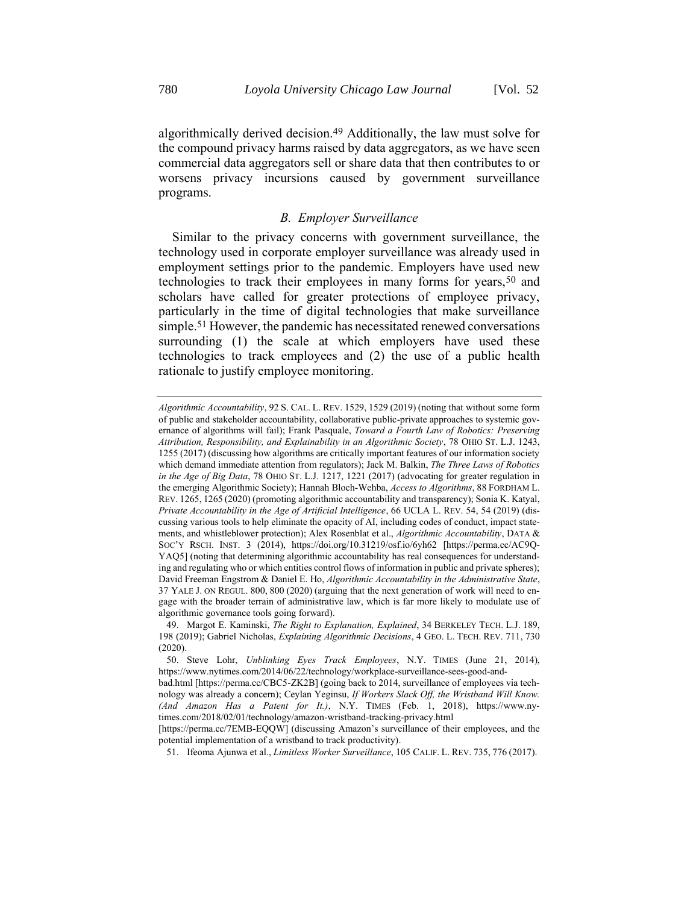algorithmically derived decision.[49] Additionally, the law must solve for the compound privacy harms raised by data aggregators, as we have seen commercial data aggregators sell or share data that then contributes to or worsens privacy incursions caused by government surveillance programs.

### *B. Employer Surveillance*

Similar to the privacy concerns with government surveillance, the technology used in corporate employer surveillance was already used in employment settings prior to the pandemic. Employers have used new technologies to track their employees in many forms for years,[50] and scholars have called for greater protections of employee privacy, particularly in the time of digital technologies that make surveillance simple.[51] However, the pandemic has necessitated renewed conversations surrounding (1) the scale at which employers have used these technologies to track employees and (2) the use of a public health rationale to justify employee monitoring.

---

*Algorithmic Accountability*, 92 S. CAL. L. REV. 1529, 1529 (2019) (noting that without some form of public and stakeholder accountability, collaborative public-private approaches to systemic governance of algorithms will fail); Frank Pasquale, *Toward a Fourth Law of Robotics: Preserving Attribution, Responsibility, and Explainability in an Algorithmic Society*, 78 OHIO ST. L.J. 1243, 1255 (2017) (discussing how algorithms are critically important features of our information society which demand immediate attention from regulators); Jack M. Balkin, *The Three Laws of Robotics in the Age of Big Data*, 78 OHIO ST. L.J. 1217, 1221 (2017) (advocating for greater regulation in the emerging Algorithmic Society); Hannah Bloch-Wehba, *Access to Algorithms*, 88 FORDHAM L. REV. 1265, 1265 (2020) (promoting algorithmic accountability and transparency); Sonia K. Katyal, *Private Accountability in the Age of Artificial Intelligence*, 66 UCLA L. REV. 54, 54 (2019) (discussing various tools to help eliminate the opacity of AI, including codes of conduct, impact statements, and whistleblower protection); Alex Rosenblat et al., *Algorithmic Accountability*, DATA & SOC'Y RSCH. INST. 3 (2014), https://doi.org/10.31219/osf.io/6yh62 [https://perma.cc/AC9Q-YAQ5] (noting that determining algorithmic accountability has real consequences for understanding and regulating who or which entities control flows of information in public and private spheres); David Freeman Engstrom & Daniel E. Ho, *Algorithmic Accountability in the Administrative State*, 37 YALE J. ON REGUL. 800, 800 (2020) (arguing that the next generation of work will need to engage with the broader terrain of administrative law, which is far more likely to modulate use of algorithmic governance tools going forward).

49. Margot E. Kaminski, *The Right to Explanation, Explained*, 34 BERKELEY TECH. L.J. 189, 198 (2019); Gabriel Nicholas, *Explaining Algorithmic Decisions*, 4 GEO. L. TECH. REV. 711, 730 (2020).

50. Steve Lohr, *Unblinking Eyes Track Employees*, N.Y. TIMES (June 21, 2014), https://www.nytimes.com/2014/06/22/technology/workplace-surveillance-sees-good-and-bad.html [https://perma.cc/CBC5-ZK2B] (going back to 2014, surveillance of employees via technology was already a concern); Ceylan Yeginsu, *If Workers Slack Off, the Wristband Will Know. (And Amazon Has a Patent for It.)*, N.Y. TIMES (Feb. 1, 2018), https://www.nytimes.com/2018/02/01/technology/amazon-wristband-tracking-privacy.html [https://perma.cc/7EMB-EQQW] (discussing Amazon's surveillance of their employees, and the potential implementation of a wristband to track productivity).

51. Ifeoma Ajunwa et al., *Limitless Worker Surveillance*, 105 CALIF. L. REV. 735, 776 (2017).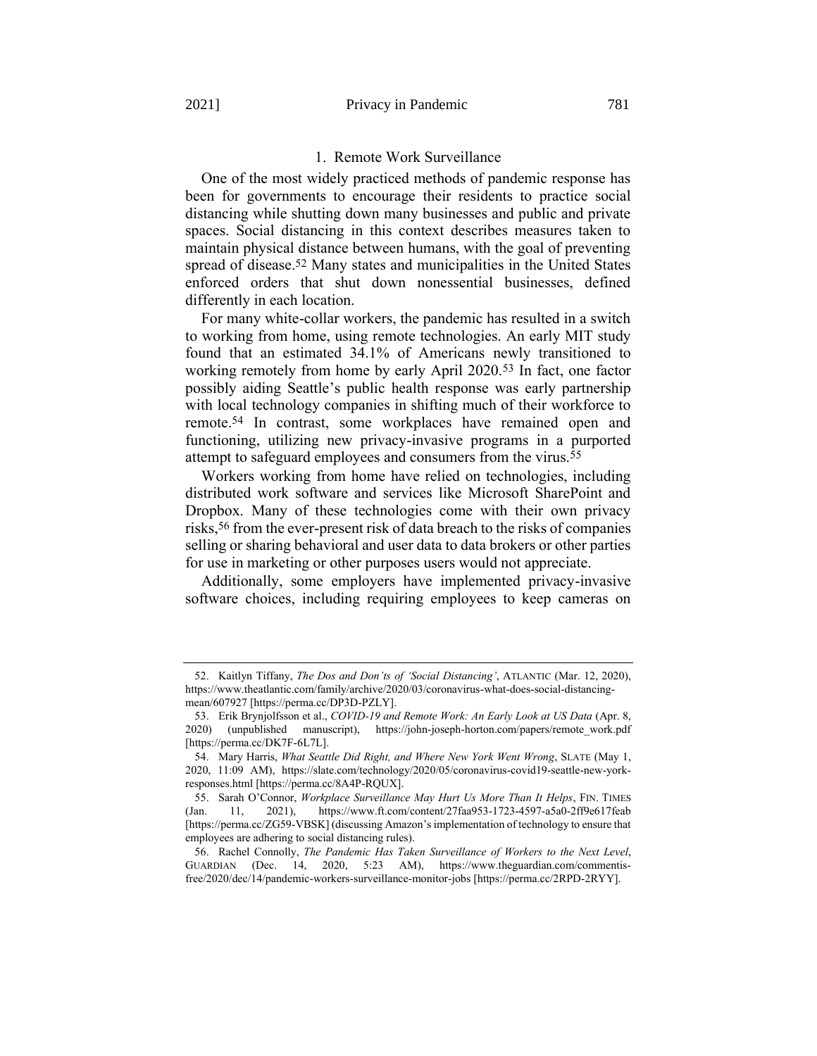### 1. Remote Work Surveillance

One of the most widely practiced methods of pandemic response has been for governments to encourage their residents to practice social distancing while shutting down many businesses and public and private spaces. Social distancing in this context describes measures taken to maintain physical distance between humans, with the goal of preventing spread of disease.[52] Many states and municipalities in the United States enforced orders that shut down nonessential businesses, defined differently in each location.

For many white-collar workers, the pandemic has resulted in a switch to working from home, using remote technologies. An early MIT study found that an estimated 34.1% of Americans newly transitioned to working remotely from home by early April 2020.[53] In fact, one factor possibly aiding Seattle's public health response was early partnership with local technology companies in shifting much of their workforce to remote.[54] In contrast, some workplaces have remained open and functioning, utilizing new privacy-invasive programs in a purported attempt to safeguard employees and consumers from the virus.[55]

Workers working from home have relied on technologies, including distributed work software and services like Microsoft SharePoint and Dropbox. Many of these technologies come with their own privacy risks,[56] from the ever-present risk of data breach to the risks of companies selling or sharing behavioral and user data to data brokers or other parties for use in marketing or other purposes users would not appreciate.

Additionally, some employers have implemented privacy-invasive software choices, including requiring employees to keep cameras on

---

52. Kaitlyn Tiffany, *The Dos and Don'ts of 'Social Distancing'*, ATLANTIC (Mar. 12, 2020), https://www.theatlantic.com/family/archive/2020/03/coronavirus-what-does-social-distancing-mean/607927 [https://perma.cc/DP3D-PZLY].

53. Erik Brynjolfsson et al., *COVID-19 and Remote Work: An Early Look at US Data* (Apr. 8, 2020) (unpublished manuscript), https://john-joseph-horton.com/papers/remote_work.pdf [https://perma.cc/DK7F-6L7L].

54. Mary Harris, *What Seattle Did Right, and Where New York Went Wrong*, SLATE (May 1, 2020, 11:09 AM), https://slate.com/technology/2020/05/coronavirus-covid19-seattle-new-york-responses.html [https://perma.cc/8A4P-RQUX].

55. Sarah O'Connor, *Workplace Surveillance May Hurt Us More Than It Helps*, FIN. TIMES (Jan. 11, 2021), https://www.ft.com/content/27faa953-1723-4597-a5a0-2ff9e617feab [https://perma.cc/ZG59-VBSK] (discussing Amazon's implementation of technology to ensure that employees are adhering to social distancing rules).

56. Rachel Connolly, *The Pandemic Has Taken Surveillance of Workers to the Next Level*, GUARDIAN (Dec. 14, 2020, 5:23 AM), https://www.theguardian.com/commentisfree/2020/dec/14/pandemic-workers-surveillance-monitor-jobs [https://perma.cc/2RPD-2RYY].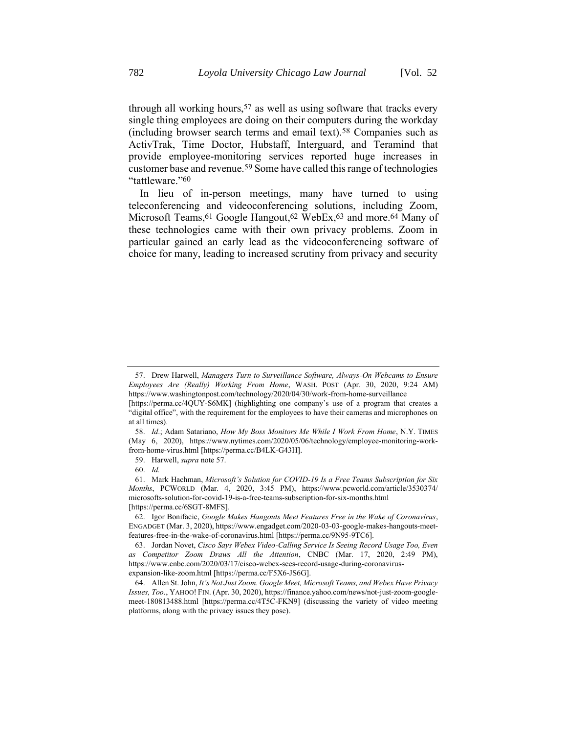through all working hours,[57] as well as using software that tracks every single thing employees are doing on their computers during the workday (including browser search terms and email text).[58] Companies such as ActivTrak, Time Doctor, Hubstaff, Interguard, and Teramind that provide employee-monitoring services reported huge increases in customer base and revenue.[59] Some have called this range of technologies "tattleware."[60]

In lieu of in-person meetings, many have turned to using teleconferencing and videoconferencing solutions, including Zoom, Microsoft Teams,[61] Google Hangout,[62] WebEx,[63] and more.[64] Many of these technologies came with their own privacy problems. Zoom in particular gained an early lead as the videoconferencing software of choice for many, leading to increased scrutiny from privacy and security

---

57. Drew Harwell, *Managers Turn to Surveillance Software, Always-On Webcams to Ensure Employees Are (Really) Working From Home*, WASH. POST (Apr. 30, 2020, 9:24 AM) https://www.washingtonpost.com/technology/2020/04/30/work-from-home-surveillance [https://perma.cc/4QUY-S6MK] (highlighting one company's use of a program that creates a "digital office", with the requirement for the employees to have their cameras and microphones on at all times).

58. *Id*.; Adam Satariano, *How My Boss Monitors Me While I Work From Home*, N.Y. TIMES (May 6, 2020), https://www.nytimes.com/2020/05/06/technology/employee-monitoring-work-from-home-virus.html [https://perma.cc/B4LK-G43H].

59. Harwell, *supra* note 57.

60. *Id.*

61. Mark Hachman, *Microsoft's Solution for COVID-19 Is a Free Teams Subscription for Six Months*, PCWORLD (Mar. 4, 2020, 3:45 PM), https://www.pcworld.com/article/3530374/microsofts-solution-for-covid-19-is-a-free-teams-subscription-for-six-months.html [https://perma.cc/6SGT-8MFS].

62. Igor Bonifacic, *Google Makes Hangouts Meet Features Free in the Wake of Coronavirus*, ENGADGET (Mar. 3, 2020), https://www.engadget.com/2020-03-03-google-makes-hangouts-meet-features-free-in-the-wake-of-coronavirus.html [https://perma.cc/9N95-9TC6].

63. Jordan Novet, *Cisco Says Webex Video-Calling Service Is Seeing Record Usage Too, Even as Competitor Zoom Draws All the Attention*, CNBC (Mar. 17, 2020, 2:49 PM), https://www.cnbc.com/2020/03/17/cisco-webex-sees-record-usage-during-coronavirus-expansion-like-zoom.html [https://perma.cc/F5X6-JS6G].

64. Allen St. John, *It's Not Just Zoom. Google Meet, Microsoft Teams, and Webex Have Privacy Issues, Too.*, YAHOO! FIN. (Apr. 30, 2020), https://finance.yahoo.com/news/not-just-zoom-google-meet-180813488.html [https://perma.cc/4T5C-FKN9] (discussing the variety of video meeting platforms, along with the privacy issues they pose).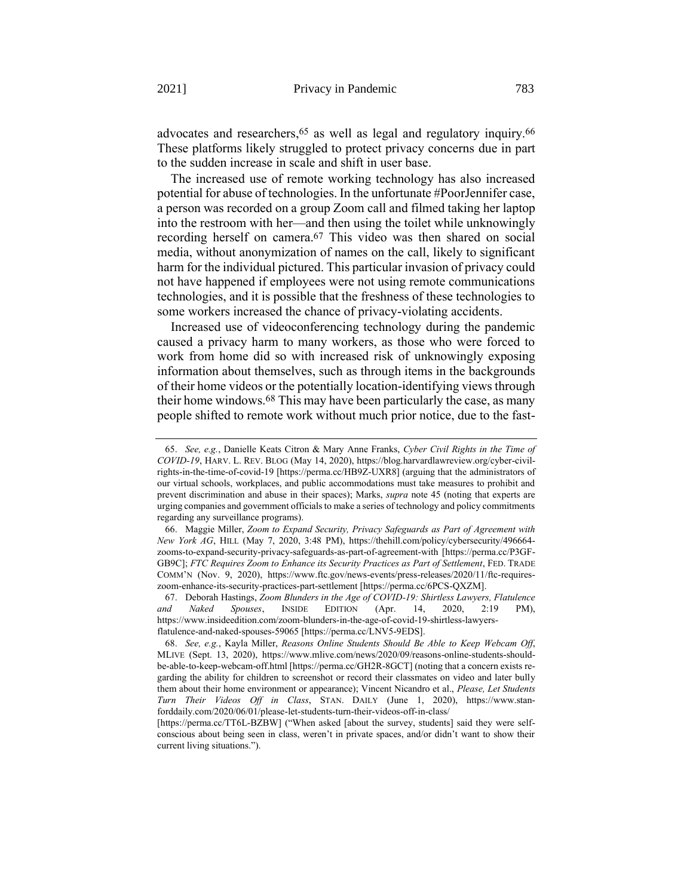advocates and researchers,[65] as well as legal and regulatory inquiry.[66] These platforms likely struggled to protect privacy concerns due in part to the sudden increase in scale and shift in user base.

The increased use of remote working technology has also increased potential for abuse of technologies. In the unfortunate #PoorJennifer case, a person was recorded on a group Zoom call and filmed taking her laptop into the restroom with her—and then using the toilet while unknowingly recording herself on camera.[67] This video was then shared on social media, without anonymization of names on the call, likely to significant harm for the individual pictured. This particular invasion of privacy could not have happened if employees were not using remote communications technologies, and it is possible that the freshness of these technologies to some workers increased the chance of privacy-violating accidents.

Increased use of videoconferencing technology during the pandemic caused a privacy harm to many workers, as those who were forced to work from home did so with increased risk of unknowingly exposing information about themselves, such as through items in the backgrounds of their home videos or the potentially location-identifying views through their home windows.[68] This may have been particularly the case, as many people shifted to remote work without much prior notice, due to the fast-

---

65. *See, e.g.*, Danielle Keats Citron & Mary Anne Franks, *Cyber Civil Rights in the Time of COVID-19*, HARV. L. REV. BLOG (May 14, 2020), https://blog.harvardlawreview.org/cyber-civil-rights-in-the-time-of-covid-19 [https://perma.cc/HB9Z-UXR8] (arguing that the administrators of our virtual schools, workplaces, and public accommodations must take measures to prohibit and prevent discrimination and abuse in their spaces); Marks, *supra* note 45 (noting that experts are urging companies and government officials to make a series of technology and policy commitments regarding any surveillance programs).

66. Maggie Miller, *Zoom to Expand Security, Privacy Safeguards as Part of Agreement with New York AG*, HILL (May 7, 2020, 3:48 PM), https://thehill.com/policy/cybersecurity/496664-zooms-to-expand-security-privacy-safeguards-as-part-of-agreement-with [https://perma.cc/P3GF-GB9C]; *FTC Requires Zoom to Enhance its Security Practices as Part of Settlement*, FED. TRADE COMM'N (Nov. 9, 2020), https://www.ftc.gov/news-events/press-releases/2020/11/ftc-requires-zoom-enhance-its-security-practices-part-settlement [https://perma.cc/6PCS-QXZM].

67. Deborah Hastings, *Zoom Blunders in the Age of COVID-19: Shirtless Lawyers, Flatulence and Naked Spouses*, INSIDE EDITION (Apr. 14, 2020, 2:19 PM), https://www.insideedition.com/zoom-blunders-in-the-age-of-covid-19-shirtless-lawyers-flatulence-and-naked-spouses-59065 [https://perma.cc/LNV5-9EDS].

68. *See, e.g.*, Kayla Miller, *Reasons Online Students Should Be Able to Keep Webcam Off*, MLIVE (Sept. 13, 2020), https://www.mlive.com/news/2020/09/reasons-online-students-should-be-able-to-keep-webcam-off.html [https://perma.cc/GH2R-8GCT] (noting that a concern exists regarding the ability for children to screenshot or record their classmates on video and later bully them about their home environment or appearance); Vincent Nicandro et al., *Please, Let Students Turn Their Videos Off in Class*, STAN. DAILY (June 1, 2020), https://www.stanforddaily.com/2020/06/01/please-let-students-turn-their-videos-off-in-class/ [https://perma.cc/TT6L-BZBW] ("When asked [about the survey, students] said they were self-conscious about being seen in class, weren't in private spaces, and/or didn't want to show their current living situations.").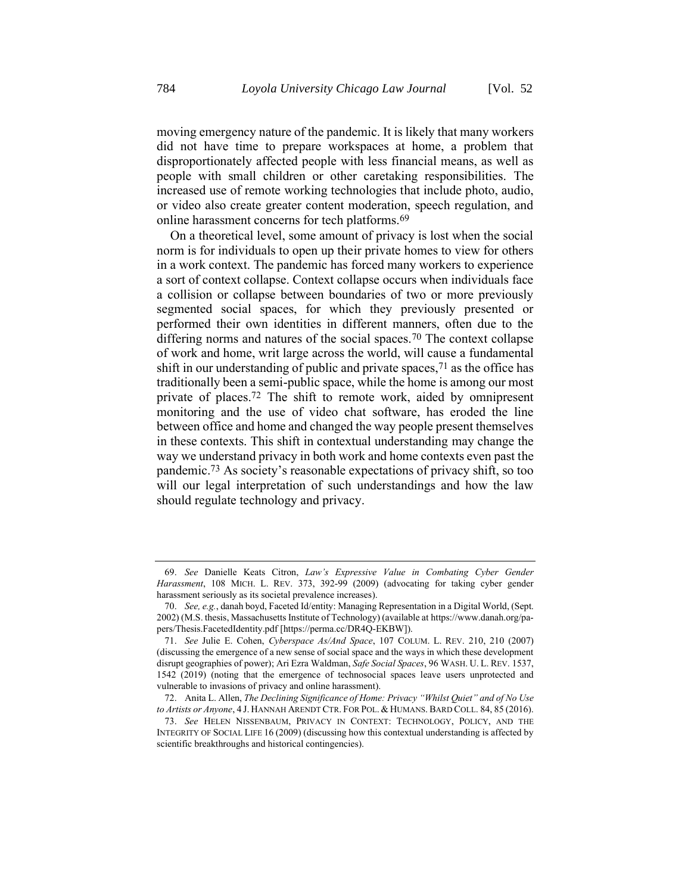moving emergency nature of the pandemic. It is likely that many workers did not have time to prepare workspaces at home, a problem that disproportionately affected people with less financial means, as well as people with small children or other caretaking responsibilities. The increased use of remote working technologies that include photo, audio, or video also create greater content moderation, speech regulation, and online harassment concerns for tech platforms.[69]

On a theoretical level, some amount of privacy is lost when the social norm is for individuals to open up their private homes to view for others in a work context. The pandemic has forced many workers to experience a sort of context collapse. Context collapse occurs when individuals face a collision or collapse between boundaries of two or more previously segmented social spaces, for which they previously presented or performed their own identities in different manners, often due to the differing norms and natures of the social spaces.[70] The context collapse of work and home, writ large across the world, will cause a fundamental shift in our understanding of public and private spaces,[71] as the office has traditionally been a semi-public space, while the home is among our most private of places.[72] The shift to remote work, aided by omnipresent monitoring and the use of video chat software, has eroded the line between office and home and changed the way people present themselves in these contexts. This shift in contextual understanding may change the way we understand privacy in both work and home contexts even past the pandemic.[73] As society's reasonable expectations of privacy shift, so too will our legal interpretation of such understandings and how the law should regulate technology and privacy.

---

69. *See* Danielle Keats Citron, *Law's Expressive Value in Combating Cyber Gender Harassment*, 108 MICH. L. REV. 373, 392-99 (2009) (advocating for taking cyber gender harassment seriously as its societal prevalence increases).

70. *See, e.g.*, danah boyd, Faceted Id/entity: Managing Representation in a Digital World, (Sept. 2002) (M.S. thesis, Massachusetts Institute of Technology) (available at https://www.danah.org/papers/Thesis.FacetedIdentity.pdf [https://perma.cc/DR4Q-EKBW]).

71. *See* Julie E. Cohen, *Cyberspace As/And Space*, 107 COLUM. L. REV. 210, 210 (2007) (discussing the emergence of a new sense of social space and the ways in which these development disrupt geographies of power); Ari Ezra Waldman, *Safe Social Spaces*, 96 WASH. U. L. REV. 1537, 1542 (2019) (noting that the emergence of technosocial spaces leave users unprotected and vulnerable to invasions of privacy and online harassment).

72. Anita L. Allen, *The Declining Significance of Home: Privacy "Whilst Quiet" and of No Use to Artists or Anyone*, 4 J. HANNAH ARENDT CTR. FOR POL. & HUMANS. BARD COLL. 84, 85 (2016).

73. *See* HELEN NISSENBAUM, PRIVACY IN CONTEXT: TECHNOLOGY, POLICY, AND THE INTEGRITY OF SOCIAL LIFE 16 (2009) (discussing how this contextual understanding is affected by scientific breakthroughs and historical contingencies).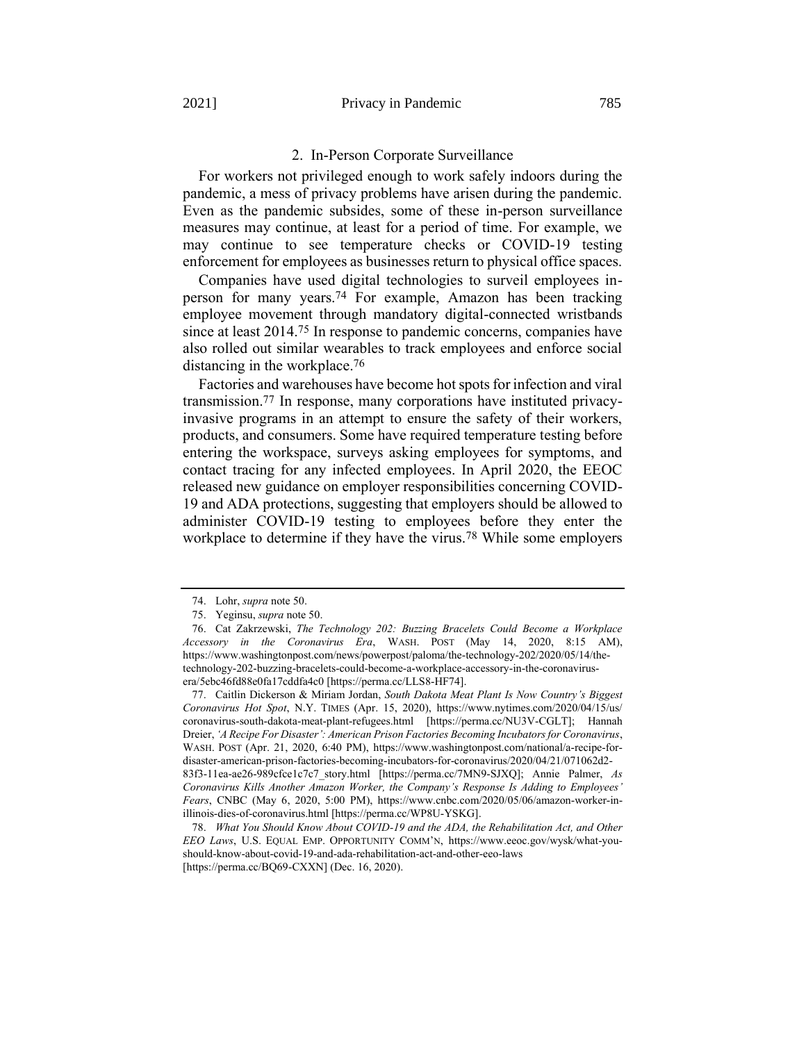### 2. In-Person Corporate Surveillance

For workers not privileged enough to work safely indoors during the pandemic, a mess of privacy problems have arisen during the pandemic. Even as the pandemic subsides, some of these in-person surveillance measures may continue, at least for a period of time. For example, we may continue to see temperature checks or COVID-19 testing enforcement for employees as businesses return to physical office spaces.

Companies have used digital technologies to surveil employees in-person for many years.[74] For example, Amazon has been tracking employee movement through mandatory digital-connected wristbands since at least 2014.[75] In response to pandemic concerns, companies have also rolled out similar wearables to track employees and enforce social distancing in the workplace.[76]

Factories and warehouses have become hot spots for infection and viral transmission.[77] In response, many corporations have instituted privacy-invasive programs in an attempt to ensure the safety of their workers, products, and consumers. Some have required temperature testing before entering the workspace, surveys asking employees for symptoms, and contact tracing for any infected employees. In April 2020, the EEOC released new guidance on employer responsibilities concerning COVID-19 and ADA protections, suggesting that employers should be allowed to administer COVID-19 testing to employees before they enter the workplace to determine if they have the virus.[78] While some employers

---

74. Lohr, *supra* note 50.

75. Yeginsu, *supra* note 50.

76. Cat Zakrzewski, *The Technology 202: Buzzing Bracelets Could Become a Workplace Accessory in the Coronavirus Era*, WASH. POST (May 14, 2020, 8:15 AM), https://www.washingtonpost.com/news/powerpost/paloma/the-technology-202/2020/05/14/the-technology-202-buzzing-bracelets-could-become-a-workplace-accessory-in-the-coronavirus-era/5ebc46fd88e0fa17cddfa4c0 [https://perma.cc/LLS8-HF74].

77. Caitlin Dickerson & Miriam Jordan, *South Dakota Meat Plant Is Now Country's Biggest Coronavirus Hot Spot*, N.Y. TIMES (Apr. 15, 2020), https://www.nytimes.com/2020/04/15/us/coronavirus-south-dakota-meat-plant-refugees.html [https://perma.cc/NU3V-CGLT]; Hannah Dreier, *'A Recipe For Disaster': American Prison Factories Becoming Incubators for Coronavirus*, WASH. POST (Apr. 21, 2020, 6:40 PM), https://www.washingtonpost.com/national/a-recipe-for-disaster-american-prison-factories-becoming-incubators-for-coronavirus/2020/04/21/071062d2-83f3-11ea-ae26-989cfce1c7c7_story.html [https://perma.cc/7MN9-SJXQ]; Annie Palmer, *As Coronavirus Kills Another Amazon Worker, the Company's Response Is Adding to Employees' Fears*, CNBC (May 6, 2020, 5:00 PM), https://www.cnbc.com/2020/05/06/amazon-worker-in-illinois-dies-of-coronavirus.html [https://perma.cc/WP8U-YSKG].

78. *What You Should Know About COVID-19 and the ADA, the Rehabilitation Act, and Other EEO Laws*, U.S. EQUAL EMP. OPPORTUNITY COMM'N, https://www.eeoc.gov/wysk/what-you-should-know-about-covid-19-and-ada-rehabilitation-act-and-other-eeo-laws [https://perma.cc/BQ69-CXXN] (Dec. 16, 2020).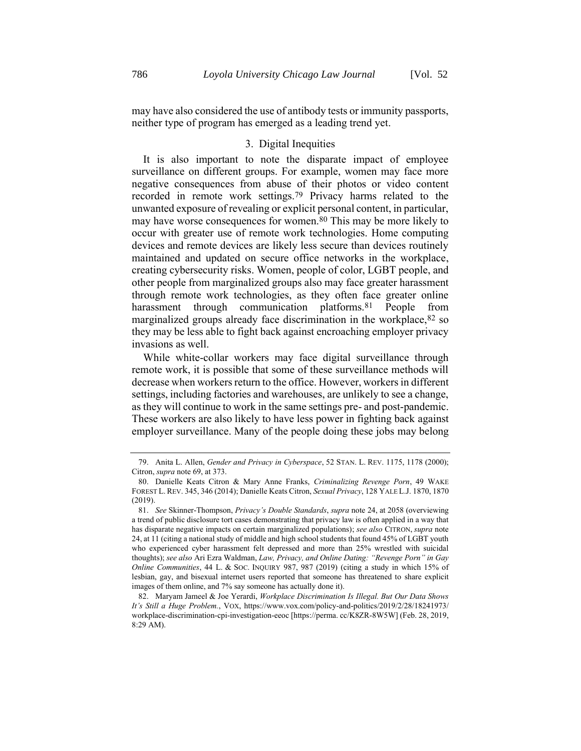may have also considered the use of antibody tests or immunity passports, neither type of program has emerged as a leading trend yet.

### 3. Digital Inequities

It is also important to note the disparate impact of employee surveillance on different groups. For example, women may face more negative consequences from abuse of their photos or video content recorded in remote work settings.[79] Privacy harms related to the unwanted exposure of revealing or explicit personal content, in particular, may have worse consequences for women.[80] This may be more likely to occur with greater use of remote work technologies. Home computing devices and remote devices are likely less secure than devices routinely maintained and updated on secure office networks in the workplace, creating cybersecurity risks. Women, people of color, LGBT people, and other people from marginalized groups also may face greater harassment through remote work technologies, as they often face greater online harassment through communication platforms.[81] People from marginalized groups already face discrimination in the workplace,[82] so they may be less able to fight back against encroaching employer privacy invasions as well.

While white-collar workers may face digital surveillance through remote work, it is possible that some of these surveillance methods will decrease when workers return to the office. However, workers in different settings, including factories and warehouses, are unlikely to see a change, as they will continue to work in the same settings pre- and post-pandemic. These workers are also likely to have less power in fighting back against employer surveillance. Many of the people doing these jobs may belong

---

79. Anita L. Allen, *Gender and Privacy in Cyberspace*, 52 STAN. L. REV. 1175, 1178 (2000); Citron, *supra* note 69, at 373.

80. Danielle Keats Citron & Mary Anne Franks, *Criminalizing Revenge Porn*, 49 WAKE FOREST L. REV. 345, 346 (2014); Danielle Keats Citron, *Sexual Privacy*, 128 YALE L.J. 1870, 1870 (2019).

81. *See* Skinner-Thompson, *Privacy's Double Standards*, *supra* note 24, at 2058 (overviewing a trend of public disclosure tort cases demonstrating that privacy law is often applied in a way that has disparate negative impacts on certain marginalized populations); *see also* CITRON, *supra* note 24, at 11 (citing a national study of middle and high school students that found 45% of LGBT youth who experienced cyber harassment felt depressed and more than 25% wrestled with suicidal thoughts); *see also* Ari Ezra Waldman, *Law, Privacy, and Online Dating: "Revenge Porn" in Gay Online Communities*, 44 L. & SOC. INQUIRY 987, 987 (2019) (citing a study in which 15% of lesbian, gay, and bisexual internet users reported that someone has threatened to share explicit images of them online, and 7% say someone has actually done it).

82. Maryam Jameel & Joe Yerardi, *Workplace Discrimination Is Illegal. But Our Data Shows It's Still a Huge Problem.*, VOX, https://www.vox.com/policy-and-politics/2019/2/28/18241973/workplace-discrimination-cpi-investigation-eeoc [https://perma.cc/K8ZR-8W5W] (Feb. 28, 2019, 8:29 AM).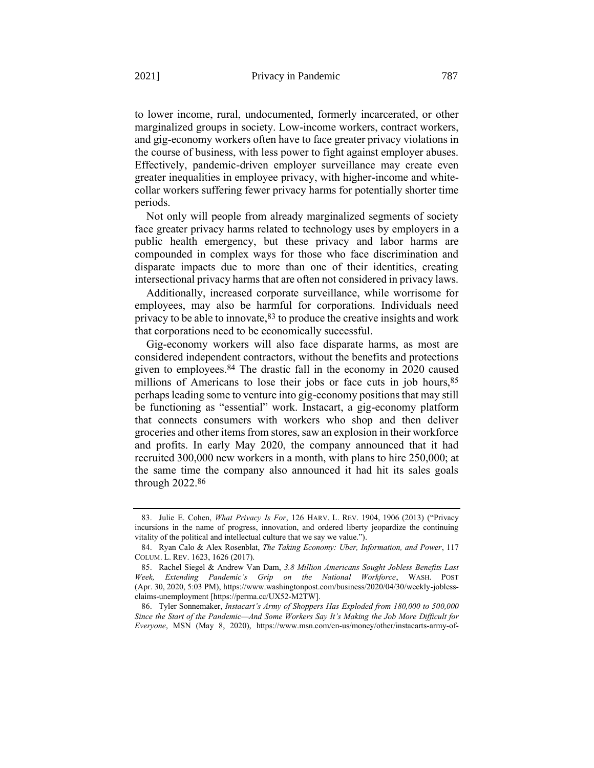to lower income, rural, undocumented, formerly incarcerated, or other marginalized groups in society. Low-income workers, contract workers, and gig-economy workers often have to face greater privacy violations in the course of business, with less power to fight against employer abuses. Effectively, pandemic-driven employer surveillance may create even greater inequalities in employee privacy, with higher-income and white-collar workers suffering fewer privacy harms for potentially shorter time periods.

Not only will people from already marginalized segments of society face greater privacy harms related to technology uses by employers in a public health emergency, but these privacy and labor harms are compounded in complex ways for those who face discrimination and disparate impacts due to more than one of their identities, creating intersectional privacy harms that are often not considered in privacy laws.

Additionally, increased corporate surveillance, while worrisome for employees, may also be harmful for corporations. Individuals need privacy to be able to innovate,[83] to produce the creative insights and work that corporations need to be economically successful.

Gig-economy workers will also face disparate harms, as most are considered independent contractors, without the benefits and protections given to employees.[84] The drastic fall in the economy in 2020 caused millions of Americans to lose their jobs or face cuts in job hours,[85] perhaps leading some to venture into gig-economy positions that may still be functioning as "essential" work. Instacart, a gig-economy platform that connects consumers with workers who shop and then deliver groceries and other items from stores, saw an explosion in their workforce and profits. In early May 2020, the company announced that it had recruited 300,000 new workers in a month, with plans to hire 250,000; at the same time the company also announced it had hit its sales goals through 2022.[86]

---

83. Julie E. Cohen, *What Privacy Is For*, 126 HARV. L. REV. 1904, 1906 (2013) ("Privacy incursions in the name of progress, innovation, and ordered liberty jeopardize the continuing vitality of the political and intellectual culture that we say we value.").

84. Ryan Calo & Alex Rosenblat, *The Taking Economy: Uber, Information, and Power*, 117 COLUM. L. REV. 1623, 1626 (2017).

85. Rachel Siegel & Andrew Van Dam, *3.8 Million Americans Sought Jobless Benefits Last Week, Extending Pandemic's Grip on the National Workforce*, WASH. POST (Apr. 30, 2020, 5:03 PM), https://www.washingtonpost.com/business/2020/04/30/weekly-jobless-claims-unemployment [https://perma.cc/UX52-M2TW].

86. Tyler Sonnemaker, *Instacart's Army of Shoppers Has Exploded from 180,000 to 500,000 Since the Start of the Pandemic—And Some Workers Say It's Making the Job More Difficult for Everyone*, MSN (May 8, 2020), https://www.msn.com/en-us/money/other/instacarts-army-of-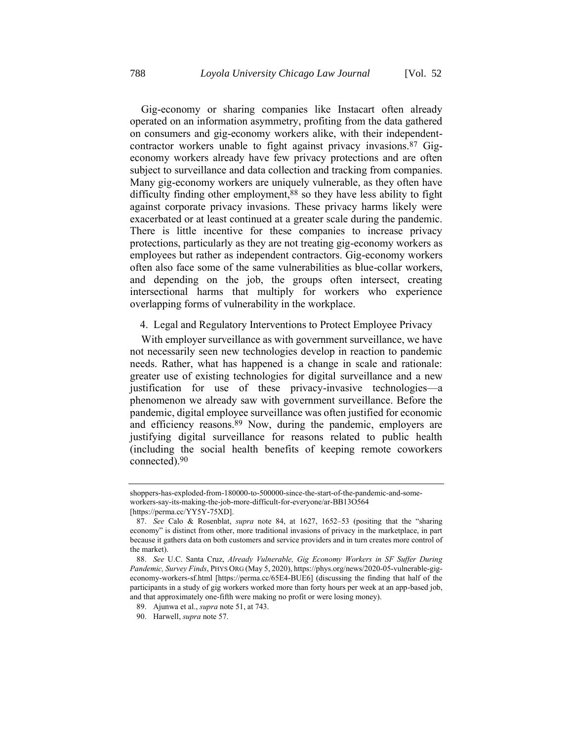Gig-economy or sharing companies like Instacart often already operated on an information asymmetry, profiting from the data gathered on consumers and gig-economy workers alike, with their independent-contractor workers unable to fight against privacy invasions.[87] Gig-economy workers already have few privacy protections and are often subject to surveillance and data collection and tracking from companies. Many gig-economy workers are uniquely vulnerable, as they often have difficulty finding other employment,[88] so they have less ability to fight against corporate privacy invasions. These privacy harms likely were exacerbated or at least continued at a greater scale during the pandemic. There is little incentive for these companies to increase privacy protections, particularly as they are not treating gig-economy workers as employees but rather as independent contractors. Gig-economy workers often also face some of the same vulnerabilities as blue-collar workers, and depending on the job, the groups often intersect, creating intersectional harms that multiply for workers who experience overlapping forms of vulnerability in the workplace.

#### 4. Legal and Regulatory Interventions to Protect Employee Privacy

With employer surveillance as with government surveillance, we have not necessarily seen new technologies develop in reaction to pandemic needs. Rather, what has happened is a change in scale and rationale: greater use of existing technologies for digital surveillance and a new justification for use of these privacy-invasive technologies—a phenomenon we already saw with government surveillance. Before the pandemic, digital employee surveillance was often justified for economic and efficiency reasons.[89] Now, during the pandemic, employers are justifying digital surveillance for reasons related to public health (including the social health benefits of keeping remote coworkers connected).[90]

---

shoppers-has-exploded-from-180000-to-500000-since-the-start-of-the-pandemic-and-some-workers-say-its-making-the-job-more-difficult-for-everyone/ar-BB13O564 [https://perma.cc/YY5Y-75XD].

87. *See* Calo & Rosenblat, *supra* note 84, at 1627, 1652–53 (positing that the "sharing economy" is distinct from other, more traditional invasions of privacy in the marketplace, in part because it gathers data on both customers and service providers and in turn creates more control of the market).

88. *See* U.C. Santa Cruz, *Already Vulnerable, Gig Economy Workers in SF Suffer During Pandemic, Survey Finds*, PHYS ORG (May 5, 2020), https://phys.org/news/2020-05-vulnerable-gig-economy-workers-sf.html [https://perma.cc/65E4-BUE6] (discussing the finding that half of the participants in a study of gig workers worked more than forty hours per week at an app-based job, and that approximately one-fifth were making no profit or were losing money).

89. Ajunwa et al., *supra* note 51, at 743.

90. Harwell, *supra* note 57.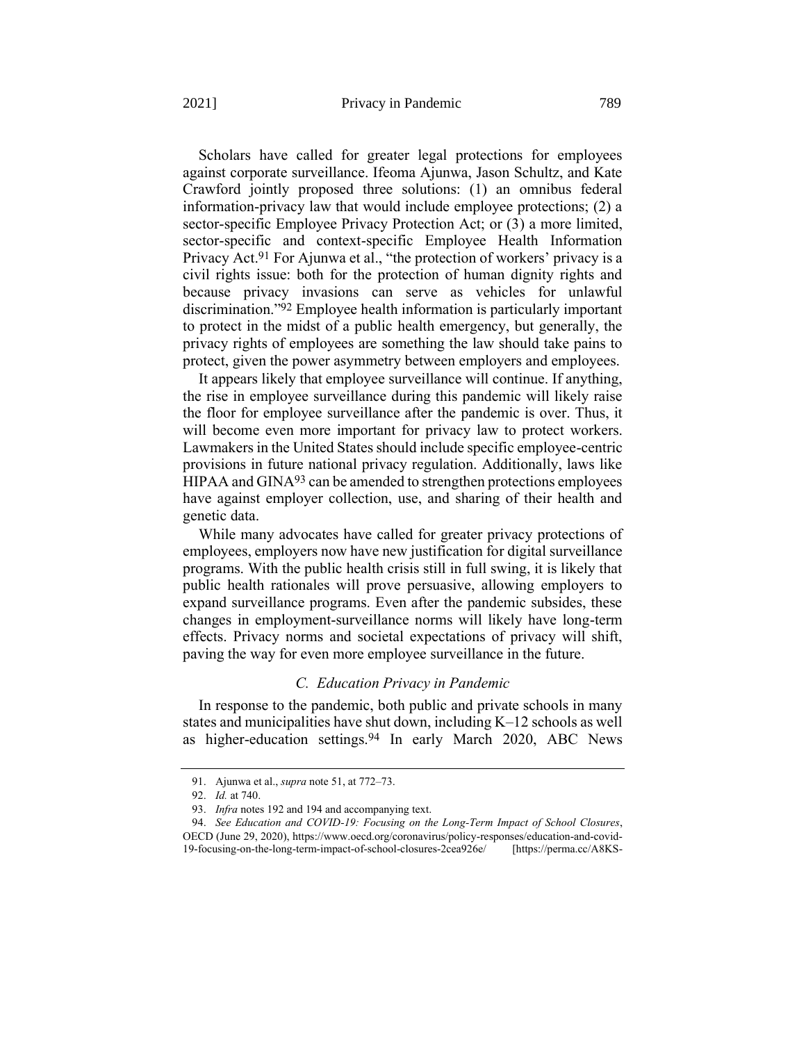Scholars have called for greater legal protections for employees against corporate surveillance. Ifeoma Ajunwa, Jason Schultz, and Kate Crawford jointly proposed three solutions: (1) an omnibus federal information-privacy law that would include employee protections; (2) a sector-specific Employee Privacy Protection Act; or (3) a more limited, sector-specific and context-specific Employee Health Information Privacy Act.[91] For Ajunwa et al., "the protection of workers' privacy is a civil rights issue: both for the protection of human dignity rights and because privacy invasions can serve as vehicles for unlawful discrimination."[92] Employee health information is particularly important to protect in the midst of a public health emergency, but generally, the privacy rights of employees are something the law should take pains to protect, given the power asymmetry between employers and employees.

It appears likely that employee surveillance will continue. If anything, the rise in employee surveillance during this pandemic will likely raise the floor for employee surveillance after the pandemic is over. Thus, it will become even more important for privacy law to protect workers. Lawmakers in the United States should include specific employee-centric provisions in future national privacy regulation. Additionally, laws like HIPAA and GINA[93] can be amended to strengthen protections employees have against employer collection, use, and sharing of their health and genetic data.

While many advocates have called for greater privacy protections of employees, employers now have new justification for digital surveillance programs. With the public health crisis still in full swing, it is likely that public health rationales will prove persuasive, allowing employers to expand surveillance programs. Even after the pandemic subsides, these changes in employment-surveillance norms will likely have long-term effects. Privacy norms and societal expectations of privacy will shift, paving the way for even more employee surveillance in the future.

### *C. Education Privacy in Pandemic*

In response to the pandemic, both public and private schools in many states and municipalities have shut down, including K–12 schools as well as higher-education settings.[94] In early March 2020, ABC News

---

91. Ajunwa et al., *supra* note 51, at 772–73.

92. *Id.* at 740.

93. *Infra* notes 192 and 194 and accompanying text.

94. *See Education and COVID-19: Focusing on the Long-Term Impact of School Closures*, OECD (June 29, 2020), https://www.oecd.org/coronavirus/policy-responses/education-and-covid-19-focusing-on-the-long-term-impact-of-school-closures-2cea926e/ [https://perma.cc/A8KS-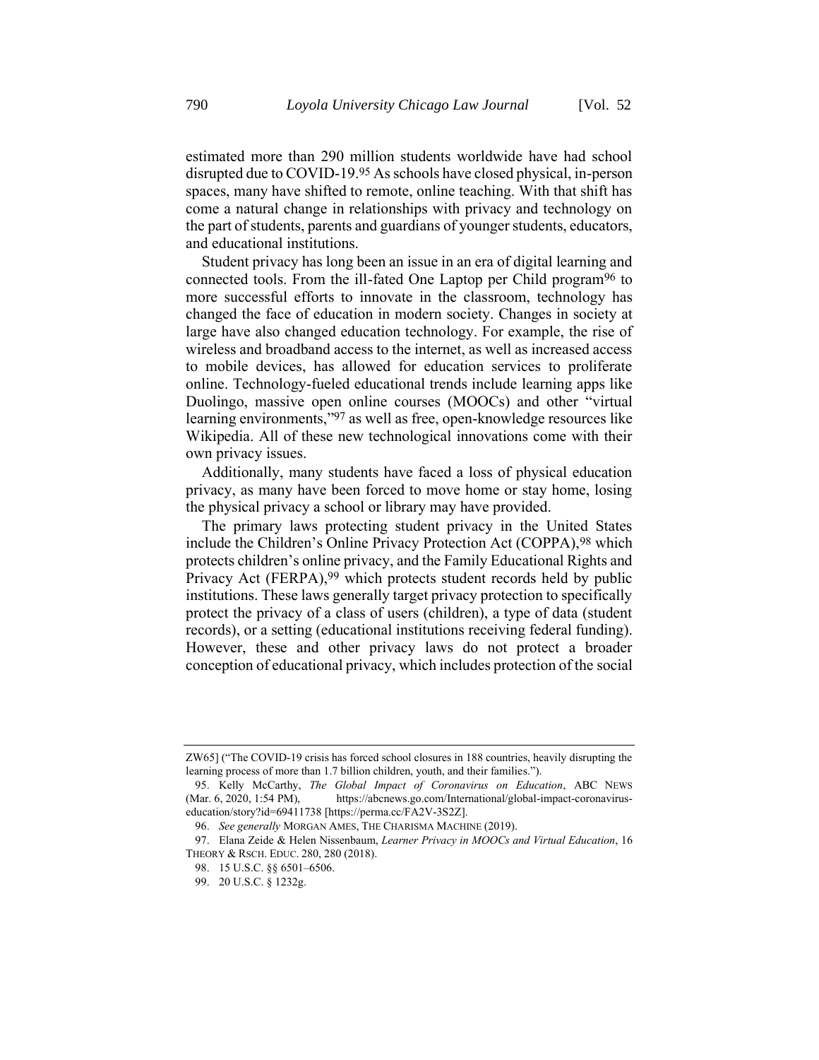estimated more than 290 million students worldwide have had school disrupted due to COVID-19.[95] As schools have closed physical, in-person spaces, many have shifted to remote, online teaching. With that shift has come a natural change in relationships with privacy and technology on the part of students, parents and guardians of younger students, educators, and educational institutions.

Student privacy has long been an issue in an era of digital learning and connected tools. From the ill-fated One Laptop per Child program[96] to more successful efforts to innovate in the classroom, technology has changed the face of education in modern society. Changes in society at large have also changed education technology. For example, the rise of wireless and broadband access to the internet, as well as increased access to mobile devices, has allowed for education services to proliferate online. Technology-fueled educational trends include learning apps like Duolingo, massive open online courses (MOOCs) and other "virtual learning environments,"[97] as well as free, open-knowledge resources like Wikipedia. All of these new technological innovations come with their own privacy issues.

Additionally, many students have faced a loss of physical education privacy, as many have been forced to move home or stay home, losing the physical privacy a school or library may have provided.

The primary laws protecting student privacy in the United States include the Children's Online Privacy Protection Act (COPPA),[98] which protects children's online privacy, and the Family Educational Rights and Privacy Act (FERPA),[99] which protects student records held by public institutions. These laws generally target privacy protection to specifically protect the privacy of a class of users (children), a type of data (student records), or a setting (educational institutions receiving federal funding). However, these and other privacy laws do not protect a broader conception of educational privacy, which includes protection of the social

---

ZW65] ("The COVID-19 crisis has forced school closures in 188 countries, heavily disrupting the learning process of more than 1.7 billion children, youth, and their families.").

95. Kelly McCarthy, *The Global Impact of Coronavirus on Education*, ABC NEWS (Mar. 6, 2020, 1:54 PM), https://abcnews.go.com/International/global-impact-coronavirus-education/story?id=69411738 [https://perma.cc/FA2V-3S2Z].

96. *See generally* MORGAN AMES, THE CHARISMA MACHINE (2019).

97. Elana Zeide & Helen Nissenbaum, *Learner Privacy in MOOCs and Virtual Education*, 16 THEORY & RSCH. EDUC. 280, 280 (2018).

98. 15 U.S.C. §§ 6501–6506.

99. 20 U.S.C. § 1232g.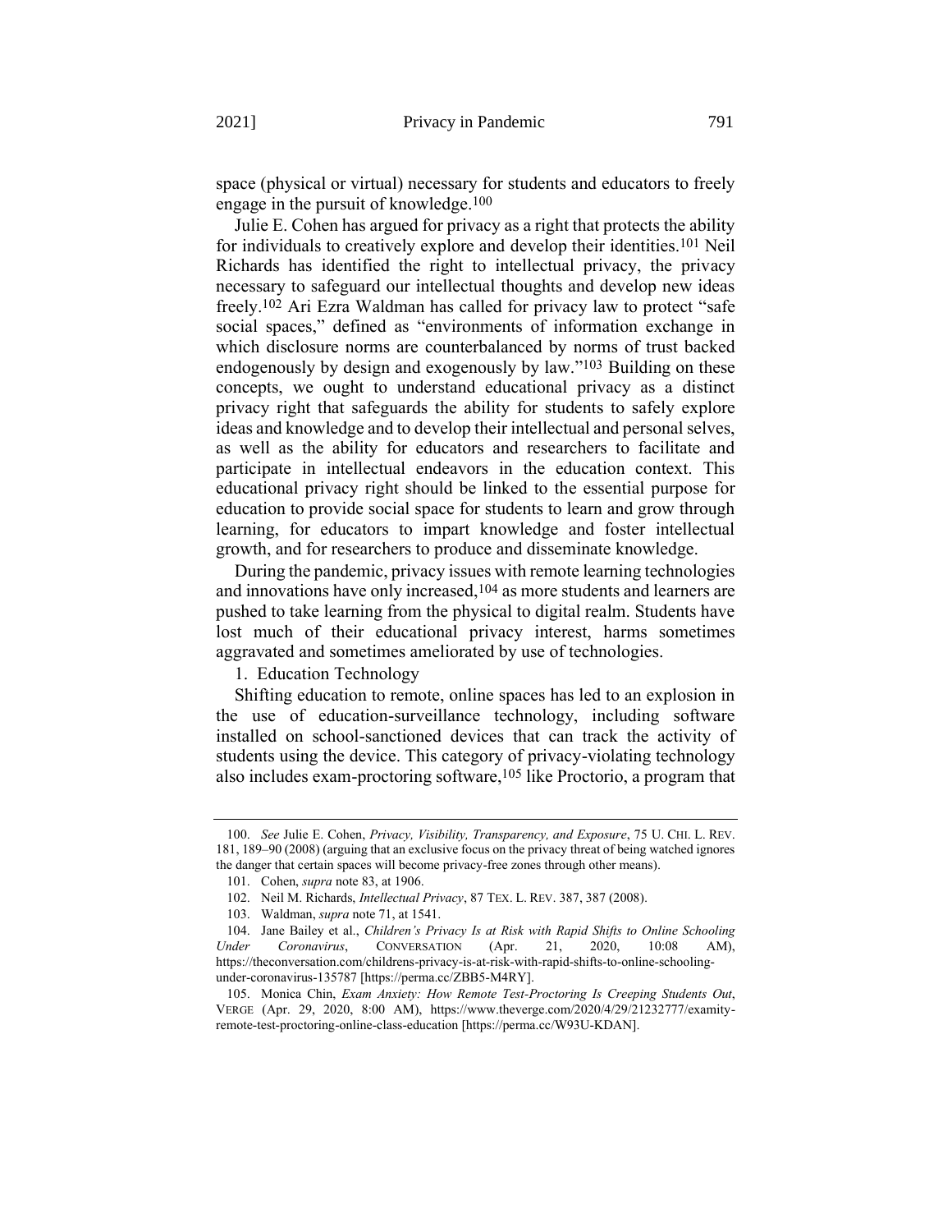space (physical or virtual) necessary for students and educators to freely engage in the pursuit of knowledge.[100]

Julie E. Cohen has argued for privacy as a right that protects the ability for individuals to creatively explore and develop their identities.[101] Neil Richards has identified the right to intellectual privacy, the privacy necessary to safeguard our intellectual thoughts and develop new ideas freely.[102] Ari Ezra Waldman has called for privacy law to protect "safe social spaces," defined as "environments of information exchange in which disclosure norms are counterbalanced by norms of trust backed endogenously by design and exogenously by law."[103] Building on these concepts, we ought to understand educational privacy as a distinct privacy right that safeguards the ability for students to safely explore ideas and knowledge and to develop their intellectual and personal selves, as well as the ability for educators and researchers to facilitate and participate in intellectual endeavors in the education context. This educational privacy right should be linked to the essential purpose for education to provide social space for students to learn and grow through learning, for educators to impart knowledge and foster intellectual growth, and for researchers to produce and disseminate knowledge.

During the pandemic, privacy issues with remote learning technologies and innovations have only increased,[104] as more students and learners are pushed to take learning from the physical to digital realm. Students have lost much of their educational privacy interest, harms sometimes aggravated and sometimes ameliorated by use of technologies.

1. Education Technology

Shifting education to remote, online spaces has led to an explosion in the use of education-surveillance technology, including software installed on school-sanctioned devices that can track the activity of students using the device. This category of privacy-violating technology also includes exam-proctoring software,[105] like Proctorio, a program that

---

100. *See* Julie E. Cohen, *Privacy, Visibility, Transparency, and Exposure*, 75 U. CHI. L. REV. 181, 189–90 (2008) (arguing that an exclusive focus on the privacy threat of being watched ignores the danger that certain spaces will become privacy-free zones through other means).

101. Cohen, *supra* note 83, at 1906.

102. Neil M. Richards, *Intellectual Privacy*, 87 TEX. L. REV. 387, 387 (2008).

103. Waldman, *supra* note 71, at 1541.

104. Jane Bailey et al., *Children's Privacy Is at Risk with Rapid Shifts to Online Schooling Under Coronavirus*, CONVERSATION (Apr. 21, 2020, 10:08 AM), https://theconversation.com/childrens-privacy-is-at-risk-with-rapid-shifts-to-online-schooling-under-coronavirus-135787 [https://perma.cc/ZBB5-M4RY].

105. Monica Chin, *Exam Anxiety: How Remote Test-Proctoring Is Creeping Students Out*, VERGE (Apr. 29, 2020, 8:00 AM), https://www.theverge.com/2020/4/29/21232777/examity-remote-test-proctoring-online-class-education [https://perma.cc/W93U-KDAN].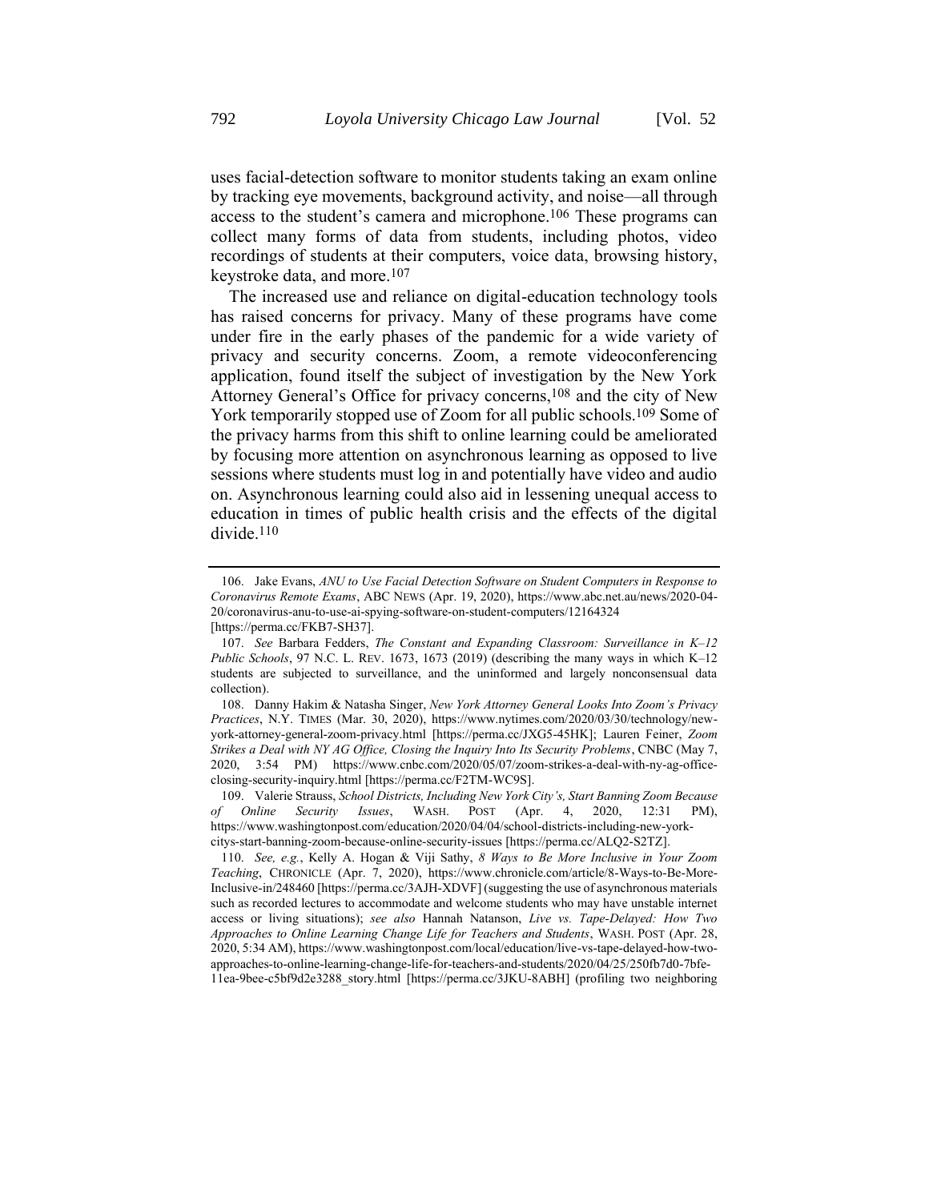uses facial-detection software to monitor students taking an exam online by tracking eye movements, background activity, and noise—all through access to the student's camera and microphone.[106] These programs can collect many forms of data from students, including photos, video recordings of students at their computers, voice data, browsing history, keystroke data, and more.[107]

The increased use and reliance on digital-education technology tools has raised concerns for privacy. Many of these programs have come under fire in the early phases of the pandemic for a wide variety of privacy and security concerns. Zoom, a remote videoconferencing application, found itself the subject of investigation by the New York Attorney General's Office for privacy concerns,[108] and the city of New York temporarily stopped use of Zoom for all public schools.[109] Some of the privacy harms from this shift to online learning could be ameliorated by focusing more attention on asynchronous learning as opposed to live sessions where students must log in and potentially have video and audio on. Asynchronous learning could also aid in lessening unequal access to education in times of public health crisis and the effects of the digital divide.[110]

---

106. Jake Evans, *ANU to Use Facial Detection Software on Student Computers in Response to Coronavirus Remote Exams*, ABC NEWS (Apr. 19, 2020), https://www.abc.net.au/news/2020-04-20/coronavirus-anu-to-use-ai-spying-software-on-student-computers/12164324 [https://perma.cc/FKB7-SH37].

107. *See* Barbara Fedders, *The Constant and Expanding Classroom: Surveillance in K–12 Public Schools*, 97 N.C. L. REV. 1673, 1673 (2019) (describing the many ways in which K–12 students are subjected to surveillance, and the uninformed and largely nonconsensual data collection).

108. Danny Hakim & Natasha Singer, *New York Attorney General Looks Into Zoom's Privacy Practices*, N.Y. TIMES (Mar. 30, 2020), https://www.nytimes.com/2020/03/30/technology/new-york-attorney-general-zoom-privacy.html [https://perma.cc/JXG5-45HK]; Lauren Feiner, *Zoom Strikes a Deal with NY AG Office, Closing the Inquiry Into Its Security Problems*, CNBC (May 7, 2020, 3:54 PM) https://www.cnbc.com/2020/05/07/zoom-strikes-a-deal-with-ny-ag-office-closing-security-inquiry.html [https://perma.cc/F2TM-WC9S].

109. Valerie Strauss, *School Districts, Including New York City's, Start Banning Zoom Because of Online Security Issues*, WASH. POST (Apr. 4, 2020, 12:31 PM), https://www.washingtonpost.com/education/2020/04/04/school-districts-including-new-york-citys-start-banning-zoom-because-online-security-issues [https://perma.cc/ALQ2-S2TZ].

110. *See, e.g.*, Kelly A. Hogan & Viji Sathy, *8 Ways to Be More Inclusive in Your Zoom Teaching*, CHRONICLE (Apr. 7, 2020), https://www.chronicle.com/article/8-Ways-to-Be-More-Inclusive-in/248460 [https://perma.cc/3AJH-XDVF] (suggesting the use of asynchronous materials such as recorded lectures to accommodate and welcome students who may have unstable internet access or living situations); *see also* Hannah Natanson, *Live vs. Tape-Delayed: How Two Approaches to Online Learning Change Life for Teachers and Students*, WASH. POST (Apr. 28, 2020, 5:34 AM), https://www.washingtonpost.com/local/education/live-vs-tape-delayed-how-two-approaches-to-online-learning-change-life-for-teachers-and-students/2020/04/25/250fb7d0-7bfe-11ea-9bee-c5bf9d2e3288_story.html [https://perma.cc/3JKU-8ABH] (profiling two neighboring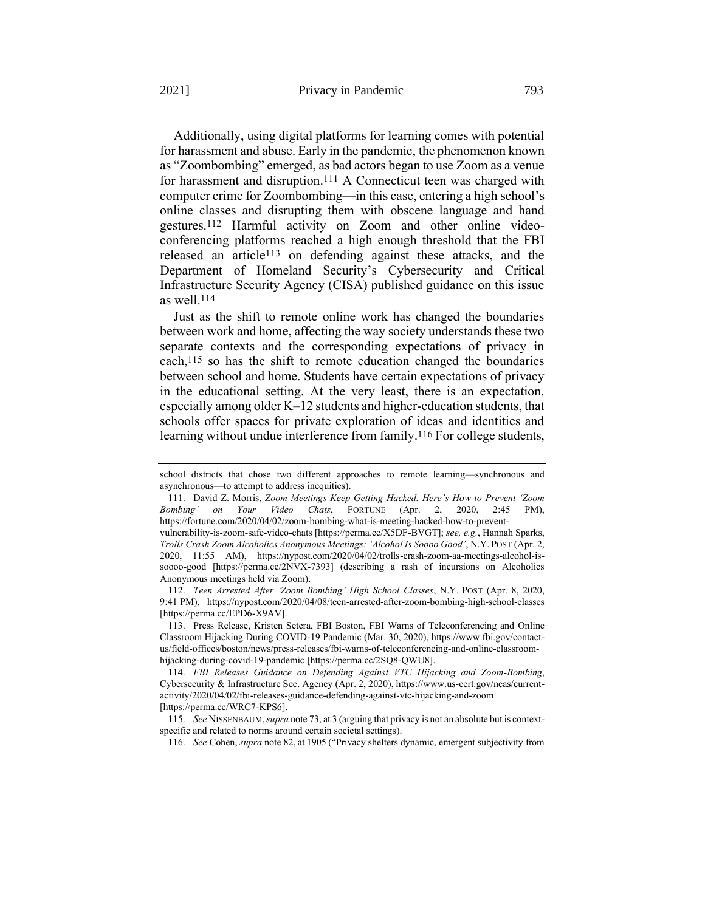Additionally, using digital platforms for learning comes with potential for harassment and abuse. Early in the pandemic, the phenomenon known as "Zoombombing" emerged, as bad actors began to use Zoom as a venue for harassment and disruption.[111] A Connecticut teen was charged with computer crime for Zoombombing—in this case, entering a high school's online classes and disrupting them with obscene language and hand gestures.[112] Harmful activity on Zoom and other online videoconferencing platforms reached a high enough threshold that the FBI released an article[113] on defending against these attacks, and the Department of Homeland Security's Cybersecurity and Critical Infrastructure Security Agency (CISA) published guidance on this issue as well.[114]

Just as the shift to remote online work has changed the boundaries between work and home, affecting the way society understands these two separate contexts and the corresponding expectations of privacy in each,[115] so has the shift to remote education changed the boundaries between school and home. Students have certain expectations of privacy in the educational setting. At the very least, there is an expectation, especially among older K–12 students and higher-education students, that schools offer spaces for private exploration of ideas and identities and learning without undue interference from family.[116] For college students,

---

school districts that chose two different approaches to remote learning—synchronous and asynchronous—to attempt to address inequities).

111. David Z. Morris, *Zoom Meetings Keep Getting Hacked. Here's How to Prevent 'Zoom Bombing' on Your Video Chats*, FORTUNE (Apr. 2, 2020, 2:45 PM), https://fortune.com/2020/04/02/zoom-bombing-what-is-meeting-hacked-how-to-prevent-vulnerability-is-zoom-safe-video-chats [https://perma.cc/X5DF-BVGT]; *see, e.g.*, Hannah Sparks, *Trolls Crash Zoom Alcoholics Anonymous Meetings: 'Alcohol Is Soooo Good'*, N.Y. POST (Apr. 2, 2020, 11:55 AM), https://nypost.com/2020/04/02/trolls-crash-zoom-aa-meetings-alcohol-is-soooo-good [https://perma.cc/2NVX-7393] (describing a rash of incursions on Alcoholics Anonymous meetings held via Zoom).

112. *Teen Arrested After 'Zoom Bombing' High School Classes*, N.Y. POST (Apr. 8, 2020, 9:41 PM), https://nypost.com/2020/04/08/teen-arrested-after-zoom-bombing-high-school-classes [https://perma.cc/EPD6-X9AV].

113. Press Release, Kristen Setera, FBI Boston, FBI Warns of Teleconferencing and Online Classroom Hijacking During COVID-19 Pandemic (Mar. 30, 2020), https://www.fbi.gov/contact-us/field-offices/boston/news/press-releases/fbi-warns-of-teleconferencing-and-online-classroom-hijacking-during-covid-19-pandemic [https://perma.cc/2SQ8-QWU8].

114. *FBI Releases Guidance on Defending Against VTC Hijacking and Zoom-Bombing*, Cybersecurity & Infrastructure Sec. Agency (Apr. 2, 2020), https://www.us-cert.gov/ncas/current-activity/2020/04/02/fbi-releases-guidance-defending-against-vtc-hijacking-and-zoom [https://perma.cc/WRC7-KPS6].

115. *See* NISSENBAUM, *supra* note 73, at 3 (arguing that privacy is not an absolute but is context-specific and related to norms around certain societal settings).

116. *See* Cohen, *supra* note 82, at 1905 ("Privacy shelters dynamic, emergent subjectivity from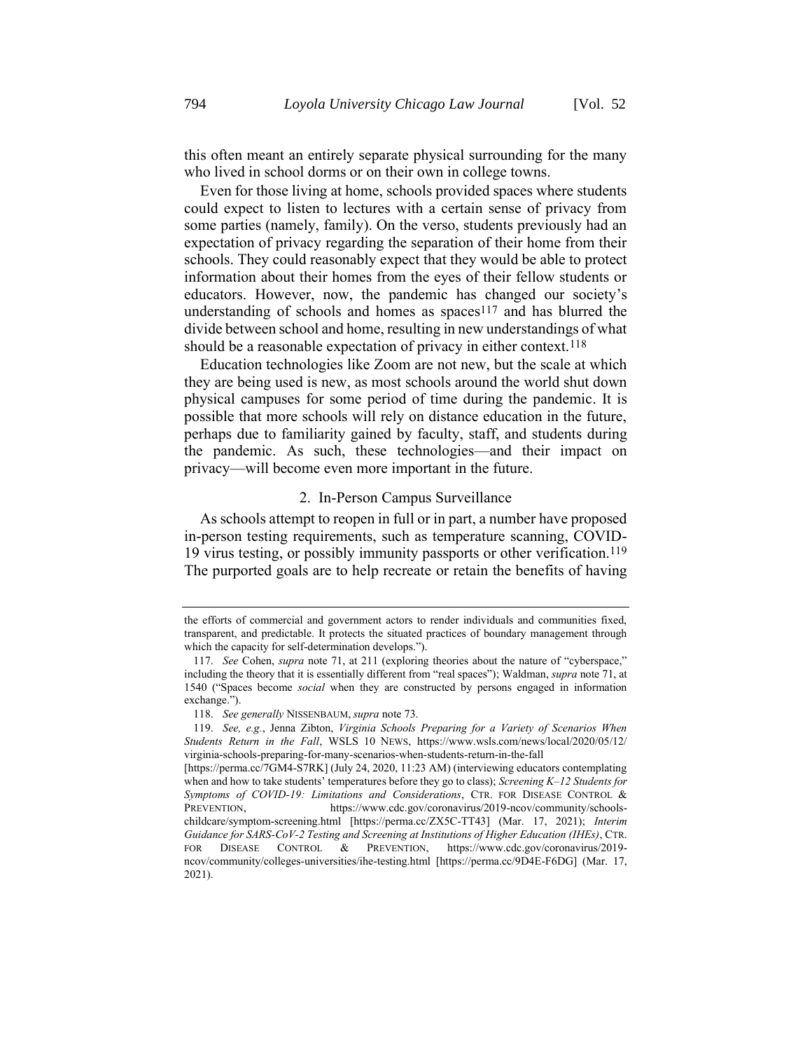this often meant an entirely separate physical surrounding for the many who lived in school dorms or on their own in college towns.

Even for those living at home, schools provided spaces where students could expect to listen to lectures with a certain sense of privacy from some parties (namely, family). On the verso, students previously had an expectation of privacy regarding the separation of their home from their schools. They could reasonably expect that they would be able to protect information about their homes from the eyes of their fellow students or educators. However, now, the pandemic has changed our society's understanding of schools and homes as spaces[117] and has blurred the divide between school and home, resulting in new understandings of what should be a reasonable expectation of privacy in either context.[118]

Education technologies like Zoom are not new, but the scale at which they are being used is new, as most schools around the world shut down physical campuses for some period of time during the pandemic. It is possible that more schools will rely on distance education in the future, perhaps due to familiarity gained by faculty, staff, and students during the pandemic. As such, these technologies—and their impact on privacy—will become even more important in the future.

### 2. In-Person Campus Surveillance

As schools attempt to reopen in full or in part, a number have proposed in-person testing requirements, such as temperature scanning, COVID-19 virus testing, or possibly immunity passports or other verification.[119] The purported goals are to help recreate or retain the benefits of having

---

the efforts of commercial and government actors to render individuals and communities fixed, transparent, and predictable. It protects the situated practices of boundary management through which the capacity for self-determination develops.").

117. *See* Cohen, *supra* note 71, at 211 (exploring theories about the nature of "cyberspace," including the theory that it is essentially different from "real spaces"); Waldman, *supra* note 71, at 1540 ("Spaces become *social* when they are constructed by persons engaged in information exchange.").

118. *See generally* NISSENBAUM, *supra* note 73.

119. *See, e.g.*, Jenna Zibton, *Virginia Schools Preparing for a Variety of Scenarios When Students Return in the Fall*, WSLS 10 NEWS, https://www.wsls.com/news/local/2020/05/12/virginia-schools-preparing-for-many-scenarios-when-students-return-in-the-fall [https://perma.cc/7GM4-S7RK] (July 24, 2020, 11:23 AM) (interviewing educators contemplating when and how to take students' temperatures before they go to class); *Screening K–12 Students for Symptoms of COVID-19: Limitations and Considerations*, CTR. FOR DISEASE CONTROL & PREVENTION, https://www.cdc.gov/coronavirus/2019-ncov/community/schools-childcare/symptom-screening.html [https://perma.cc/ZX5C-TT43] (Mar. 17, 2021); *Interim Guidance for SARS-CoV-2 Testing and Screening at Institutions of Higher Education (IHEs)*, CTR. FOR DISEASE CONTROL & PREVENTION, https://www.cdc.gov/coronavirus/2019-ncov/community/colleges-universities/ihe-testing.html [https://perma.cc/9D4E-F6DG] (Mar. 17, 2021).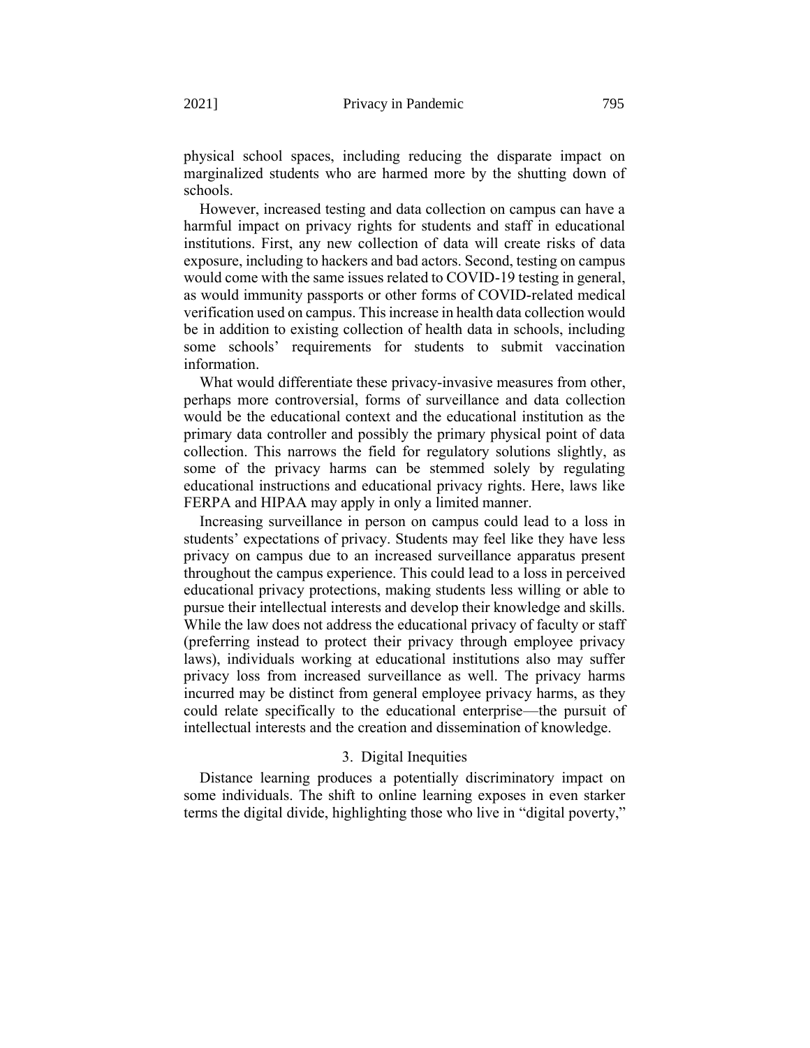physical school spaces, including reducing the disparate impact on marginalized students who are harmed more by the shutting down of schools.

However, increased testing and data collection on campus can have a harmful impact on privacy rights for students and staff in educational institutions. First, any new collection of data will create risks of data exposure, including to hackers and bad actors. Second, testing on campus would come with the same issues related to COVID-19 testing in general, as would immunity passports or other forms of COVID-related medical verification used on campus. This increase in health data collection would be in addition to existing collection of health data in schools, including some schools' requirements for students to submit vaccination information.

What would differentiate these privacy-invasive measures from other, perhaps more controversial, forms of surveillance and data collection would be the educational context and the educational institution as the primary data controller and possibly the primary physical point of data collection. This narrows the field for regulatory solutions slightly, as some of the privacy harms can be stemmed solely by regulating educational instructions and educational privacy rights. Here, laws like FERPA and HIPAA may apply in only a limited manner.

Increasing surveillance in person on campus could lead to a loss in students' expectations of privacy. Students may feel like they have less privacy on campus due to an increased surveillance apparatus present throughout the campus experience. This could lead to a loss in perceived educational privacy protections, making students less willing or able to pursue their intellectual interests and develop their knowledge and skills. While the law does not address the educational privacy of faculty or staff (preferring instead to protect their privacy through employee privacy laws), individuals working at educational institutions also may suffer privacy loss from increased surveillance as well. The privacy harms incurred may be distinct from general employee privacy harms, as they could relate specifically to the educational enterprise—the pursuit of intellectual interests and the creation and dissemination of knowledge.

### 3. Digital Inequities

Distance learning produces a potentially discriminatory impact on some individuals. The shift to online learning exposes in even starker terms the digital divide, highlighting those who live in "digital poverty,"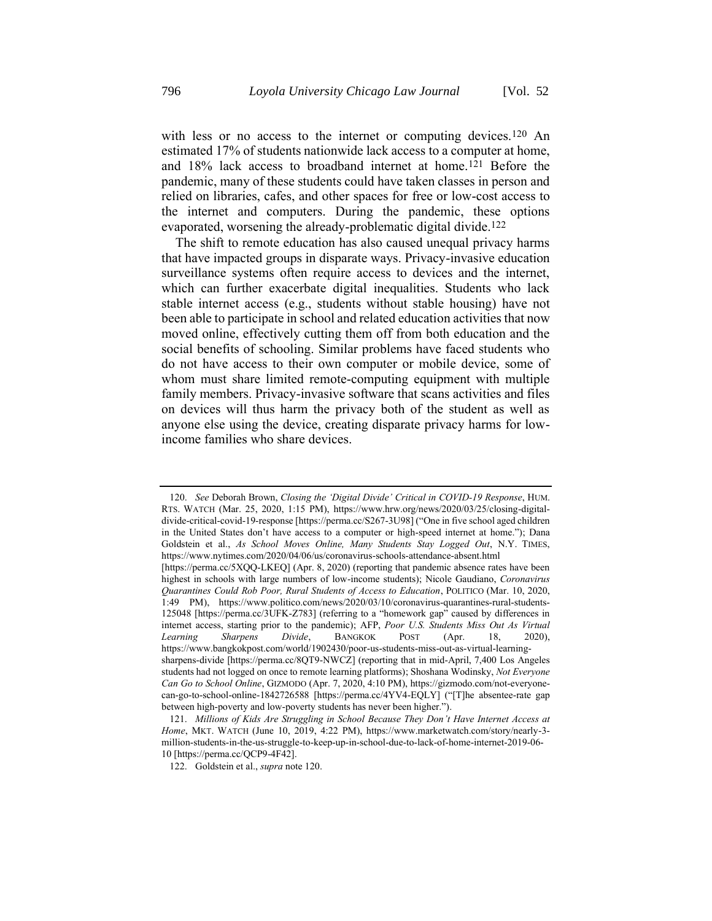with less or no access to the internet or computing devices.[120] An estimated 17% of students nationwide lack access to a computer at home, and 18% lack access to broadband internet at home.[121] Before the pandemic, many of these students could have taken classes in person and relied on libraries, cafes, and other spaces for free or low-cost access to the internet and computers. During the pandemic, these options evaporated, worsening the already-problematic digital divide.[122]

The shift to remote education has also caused unequal privacy harms that have impacted groups in disparate ways. Privacy-invasive education surveillance systems often require access to devices and the internet, which can further exacerbate digital inequalities. Students who lack stable internet access (e.g., students without stable housing) have not been able to participate in school and related education activities that now moved online, effectively cutting them off from both education and the social benefits of schooling. Similar problems have faced students who do not have access to their own computer or mobile device, some of whom must share limited remote-computing equipment with multiple family members. Privacy-invasive software that scans activities and files on devices will thus harm the privacy both of the student as well as anyone else using the device, creating disparate privacy harms for low-income families who share devices.

---

120. *See* Deborah Brown, *Closing the 'Digital Divide' Critical in COVID-19 Response*, HUM. RTS. WATCH (Mar. 25, 2020, 1:15 PM), https://www.hrw.org/news/2020/03/25/closing-digital-divide-critical-covid-19-response [https://perma.cc/S267-3U98] ("One in five school aged children in the United States don't have access to a computer or high-speed internet at home."); Dana Goldstein et al., *As School Moves Online, Many Students Stay Logged Out*, N.Y. TIMES, https://www.nytimes.com/2020/04/06/us/coronavirus-schools-attendance-absent.html [https://perma.cc/5XQQ-LKEQ] (Apr. 8, 2020) (reporting that pandemic absence rates have been highest in schools with large numbers of low-income students); Nicole Gaudiano, *Coronavirus Quarantines Could Rob Poor, Rural Students of Access to Education*, POLITICO (Mar. 10, 2020, 1:49 PM), https://www.politico.com/news/2020/03/10/coronavirus-quarantines-rural-students-125048 [https://perma.cc/3UFK-Z783] (referring to a "homework gap" caused by differences in internet access, starting prior to the pandemic); AFP, *Poor U.S. Students Miss Out As Virtual Learning Sharpens Divide*, BANGKOK POST (Apr. 18, 2020), https://www.bangkokpost.com/world/1902430/poor-us-students-miss-out-as-virtual-learning-sharpens-divide [https://perma.cc/8QT9-NWCZ] (reporting that in mid-April, 7,400 Los Angeles students had not logged on once to remote learning platforms); Shoshana Wodinsky, *Not Everyone Can Go to School Online*, GIZMODO (Apr. 7, 2020, 4:10 PM), https://gizmodo.com/not-everyone-can-go-to-school-online-1842726588 [https://perma.cc/4YV4-EQLY] ("[T]he absentee-rate gap between high-poverty and low-poverty students has never been higher.").

121. *Millions of Kids Are Struggling in School Because They Don't Have Internet Access at Home*, MKT. WATCH (June 10, 2019, 4:22 PM), https://www.marketwatch.com/story/nearly-3-million-students-in-the-us-struggle-to-keep-up-in-school-due-to-lack-of-home-internet-2019-06-10 [https://perma.cc/QCP9-4F42].

122. Goldstein et al., *supra* note 120.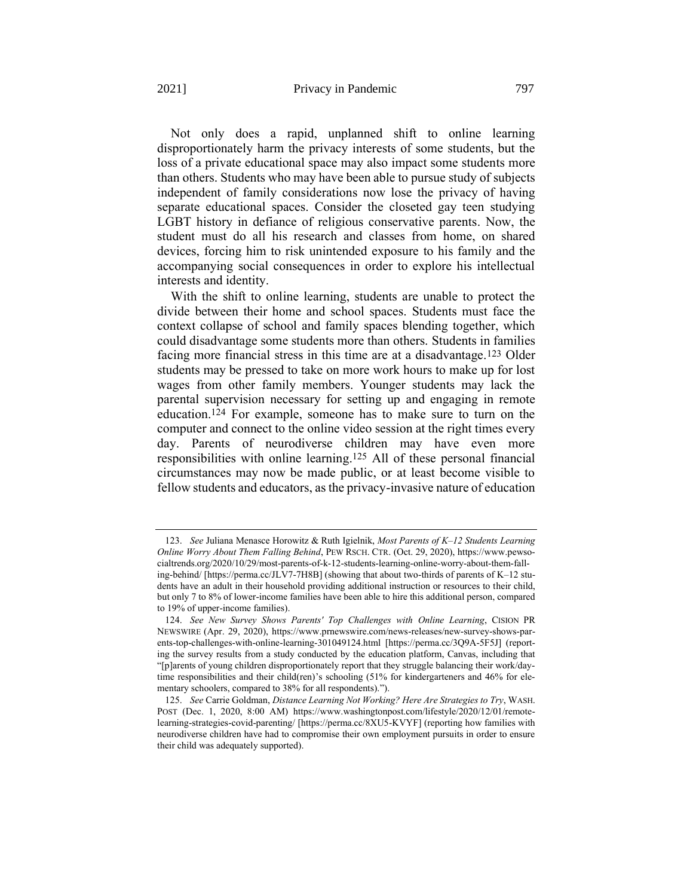Not only does a rapid, unplanned shift to online learning disproportionately harm the privacy interests of some students, but the loss of a private educational space may also impact some students more than others. Students who may have been able to pursue study of subjects independent of family considerations now lose the privacy of having separate educational spaces. Consider the closeted gay teen studying LGBT history in defiance of religious conservative parents. Now, the student must do all his research and classes from home, on shared devices, forcing him to risk unintended exposure to his family and the accompanying social consequences in order to explore his intellectual interests and identity.

With the shift to online learning, students are unable to protect the divide between their home and school spaces. Students must face the context collapse of school and family spaces blending together, which could disadvantage some students more than others. Students in families facing more financial stress in this time are at a disadvantage.[123] Older students may be pressed to take on more work hours to make up for lost wages from other family members. Younger students may lack the parental supervision necessary for setting up and engaging in remote education.[124] For example, someone has to make sure to turn on the computer and connect to the online video session at the right times every day. Parents of neurodiverse children may have even more responsibilities with online learning.[125] All of these personal financial circumstances may now be made public, or at least become visible to fellow students and educators, as the privacy-invasive nature of education

---

123. *See* Juliana Menasce Horowitz & Ruth Igielnik, *Most Parents of K–12 Students Learning Online Worry About Them Falling Behind*, PEW RSCH. CTR. (Oct. 29, 2020), https://www.pewsocialtrends.org/2020/10/29/most-parents-of-k-12-students-learning-online-worry-about-them-falling-behind/ [https://perma.cc/JLV7-7H8B] (showing that about two-thirds of parents of K–12 students have an adult in their household providing additional instruction or resources to their child, but only 7 to 8% of lower-income families have been able to hire this additional person, compared to 19% of upper-income families).

124. *See New Survey Shows Parents' Top Challenges with Online Learning*, CISION PR NEWSWIRE (Apr. 29, 2020), https://www.prnewswire.com/news-releases/new-survey-shows-parents-top-challenges-with-online-learning-301049124.html [https://perma.cc/3Q9A-5F5J] (reporting the survey results from a study conducted by the education platform, Canvas, including that "[p]arents of young children disproportionately report that they struggle balancing their work/daytime responsibilities and their child(ren)'s schooling (51% for kindergarteners and 46% for elementary schoolers, compared to 38% for all respondents).").

125. *See* Carrie Goldman, *Distance Learning Not Working? Here Are Strategies to Try*, WASH. POST (Dec. 1, 2020, 8:00 AM) https://www.washingtonpost.com/lifestyle/2020/12/01/remote-learning-strategies-covid-parenting/ [https://perma.cc/8XU5-KVYF] (reporting how families with neurodiverse children have had to compromise their own employment pursuits in order to ensure their child was adequately supported).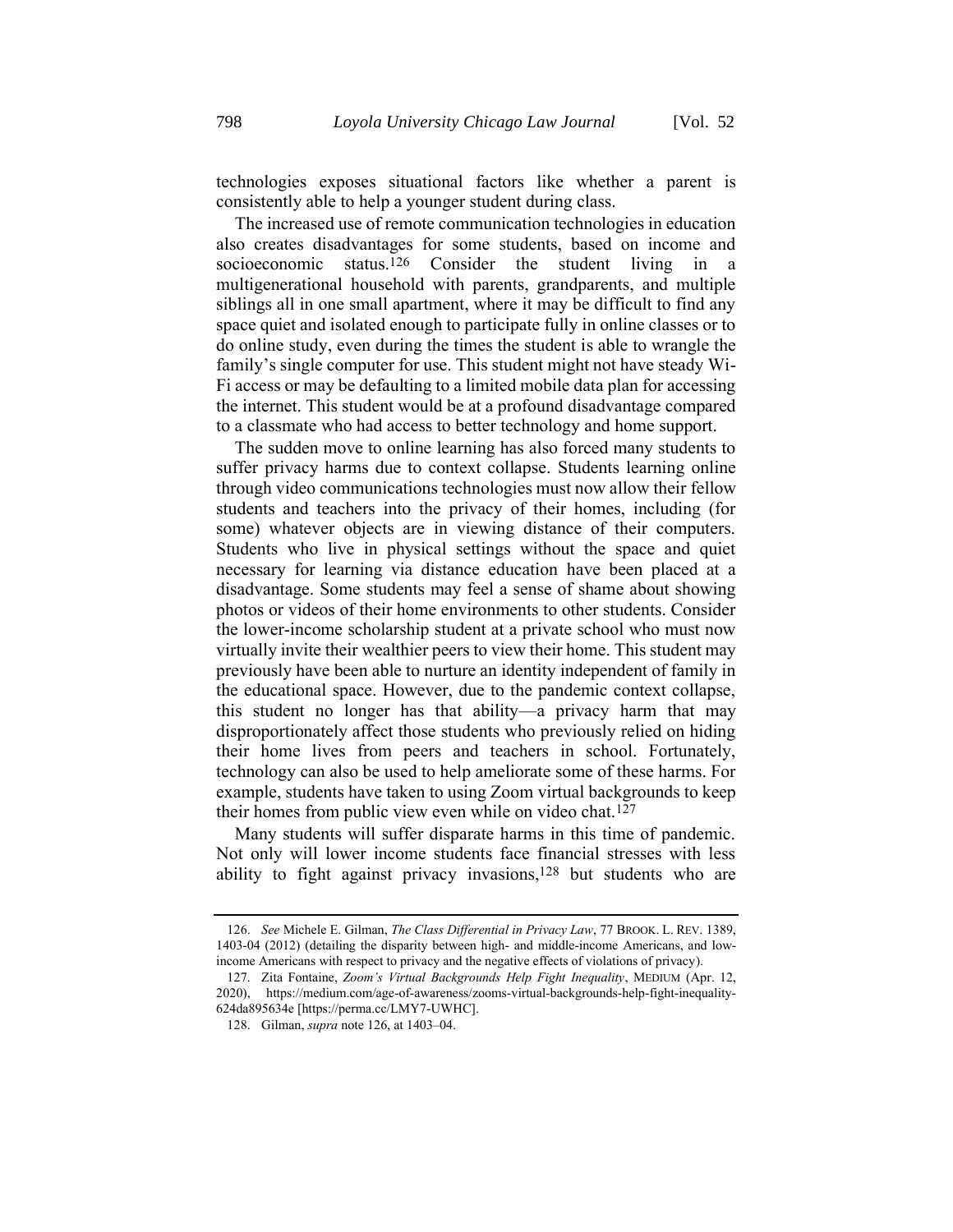technologies exposes situational factors like whether a parent is consistently able to help a younger student during class.

The increased use of remote communication technologies in education also creates disadvantages for some students, based on income and socioeconomic status.[126] Consider the student living in a multigenerational household with parents, grandparents, and multiple siblings all in one small apartment, where it may be difficult to find any space quiet and isolated enough to participate fully in online classes or to do online study, even during the times the student is able to wrangle the family's single computer for use. This student might not have steady Wi-Fi access or may be defaulting to a limited mobile data plan for accessing the internet. This student would be at a profound disadvantage compared to a classmate who had access to better technology and home support.

The sudden move to online learning has also forced many students to suffer privacy harms due to context collapse. Students learning online through video communications technologies must now allow their fellow students and teachers into the privacy of their homes, including (for some) whatever objects are in viewing distance of their computers. Students who live in physical settings without the space and quiet necessary for learning via distance education have been placed at a disadvantage. Some students may feel a sense of shame about showing photos or videos of their home environments to other students. Consider the lower-income scholarship student at a private school who must now virtually invite their wealthier peers to view their home. This student may previously have been able to nurture an identity independent of family in the educational space. However, due to the pandemic context collapse, this student no longer has that ability—a privacy harm that may disproportionately affect those students who previously relied on hiding their home lives from peers and teachers in school. Fortunately, technology can also be used to help ameliorate some of these harms. For example, students have taken to using Zoom virtual backgrounds to keep their homes from public view even while on video chat.[127]

Many students will suffer disparate harms in this time of pandemic. Not only will lower income students face financial stresses with less ability to fight against privacy invasions,[128] but students who are

---

126. *See* Michele E. Gilman, *The Class Differential in Privacy Law*, 77 BROOK. L. REV. 1389, 1403-04 (2012) (detailing the disparity between high- and middle-income Americans, and low-income Americans with respect to privacy and the negative effects of violations of privacy).

127. Zita Fontaine, *Zoom's Virtual Backgrounds Help Fight Inequality*, MEDIUM (Apr. 12, 2020), https://medium.com/age-of-awareness/zooms-virtual-backgrounds-help-fight-inequality-624da895634e [https://perma.cc/LMY7-UWHC].

128. Gilman, *supra* note 126, at 1403–04.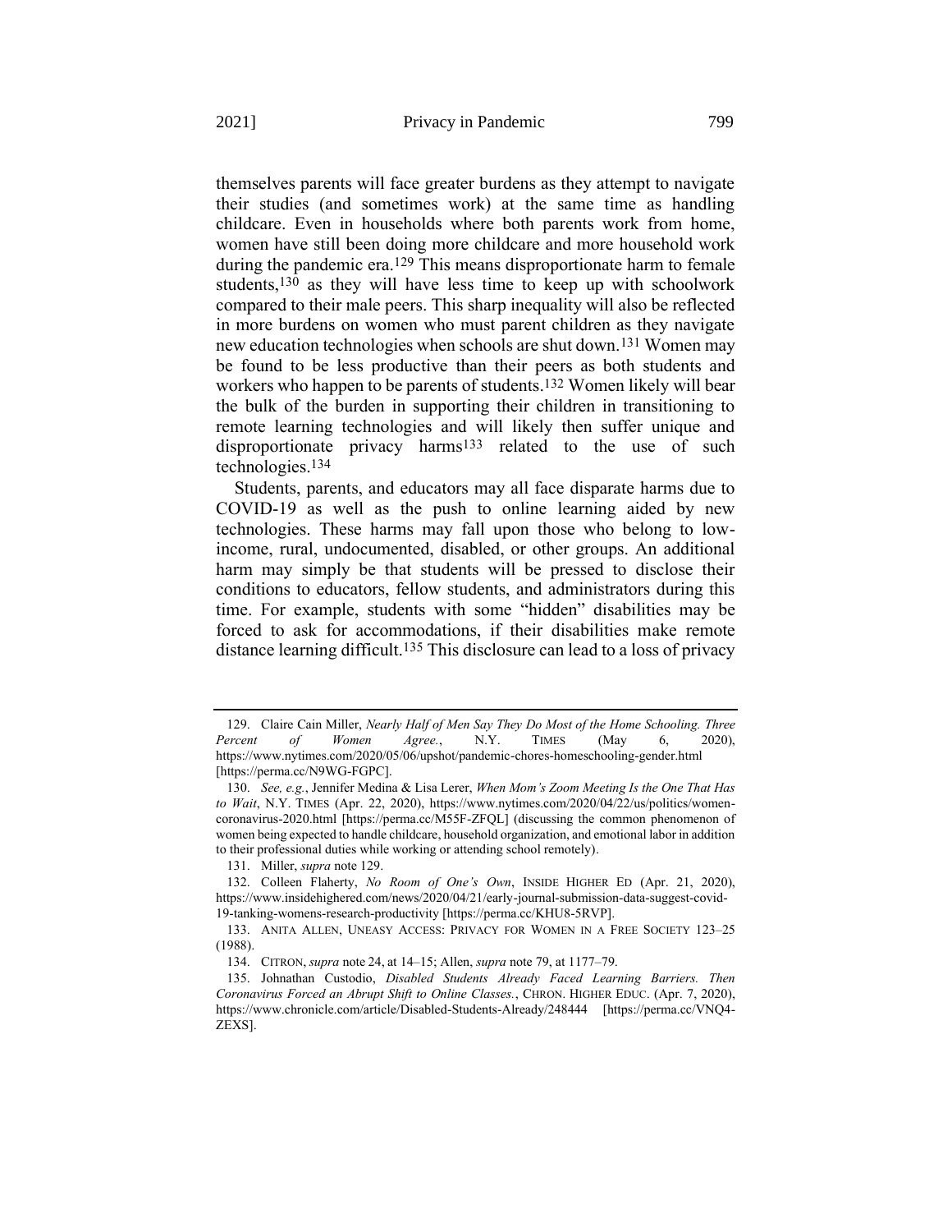themselves parents will face greater burdens as they attempt to navigate their studies (and sometimes work) at the same time as handling childcare. Even in households where both parents work from home, women have still been doing more childcare and more household work during the pandemic era.[129] This means disproportionate harm to female students,[130] as they will have less time to keep up with schoolwork compared to their male peers. This sharp inequality will also be reflected in more burdens on women who must parent children as they navigate new education technologies when schools are shut down.[131] Women may be found to be less productive than their peers as both students and workers who happen to be parents of students.[132] Women likely will bear the bulk of the burden in supporting their children in transitioning to remote learning technologies and will likely then suffer unique and disproportionate privacy harms[133] related to the use of such technologies.[134]

Students, parents, and educators may all face disparate harms due to COVID-19 as well as the push to online learning aided by new technologies. These harms may fall upon those who belong to low-income, rural, undocumented, disabled, or other groups. An additional harm may simply be that students will be pressed to disclose their conditions to educators, fellow students, and administrators during this time. For example, students with some "hidden" disabilities may be forced to ask for accommodations, if their disabilities make remote distance learning difficult.[135] This disclosure can lead to a loss of privacy

---

129. Claire Cain Miller, *Nearly Half of Men Say They Do Most of the Home Schooling. Three Percent of Women Agree.*, N.Y. TIMES (May 6, 2020), https://www.nytimes.com/2020/05/06/upshot/pandemic-chores-homeschooling-gender.html [https://perma.cc/N9WG-FGPC].

130. *See, e.g.*, Jennifer Medina & Lisa Lerer, *When Mom's Zoom Meeting Is the One That Has to Wait*, N.Y. TIMES (Apr. 22, 2020), https://www.nytimes.com/2020/04/22/us/politics/women-coronavirus-2020.html [https://perma.cc/M55F-ZFQL] (discussing the common phenomenon of women being expected to handle childcare, household organization, and emotional labor in addition to their professional duties while working or attending school remotely).

131. Miller, *supra* note 129.

132. Colleen Flaherty, *No Room of One's Own*, INSIDE HIGHER ED (Apr. 21, 2020), https://www.insidehighered.com/news/2020/04/21/early-journal-submission-data-suggest-covid-19-tanking-womens-research-productivity [https://perma.cc/KHU8-5RVP].

133. ANITA ALLEN, UNEASY ACCESS: PRIVACY FOR WOMEN IN A FREE SOCIETY 123–25 (1988).

134. CITRON, *supra* note 24, at 14–15; Allen, *supra* note 79, at 1177–79.

135. Johnathan Custodio, *Disabled Students Already Faced Learning Barriers. Then Coronavirus Forced an Abrupt Shift to Online Classes.*, CHRON. HIGHER EDUC. (Apr. 7, 2020), https://www.chronicle.com/article/Disabled-Students-Already/248444 [https://perma.cc/VNQ4-ZEXS].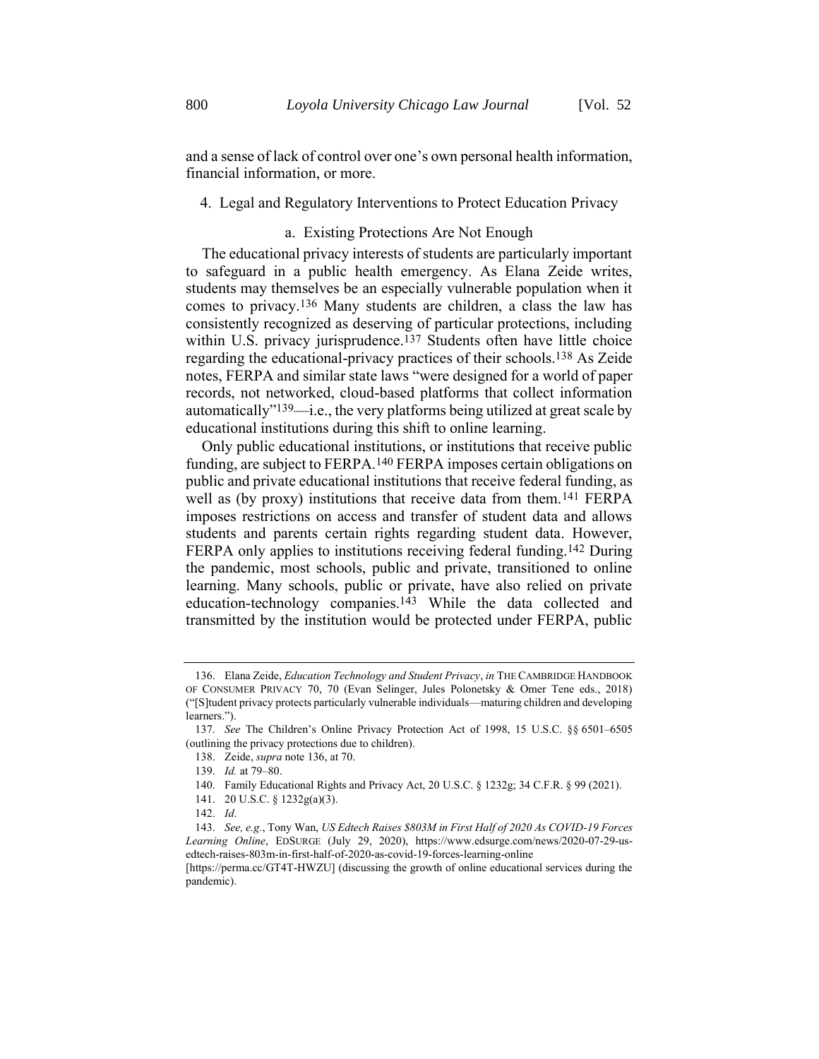and a sense of lack of control over one's own personal health information, financial information, or more.

### 4. Legal and Regulatory Interventions to Protect Education Privacy

#### a. Existing Protections Are Not Enough

The educational privacy interests of students are particularly important to safeguard in a public health emergency. As Elana Zeide writes, students may themselves be an especially vulnerable population when it comes to privacy.[136] Many students are children, a class the law has consistently recognized as deserving of particular protections, including within U.S. privacy jurisprudence.[137] Students often have little choice regarding the educational-privacy practices of their schools.[138] As Zeide notes, FERPA and similar state laws "were designed for a world of paper records, not networked, cloud-based platforms that collect information automatically"[139]—i.e., the very platforms being utilized at great scale by educational institutions during this shift to online learning.

Only public educational institutions, or institutions that receive public funding, are subject to FERPA.[140] FERPA imposes certain obligations on public and private educational institutions that receive federal funding, as well as (by proxy) institutions that receive data from them.[141] FERPA imposes restrictions on access and transfer of student data and allows students and parents certain rights regarding student data. However, FERPA only applies to institutions receiving federal funding.[142] During the pandemic, most schools, public and private, transitioned to online learning. Many schools, public or private, have also relied on private education-technology companies.[143] While the data collected and transmitted by the institution would be protected under FERPA, public

---

136. Elana Zeide, *Education Technology and Student Privacy*, *in* THE CAMBRIDGE HANDBOOK OF CONSUMER PRIVACY 70, 70 (Evan Selinger, Jules Polonetsky & Omer Tene eds., 2018) ("[S]tudent privacy protects particularly vulnerable individuals—maturing children and developing learners.").

137. *See* The Children's Online Privacy Protection Act of 1998, 15 U.S.C. §§ 6501–6505 (outlining the privacy protections due to children).

138. Zeide, *supra* note 136, at 70.

139. *Id.* at 79–80.

140. Family Educational Rights and Privacy Act, 20 U.S.C. § 1232g; 34 C.F.R. § 99 (2021).

141. 20 U.S.C. § 1232g(a)(3).

142. *Id*.

143. *See, e.g.*, Tony Wan, *US Edtech Raises $803M in First Half of 2020 As COVID-19 Forces Learning Online*, EDSURGE (July 29, 2020), https://www.edsurge.com/news/2020-07-29-us-edtech-raises-803m-in-first-half-of-2020-as-covid-19-forces-learning-online [https://perma.cc/GT4T-HWZU] (discussing the growth of online educational services during the pandemic).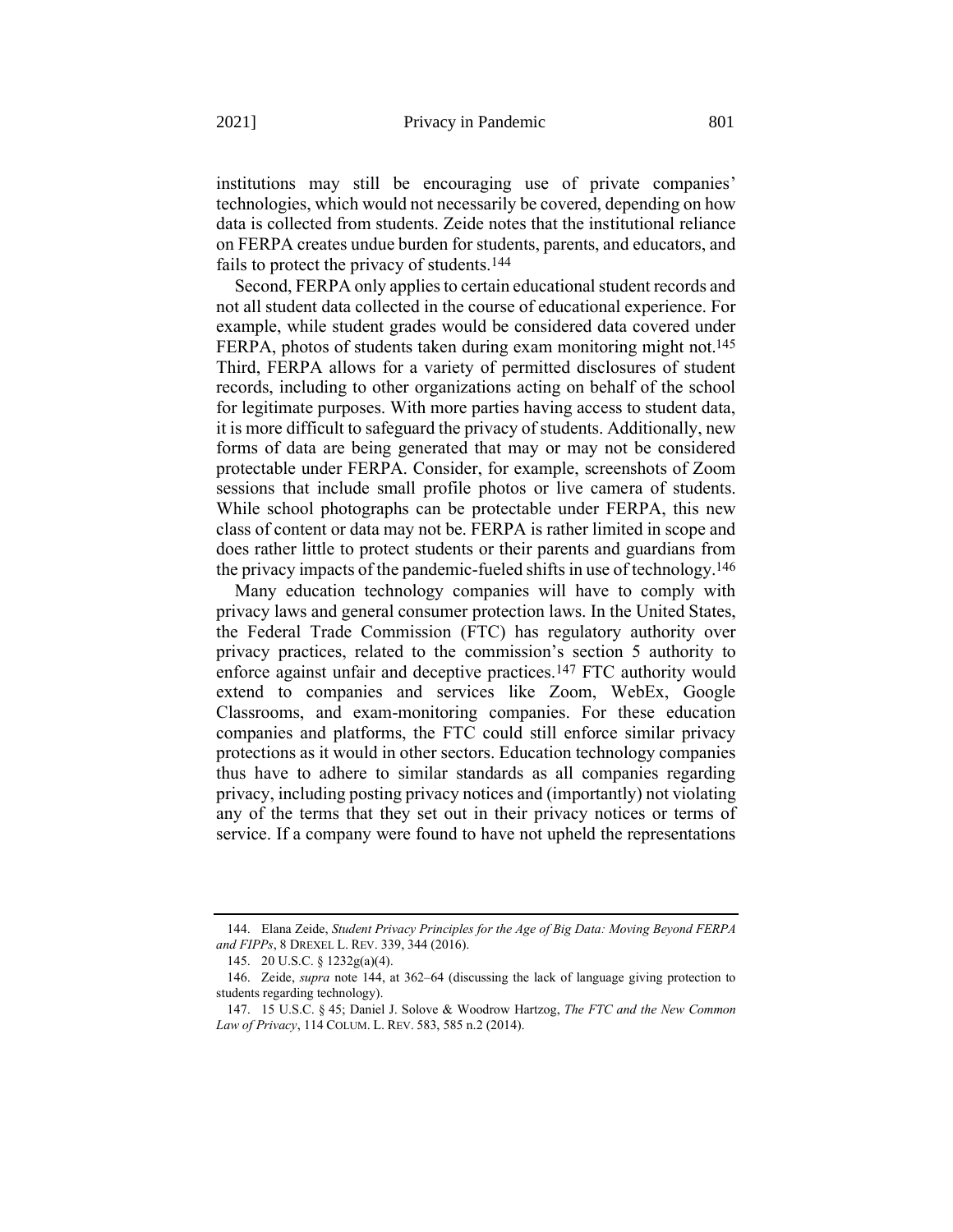institutions may still be encouraging use of private companies' technologies, which would not necessarily be covered, depending on how data is collected from students. Zeide notes that the institutional reliance on FERPA creates undue burden for students, parents, and educators, and fails to protect the privacy of students.[144]

Second, FERPA only applies to certain educational student records and not all student data collected in the course of educational experience. For example, while student grades would be considered data covered under FERPA, photos of students taken during exam monitoring might not.[145] Third, FERPA allows for a variety of permitted disclosures of student records, including to other organizations acting on behalf of the school for legitimate purposes. With more parties having access to student data, it is more difficult to safeguard the privacy of students. Additionally, new forms of data are being generated that may or may not be considered protectable under FERPA. Consider, for example, screenshots of Zoom sessions that include small profile photos or live camera of students. While school photographs can be protectable under FERPA, this new class of content or data may not be. FERPA is rather limited in scope and does rather little to protect students or their parents and guardians from the privacy impacts of the pandemic-fueled shifts in use of technology.[146]

Many education technology companies will have to comply with privacy laws and general consumer protection laws. In the United States, the Federal Trade Commission (FTC) has regulatory authority over privacy practices, related to the commission's section 5 authority to enforce against unfair and deceptive practices.[147] FTC authority would extend to companies and services like Zoom, WebEx, Google Classrooms, and exam-monitoring companies. For these education companies and platforms, the FTC could still enforce similar privacy protections as it would in other sectors. Education technology companies thus have to adhere to similar standards as all companies regarding privacy, including posting privacy notices and (importantly) not violating any of the terms that they set out in their privacy notices or terms of service. If a company were found to have not upheld the representations

---

144. Elana Zeide, *Student Privacy Principles for the Age of Big Data: Moving Beyond FERPA and FIPPs*, 8 DREXEL L. REV. 339, 344 (2016).

145. 20 U.S.C. § 1232g(a)(4).

146. Zeide, *supra* note 144, at 362–64 (discussing the lack of language giving protection to students regarding technology).

147. 15 U.S.C. § 45; Daniel J. Solove & Woodrow Hartzog, *The FTC and the New Common Law of Privacy*, 114 COLUM. L. REV. 583, 585 n.2 (2014).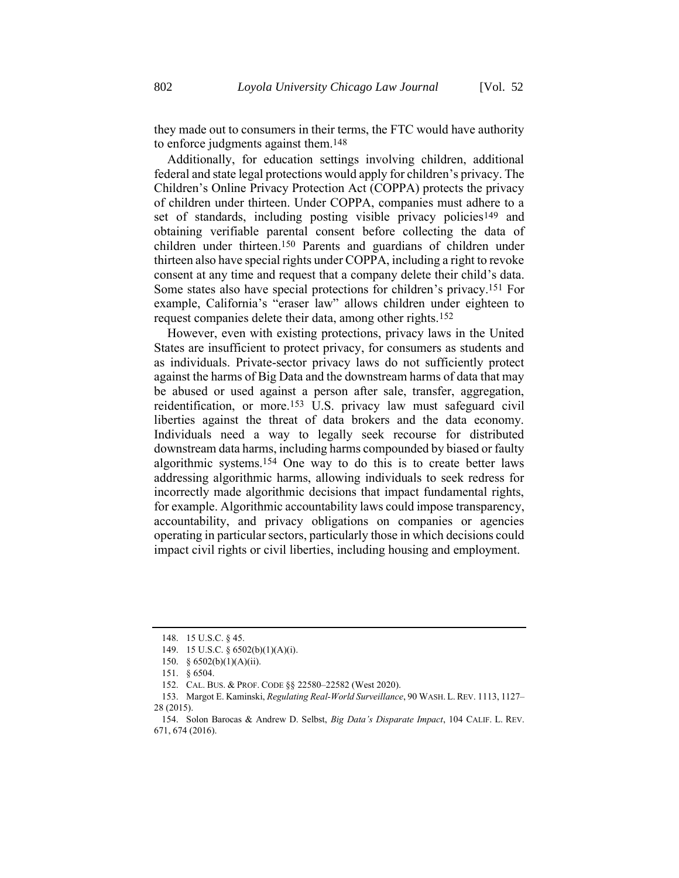they made out to consumers in their terms, the FTC would have authority to enforce judgments against them.[148]

Additionally, for education settings involving children, additional federal and state legal protections would apply for children's privacy. The Children's Online Privacy Protection Act (COPPA) protects the privacy of children under thirteen. Under COPPA, companies must adhere to a set of standards, including posting visible privacy policies[149] and obtaining verifiable parental consent before collecting the data of children under thirteen.[150] Parents and guardians of children under thirteen also have special rights under COPPA, including a right to revoke consent at any time and request that a company delete their child's data. Some states also have special protections for children's privacy.[151] For example, California's "eraser law" allows children under eighteen to request companies delete their data, among other rights.[152]

However, even with existing protections, privacy laws in the United States are insufficient to protect privacy, for consumers as students and as individuals. Private-sector privacy laws do not sufficiently protect against the harms of Big Data and the downstream harms of data that may be abused or used against a person after sale, transfer, aggregation, reidentification, or more.[153] U.S. privacy law must safeguard civil liberties against the threat of data brokers and the data economy. Individuals need a way to legally seek recourse for distributed downstream data harms, including harms compounded by biased or faulty algorithmic systems.[154] One way to do this is to create better laws addressing algorithmic harms, allowing individuals to seek redress for incorrectly made algorithmic decisions that impact fundamental rights, for example. Algorithmic accountability laws could impose transparency, accountability, and privacy obligations on companies or agencies operating in particular sectors, particularly those in which decisions could impact civil rights or civil liberties, including housing and employment.

---

148. 15 U.S.C. § 45.

149. 15 U.S.C. § 6502(b)(1)(A)(i).

150. § 6502(b)(1)(A)(ii).

151. § 6504.

152. CAL. BUS. & PROF. CODE §§ 22580–22582 (West 2020).

153. Margot E. Kaminski, *Regulating Real-World Surveillance*, 90 WASH. L. REV. 1113, 1127–28 (2015).

154. Solon Barocas & Andrew D. Selbst, *Big Data's Disparate Impact*, 104 CALIF. L. REV. 671, 674 (2016).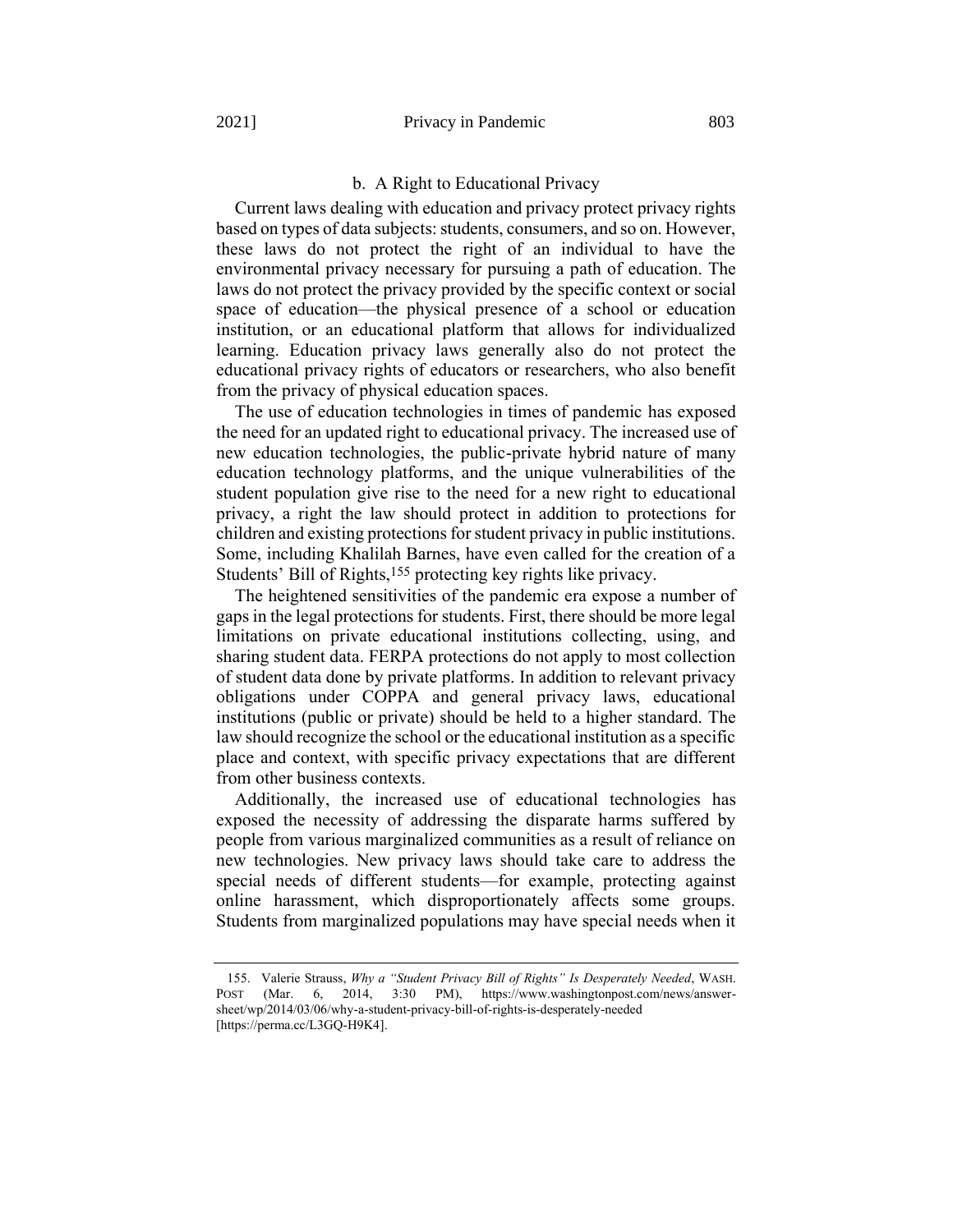### b. A Right to Educational Privacy

Current laws dealing with education and privacy protect privacy rights based on types of data subjects: students, consumers, and so on. However, these laws do not protect the right of an individual to have the environmental privacy necessary for pursuing a path of education. The laws do not protect the privacy provided by the specific context or social space of education—the physical presence of a school or education institution, or an educational platform that allows for individualized learning. Education privacy laws generally also do not protect the educational privacy rights of educators or researchers, who also benefit from the privacy of physical education spaces.

The use of education technologies in times of pandemic has exposed the need for an updated right to educational privacy. The increased use of new education technologies, the public-private hybrid nature of many education technology platforms, and the unique vulnerabilities of the student population give rise to the need for a new right to educational privacy, a right the law should protect in addition to protections for children and existing protections for student privacy in public institutions. Some, including Khalilah Barnes, have even called for the creation of a Students' Bill of Rights,[155] protecting key rights like privacy.

The heightened sensitivities of the pandemic era expose a number of gaps in the legal protections for students. First, there should be more legal limitations on private educational institutions collecting, using, and sharing student data. FERPA protections do not apply to most collection of student data done by private platforms. In addition to relevant privacy obligations under COPPA and general privacy laws, educational institutions (public or private) should be held to a higher standard. The law should recognize the school or the educational institution as a specific place and context, with specific privacy expectations that are different from other business contexts.

Additionally, the increased use of educational technologies has exposed the necessity of addressing the disparate harms suffered by people from various marginalized communities as a result of reliance on new technologies. New privacy laws should take care to address the special needs of different students—for example, protecting against online harassment, which disproportionately affects some groups. Students from marginalized populations may have special needs when it

---

155. Valerie Strauss, *Why a "Student Privacy Bill of Rights" Is Desperately Needed*, WASH. POST (Mar. 6, 2014, 3:30 PM), https://www.washingtonpost.com/news/answer-sheet/wp/2014/03/06/why-a-student-privacy-bill-of-rights-is-desperately-needed [https://perma.cc/L3GQ-H9K4].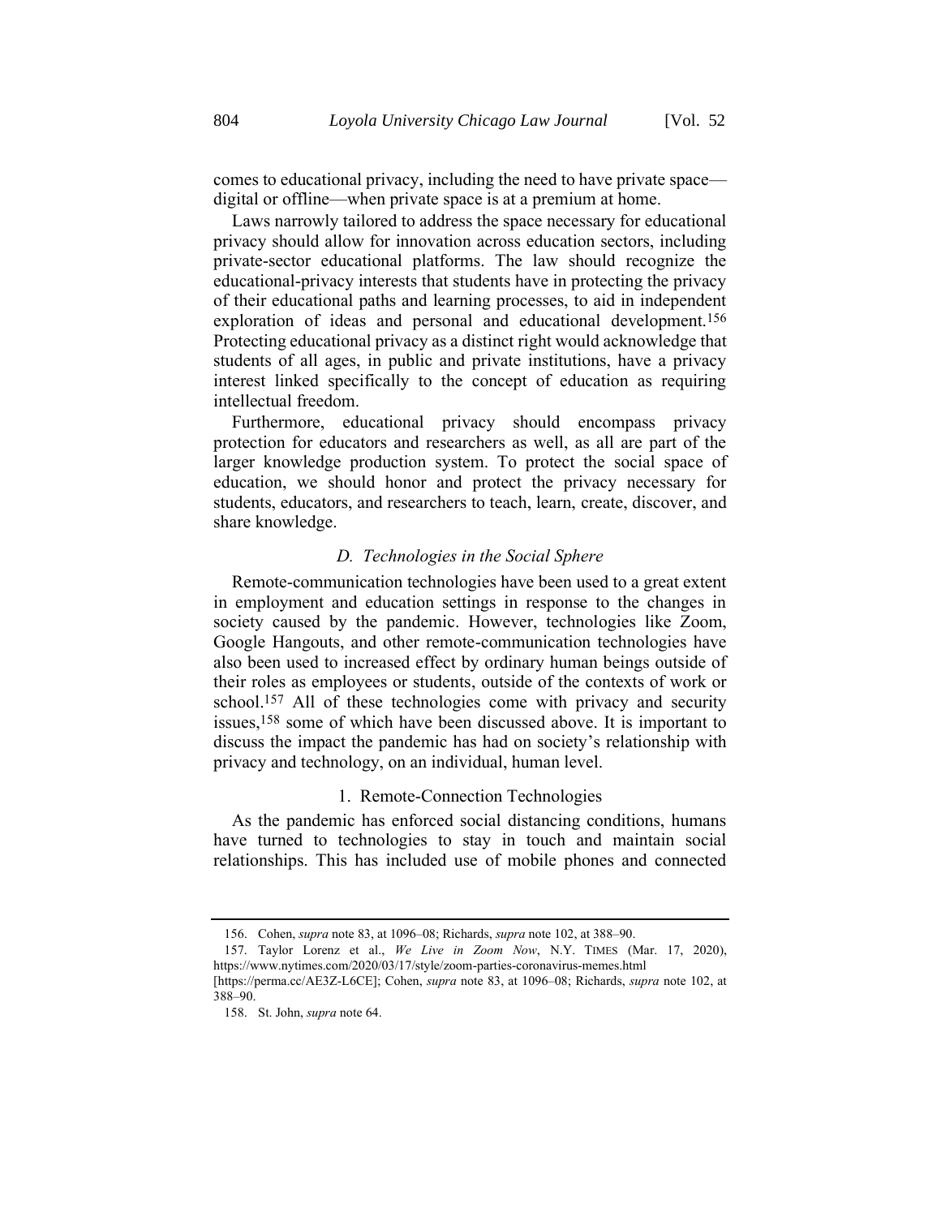comes to educational privacy, including the need to have private space—digital or offline—when private space is at a premium at home.

Laws narrowly tailored to address the space necessary for educational privacy should allow for innovation across education sectors, including private-sector educational platforms. The law should recognize the educational-privacy interests that students have in protecting the privacy of their educational paths and learning processes, to aid in independent exploration of ideas and personal and educational development.[156] Protecting educational privacy as a distinct right would acknowledge that students of all ages, in public and private institutions, have a privacy interest linked specifically to the concept of education as requiring intellectual freedom.

Furthermore, educational privacy should encompass privacy protection for educators and researchers as well, as all are part of the larger knowledge production system. To protect the social space of education, we should honor and protect the privacy necessary for students, educators, and researchers to teach, learn, create, discover, and share knowledge.

### *D. Technologies in the Social Sphere*

Remote-communication technologies have been used to a great extent in employment and education settings in response to the changes in society caused by the pandemic. However, technologies like Zoom, Google Hangouts, and other remote-communication technologies have also been used to increased effect by ordinary human beings outside of their roles as employees or students, outside of the contexts of work or school.[157] All of these technologies come with privacy and security issues,[158] some of which have been discussed above. It is important to discuss the impact the pandemic has had on society's relationship with privacy and technology, on an individual, human level.

#### 1. Remote-Connection Technologies

As the pandemic has enforced social distancing conditions, humans have turned to technologies to stay in touch and maintain social relationships. This has included use of mobile phones and connected

---

156. Cohen, *supra* note 83, at 1096–08; Richards, *supra* note 102, at 388–90.

157. Taylor Lorenz et al., *We Live in Zoom Now*, N.Y. TIMES (Mar. 17, 2020), https://www.nytimes.com/2020/03/17/style/zoom-parties-coronavirus-memes.html [https://perma.cc/AE3Z-L6CE]; Cohen, *supra* note 83, at 1096–08; Richards, *supra* note 102, at 388–90.

158. St. John, *supra* note 64.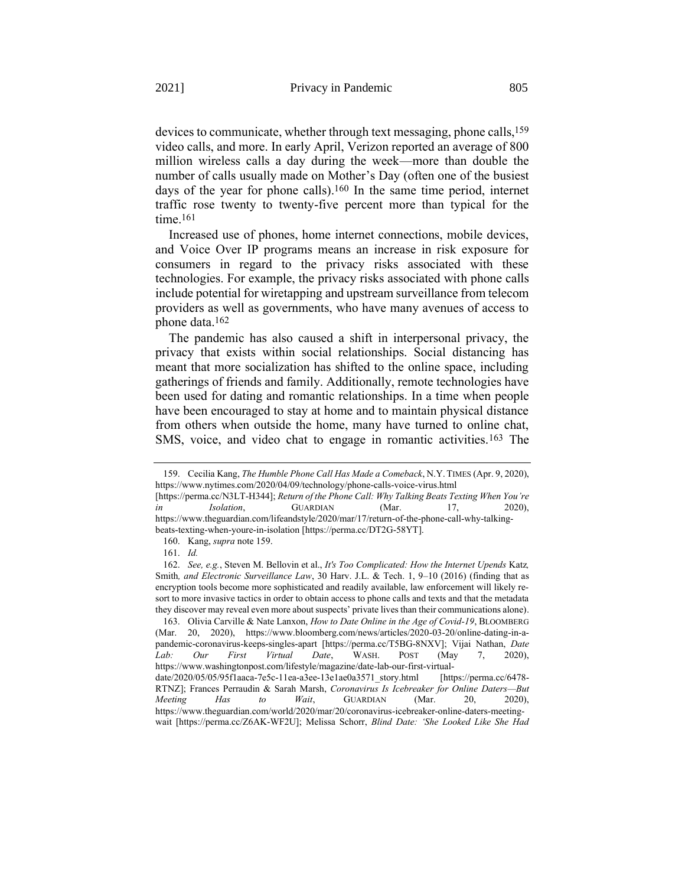devices to communicate, whether through text messaging, phone calls,[159] video calls, and more. In early April, Verizon reported an average of 800 million wireless calls a day during the week—more than double the number of calls usually made on Mother's Day (often one of the busiest days of the year for phone calls).[160] In the same time period, internet traffic rose twenty to twenty-five percent more than typical for the time.[161]

Increased use of phones, home internet connections, mobile devices, and Voice Over IP programs means an increase in risk exposure for consumers in regard to the privacy risks associated with these technologies. For example, the privacy risks associated with phone calls include potential for wiretapping and upstream surveillance from telecom providers as well as governments, who have many avenues of access to phone data.[162]

The pandemic has also caused a shift in interpersonal privacy, the privacy that exists within social relationships. Social distancing has meant that more socialization has shifted to the online space, including gatherings of friends and family. Additionally, remote technologies have been used for dating and romantic relationships. In a time when people have been encouraged to stay at home and to maintain physical distance from others when outside the home, many have turned to online chat, SMS, voice, and video chat to engage in romantic activities.[163] The

---

159. Cecilia Kang, *The Humble Phone Call Has Made a Comeback*, N.Y. TIMES (Apr. 9, 2020), https://www.nytimes.com/2020/04/09/technology/phone-calls-voice-virus.html [https://perma.cc/N3LT-H344]; *Return of the Phone Call: Why Talking Beats Texting When You're in Isolation*, GUARDIAN (Mar. 17, 2020), https://www.theguardian.com/lifeandstyle/2020/mar/17/return-of-the-phone-call-why-talking-beats-texting-when-youre-in-isolation [https://perma.cc/DT2G-58YT].

160. Kang, *supra* note 159.

161. *Id.*

162. *See, e.g.*, Steven M. Bellovin et al., *It's Too Complicated: How the Internet Upends* Katz*,* Smith*, and Electronic Surveillance Law*, 30 Harv. J.L. & Tech. 1, 9–10 (2016) (finding that as encryption tools become more sophisticated and readily available, law enforcement will likely resort to more invasive tactics in order to obtain access to phone calls and texts and that the metadata they discover may reveal even more about suspects' private lives than their communications alone).

163. Olivia Carville & Nate Lanxon, *How to Date Online in the Age of Covid-19*, BLOOMBERG (Mar. 20, 2020), https://www.bloomberg.com/news/articles/2020-03-20/online-dating-in-a-pandemic-coronavirus-keeps-singles-apart [https://perma.cc/T5BG-8NXV]; Vijai Nathan, *Date Lab: Our First Virtual Date*, WASH. POST (May 7, 2020), https://www.washingtonpost.com/lifestyle/magazine/date-lab-our-first-virtual-date/2020/05/05/95f1aaca-7e5c-11ea-a3ee-13e1ae0a3571_story.html [https://perma.cc/6478-RTNZ]; Frances Perraudin & Sarah Marsh, *Coronavirus Is Icebreaker for Online Daters—But Meeting Has to Wait*, GUARDIAN (Mar. 20, 2020), https://www.theguardian.com/world/2020/mar/20/coronavirus-icebreaker-online-daters-meeting-wait [https://perma.cc/Z6AK-WF2U]; Melissa Schorr, *Blind Date: 'She Looked Like She Had*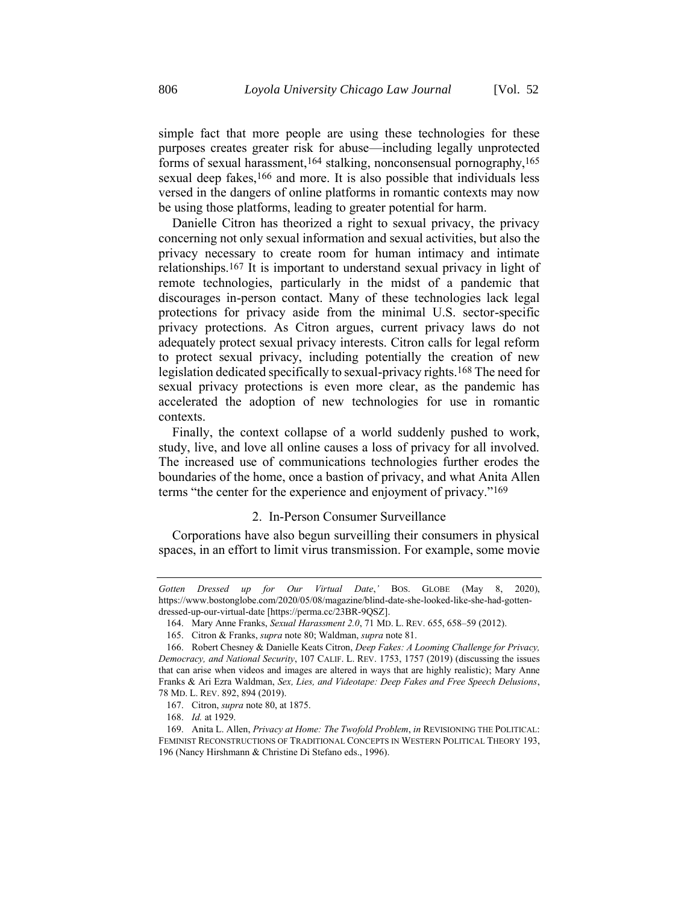simple fact that more people are using these technologies for these purposes creates greater risk for abuse—including legally unprotected forms of sexual harassment,[164] stalking, nonconsensual pornography,[165] sexual deep fakes,[166] and more. It is also possible that individuals less versed in the dangers of online platforms in romantic contexts may now be using those platforms, leading to greater potential for harm.

Danielle Citron has theorized a right to sexual privacy, the privacy concerning not only sexual information and sexual activities, but also the privacy necessary to create room for human intimacy and intimate relationships.[167] It is important to understand sexual privacy in light of remote technologies, particularly in the midst of a pandemic that discourages in-person contact. Many of these technologies lack legal protections for privacy aside from the minimal U.S. sector-specific privacy protections. As Citron argues, current privacy laws do not adequately protect sexual privacy interests. Citron calls for legal reform to protect sexual privacy, including potentially the creation of new legislation dedicated specifically to sexual-privacy rights.[168] The need for sexual privacy protections is even more clear, as the pandemic has accelerated the adoption of new technologies for use in romantic contexts.

Finally, the context collapse of a world suddenly pushed to work, study, live, and love all online causes a loss of privacy for all involved. The increased use of communications technologies further erodes the boundaries of the home, once a bastion of privacy, and what Anita Allen terms "the center for the experience and enjoyment of privacy."[169]

### 2. In-Person Consumer Surveillance

Corporations have also begun surveilling their consumers in physical spaces, in an effort to limit virus transmission. For example, some movie

---

*Gotten Dressed up for Our Virtual Date*,' BOS. GLOBE (May 8, 2020), https://www.bostonglobe.com/2020/05/08/magazine/blind-date-she-looked-like-she-had-gotten-dressed-up-our-virtual-date [https://perma.cc/23BR-9QSZ].

164. Mary Anne Franks, *Sexual Harassment 2.0*, 71 MD. L. REV. 655, 658–59 (2012).

165. Citron & Franks, *supra* note 80; Waldman, *supra* note 81.

166. Robert Chesney & Danielle Keats Citron, *Deep Fakes: A Looming Challenge for Privacy, Democracy, and National Security*, 107 CALIF. L. REV. 1753, 1757 (2019) (discussing the issues that can arise when videos and images are altered in ways that are highly realistic); Mary Anne Franks & Ari Ezra Waldman, *Sex, Lies, and Videotape: Deep Fakes and Free Speech Delusions*, 78 MD. L. REV. 892, 894 (2019).

167. Citron, *supra* note 80, at 1875.

168. *Id.* at 1929.

169. Anita L. Allen, *Privacy at Home: The Twofold Problem*, *in* REVISIONING THE POLITICAL: FEMINIST RECONSTRUCTIONS OF TRADITIONAL CONCEPTS IN WESTERN POLITICAL THEORY 193, 196 (Nancy Hirshmann & Christine Di Stefano eds., 1996).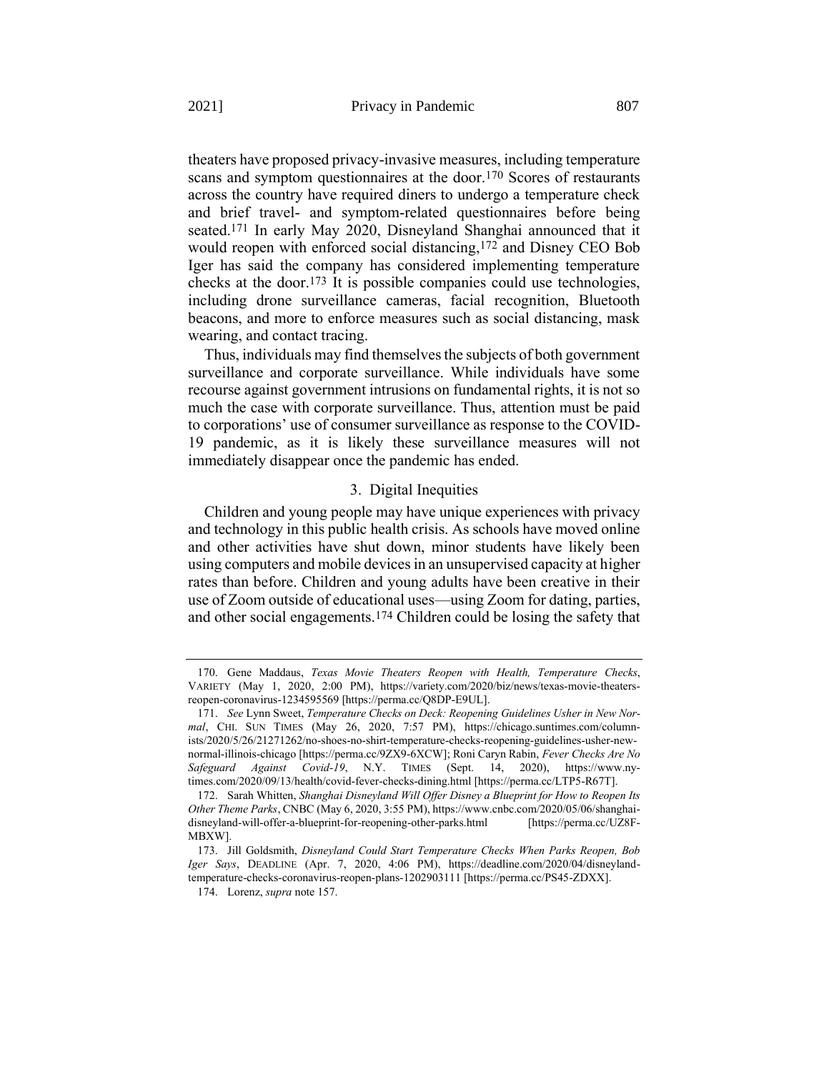theaters have proposed privacy-invasive measures, including temperature scans and symptom questionnaires at the door.[170] Scores of restaurants across the country have required diners to undergo a temperature check and brief travel- and symptom-related questionnaires before being seated.[171] In early May 2020, Disneyland Shanghai announced that it would reopen with enforced social distancing,[172] and Disney CEO Bob Iger has said the company has considered implementing temperature checks at the door.[173] It is possible companies could use technologies, including drone surveillance cameras, facial recognition, Bluetooth beacons, and more to enforce measures such as social distancing, mask wearing, and contact tracing.

Thus, individuals may find themselves the subjects of both government surveillance and corporate surveillance. While individuals have some recourse against government intrusions on fundamental rights, it is not so much the case with corporate surveillance. Thus, attention must be paid to corporations' use of consumer surveillance as response to the COVID-19 pandemic, as it is likely these surveillance measures will not immediately disappear once the pandemic has ended.

### 3. Digital Inequities

Children and young people may have unique experiences with privacy and technology in this public health crisis. As schools have moved online and other activities have shut down, minor students have likely been using computers and mobile devices in an unsupervised capacity at higher rates than before. Children and young adults have been creative in their use of Zoom outside of educational uses—using Zoom for dating, parties, and other social engagements.[174] Children could be losing the safety that

---

170. Gene Maddaus, *Texas Movie Theaters Reopen with Health, Temperature Checks*, VARIETY (May 1, 2020, 2:00 PM), https://variety.com/2020/biz/news/texas-movie-theaters-reopen-coronavirus-1234595569 [https://perma.cc/Q8DP-E9UL].

171. *See* Lynn Sweet, *Temperature Checks on Deck: Reopening Guidelines Usher in New Normal*, CHI. SUN TIMES (May 26, 2020, 7:57 PM), https://chicago.suntimes.com/columnists/2020/5/26/21271262/no-shoes-no-shirt-temperature-checks-reopening-guidelines-usher-new-normal-illinois-chicago [https://perma.cc/9ZX9-6XCW]; Roni Caryn Rabin, *Fever Checks Are No Safeguard Against Covid-19*, N.Y. TIMES (Sept. 14, 2020), https://www.nytimes.com/2020/09/13/health/covid-fever-checks-dining.html [https://perma.cc/LTP5-R67T].

172. Sarah Whitten, *Shanghai Disneyland Will Offer Disney a Blueprint for How to Reopen Its Other Theme Parks*, CNBC (May 6, 2020, 3:55 PM), https://www.cnbc.com/2020/05/06/shanghai-disneyland-will-offer-a-blueprint-for-reopening-other-parks.html [https://perma.cc/UZ8F-MBXW].

173. Jill Goldsmith, *Disneyland Could Start Temperature Checks When Parks Reopen, Bob Iger Says*, DEADLINE (Apr. 7, 2020, 4:06 PM), https://deadline.com/2020/04/disneyland-temperature-checks-coronavirus-reopen-plans-1202903111 [https://perma.cc/PS45-ZDXX].

174. Lorenz, *supra* note 157.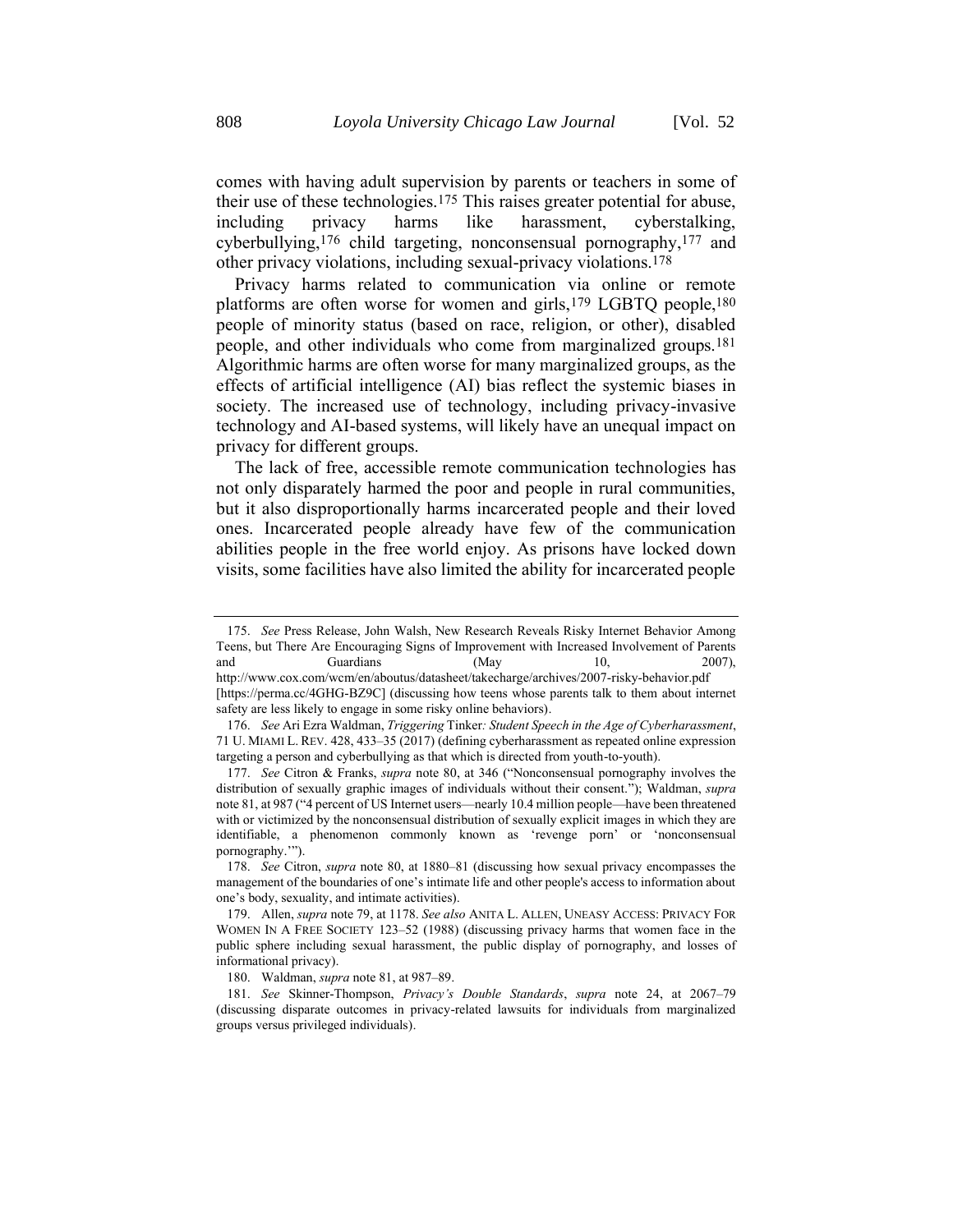comes with having adult supervision by parents or teachers in some of their use of these technologies.[175] This raises greater potential for abuse, including privacy harms like harassment, cyberstalking, cyberbullying,[176] child targeting, nonconsensual pornography,[177] and other privacy violations, including sexual-privacy violations.[178]

Privacy harms related to communication via online or remote platforms are often worse for women and girls,[179] LGBTQ people,[180] people of minority status (based on race, religion, or other), disabled people, and other individuals who come from marginalized groups.[181] Algorithmic harms are often worse for many marginalized groups, as the effects of artificial intelligence (AI) bias reflect the systemic biases in society. The increased use of technology, including privacy-invasive technology and AI-based systems, will likely have an unequal impact on privacy for different groups.

The lack of free, accessible remote communication technologies has not only disparately harmed the poor and people in rural communities, but it also disproportionally harms incarcerated people and their loved ones. Incarcerated people already have few of the communication abilities people in the free world enjoy. As prisons have locked down visits, some facilities have also limited the ability for incarcerated people

---

175. *See* Press Release, John Walsh, New Research Reveals Risky Internet Behavior Among Teens, but There Are Encouraging Signs of Improvement with Increased Involvement of Parents and Guardians (May 10, 2007), http://www.cox.com/wcm/en/aboutus/datasheet/takecharge/archives/2007-risky-behavior.pdf [https://perma.cc/4GHG-BZ9C] (discussing how teens whose parents talk to them about internet safety are less likely to engage in some risky online behaviors).

176. *See* Ari Ezra Waldman, *Triggering* Tinker*: Student Speech in the Age of Cyberharassment*, 71 U. MIAMI L. REV. 428, 433–35 (2017) (defining cyberharassment as repeated online expression targeting a person and cyberbullying as that which is directed from youth-to-youth).

177. *See* Citron & Franks, *supra* note 80, at 346 ("Nonconsensual pornography involves the distribution of sexually graphic images of individuals without their consent."); Waldman, *supra* note 81, at 987 ("4 percent of US Internet users—nearly 10.4 million people—have been threatened with or victimized by the nonconsensual distribution of sexually explicit images in which they are identifiable, a phenomenon commonly known as 'revenge porn' or 'nonconsensual pornography.'").

178. *See* Citron, *supra* note 80, at 1880–81 (discussing how sexual privacy encompasses the management of the boundaries of one's intimate life and other people's access to information about one's body, sexuality, and intimate activities).

179. Allen, *supra* note 79, at 1178. *See also* ANITA L. ALLEN, UNEASY ACCESS: PRIVACY FOR WOMEN IN A FREE SOCIETY 123–52 (1988) (discussing privacy harms that women face in the public sphere including sexual harassment, the public display of pornography, and losses of informational privacy).

180. Waldman, *supra* note 81, at 987–89.

181. *See* Skinner-Thompson, *Privacy's Double Standards*, *supra* note 24, at 2067–79 (discussing disparate outcomes in privacy-related lawsuits for individuals from marginalized groups versus privileged individuals).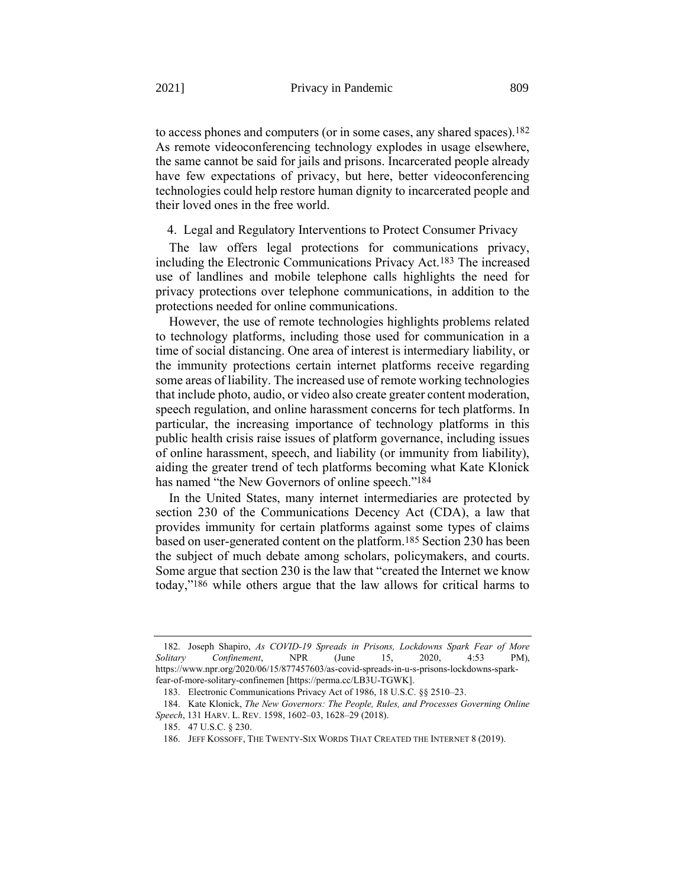to access phones and computers (or in some cases, any shared spaces).[182] As remote videoconferencing technology explodes in usage elsewhere, the same cannot be said for jails and prisons. Incarcerated people already have few expectations of privacy, but here, better videoconferencing technologies could help restore human dignity to incarcerated people and their loved ones in the free world.

### 4. Legal and Regulatory Interventions to Protect Consumer Privacy

The law offers legal protections for communications privacy, including the Electronic Communications Privacy Act.[183] The increased use of landlines and mobile telephone calls highlights the need for privacy protections over telephone communications, in addition to the protections needed for online communications.

However, the use of remote technologies highlights problems related to technology platforms, including those used for communication in a time of social distancing. One area of interest is intermediary liability, or the immunity protections certain internet platforms receive regarding some areas of liability. The increased use of remote working technologies that include photo, audio, or video also create greater content moderation, speech regulation, and online harassment concerns for tech platforms. In particular, the increasing importance of technology platforms in this public health crisis raise issues of platform governance, including issues of online harassment, speech, and liability (or immunity from liability), aiding the greater trend of tech platforms becoming what Kate Klonick has named "the New Governors of online speech."[184]

In the United States, many internet intermediaries are protected by section 230 of the Communications Decency Act (CDA), a law that provides immunity for certain platforms against some types of claims based on user-generated content on the platform.[185] Section 230 has been the subject of much debate among scholars, policymakers, and courts. Some argue that section 230 is the law that "created the Internet we know today,"[186] while others argue that the law allows for critical harms to

---

182. Joseph Shapiro, *As COVID-19 Spreads in Prisons, Lockdowns Spark Fear of More Solitary Confinement*, NPR (June 15, 2020, 4:53 PM), https://www.npr.org/2020/06/15/877457603/as-covid-spreads-in-u-s-prisons-lockdowns-spark-fear-of-more-solitary-confinemen [https://perma.cc/LB3U-TGWK].

183. Electronic Communications Privacy Act of 1986, 18 U.S.C. §§ 2510–23.

184. Kate Klonick, *The New Governors: The People, Rules, and Processes Governing Online Speech*, 131 HARV. L. REV. 1598, 1602–03, 1628–29 (2018).

185. 47 U.S.C. § 230.

186. JEFF KOSSOFF, THE TWENTY-SIX WORDS THAT CREATED THE INTERNET 8 (2019).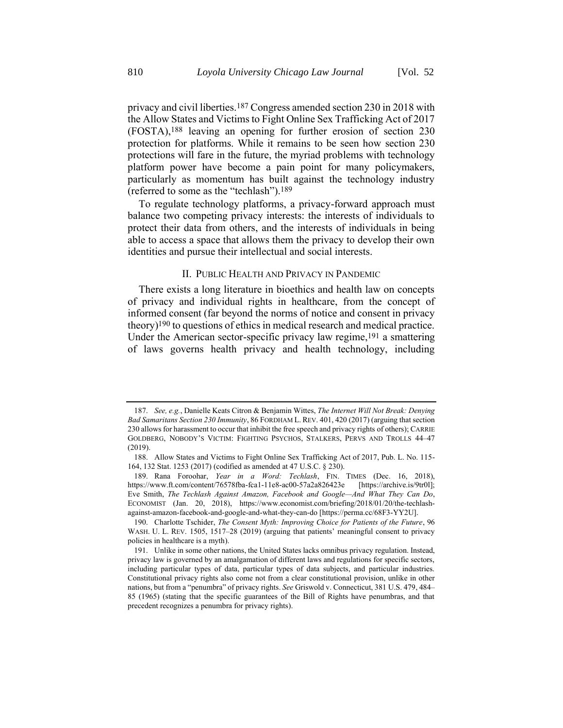privacy and civil liberties.[187] Congress amended section 230 in 2018 with the Allow States and Victims to Fight Online Sex Trafficking Act of 2017 (FOSTA),[188] leaving an opening for further erosion of section 230 protection for platforms. While it remains to be seen how section 230 protections will fare in the future, the myriad problems with technology platform power have become a pain point for many policymakers, particularly as momentum has built against the technology industry (referred to some as the "techlash").[189]

To regulate technology platforms, a privacy-forward approach must balance two competing privacy interests: the interests of individuals to protect their data from others, and the interests of individuals in being able to access a space that allows them the privacy to develop their own identities and pursue their intellectual and social interests.

## II. Public Health and Privacy in Pandemic

There exists a long literature in bioethics and health law on concepts of privacy and individual rights in healthcare, from the concept of informed consent (far beyond the norms of notice and consent in privacy theory)[190] to questions of ethics in medical research and medical practice. Under the American sector-specific privacy law regime,[191] a smattering of laws governs health privacy and health technology, including

---

187. *See, e.g.*, Danielle Keats Citron & Benjamin Wittes, *The Internet Will Not Break: Denying Bad Samaritans Section 230 Immunity*, 86 FORDHAM L. REV. 401, 420 (2017) (arguing that section 230 allows for harassment to occur that inhibit the free speech and privacy rights of others); CARRIE GOLDBERG, NOBODY'S VICTIM: FIGHTING PSYCHOS, STALKERS, PERVS AND TROLLS 44–47 (2019).

188. Allow States and Victims to Fight Online Sex Trafficking Act of 2017, Pub. L. No. 115-164, 132 Stat. 1253 (2017) (codified as amended at 47 U.S.C. § 230).

189. Rana Foroohar, *Year in a Word: Techlash*, FIN. TIMES (Dec. 16, 2018), https://www.ft.com/content/76578fba-fca1-11e8-ac00-57a2a826423e [https://archive.is/9tr0l]; Eve Smith, *The Techlash Against Amazon, Facebook and Google—And What They Can Do*, ECONOMIST (Jan. 20, 2018), https://www.economist.com/briefing/2018/01/20/the-techlash-against-amazon-facebook-and-google-and-what-they-can-do [https://perma.cc/68F3-YY2U].

190. Charlotte Tschider, *The Consent Myth: Improving Choice for Patients of the Future*, 96 WASH. U. L. REV. 1505, 1517–28 (2019) (arguing that patients' meaningful consent to privacy policies in healthcare is a myth).

191. Unlike in some other nations, the United States lacks omnibus privacy regulation. Instead, privacy law is governed by an amalgamation of different laws and regulations for specific sectors, including particular types of data, particular types of data subjects, and particular industries. Constitutional privacy rights also come not from a clear constitutional provision, unlike in other nations, but from a "penumbra" of privacy rights. *See* Griswold v. Connecticut, 381 U.S. 479, 484–85 (1965) (stating that the specific guarantees of the Bill of Rights have penumbras, and that precedent recognizes a penumbra for privacy rights).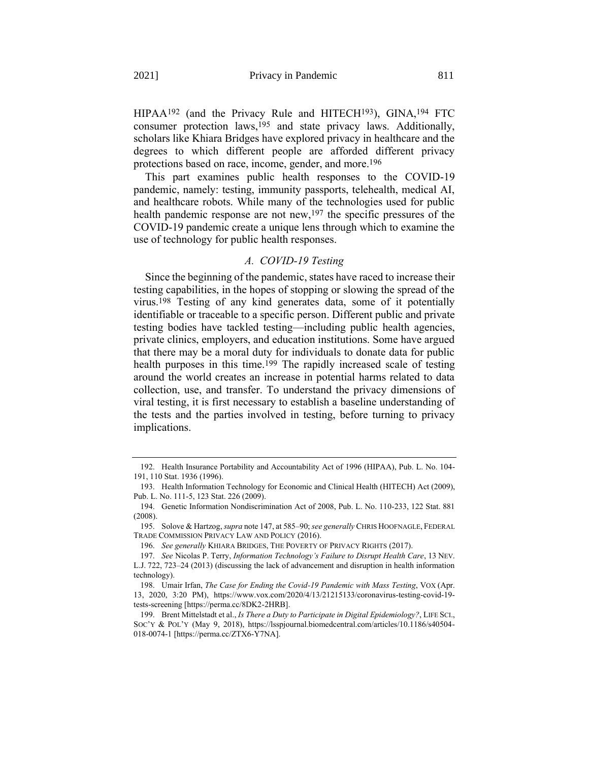HIPAA[192] (and the Privacy Rule and HITECH[193]), GINA,[194] FTC consumer protection laws,[195] and state privacy laws. Additionally, scholars like Khiara Bridges have explored privacy in healthcare and the degrees to which different people are afforded different privacy protections based on race, income, gender, and more.[196]

This part examines public health responses to the COVID-19 pandemic, namely: testing, immunity passports, telehealth, medical AI, and healthcare robots. While many of the technologies used for public health pandemic response are not new,[197] the specific pressures of the COVID-19 pandemic create a unique lens through which to examine the use of technology for public health responses.

### *A. COVID-19 Testing*

Since the beginning of the pandemic, states have raced to increase their testing capabilities, in the hopes of stopping or slowing the spread of the virus.[198] Testing of any kind generates data, some of it potentially identifiable or traceable to a specific person. Different public and private testing bodies have tackled testing—including public health agencies, private clinics, employers, and education institutions. Some have argued that there may be a moral duty for individuals to donate data for public health purposes in this time.[199] The rapidly increased scale of testing around the world creates an increase in potential harms related to data collection, use, and transfer. To understand the privacy dimensions of viral testing, it is first necessary to establish a baseline understanding of the tests and the parties involved in testing, before turning to privacy implications.

---

192. Health Insurance Portability and Accountability Act of 1996 (HIPAA), Pub. L. No. 104-191, 110 Stat. 1936 (1996).

193. Health Information Technology for Economic and Clinical Health (HITECH) Act (2009), Pub. L. No. 111-5, 123 Stat. 226 (2009).

194. Genetic Information Nondiscrimination Act of 2008, Pub. L. No. 110-233, 122 Stat. 881 (2008).

195. Solove & Hartzog, *supra* note 147, at 585–90; *see generally* CHRIS HOOFNAGLE, FEDERAL TRADE COMMISSION PRIVACY LAW AND POLICY (2016).

196. *See generally* KHIARA BRIDGES, THE POVERTY OF PRIVACY RIGHTS (2017).

197. *See* Nicolas P. Terry, *Information Technology's Failure to Disrupt Health Care*, 13 NEV. L.J. 722, 723–24 (2013) (discussing the lack of advancement and disruption in health information technology).

198. Umair Irfan, *The Case for Ending the Covid-19 Pandemic with Mass Testing*, VOX (Apr. 13, 2020, 3:20 PM), https://www.vox.com/2020/4/13/21215133/coronavirus-testing-covid-19-tests-screening [https://perma.cc/8DK2-2HRB].

199. Brent Mittelstadt et al., *Is There a Duty to Participate in Digital Epidemiology?*, LIFE SCI., SOC'Y & POL'Y (May 9, 2018), https://lsspjournal.biomedcentral.com/articles/10.1186/s40504-018-0074-1 [https://perma.cc/ZTX6-Y7NA].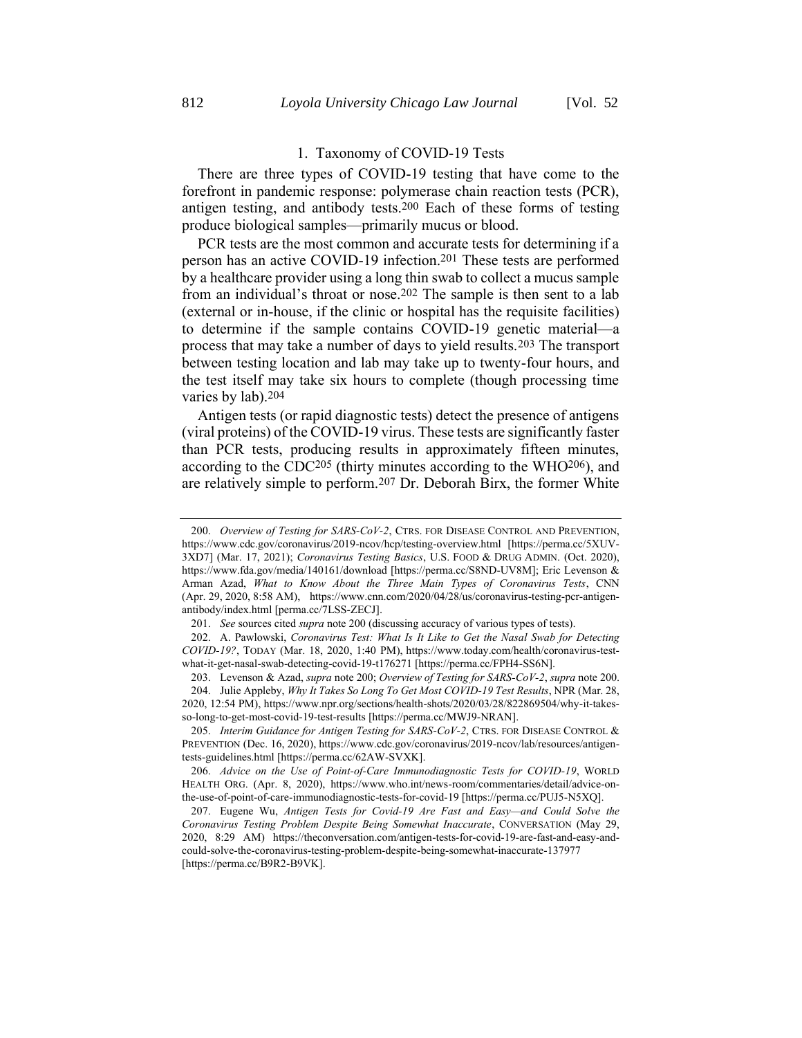### 1. Taxonomy of COVID-19 Tests

There are three types of COVID-19 testing that have come to the forefront in pandemic response: polymerase chain reaction tests (PCR), antigen testing, and antibody tests.[200] Each of these forms of testing produce biological samples—primarily mucus or blood.

PCR tests are the most common and accurate tests for determining if a person has an active COVID-19 infection.[201] These tests are performed by a healthcare provider using a long thin swab to collect a mucus sample from an individual's throat or nose.[202] The sample is then sent to a lab (external or in-house, if the clinic or hospital has the requisite facilities) to determine if the sample contains COVID-19 genetic material—a process that may take a number of days to yield results.[203] The transport between testing location and lab may take up to twenty-four hours, and the test itself may take six hours to complete (though processing time varies by lab).[204]

Antigen tests (or rapid diagnostic tests) detect the presence of antigens (viral proteins) of the COVID-19 virus. These tests are significantly faster than PCR tests, producing results in approximately fifteen minutes, according to the CDC[205] (thirty minutes according to the WHO[206]), and are relatively simple to perform.[207] Dr. Deborah Birx, the former White

---

200. *Overview of Testing for SARS-CoV-2*, CTRS. FOR DISEASE CONTROL AND PREVENTION, https://www.cdc.gov/coronavirus/2019-ncov/hcp/testing-overview.html [https://perma.cc/5XUV-3XD7] (Mar. 17, 2021); *Coronavirus Testing Basics*, U.S. FOOD & DRUG ADMIN. (Oct. 2020), https://www.fda.gov/media/140161/download [https://perma.cc/S8ND-UV8M]; Eric Levenson & Arman Azad, *What to Know About the Three Main Types of Coronavirus Tests*, CNN (Apr. 29, 2020, 8:58 AM), https://www.cnn.com/2020/04/28/us/coronavirus-testing-pcr-antigen-antibody/index.html [perma.cc/7LSS-ZECJ].

201. *See* sources cited *supra* note 200 (discussing accuracy of various types of tests).

202. A. Pawlowski, *Coronavirus Test: What Is It Like to Get the Nasal Swab for Detecting COVID-19?*, TODAY (Mar. 18, 2020, 1:40 PM), https://www.today.com/health/coronavirus-test-what-it-get-nasal-swab-detecting-covid-19-t176271 [https://perma.cc/FPH4-SS6N].

203. Levenson & Azad, *supra* note 200; *Overview of Testing for SARS-CoV-2*, *supra* note 200.

204. Julie Appleby, *Why It Takes So Long To Get Most COVID-19 Test Results*, NPR (Mar. 28, 2020, 12:54 PM), https://www.npr.org/sections/health-shots/2020/03/28/822869504/why-it-takes-so-long-to-get-most-covid-19-test-results [https://perma.cc/MWJ9-NRAN].

205. *Interim Guidance for Antigen Testing for SARS-CoV-2*, CTRS. FOR DISEASE CONTROL & PREVENTION (Dec. 16, 2020), https://www.cdc.gov/coronavirus/2019-ncov/lab/resources/antigen-tests-guidelines.html [https://perma.cc/62AW-SVXK].

206. *Advice on the Use of Point-of-Care Immunodiagnostic Tests for COVID-19*, WORLD HEALTH ORG. (Apr. 8, 2020), https://www.who.int/news-room/commentaries/detail/advice-on-the-use-of-point-of-care-immunodiagnostic-tests-for-covid-19 [https://perma.cc/PUJ5-N5XQ].

207. Eugene Wu, *Antigen Tests for Covid-19 Are Fast and Easy—and Could Solve the Coronavirus Testing Problem Despite Being Somewhat Inaccurate*, CONVERSATION (May 29, 2020, 8:29 AM) https://theconversation.com/antigen-tests-for-covid-19-are-fast-and-easy-and-could-solve-the-coronavirus-testing-problem-despite-being-somewhat-inaccurate-137977 [https://perma.cc/B9R2-B9VK].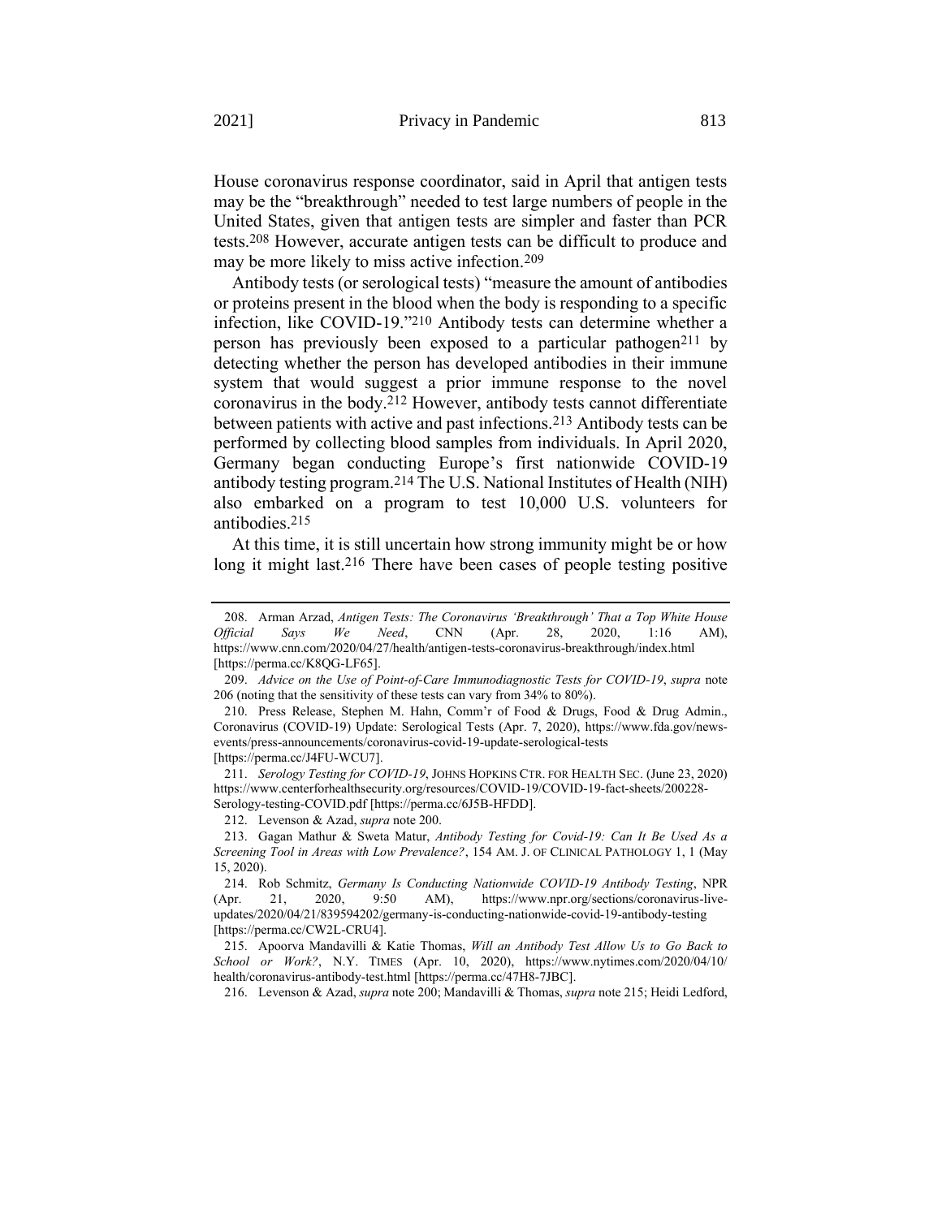House coronavirus response coordinator, said in April that antigen tests may be the "breakthrough" needed to test large numbers of people in the United States, given that antigen tests are simpler and faster than PCR tests.[208] However, accurate antigen tests can be difficult to produce and may be more likely to miss active infection.[209]

Antibody tests (or serological tests) "measure the amount of antibodies or proteins present in the blood when the body is responding to a specific infection, like COVID-19."[210] Antibody tests can determine whether a person has previously been exposed to a particular pathogen[211] by detecting whether the person has developed antibodies in their immune system that would suggest a prior immune response to the novel coronavirus in the body.[212] However, antibody tests cannot differentiate between patients with active and past infections.[213] Antibody tests can be performed by collecting blood samples from individuals. In April 2020, Germany began conducting Europe's first nationwide COVID-19 antibody testing program.[214] The U.S. National Institutes of Health (NIH) also embarked on a program to test 10,000 U.S. volunteers for antibodies.[215]

At this time, it is still uncertain how strong immunity might be or how long it might last.[216] There have been cases of people testing positive

---

208. Arman Arzad, *Antigen Tests: The Coronavirus 'Breakthrough' That a Top White House Official Says We Need*, CNN (Apr. 28, 2020, 1:16 AM), https://www.cnn.com/2020/04/27/health/antigen-tests-coronavirus-breakthrough/index.html [https://perma.cc/K8QG-LF65].

209. *Advice on the Use of Point-of-Care Immunodiagnostic Tests for COVID-19*, *supra* note 206 (noting that the sensitivity of these tests can vary from 34% to 80%).

210. Press Release, Stephen M. Hahn, Comm'r of Food & Drugs, Food & Drug Admin., Coronavirus (COVID-19) Update: Serological Tests (Apr. 7, 2020), https://www.fda.gov/news-events/press-announcements/coronavirus-covid-19-update-serological-tests [https://perma.cc/J4FU-WCU7].

211. *Serology Testing for COVID-19*, JOHNS HOPKINS CTR. FOR HEALTH SEC. (June 23, 2020) https://www.centerforhealthsecurity.org/resources/COVID-19/COVID-19-fact-sheets/200228-Serology-testing-COVID.pdf [https://perma.cc/6J5B-HFDD].

212. Levenson & Azad, *supra* note 200.

213. Gagan Mathur & Sweta Matur, *Antibody Testing for Covid-19: Can It Be Used As a Screening Tool in Areas with Low Prevalence?*, 154 AM. J. OF CLINICAL PATHOLOGY 1, 1 (May 15, 2020).

214. Rob Schmitz, *Germany Is Conducting Nationwide COVID-19 Antibody Testing*, NPR (Apr. 21, 2020, 9:50 AM), https://www.npr.org/sections/coronavirus-live-updates/2020/04/21/839594202/germany-is-conducting-nationwide-covid-19-antibody-testing [https://perma.cc/CW2L-CRU4].

215. Apoorva Mandavilli & Katie Thomas, *Will an Antibody Test Allow Us to Go Back to School or Work?*, N.Y. TIMES (Apr. 10, 2020), https://www.nytimes.com/2020/04/10/health/coronavirus-antibody-test.html [https://perma.cc/47H8-7JBC].

216. Levenson & Azad, *supra* note 200; Mandavilli & Thomas, *supra* note 215; Heidi Ledford,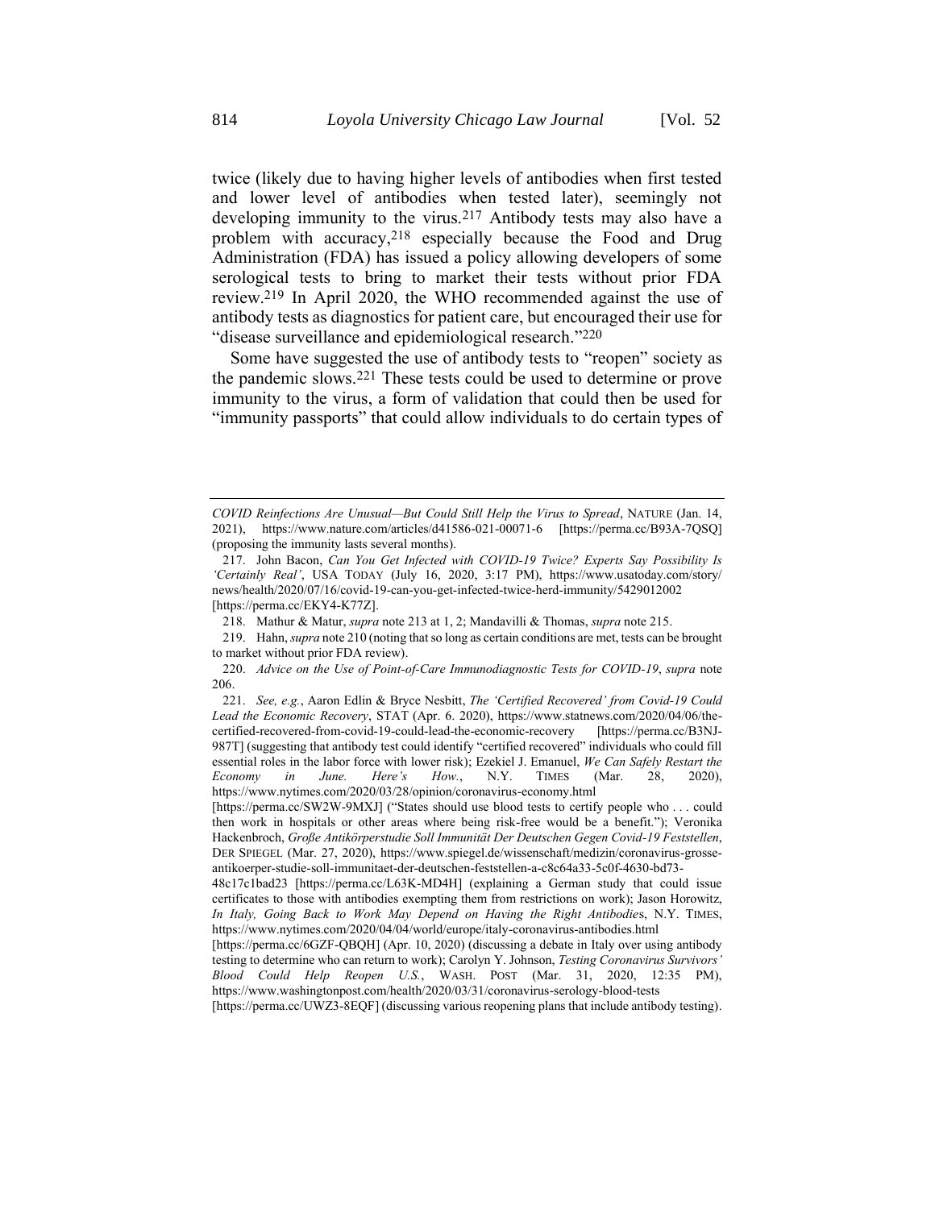twice (likely due to having higher levels of antibodies when first tested and lower level of antibodies when tested later), seemingly not developing immunity to the virus.[217] Antibody tests may also have a problem with accuracy,[218] especially because the Food and Drug Administration (FDA) has issued a policy allowing developers of some serological tests to bring to market their tests without prior FDA review.[219] In April 2020, the WHO recommended against the use of antibody tests as diagnostics for patient care, but encouraged their use for "disease surveillance and epidemiological research."[220]

Some have suggested the use of antibody tests to "reopen" society as the pandemic slows.[221] These tests could be used to determine or prove immunity to the virus, a form of validation that could then be used for "immunity passports" that could allow individuals to do certain types of

---

*COVID Reinfections Are Unusual—But Could Still Help the Virus to Spread*, NATURE (Jan. 14, 2021), https://www.nature.com/articles/d41586-021-00071-6 [https://perma.cc/B93A-7QSQ] (proposing the immunity lasts several months).

217. John Bacon, *Can You Get Infected with COVID-19 Twice? Experts Say Possibility Is 'Certainly Real'*, USA TODAY (July 16, 2020, 3:17 PM), https://www.usatoday.com/story/news/health/2020/07/16/covid-19-can-you-get-infected-twice-herd-immunity/5429012002 [https://perma.cc/EKY4-K77Z].

218. Mathur & Matur, *supra* note 213 at 1, 2; Mandavilli & Thomas, *supra* note 215.

219. Hahn, *supra* note 210 (noting that so long as certain conditions are met, tests can be brought to market without prior FDA review).

220. *Advice on the Use of Point-of-Care Immunodiagnostic Tests for COVID-19*, *supra* note 206.

221. *See, e.g.*, Aaron Edlin & Bryce Nesbitt, *The 'Certified Recovered' from Covid-19 Could Lead the Economic Recovery*, STAT (Apr. 6. 2020), https://www.statnews.com/2020/04/06/the-certified-recovered-from-covid-19-could-lead-the-economic-recovery [https://perma.cc/B3NJ-987T] (suggesting that antibody test could identify "certified recovered" individuals who could fill essential roles in the labor force with lower risk); Ezekiel J. Emanuel, *We Can Safely Restart the Economy in June. Here's How.*, N.Y. TIMES (Mar. 28, 2020), https://www.nytimes.com/2020/03/28/opinion/coronavirus-economy.html [https://perma.cc/SW2W-9MXJ] ("States should use blood tests to certify people who . . . could then work in hospitals or other areas where being risk-free would be a benefit."); Veronika Hackenbroch, *Große Antikörperstudie Soll Immunität Der Deutschen Gegen Covid-19 Feststellen*, DER SPIEGEL (Mar. 27, 2020), https://www.spiegel.de/wissenschaft/medizin/coronavirus-grosse-antikoerper-studie-soll-immunitaet-der-deutschen-feststellen-a-c8c64a33-5c0f-4630-bd73-48c17c1bad23 [https://perma.cc/L63K-MD4H] (explaining a German study that could issue certificates to those with antibodies exempting them from restrictions on work); Jason Horowitz, *In Italy, Going Back to Work May Depend on Having the Right Antibodie*s, N.Y. TIMES, https://www.nytimes.com/2020/04/04/world/europe/italy-coronavirus-antibodies.html [https://perma.cc/6GZF-QBQH] (Apr. 10, 2020) (discussing a debate in Italy over using antibody testing to determine who can return to work); Carolyn Y. Johnson, *Testing Coronavirus Survivors' Blood Could Help Reopen U.S.*, WASH. POST (Mar. 31, 2020, 12:35 PM), https://www.washingtonpost.com/health/2020/03/31/coronavirus-serology-blood-tests [https://perma.cc/UWZ3-8EQF] (discussing various reopening plans that include antibody testing).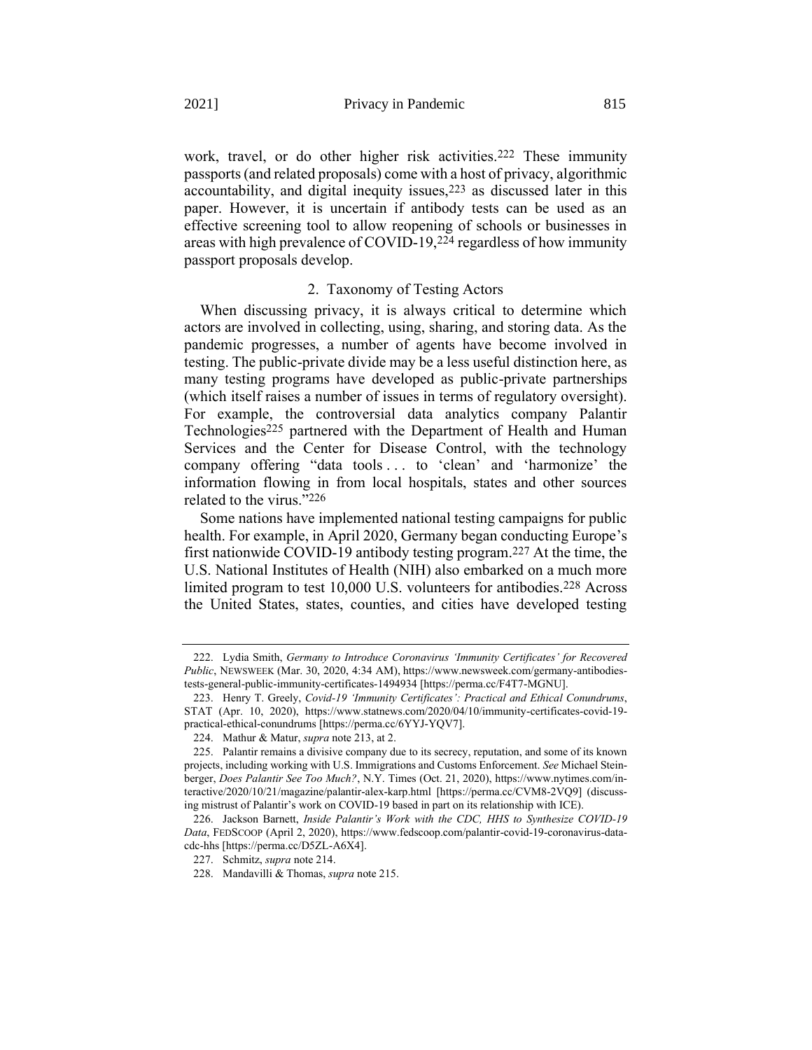work, travel, or do other higher risk activities.[222] These immunity passports (and related proposals) come with a host of privacy, algorithmic accountability, and digital inequity issues,[223] as discussed later in this paper. However, it is uncertain if antibody tests can be used as an effective screening tool to allow reopening of schools or businesses in areas with high prevalence of COVID-19,[224] regardless of how immunity passport proposals develop.

### 2. Taxonomy of Testing Actors

When discussing privacy, it is always critical to determine which actors are involved in collecting, using, sharing, and storing data. As the pandemic progresses, a number of agents have become involved in testing. The public-private divide may be a less useful distinction here, as many testing programs have developed as public-private partnerships (which itself raises a number of issues in terms of regulatory oversight). For example, the controversial data analytics company Palantir Technologies[225] partnered with the Department of Health and Human Services and the Center for Disease Control, with the technology company offering "data tools . . . to 'clean' and 'harmonize' the information flowing in from local hospitals, states and other sources related to the virus."[226]

Some nations have implemented national testing campaigns for public health. For example, in April 2020, Germany began conducting Europe's first nationwide COVID-19 antibody testing program.[227] At the time, the U.S. National Institutes of Health (NIH) also embarked on a much more limited program to test 10,000 U.S. volunteers for antibodies.[228] Across the United States, states, counties, and cities have developed testing

---

222. Lydia Smith, *Germany to Introduce Coronavirus 'Immunity Certificates' for Recovered Public*, NEWSWEEK (Mar. 30, 2020, 4:34 AM), https://www.newsweek.com/germany-antibodies-tests-general-public-immunity-certificates-1494934 [https://perma.cc/F4T7-MGNU].

223. Henry T. Greely, *Covid-19 'Immunity Certificates': Practical and Ethical Conundrums*, STAT (Apr. 10, 2020), https://www.statnews.com/2020/04/10/immunity-certificates-covid-19-practical-ethical-conundrums [https://perma.cc/6YYJ-YQV7].

224. Mathur & Matur, *supra* note 213, at 2.

225. Palantir remains a divisive company due to its secrecy, reputation, and some of its known projects, including working with U.S. Immigrations and Customs Enforcement. *See* Michael Steinberger, *Does Palantir See Too Much?*, N.Y. Times (Oct. 21, 2020), https://www.nytimes.com/interactive/2020/10/21/magazine/palantir-alex-karp.html [https://perma.cc/CVM8-2VQ9] (discussing mistrust of Palantir's work on COVID-19 based in part on its relationship with ICE).

226. Jackson Barnett, *Inside Palantir's Work with the CDC, HHS to Synthesize COVID-19 Data*, FEDSCOOP (April 2, 2020), https://www.fedscoop.com/palantir-covid-19-coronavirus-data-cdc-hhs [https://perma.cc/D5ZL-A6X4].

227. Schmitz, *supra* note 214.

228. Mandavilli & Thomas, *supra* note 215.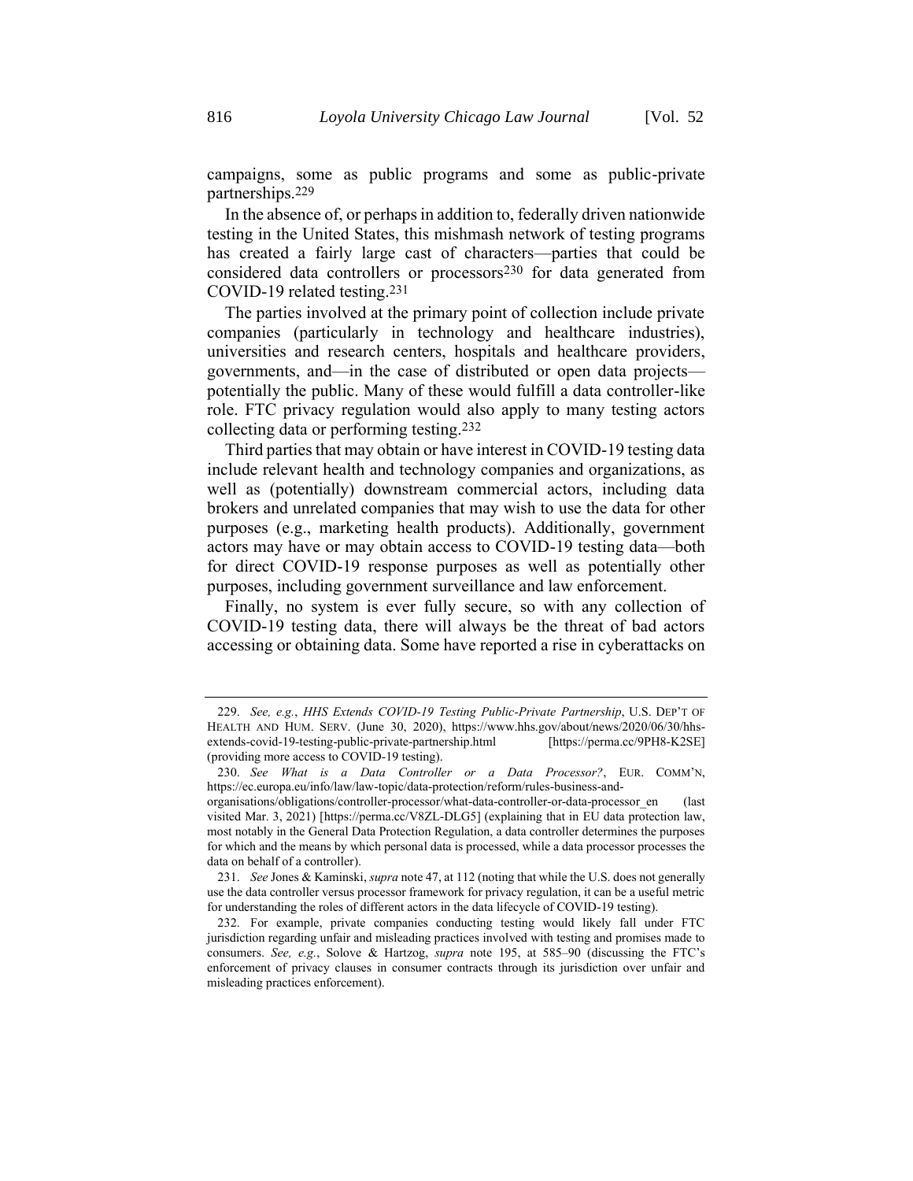campaigns, some as public programs and some as public-private partnerships.[229]

In the absence of, or perhaps in addition to, federally driven nationwide testing in the United States, this mishmash network of testing programs has created a fairly large cast of characters—parties that could be considered data controllers or processors[230] for data generated from COVID-19 related testing.[231]

The parties involved at the primary point of collection include private companies (particularly in technology and healthcare industries), universities and research centers, hospitals and healthcare providers, governments, and—in the case of distributed or open data projects—potentially the public. Many of these would fulfill a data controller-like role. FTC privacy regulation would also apply to many testing actors collecting data or performing testing.[232]

Third parties that may obtain or have interest in COVID-19 testing data include relevant health and technology companies and organizations, as well as (potentially) downstream commercial actors, including data brokers and unrelated companies that may wish to use the data for other purposes (e.g., marketing health products). Additionally, government actors may have or may obtain access to COVID-19 testing data—both for direct COVID-19 response purposes as well as potentially other purposes, including government surveillance and law enforcement.

Finally, no system is ever fully secure, so with any collection of COVID-19 testing data, there will always be the threat of bad actors accessing or obtaining data. Some have reported a rise in cyberattacks on

---

229. *See, e.g.*, *HHS Extends COVID-19 Testing Public-Private Partnership*, U.S. DEP'T OF HEALTH AND HUM. SERV. (June 30, 2020), https://www.hhs.gov/about/news/2020/06/30/hhs-extends-covid-19-testing-public-private-partnership.html [https://perma.cc/9PH8-K2SE] (providing more access to COVID-19 testing).

230. *See What is a Data Controller or a Data Processor?*, EUR. COMM'N, https://ec.europa.eu/info/law/law-topic/data-protection/reform/rules-business-and-organisations/obligations/controller-processor/what-data-controller-or-data-processor_en (last visited Mar. 3, 2021) [https://perma.cc/V8ZL-DLG5] (explaining that in EU data protection law, most notably in the General Data Protection Regulation, a data controller determines the purposes for which and the means by which personal data is processed, while a data processor processes the data on behalf of a controller).

231. *See* Jones & Kaminski, *supra* note 47, at 112 (noting that while the U.S. does not generally use the data controller versus processor framework for privacy regulation, it can be a useful metric for understanding the roles of different actors in the data lifecycle of COVID-19 testing).

232. For example, private companies conducting testing would likely fall under FTC jurisdiction regarding unfair and misleading practices involved with testing and promises made to consumers. *See, e.g.*, Solove & Hartzog, *supra* note 195, at 585–90 (discussing the FTC's enforcement of privacy clauses in consumer contracts through its jurisdiction over unfair and misleading practices enforcement).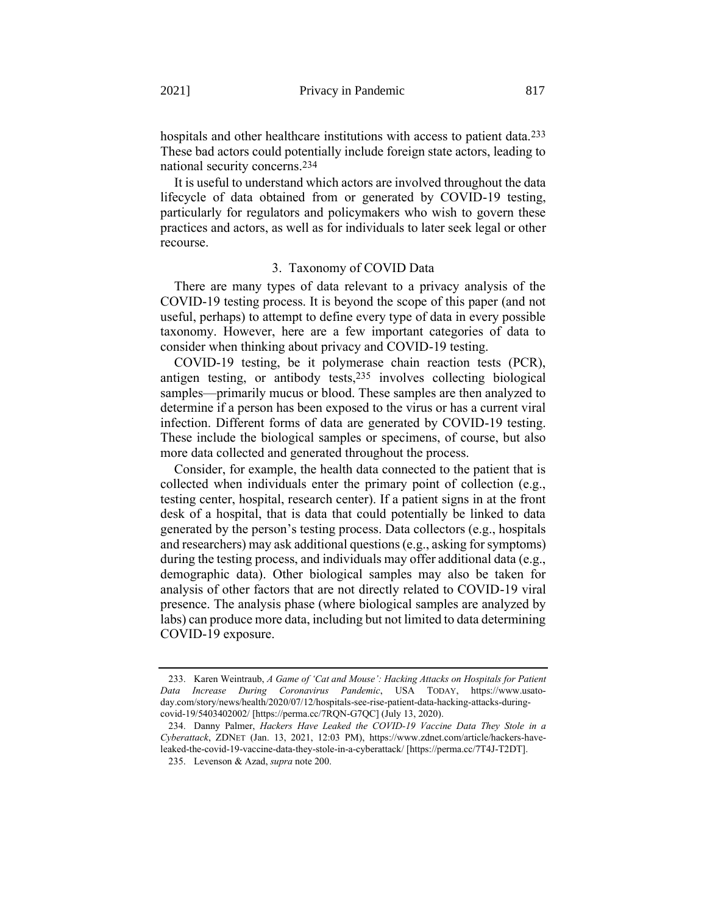hospitals and other healthcare institutions with access to patient data.[233] These bad actors could potentially include foreign state actors, leading to national security concerns.[234]

It is useful to understand which actors are involved throughout the data lifecycle of data obtained from or generated by COVID-19 testing, particularly for regulators and policymakers who wish to govern these practices and actors, as well as for individuals to later seek legal or other recourse.

### 3. Taxonomy of COVID Data

There are many types of data relevant to a privacy analysis of the COVID-19 testing process. It is beyond the scope of this paper (and not useful, perhaps) to attempt to define every type of data in every possible taxonomy. However, here are a few important categories of data to consider when thinking about privacy and COVID-19 testing.

COVID-19 testing, be it polymerase chain reaction tests (PCR), antigen testing, or antibody tests,[235] involves collecting biological samples—primarily mucus or blood. These samples are then analyzed to determine if a person has been exposed to the virus or has a current viral infection. Different forms of data are generated by COVID-19 testing. These include the biological samples or specimens, of course, but also more data collected and generated throughout the process.

Consider, for example, the health data connected to the patient that is collected when individuals enter the primary point of collection (e.g., testing center, hospital, research center). If a patient signs in at the front desk of a hospital, that is data that could potentially be linked to data generated by the person's testing process. Data collectors (e.g., hospitals and researchers) may ask additional questions (e.g., asking for symptoms) during the testing process, and individuals may offer additional data (e.g., demographic data). Other biological samples may also be taken for analysis of other factors that are not directly related to COVID-19 viral presence. The analysis phase (where biological samples are analyzed by labs) can produce more data, including but not limited to data determining COVID-19 exposure.

---

233. Karen Weintraub, *A Game of 'Cat and Mouse': Hacking Attacks on Hospitals for Patient Data Increase During Coronavirus Pandemic*, USA TODAY, https://www.usatoday.com/story/news/health/2020/07/12/hospitals-see-rise-patient-data-hacking-attacks-during-covid-19/5403402002/ [https://perma.cc/7RQN-G7QC] (July 13, 2020).

234. Danny Palmer, *Hackers Have Leaked the COVID-19 Vaccine Data They Stole in a Cyberattack*, ZDNET (Jan. 13, 2021, 12:03 PM), https://www.zdnet.com/article/hackers-have-leaked-the-covid-19-vaccine-data-they-stole-in-a-cyberattack/ [https://perma.cc/7T4J-T2DT].

235. Levenson & Azad, *supra* note 200.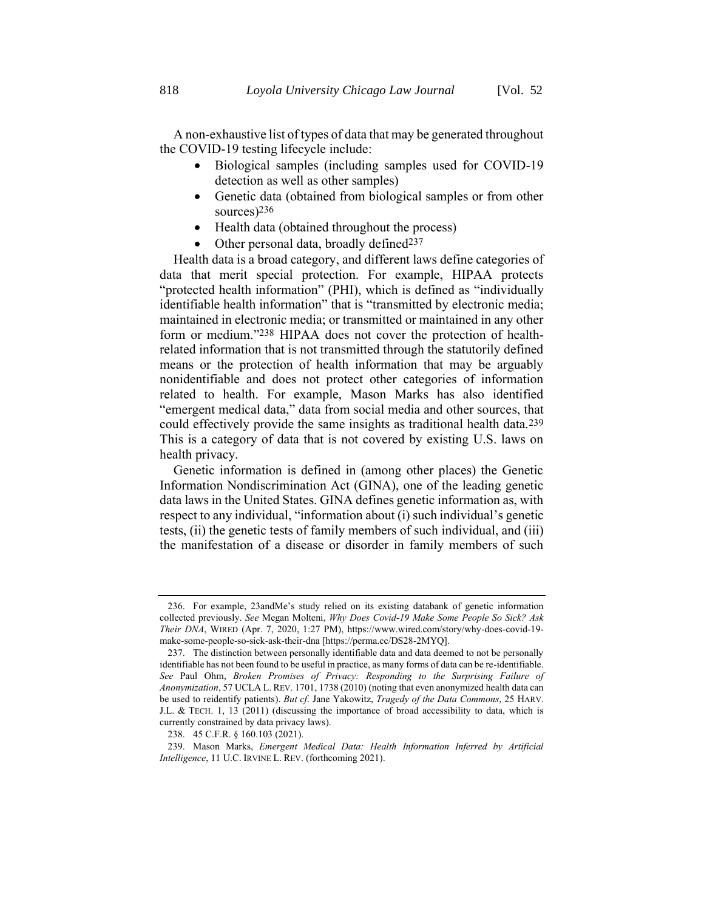A non-exhaustive list of types of data that may be generated throughout the COVID-19 testing lifecycle include:

- Biological samples (including samples used for COVID-19 detection as well as other samples)
- Genetic data (obtained from biological samples or from other sources)[236]
- Health data (obtained throughout the process)
- Other personal data, broadly defined[237]

Health data is a broad category, and different laws define categories of data that merit special protection. For example, HIPAA protects "protected health information" (PHI), which is defined as "individually identifiable health information" that is "transmitted by electronic media; maintained in electronic media; or transmitted or maintained in any other form or medium."[238] HIPAA does not cover the protection of health-related information that is not transmitted through the statutorily defined means or the protection of health information that may be arguably nonidentifiable and does not protect other categories of information related to health. For example, Mason Marks has also identified "emergent medical data," data from social media and other sources, that could effectively provide the same insights as traditional health data.[239] This is a category of data that is not covered by existing U.S. laws on health privacy.

Genetic information is defined in (among other places) the Genetic Information Nondiscrimination Act (GINA), one of the leading genetic data laws in the United States. GINA defines genetic information as, with respect to any individual, "information about (i) such individual's genetic tests, (ii) the genetic tests of family members of such individual, and (iii) the manifestation of a disease or disorder in family members of such

---

236. For example, 23andMe's study relied on its existing databank of genetic information collected previously. *See* Megan Molteni, *Why Does Covid-19 Make Some People So Sick? Ask Their DNA*, WIRED (Apr. 7, 2020, 1:27 PM), https://www.wired.com/story/why-does-covid-19-make-some-people-so-sick-ask-their-dna [https://perma.cc/DS28-2MYQ].

237. The distinction between personally identifiable data and data deemed to not be personally identifiable has not been found to be useful in practice, as many forms of data can be re-identifiable. *See* Paul Ohm, *Broken Promises of Privacy: Responding to the Surprising Failure of Anonymization*, 57 UCLA L. REV. 1701, 1738 (2010) (noting that even anonymized health data can be used to reidentify patients). *But cf*. Jane Yakowitz, *Tragedy of the Data Commons*, 25 HARV. J.L. & TECH. 1, 13 (2011) (discussing the importance of broad accessibility to data, which is currently constrained by data privacy laws).

238. 45 C.F.R. § 160.103 (2021).

239. Mason Marks, *Emergent Medical Data: Health Information Inferred by Artificial Intelligence*, 11 U.C. IRVINE L. REV. (forthcoming 2021).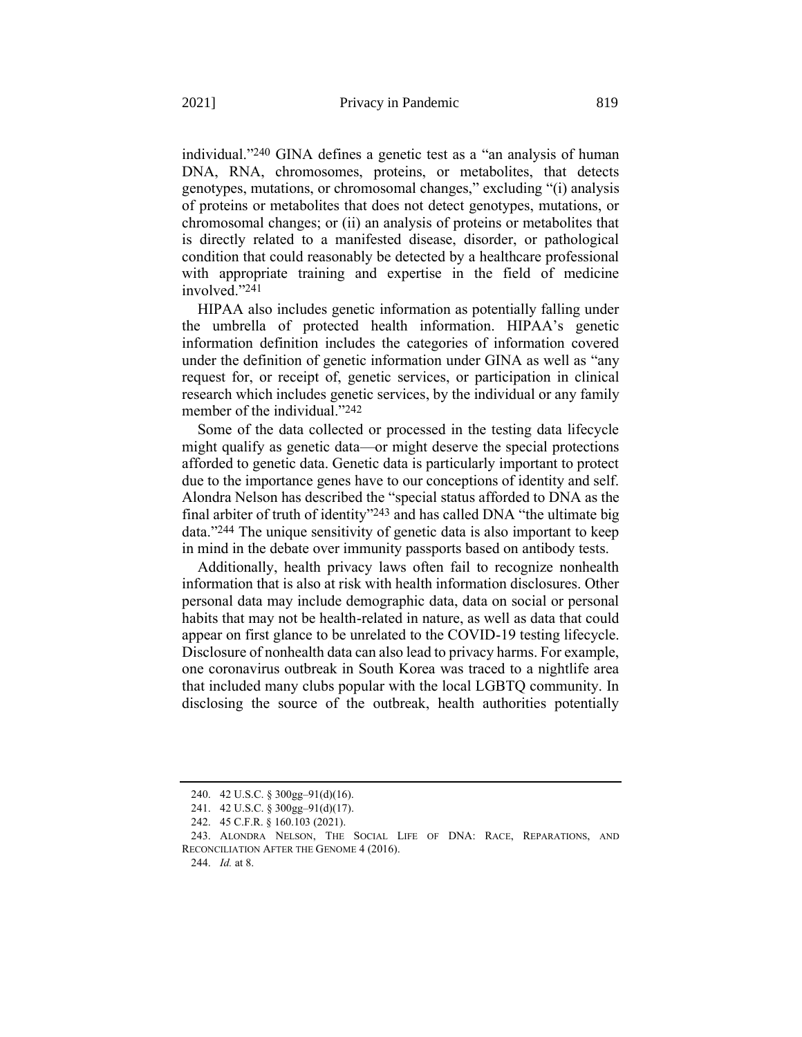individual."[240] GINA defines a genetic test as a "an analysis of human DNA, RNA, chromosomes, proteins, or metabolites, that detects genotypes, mutations, or chromosomal changes," excluding "(i) analysis of proteins or metabolites that does not detect genotypes, mutations, or chromosomal changes; or (ii) an analysis of proteins or metabolites that is directly related to a manifested disease, disorder, or pathological condition that could reasonably be detected by a healthcare professional with appropriate training and expertise in the field of medicine involved."[241]

HIPAA also includes genetic information as potentially falling under the umbrella of protected health information. HIPAA's genetic information definition includes the categories of information covered under the definition of genetic information under GINA as well as "any request for, or receipt of, genetic services, or participation in clinical research which includes genetic services, by the individual or any family member of the individual."[242]

Some of the data collected or processed in the testing data lifecycle might qualify as genetic data—or might deserve the special protections afforded to genetic data. Genetic data is particularly important to protect due to the importance genes have to our conceptions of identity and self. Alondra Nelson has described the "special status afforded to DNA as the final arbiter of truth of identity"[243] and has called DNA "the ultimate big data."[244] The unique sensitivity of genetic data is also important to keep in mind in the debate over immunity passports based on antibody tests.

Additionally, health privacy laws often fail to recognize nonhealth information that is also at risk with health information disclosures. Other personal data may include demographic data, data on social or personal habits that may not be health-related in nature, as well as data that could appear on first glance to be unrelated to the COVID-19 testing lifecycle. Disclosure of nonhealth data can also lead to privacy harms. For example, one coronavirus outbreak in South Korea was traced to a nightlife area that included many clubs popular with the local LGBTQ community. In disclosing the source of the outbreak, health authorities potentially

---

240. 42 U.S.C. § 300gg–91(d)(16).

241. 42 U.S.C. § 300gg–91(d)(17).

242. 45 C.F.R. § 160.103 (2021).

243. ALONDRA NELSON, THE SOCIAL LIFE OF DNA: RACE, REPARATIONS, AND RECONCILIATION AFTER THE GENOME 4 (2016).

244. *Id.* at 8.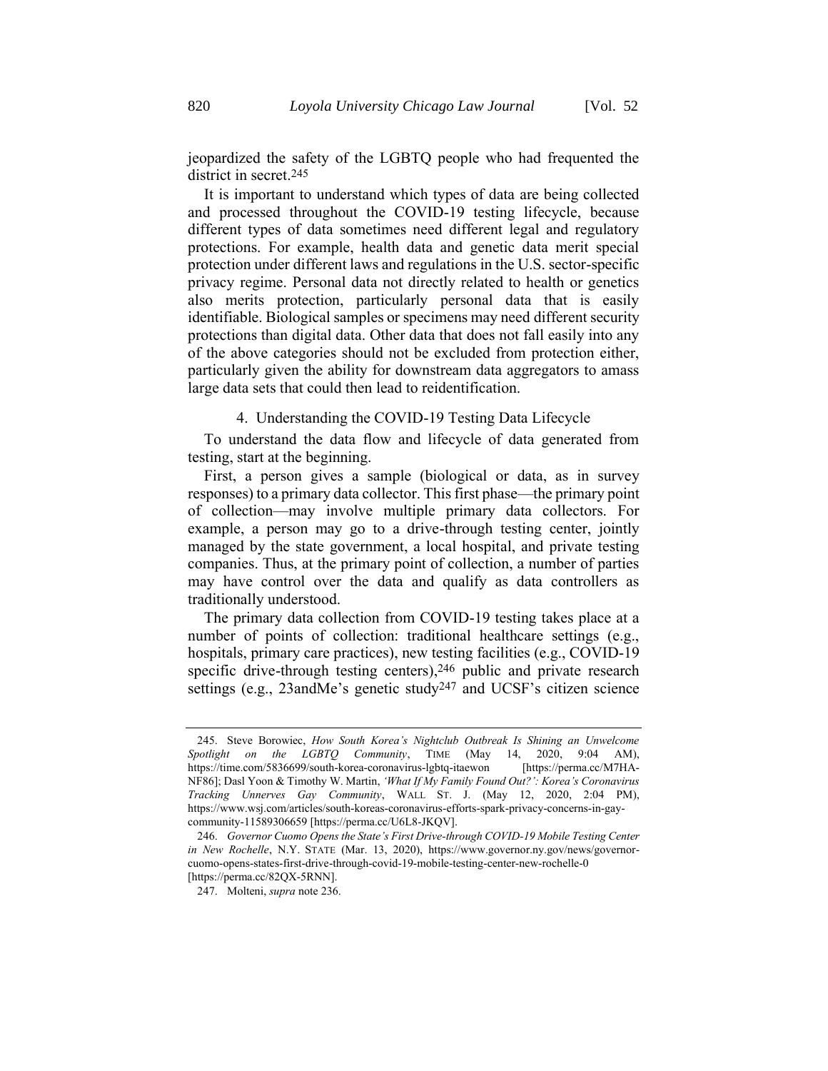jeopardized the safety of the LGBTQ people who had frequented the district in secret.[245]

It is important to understand which types of data are being collected and processed throughout the COVID-19 testing lifecycle, because different types of data sometimes need different legal and regulatory protections. For example, health data and genetic data merit special protection under different laws and regulations in the U.S. sector-specific privacy regime. Personal data not directly related to health or genetics also merits protection, particularly personal data that is easily identifiable. Biological samples or specimens may need different security protections than digital data. Other data that does not fall easily into any of the above categories should not be excluded from protection either, particularly given the ability for downstream data aggregators to amass large data sets that could then lead to reidentification.

#### 4. Understanding the COVID-19 Testing Data Lifecycle

To understand the data flow and lifecycle of data generated from testing, start at the beginning.

First, a person gives a sample (biological or data, as in survey responses) to a primary data collector. This first phase—the primary point of collection—may involve multiple primary data collectors. For example, a person may go to a drive-through testing center, jointly managed by the state government, a local hospital, and private testing companies. Thus, at the primary point of collection, a number of parties may have control over the data and qualify as data controllers as traditionally understood.

The primary data collection from COVID-19 testing takes place at a number of points of collection: traditional healthcare settings (e.g., hospitals, primary care practices), new testing facilities (e.g., COVID-19 specific drive-through testing centers),[246] public and private research settings (e.g., 23andMe's genetic study[247] and UCSF's citizen science

---

245. Steve Borowiec, *How South Korea's Nightclub Outbreak Is Shining an Unwelcome Spotlight on the LGBTQ Community*, TIME (May 14, 2020, 9:04 AM), https://time.com/5836699/south-korea-coronavirus-lgbtq-itaewon [https://perma.cc/M7HA-NF86]; Dasl Yoon & Timothy W. Martin, *'What If My Family Found Out?': Korea's Coronavirus Tracking Unnerves Gay Community*, WALL ST. J. (May 12, 2020, 2:04 PM), https://www.wsj.com/articles/south-koreas-coronavirus-efforts-spark-privacy-concerns-in-gay-community-11589306659 [https://perma.cc/U6L8-JKQV].

246. *Governor Cuomo Opens the State's First Drive-through COVID-19 Mobile Testing Center in New Rochelle*, N.Y. STATE (Mar. 13, 2020), https://www.governor.ny.gov/news/governor-cuomo-opens-states-first-drive-through-covid-19-mobile-testing-center-new-rochelle-0 [https://perma.cc/82QX-5RNN].

247. Molteni, *supra* note 236.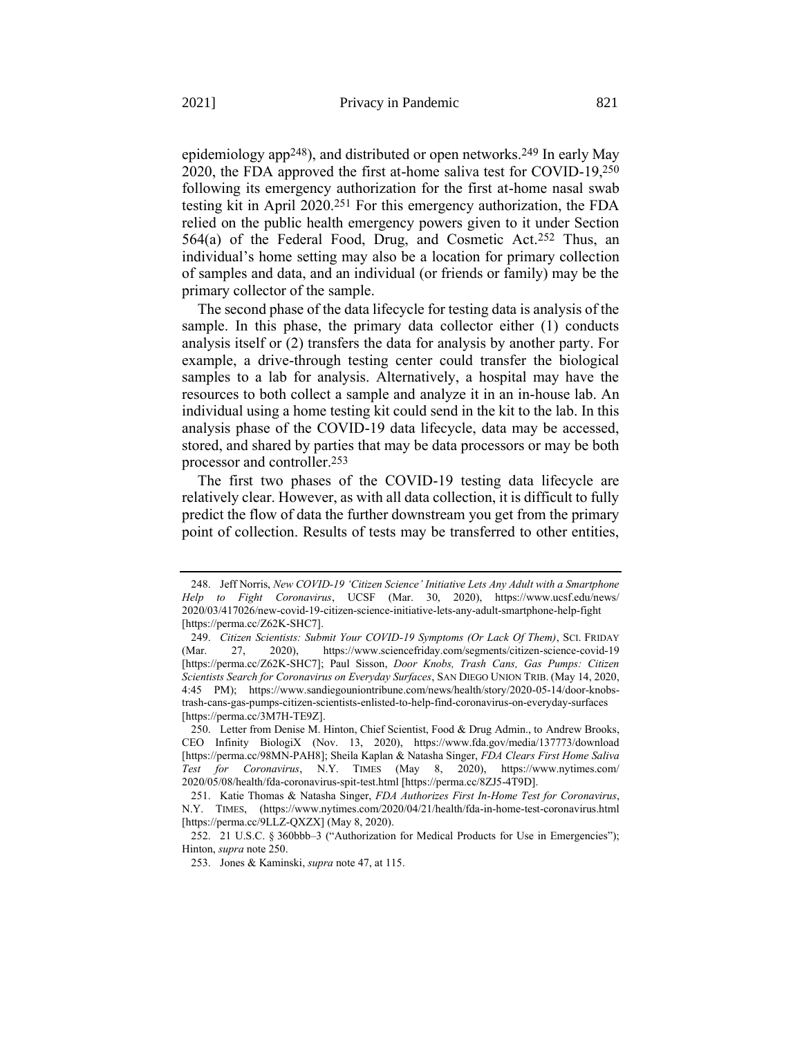epidemiology app[248]), and distributed or open networks.[249] In early May 2020, the FDA approved the first at-home saliva test for COVID-19,[250] following its emergency authorization for the first at-home nasal swab testing kit in April 2020.[251] For this emergency authorization, the FDA relied on the public health emergency powers given to it under Section 564(a) of the Federal Food, Drug, and Cosmetic Act.[252] Thus, an individual's home setting may also be a location for primary collection of samples and data, and an individual (or friends or family) may be the primary collector of the sample.

The second phase of the data lifecycle for testing data is analysis of the sample. In this phase, the primary data collector either (1) conducts analysis itself or (2) transfers the data for analysis by another party. For example, a drive-through testing center could transfer the biological samples to a lab for analysis. Alternatively, a hospital may have the resources to both collect a sample and analyze it in an in-house lab. An individual using a home testing kit could send in the kit to the lab. In this analysis phase of the COVID-19 data lifecycle, data may be accessed, stored, and shared by parties that may be data processors or may be both processor and controller.[253]

The first two phases of the COVID-19 testing data lifecycle are relatively clear. However, as with all data collection, it is difficult to fully predict the flow of data the further downstream you get from the primary point of collection. Results of tests may be transferred to other entities,

---

248. Jeff Norris, *New COVID-19 'Citizen Science' Initiative Lets Any Adult with a Smartphone Help to Fight Coronavirus*, UCSF (Mar. 30, 2020), https://www.ucsf.edu/news/2020/03/417026/new-covid-19-citizen-science-initiative-lets-any-adult-smartphone-help-fight [https://perma.cc/Z62K-SHC7].

249. *Citizen Scientists: Submit Your COVID-19 Symptoms (Or Lack Of Them)*, SCI. FRIDAY (Mar. 27, 2020), https://www.sciencefriday.com/segments/citizen-science-covid-19 [https://perma.cc/Z62K-SHC7]; Paul Sisson, *Door Knobs, Trash Cans, Gas Pumps: Citizen Scientists Search for Coronavirus on Everyday Surfaces*, SAN DIEGO UNION TRIB. (May 14, 2020, 4:45 PM); https://www.sandiegouniontribune.com/news/health/story/2020-05-14/door-knobs-trash-cans-gas-pumps-citizen-scientists-enlisted-to-help-find-coronavirus-on-everyday-surfaces [https://perma.cc/3M7H-TE9Z].

250. Letter from Denise M. Hinton, Chief Scientist, Food & Drug Admin., to Andrew Brooks, CEO Infinity BiologiX (Nov. 13, 2020), https://www.fda.gov/media/137773/download [https://perma.cc/98MN-PAH8]; Sheila Kaplan & Natasha Singer, *FDA Clears First Home Saliva Test for Coronavirus*, N.Y. TIMES (May 8, 2020), https://www.nytimes.com/2020/05/08/health/fda-coronavirus-spit-test.html [https://perma.cc/8ZJ5-4T9D].

251. Katie Thomas & Natasha Singer, *FDA Authorizes First In-Home Test for Coronavirus*, N.Y. TIMES, (https://www.nytimes.com/2020/04/21/health/fda-in-home-test-coronavirus.html [https://perma.cc/9LLZ-QXZX] (May 8, 2020).

252. 21 U.S.C. § 360bbb–3 ("Authorization for Medical Products for Use in Emergencies"); Hinton, *supra* note 250.

253. Jones & Kaminski, *supra* note 47, at 115.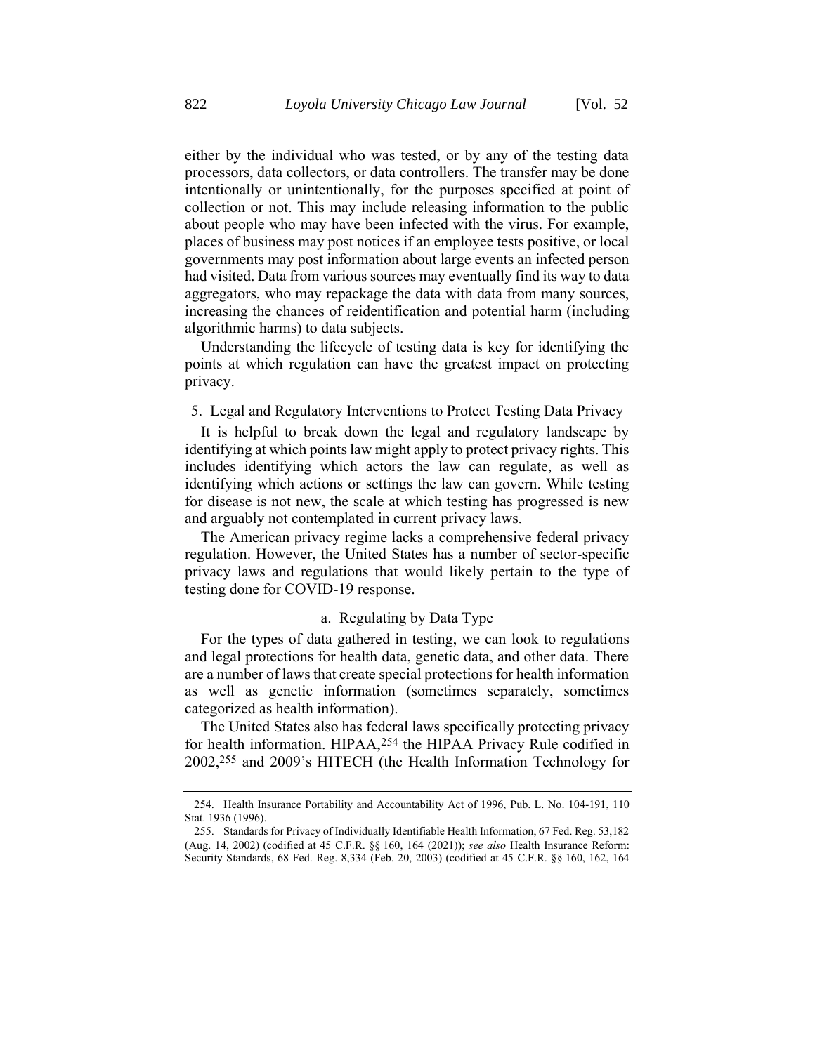either by the individual who was tested, or by any of the testing data processors, data collectors, or data controllers. The transfer may be done intentionally or unintentionally, for the purposes specified at point of collection or not. This may include releasing information to the public about people who may have been infected with the virus. For example, places of business may post notices if an employee tests positive, or local governments may post information about large events an infected person had visited. Data from various sources may eventually find its way to data aggregators, who may repackage the data with data from many sources, increasing the chances of reidentification and potential harm (including algorithmic harms) to data subjects.

Understanding the lifecycle of testing data is key for identifying the points at which regulation can have the greatest impact on protecting privacy.

### 5. Legal and Regulatory Interventions to Protect Testing Data Privacy

It is helpful to break down the legal and regulatory landscape by identifying at which points law might apply to protect privacy rights. This includes identifying which actors the law can regulate, as well as identifying which actions or settings the law can govern. While testing for disease is not new, the scale at which testing has progressed is new and arguably not contemplated in current privacy laws.

The American privacy regime lacks a comprehensive federal privacy regulation. However, the United States has a number of sector-specific privacy laws and regulations that would likely pertain to the type of testing done for COVID-19 response.

#### a. Regulating by Data Type

For the types of data gathered in testing, we can look to regulations and legal protections for health data, genetic data, and other data. There are a number of laws that create special protections for health information as well as genetic information (sometimes separately, sometimes categorized as health information).

The United States also has federal laws specifically protecting privacy for health information. HIPAA,[254] the HIPAA Privacy Rule codified in 2002,[255] and 2009's HITECH (the Health Information Technology for

254. Health Insurance Portability and Accountability Act of 1996, Pub. L. No. 104-191, 110 Stat. 1936 (1996).

255. Standards for Privacy of Individually Identifiable Health Information, 67 Fed. Reg. 53,182 (Aug. 14, 2002) (codified at 45 C.F.R. §§ 160, 164 (2021)); *see also* Health Insurance Reform: Security Standards, 68 Fed. Reg. 8,334 (Feb. 20, 2003) (codified at 45 C.F.R. §§ 160, 162, 164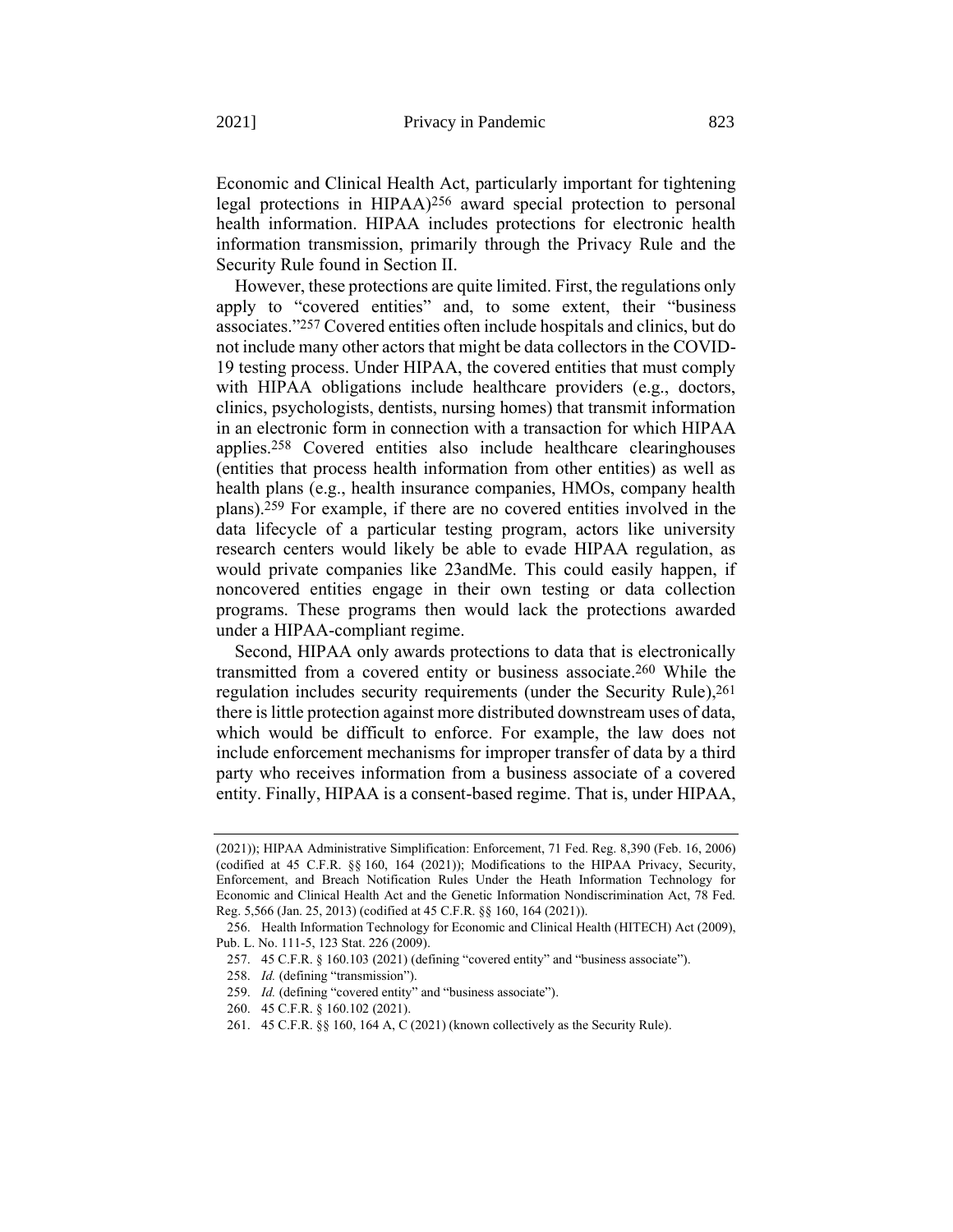Economic and Clinical Health Act, particularly important for tightening legal protections in HIPAA)[256] award special protection to personal health information. HIPAA includes protections for electronic health information transmission, primarily through the Privacy Rule and the Security Rule found in Section II.

However, these protections are quite limited. First, the regulations only apply to "covered entities" and, to some extent, their "business associates."[257] Covered entities often include hospitals and clinics, but do not include many other actors that might be data collectors in the COVID-19 testing process. Under HIPAA, the covered entities that must comply with HIPAA obligations include healthcare providers (e.g., doctors, clinics, psychologists, dentists, nursing homes) that transmit information in an electronic form in connection with a transaction for which HIPAA applies.[258] Covered entities also include healthcare clearinghouses (entities that process health information from other entities) as well as health plans (e.g., health insurance companies, HMOs, company health plans).[259] For example, if there are no covered entities involved in the data lifecycle of a particular testing program, actors like university research centers would likely be able to evade HIPAA regulation, as would private companies like 23andMe. This could easily happen, if noncovered entities engage in their own testing or data collection programs. These programs then would lack the protections awarded under a HIPAA-compliant regime.

Second, HIPAA only awards protections to data that is electronically transmitted from a covered entity or business associate.[260] While the regulation includes security requirements (under the Security Rule),[261] there is little protection against more distributed downstream uses of data, which would be difficult to enforce. For example, the law does not include enforcement mechanisms for improper transfer of data by a third party who receives information from a business associate of a covered entity. Finally, HIPAA is a consent-based regime. That is, under HIPAA,

---

(2021)); HIPAA Administrative Simplification: Enforcement, 71 Fed. Reg. 8,390 (Feb. 16, 2006) (codified at 45 C.F.R. §§ 160, 164 (2021)); Modifications to the HIPAA Privacy, Security, Enforcement, and Breach Notification Rules Under the Heath Information Technology for Economic and Clinical Health Act and the Genetic Information Nondiscrimination Act, 78 Fed. Reg. 5,566 (Jan. 25, 2013) (codified at 45 C.F.R. §§ 160, 164 (2021)).

256. Health Information Technology for Economic and Clinical Health (HITECH) Act (2009), Pub. L. No. 111-5, 123 Stat. 226 (2009).

257. 45 C.F.R. § 160.103 (2021) (defining "covered entity" and "business associate").

258. *Id.* (defining "transmission").

259. *Id.* (defining "covered entity" and "business associate").

260. 45 C.F.R. § 160.102 (2021).

261. 45 C.F.R. §§ 160, 164 A, C (2021) (known collectively as the Security Rule).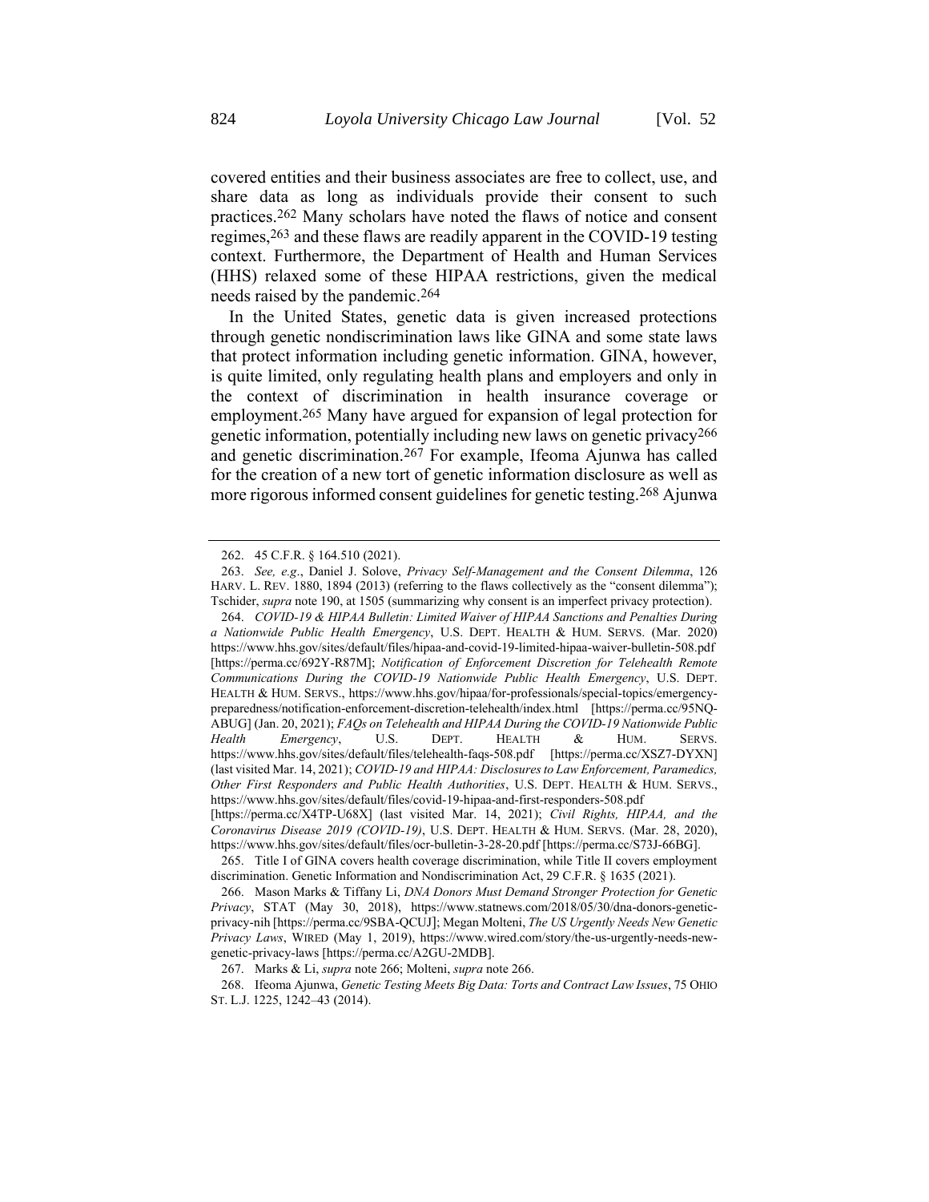covered entities and their business associates are free to collect, use, and share data as long as individuals provide their consent to such practices.[262] Many scholars have noted the flaws of notice and consent regimes,[263] and these flaws are readily apparent in the COVID-19 testing context. Furthermore, the Department of Health and Human Services (HHS) relaxed some of these HIPAA restrictions, given the medical needs raised by the pandemic.[264]

In the United States, genetic data is given increased protections through genetic nondiscrimination laws like GINA and some state laws that protect information including genetic information. GINA, however, is quite limited, only regulating health plans and employers and only in the context of discrimination in health insurance coverage or employment.[265] Many have argued for expansion of legal protection for genetic information, potentially including new laws on genetic privacy[266] and genetic discrimination.[267] For example, Ifeoma Ajunwa has called for the creation of a new tort of genetic information disclosure as well as more rigorous informed consent guidelines for genetic testing.[268] Ajunwa

---

262. 45 C.F.R. § 164.510 (2021).

263. *See, e.g.*, Daniel J. Solove, *Privacy Self-Management and the Consent Dilemma*, 126 HARV. L. REV. 1880, 1894 (2013) (referring to the flaws collectively as the "consent dilemma"); Tschider, *supra* note 190, at 1505 (summarizing why consent is an imperfect privacy protection).

264. *COVID-19 & HIPAA Bulletin: Limited Waiver of HIPAA Sanctions and Penalties During a Nationwide Public Health Emergency*, U.S. DEPT. HEALTH & HUM. SERVS. (Mar. 2020) https://www.hhs.gov/sites/default/files/hipaa-and-covid-19-limited-hipaa-waiver-bulletin-508.pdf [https://perma.cc/692Y-R87M]; *Notification of Enforcement Discretion for Telehealth Remote Communications During the COVID-19 Nationwide Public Health Emergency*, U.S. DEPT. HEALTH & HUM. SERVS., https://www.hhs.gov/hipaa/for-professionals/special-topics/emergency-preparedness/notification-enforcement-discretion-telehealth/index.html [https://perma.cc/95NQ-ABUG] (Jan. 20, 2021); *FAQs on Telehealth and HIPAA During the COVID-19 Nationwide Public Health Emergency*, U.S. DEPT. HEALTH & HUM. SERVS. https://www.hhs.gov/sites/default/files/telehealth-faqs-508.pdf [https://perma.cc/XSZ7-DYXN] (last visited Mar. 14, 2021); *COVID-19 and HIPAA: Disclosures to Law Enforcement, Paramedics, Other First Responders and Public Health Authorities*, U.S. DEPT. HEALTH & HUM. SERVS., https://www.hhs.gov/sites/default/files/covid-19-hipaa-and-first-responders-508.pdf [https://perma.cc/X4TP-U68X] (last visited Mar. 14, 2021); *Civil Rights, HIPAA, and the Coronavirus Disease 2019 (COVID-19)*, U.S. DEPT. HEALTH & HUM. SERVS. (Mar. 28, 2020), https://www.hhs.gov/sites/default/files/ocr-bulletin-3-28-20.pdf [https://perma.cc/S73J-66BG].

265. Title I of GINA covers health coverage discrimination, while Title II covers employment discrimination. Genetic Information and Nondiscrimination Act, 29 C.F.R. § 1635 (2021).

266. Mason Marks & Tiffany Li, *DNA Donors Must Demand Stronger Protection for Genetic Privacy*, STAT (May 30, 2018), https://www.statnews.com/2018/05/30/dna-donors-genetic-privacy-nih [https://perma.cc/9SBA-QCUJ]; Megan Molteni, *The US Urgently Needs New Genetic Privacy Laws*, WIRED (May 1, 2019), https://www.wired.com/story/the-us-urgently-needs-new-genetic-privacy-laws [https://perma.cc/A2GU-2MDB].

267. Marks & Li, *supra* note 266; Molteni, *supra* note 266.

268. Ifeoma Ajunwa, *Genetic Testing Meets Big Data: Torts and Contract Law Issues*, 75 OHIO ST. L.J. 1225, 1242–43 (2014).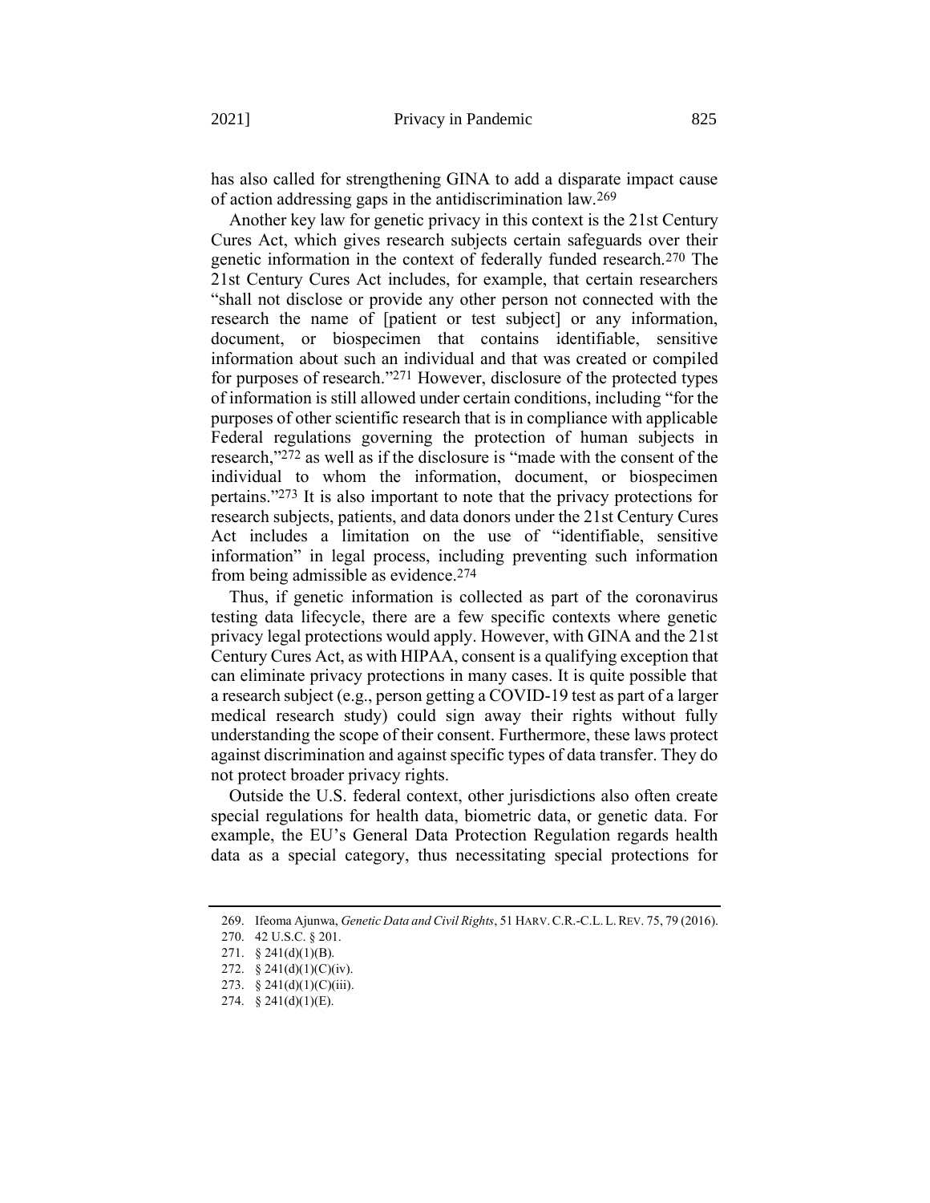has also called for strengthening GINA to add a disparate impact cause of action addressing gaps in the antidiscrimination law.[269]

Another key law for genetic privacy in this context is the 21st Century Cures Act, which gives research subjects certain safeguards over their genetic information in the context of federally funded research.[270] The 21st Century Cures Act includes, for example, that certain researchers "shall not disclose or provide any other person not connected with the research the name of [patient or test subject] or any information, document, or biospecimen that contains identifiable, sensitive information about such an individual and that was created or compiled for purposes of research."[271] However, disclosure of the protected types of information is still allowed under certain conditions, including "for the purposes of other scientific research that is in compliance with applicable Federal regulations governing the protection of human subjects in research,"[272] as well as if the disclosure is "made with the consent of the individual to whom the information, document, or biospecimen pertains."[273] It is also important to note that the privacy protections for research subjects, patients, and data donors under the 21st Century Cures Act includes a limitation on the use of "identifiable, sensitive information" in legal process, including preventing such information from being admissible as evidence.[274]

Thus, if genetic information is collected as part of the coronavirus testing data lifecycle, there are a few specific contexts where genetic privacy legal protections would apply. However, with GINA and the 21st Century Cures Act, as with HIPAA, consent is a qualifying exception that can eliminate privacy protections in many cases. It is quite possible that a research subject (e.g., person getting a COVID-19 test as part of a larger medical research study) could sign away their rights without fully understanding the scope of their consent. Furthermore, these laws protect against discrimination and against specific types of data transfer. They do not protect broader privacy rights.

Outside the U.S. federal context, other jurisdictions also often create special regulations for health data, biometric data, or genetic data. For example, the EU's General Data Protection Regulation regards health data as a special category, thus necessitating special protections for

---

269. Ifeoma Ajunwa, *Genetic Data and Civil Rights*, 51 HARV. C.R.-C.L. L. REV. 75, 79 (2016).

270. 42 U.S.C. § 201.

271. § 241(d)(1)(B).

272. § 241(d)(1)(C)(iv).

273. § 241(d)(1)(C)(iii).

274. § 241(d)(1)(E).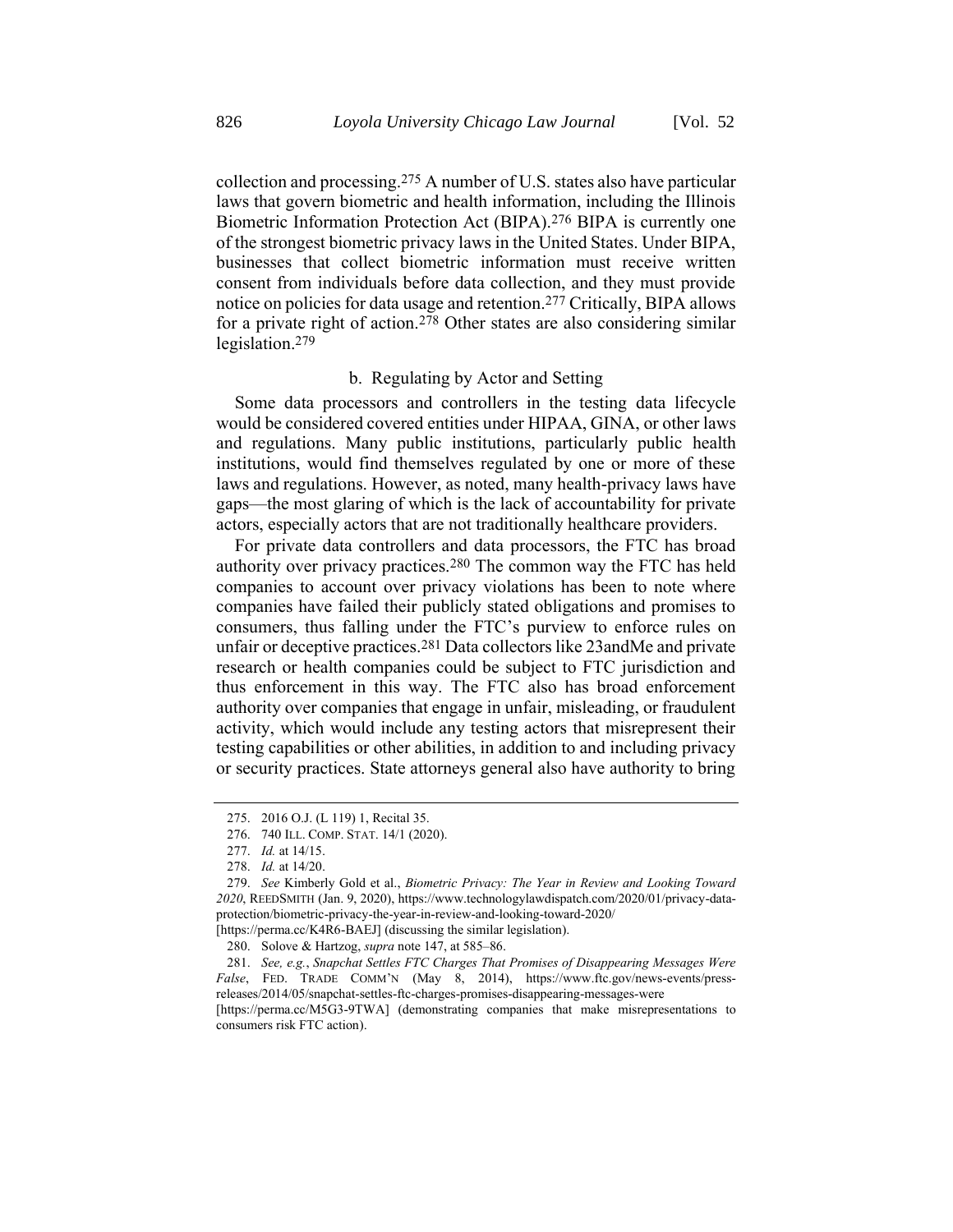collection and processing.[275] A number of U.S. states also have particular laws that govern biometric and health information, including the Illinois Biometric Information Protection Act (BIPA).[276] BIPA is currently one of the strongest biometric privacy laws in the United States. Under BIPA, businesses that collect biometric information must receive written consent from individuals before data collection, and they must provide notice on policies for data usage and retention.[277] Critically, BIPA allows for a private right of action.[278] Other states are also considering similar legislation.[279]

#### b. Regulating by Actor and Setting

Some data processors and controllers in the testing data lifecycle would be considered covered entities under HIPAA, GINA, or other laws and regulations. Many public institutions, particularly public health institutions, would find themselves regulated by one or more of these laws and regulations. However, as noted, many health-privacy laws have gaps—the most glaring of which is the lack of accountability for private actors, especially actors that are not traditionally healthcare providers.

For private data controllers and data processors, the FTC has broad authority over privacy practices.[280] The common way the FTC has held companies to account over privacy violations has been to note where companies have failed their publicly stated obligations and promises to consumers, thus falling under the FTC's purview to enforce rules on unfair or deceptive practices.[281] Data collectors like 23andMe and private research or health companies could be subject to FTC jurisdiction and thus enforcement in this way. The FTC also has broad enforcement authority over companies that engage in unfair, misleading, or fraudulent activity, which would include any testing actors that misrepresent their testing capabilities or other abilities, in addition to and including privacy or security practices. State attorneys general also have authority to bring

---

275. 2016 O.J. (L 119) 1, Recital 35.

276. 740 ILL. COMP. STAT. 14/1 (2020).

277. *Id.* at 14/15.

278. *Id.* at 14/20.

279. *See* Kimberly Gold et al., *Biometric Privacy: The Year in Review and Looking Toward 2020*, REEDSMITH (Jan. 9, 2020), https://www.technologylawdispatch.com/2020/01/privacy-data-protection/biometric-privacy-the-year-in-review-and-looking-toward-2020/ [https://perma.cc/K4R6-BAEJ] (discussing the similar legislation).

280. Solove & Hartzog, *supra* note 147, at 585–86.

281. *See, e.g.*, *Snapchat Settles FTC Charges That Promises of Disappearing Messages Were False*, FED. TRADE COMM'N (May 8, 2014), https://www.ftc.gov/news-events/press-releases/2014/05/snapchat-settles-ftc-charges-promises-disappearing-messages-were [https://perma.cc/M5G3-9TWA] (demonstrating companies that make misrepresentations to consumers risk FTC action).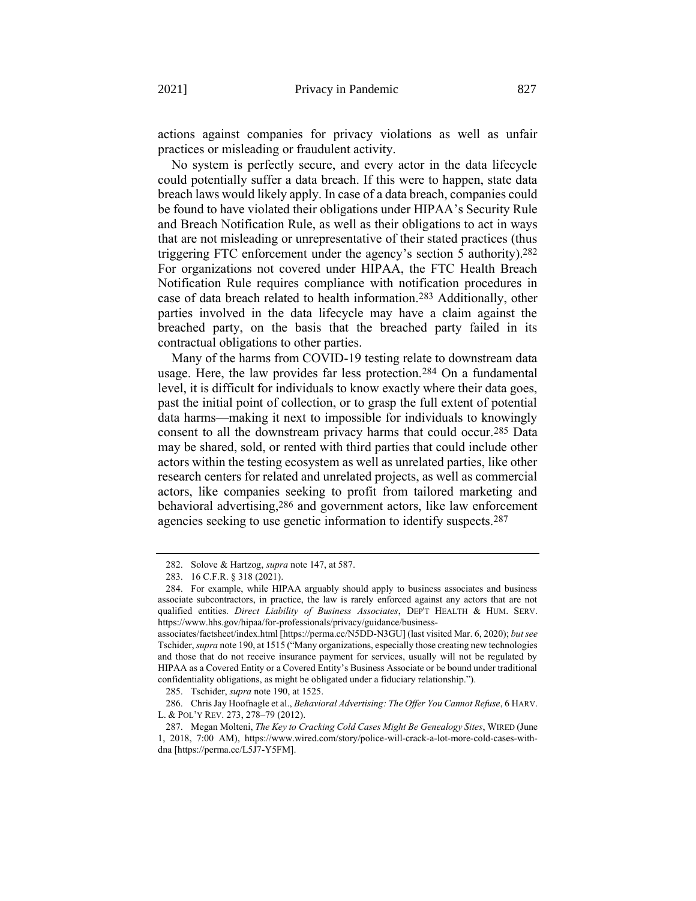actions against companies for privacy violations as well as unfair practices or misleading or fraudulent activity.

No system is perfectly secure, and every actor in the data lifecycle could potentially suffer a data breach. If this were to happen, state data breach laws would likely apply. In case of a data breach, companies could be found to have violated their obligations under HIPAA's Security Rule and Breach Notification Rule, as well as their obligations to act in ways that are not misleading or unrepresentative of their stated practices (thus triggering FTC enforcement under the agency's section 5 authority).[282] For organizations not covered under HIPAA, the FTC Health Breach Notification Rule requires compliance with notification procedures in case of data breach related to health information.[283] Additionally, other parties involved in the data lifecycle may have a claim against the breached party, on the basis that the breached party failed in its contractual obligations to other parties.

Many of the harms from COVID-19 testing relate to downstream data usage. Here, the law provides far less protection.[284] On a fundamental level, it is difficult for individuals to know exactly where their data goes, past the initial point of collection, or to grasp the full extent of potential data harms—making it next to impossible for individuals to knowingly consent to all the downstream privacy harms that could occur.[285] Data may be shared, sold, or rented with third parties that could include other actors within the testing ecosystem as well as unrelated parties, like other research centers for related and unrelated projects, as well as commercial actors, like companies seeking to profit from tailored marketing and behavioral advertising,[286] and government actors, like law enforcement agencies seeking to use genetic information to identify suspects.[287]

---

282. Solove & Hartzog, *supra* note 147, at 587.

283. 16 C.F.R. § 318 (2021).

284. For example, while HIPAA arguably should apply to business associates and business associate subcontractors, in practice, the law is rarely enforced against any actors that are not qualified entities. *Direct Liability of Business Associates*, DEP'T HEALTH & HUM. SERV. https://www.hhs.gov/hipaa/for-professionals/privacy/guidance/business-associates/factsheet/index.html [https://perma.cc/N5DD-N3GU] (last visited Mar. 6, 2020); *but see* Tschider, *supra* note 190, at 1515 ("Many organizations, especially those creating new technologies and those that do not receive insurance payment for services, usually will not be regulated by HIPAA as a Covered Entity or a Covered Entity's Business Associate or be bound under traditional confidentiality obligations, as might be obligated under a fiduciary relationship.").

285. Tschider, *supra* note 190, at 1525.

286. Chris Jay Hoofnagle et al., *Behavioral Advertising: The Offer You Cannot Refuse*, 6 HARV. L. & POL'Y REV. 273, 278–79 (2012).

287. Megan Molteni, *The Key to Cracking Cold Cases Might Be Genealogy Sites*, WIRED (June 1, 2018, 7:00 AM), https://www.wired.com/story/police-will-crack-a-lot-more-cold-cases-with-dna [https://perma.cc/L5J7-Y5FM].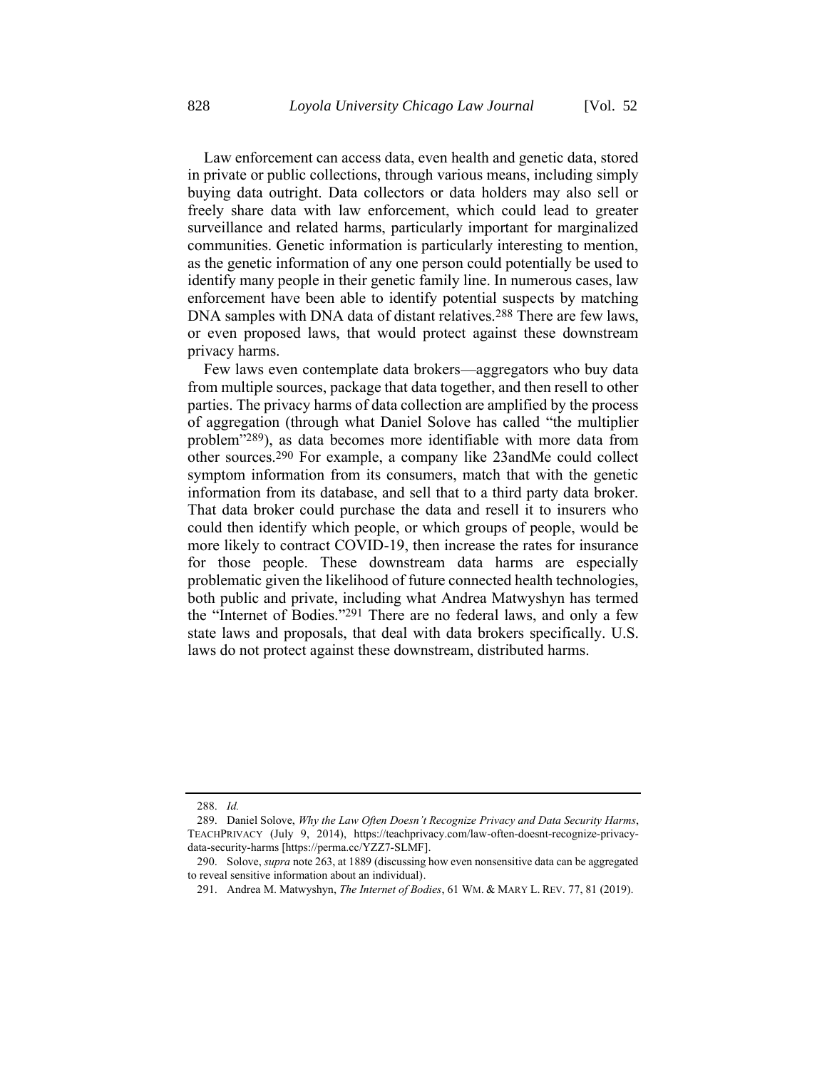Law enforcement can access data, even health and genetic data, stored in private or public collections, through various means, including simply buying data outright. Data collectors or data holders may also sell or freely share data with law enforcement, which could lead to greater surveillance and related harms, particularly important for marginalized communities. Genetic information is particularly interesting to mention, as the genetic information of any one person could potentially be used to identify many people in their genetic family line. In numerous cases, law enforcement have been able to identify potential suspects by matching DNA samples with DNA data of distant relatives.[288] There are few laws, or even proposed laws, that would protect against these downstream privacy harms.

Few laws even contemplate data brokers—aggregators who buy data from multiple sources, package that data together, and then resell to other parties. The privacy harms of data collection are amplified by the process of aggregation (through what Daniel Solove has called "the multiplier problem"[289]), as data becomes more identifiable with more data from other sources.[290] For example, a company like 23andMe could collect symptom information from its consumers, match that with the genetic information from its database, and sell that to a third party data broker. That data broker could purchase the data and resell it to insurers who could then identify which people, or which groups of people, would be more likely to contract COVID-19, then increase the rates for insurance for those people. These downstream data harms are especially problematic given the likelihood of future connected health technologies, both public and private, including what Andrea Matwyshyn has termed the "Internet of Bodies."[291] There are no federal laws, and only a few state laws and proposals, that deal with data brokers specifically. U.S. laws do not protect against these downstream, distributed harms.

---

288. *Id.*

289. Daniel Solove, *Why the Law Often Doesn't Recognize Privacy and Data Security Harms*, TEACHPRIVACY (July 9, 2014), https://teachprivacy.com/law-often-doesnt-recognize-privacy-data-security-harms [https://perma.cc/YZZ7-SLMF].

290. Solove, *supra* note 263, at 1889 (discussing how even nonsensitive data can be aggregated to reveal sensitive information about an individual).

291. Andrea M. Matwyshyn, *The Internet of Bodies*, 61 WM. & MARY L. REV. 77, 81 (2019).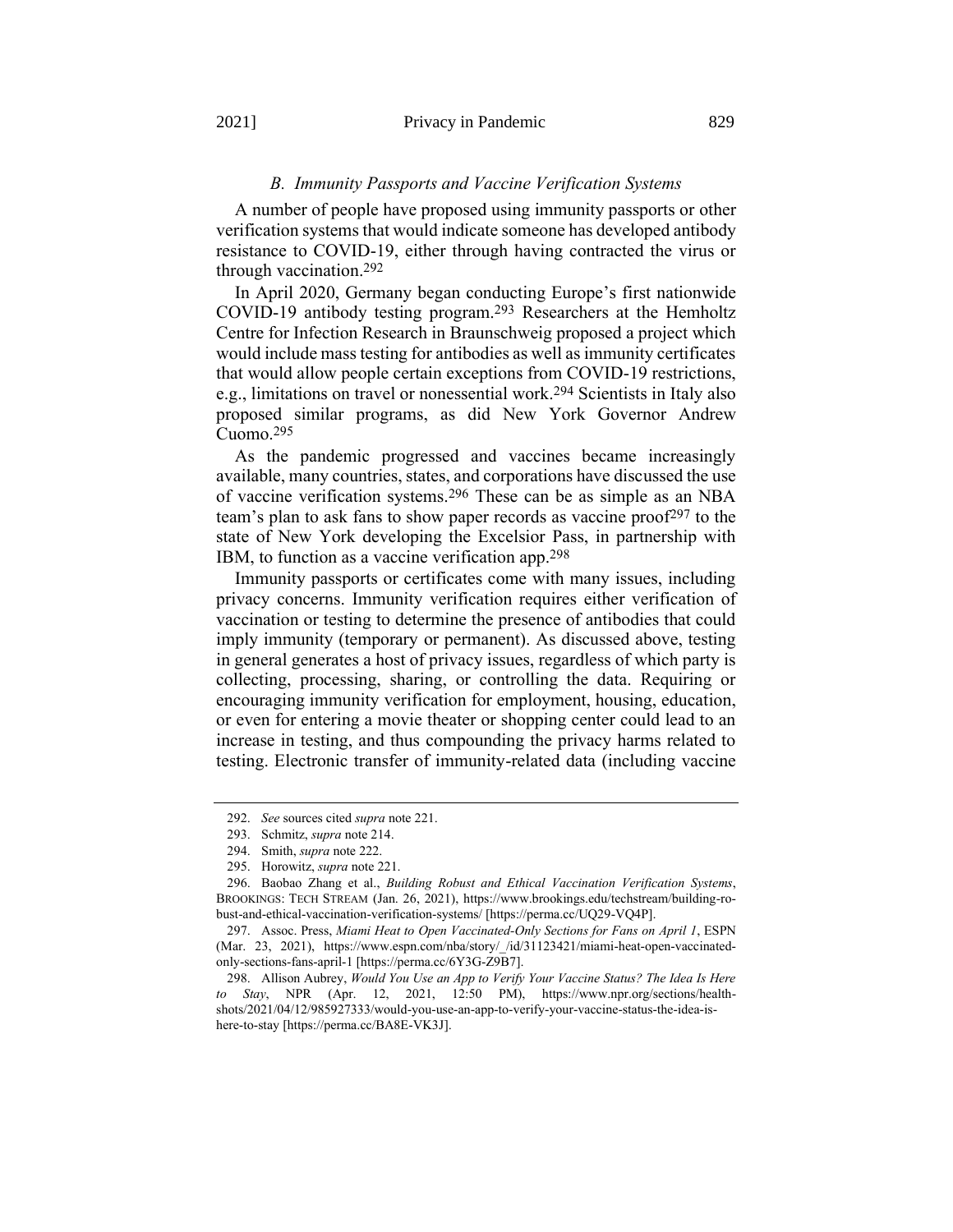### *B. Immunity Passports and Vaccine Verification Systems*

A number of people have proposed using immunity passports or other verification systems that would indicate someone has developed antibody resistance to COVID-19, either through having contracted the virus or through vaccination.[292]

In April 2020, Germany began conducting Europe's first nationwide COVID-19 antibody testing program.[293] Researchers at the Hemholtz Centre for Infection Research in Braunschweig proposed a project which would include mass testing for antibodies as well as immunity certificates that would allow people certain exceptions from COVID-19 restrictions, e.g., limitations on travel or nonessential work.[294] Scientists in Italy also proposed similar programs, as did New York Governor Andrew Cuomo.[295]

As the pandemic progressed and vaccines became increasingly available, many countries, states, and corporations have discussed the use of vaccine verification systems.[296] These can be as simple as an NBA team's plan to ask fans to show paper records as vaccine proof[297] to the state of New York developing the Excelsior Pass, in partnership with IBM, to function as a vaccine verification app.[298]

Immunity passports or certificates come with many issues, including privacy concerns. Immunity verification requires either verification of vaccination or testing to determine the presence of antibodies that could imply immunity (temporary or permanent). As discussed above, testing in general generates a host of privacy issues, regardless of which party is collecting, processing, sharing, or controlling the data. Requiring or encouraging immunity verification for employment, housing, education, or even for entering a movie theater or shopping center could lead to an increase in testing, and thus compounding the privacy harms related to testing. Electronic transfer of immunity-related data (including vaccine

---

292. *See* sources cited *supra* note 221.

293. Schmitz, *supra* note 214.

294. Smith, *supra* note 222.

295. Horowitz, *supra* note 221.

296. Baobao Zhang et al., *Building Robust and Ethical Vaccination Verification Systems*, BROOKINGS: TECH STREAM (Jan. 26, 2021), https://www.brookings.edu/techstream/building-robust-and-ethical-vaccination-verification-systems/ [https://perma.cc/UQ29-VQ4P].

297. Assoc. Press, *Miami Heat to Open Vaccinated-Only Sections for Fans on April 1*, ESPN (Mar. 23, 2021), https://www.espn.com/nba/story/_/id/31123421/miami-heat-open-vaccinated-only-sections-fans-april-1 [https://perma.cc/6Y3G-Z9B7].

298. Allison Aubrey, *Would You Use an App to Verify Your Vaccine Status? The Idea Is Here to Stay*, NPR (Apr. 12, 2021, 12:50 PM), https://www.npr.org/sections/health-shots/2021/04/12/985927333/would-you-use-an-app-to-verify-your-vaccine-status-the-idea-is-here-to-stay [https://perma.cc/BA8E-VK3J].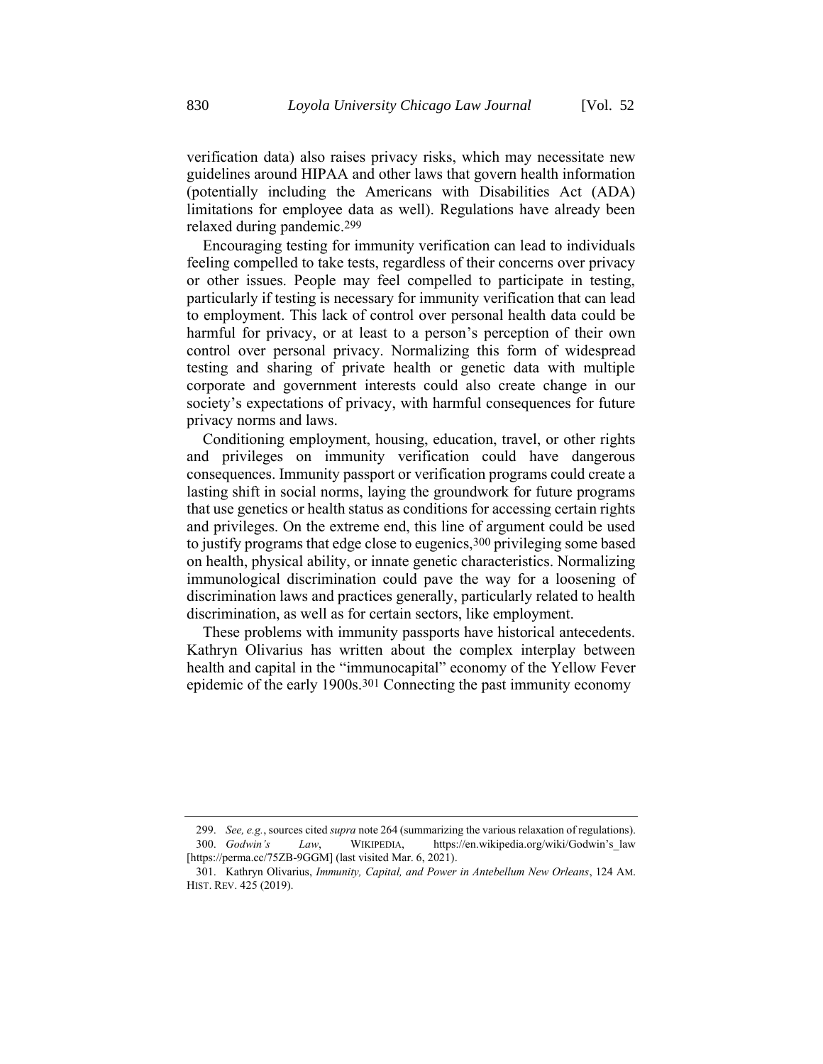verification data) also raises privacy risks, which may necessitate new guidelines around HIPAA and other laws that govern health information (potentially including the Americans with Disabilities Act (ADA) limitations for employee data as well). Regulations have already been relaxed during pandemic.[299]

Encouraging testing for immunity verification can lead to individuals feeling compelled to take tests, regardless of their concerns over privacy or other issues. People may feel compelled to participate in testing, particularly if testing is necessary for immunity verification that can lead to employment. This lack of control over personal health data could be harmful for privacy, or at least to a person's perception of their own control over personal privacy. Normalizing this form of widespread testing and sharing of private health or genetic data with multiple corporate and government interests could also create change in our society's expectations of privacy, with harmful consequences for future privacy norms and laws.

Conditioning employment, housing, education, travel, or other rights and privileges on immunity verification could have dangerous consequences. Immunity passport or verification programs could create a lasting shift in social norms, laying the groundwork for future programs that use genetics or health status as conditions for accessing certain rights and privileges. On the extreme end, this line of argument could be used to justify programs that edge close to eugenics,[300] privileging some based on health, physical ability, or innate genetic characteristics. Normalizing immunological discrimination could pave the way for a loosening of discrimination laws and practices generally, particularly related to health discrimination, as well as for certain sectors, like employment.

These problems with immunity passports have historical antecedents. Kathryn Olivarius has written about the complex interplay between health and capital in the "immunocapital" economy of the Yellow Fever epidemic of the early 1900s.[301] Connecting the past immunity economy

---

299. *See, e.g.*, sources cited *supra* note 264 (summarizing the various relaxation of regulations).

300. *Godwin's Law*, WIKIPEDIA, https://en.wikipedia.org/wiki/Godwin's_law [https://perma.cc/75ZB-9GGM] (last visited Mar. 6, 2021).

301. Kathryn Olivarius, *Immunity, Capital, and Power in Antebellum New Orleans*, 124 AM. HIST. REV. 425 (2019).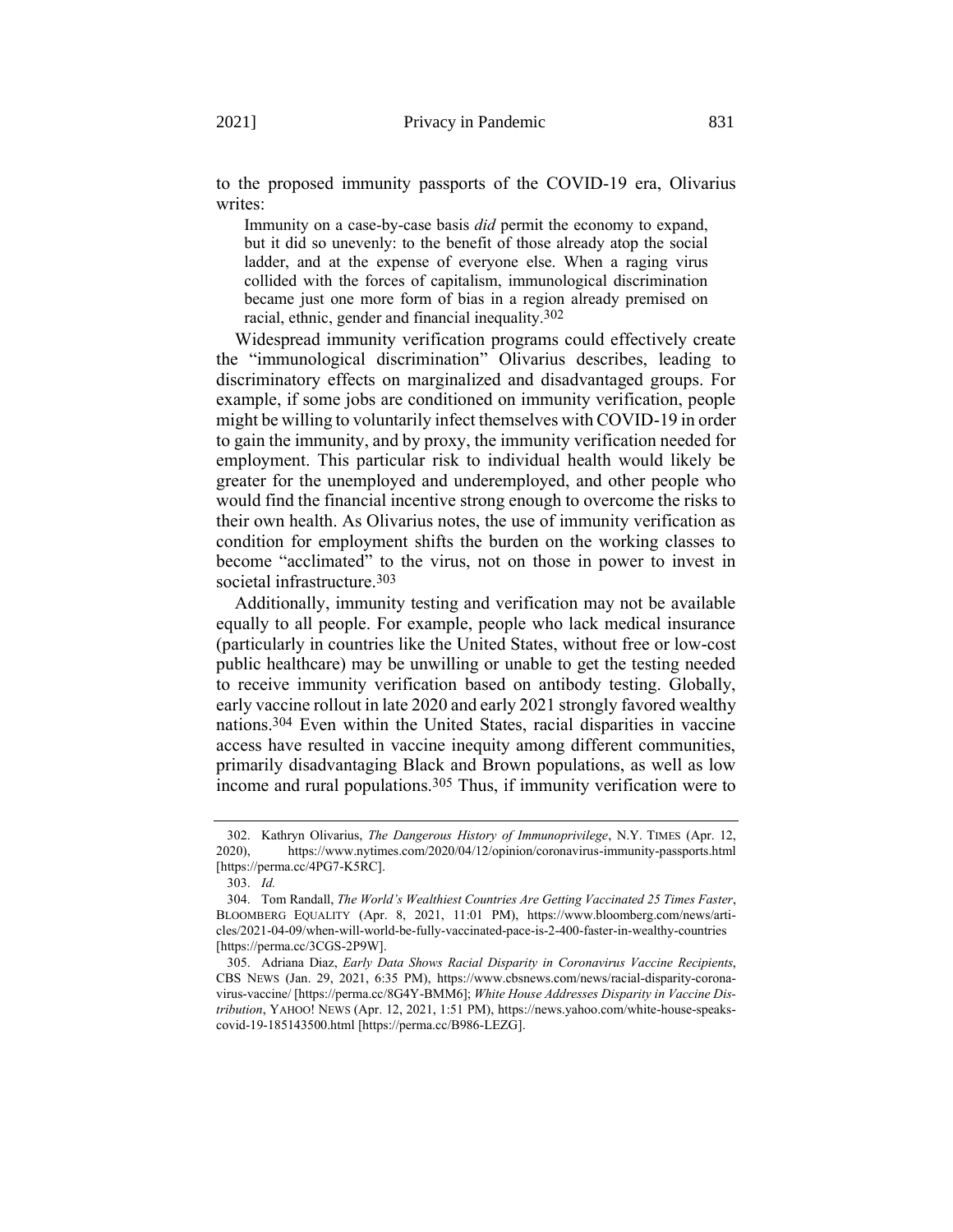to the proposed immunity passports of the COVID-19 era, Olivarius writes:

> Immunity on a case-by-case basis *did* permit the economy to expand, but it did so unevenly: to the benefit of those already atop the social ladder, and at the expense of everyone else. When a raging virus collided with the forces of capitalism, immunological discrimination became just one more form of bias in a region already premised on racial, ethnic, gender and financial inequality.[302]

Widespread immunity verification programs could effectively create the "immunological discrimination" Olivarius describes, leading to discriminatory effects on marginalized and disadvantaged groups. For example, if some jobs are conditioned on immunity verification, people might be willing to voluntarily infect themselves with COVID-19 in order to gain the immunity, and by proxy, the immunity verification needed for employment. This particular risk to individual health would likely be greater for the unemployed and underemployed, and other people who would find the financial incentive strong enough to overcome the risks to their own health. As Olivarius notes, the use of immunity verification as condition for employment shifts the burden on the working classes to become "acclimated" to the virus, not on those in power to invest in societal infrastructure.[303]

Additionally, immunity testing and verification may not be available equally to all people. For example, people who lack medical insurance (particularly in countries like the United States, without free or low-cost public healthcare) may be unwilling or unable to get the testing needed to receive immunity verification based on antibody testing. Globally, early vaccine rollout in late 2020 and early 2021 strongly favored wealthy nations.[304] Even within the United States, racial disparities in vaccine access have resulted in vaccine inequity among different communities, primarily disadvantaging Black and Brown populations, as well as low income and rural populations.[305] Thus, if immunity verification were to

---

302. Kathryn Olivarius, *The Dangerous History of Immunoprivilege*, N.Y. TIMES (Apr. 12, 2020), https://www.nytimes.com/2020/04/12/opinion/coronavirus-immunity-passports.html [https://perma.cc/4PG7-K5RC].

303. *Id.*

304. Tom Randall, *The World's Wealthiest Countries Are Getting Vaccinated 25 Times Faster*, BLOOMBERG EQUALITY (Apr. 8, 2021, 11:01 PM), https://www.bloomberg.com/news/articles/2021-04-09/when-will-world-be-fully-vaccinated-pace-is-2-400-faster-in-wealthy-countries [https://perma.cc/3CGS-2P9W].

305. Adriana Diaz, *Early Data Shows Racial Disparity in Coronavirus Vaccine Recipients*, CBS NEWS (Jan. 29, 2021, 6:35 PM), https://www.cbsnews.com/news/racial-disparity-coronavirus-vaccine/ [https://perma.cc/8G4Y-BMM6]; *White House Addresses Disparity in Vaccine Distribution*, YAHOO! NEWS (Apr. 12, 2021, 1:51 PM), https://news.yahoo.com/white-house-speaks-covid-19-185143500.html [https://perma.cc/B986-LEZG].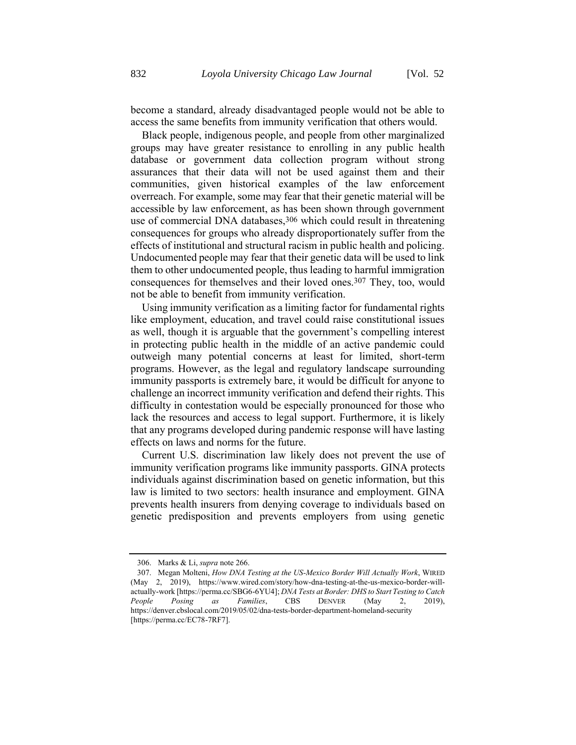become a standard, already disadvantaged people would not be able to access the same benefits from immunity verification that others would.

Black people, indigenous people, and people from other marginalized groups may have greater resistance to enrolling in any public health database or government data collection program without strong assurances that their data will not be used against them and their communities, given historical examples of the law enforcement overreach. For example, some may fear that their genetic material will be accessible by law enforcement, as has been shown through government use of commercial DNA databases,[306] which could result in threatening consequences for groups who already disproportionately suffer from the effects of institutional and structural racism in public health and policing. Undocumented people may fear that their genetic data will be used to link them to other undocumented people, thus leading to harmful immigration consequences for themselves and their loved ones.[307] They, too, would not be able to benefit from immunity verification.

Using immunity verification as a limiting factor for fundamental rights like employment, education, and travel could raise constitutional issues as well, though it is arguable that the government's compelling interest in protecting public health in the middle of an active pandemic could outweigh many potential concerns at least for limited, short-term programs. However, as the legal and regulatory landscape surrounding immunity passports is extremely bare, it would be difficult for anyone to challenge an incorrect immunity verification and defend their rights. This difficulty in contestation would be especially pronounced for those who lack the resources and access to legal support. Furthermore, it is likely that any programs developed during pandemic response will have lasting effects on laws and norms for the future.

Current U.S. discrimination law likely does not prevent the use of immunity verification programs like immunity passports. GINA protects individuals against discrimination based on genetic information, but this law is limited to two sectors: health insurance and employment. GINA prevents health insurers from denying coverage to individuals based on genetic predisposition and prevents employers from using genetic

---

306. Marks & Li, *supra* note 266.

307. Megan Molteni, *How DNA Testing at the US-Mexico Border Will Actually Work*, WIRED (May 2, 2019), https://www.wired.com/story/how-dna-testing-at-the-us-mexico-border-will-actually-work [https://perma.cc/SBG6-6YU4]; *DNA Tests at Border: DHS to Start Testing to Catch People Posing as Families*, CBS DENVER (May 2, 2019), https://denver.cbslocal.com/2019/05/02/dna-tests-border-department-homeland-security [https://perma.cc/EC78-7RF7].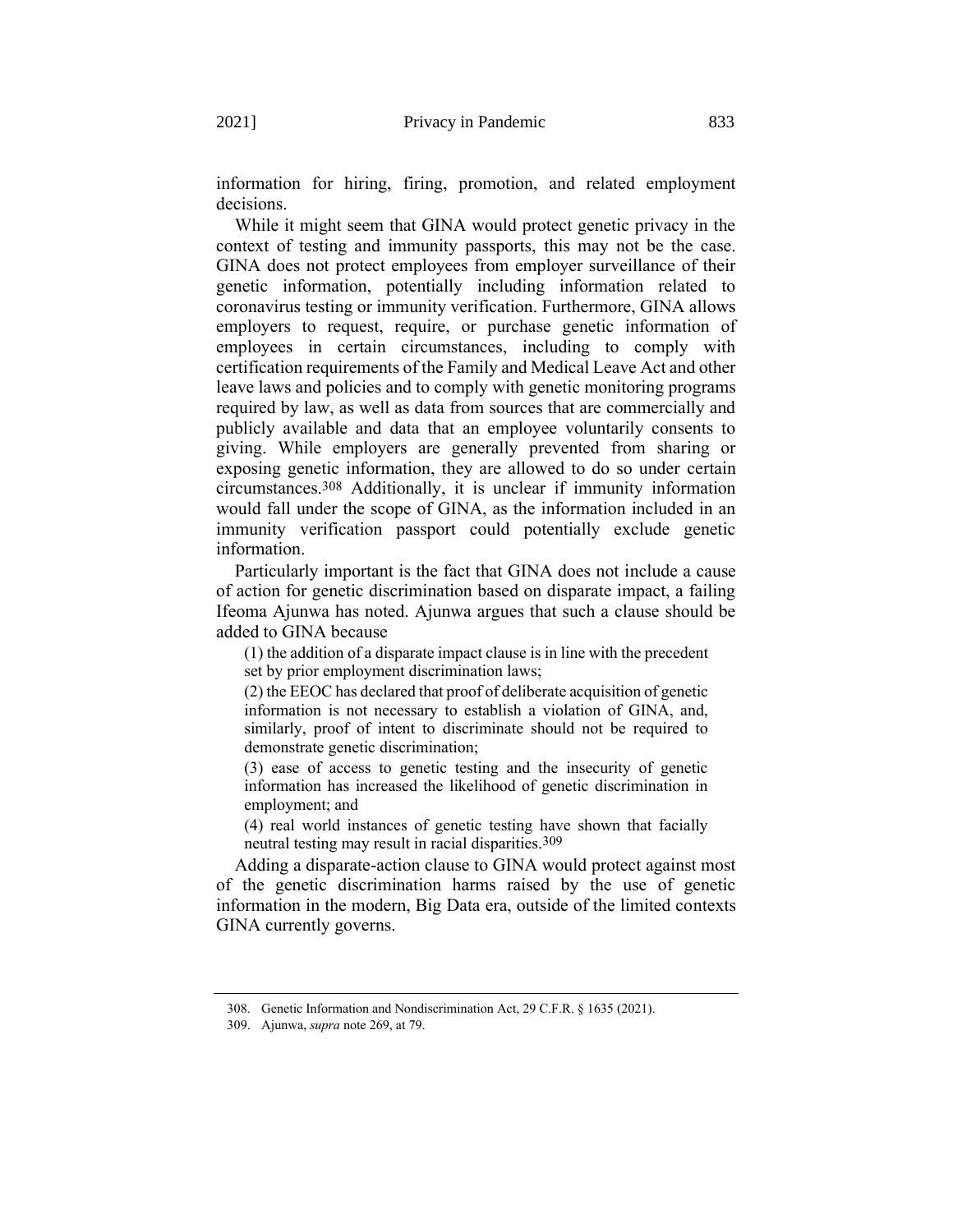information for hiring, firing, promotion, and related employment decisions.

While it might seem that GINA would protect genetic privacy in the context of testing and immunity passports, this may not be the case. GINA does not protect employees from employer surveillance of their genetic information, potentially including information related to coronavirus testing or immunity verification. Furthermore, GINA allows employers to request, require, or purchase genetic information of employees in certain circumstances, including to comply with certification requirements of the Family and Medical Leave Act and other leave laws and policies and to comply with genetic monitoring programs required by law, as well as data from sources that are commercially and publicly available and data that an employee voluntarily consents to giving. While employers are generally prevented from sharing or exposing genetic information, they are allowed to do so under certain circumstances.[308] Additionally, it is unclear if immunity information would fall under the scope of GINA, as the information included in an immunity verification passport could potentially exclude genetic information.

Particularly important is the fact that GINA does not include a cause of action for genetic discrimination based on disparate impact, a failing Ifeoma Ajunwa has noted. Ajunwa argues that such a clause should be added to GINA because

> (1) the addition of a disparate impact clause is in line with the precedent set by prior employment discrimination laws;
>
> (2) the EEOC has declared that proof of deliberate acquisition of genetic information is not necessary to establish a violation of GINA, and, similarly, proof of intent to discriminate should not be required to demonstrate genetic discrimination;
>
> (3) ease of access to genetic testing and the insecurity of genetic information has increased the likelihood of genetic discrimination in employment; and
>
> (4) real world instances of genetic testing have shown that facially neutral testing may result in racial disparities.[309]

Adding a disparate-action clause to GINA would protect against most of the genetic discrimination harms raised by the use of genetic information in the modern, Big Data era, outside of the limited contexts GINA currently governs.

---

308. Genetic Information and Nondiscrimination Act, 29 C.F.R. § 1635 (2021).

309. Ajunwa, *supra* note 269, at 79.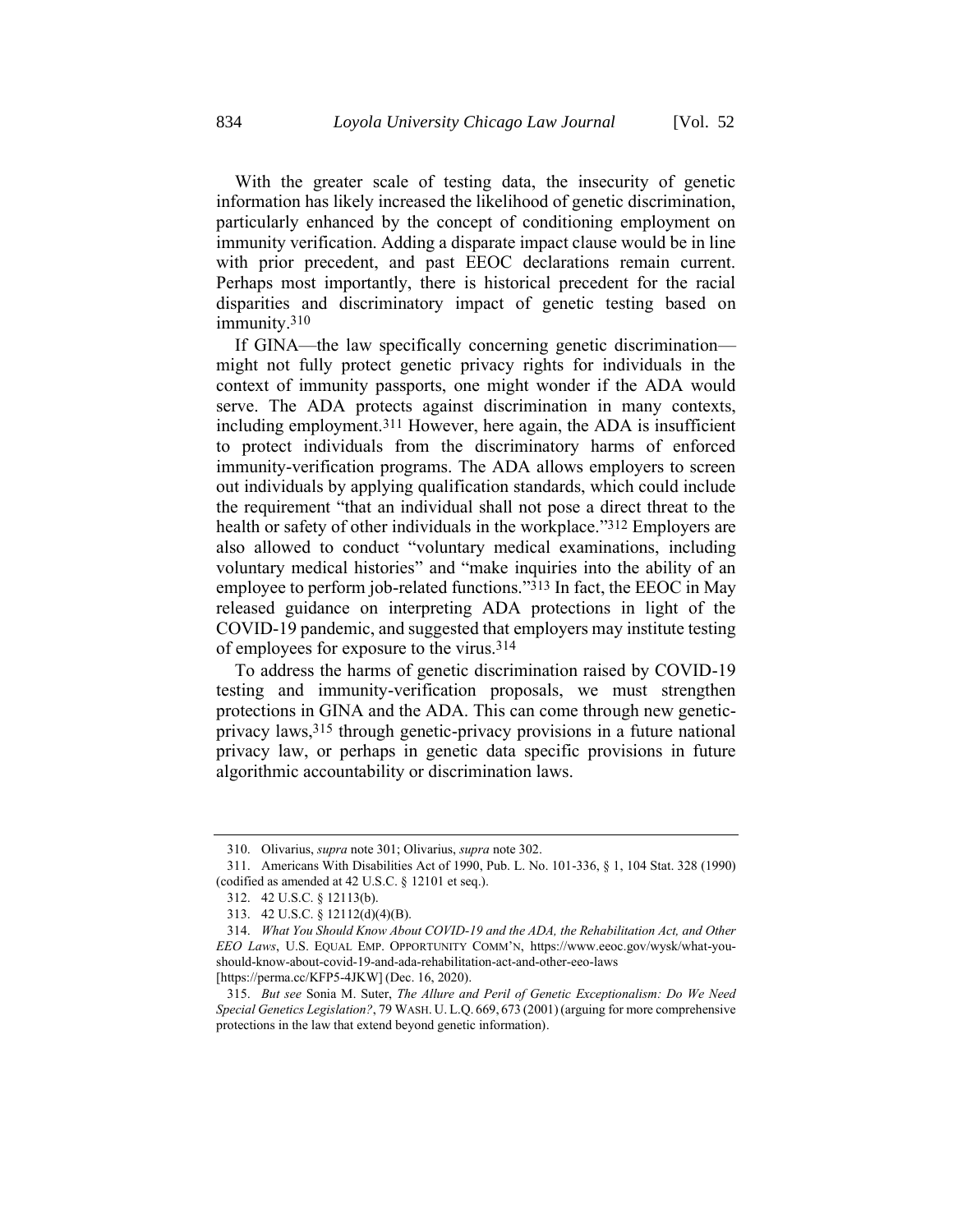With the greater scale of testing data, the insecurity of genetic information has likely increased the likelihood of genetic discrimination, particularly enhanced by the concept of conditioning employment on immunity verification. Adding a disparate impact clause would be in line with prior precedent, and past EEOC declarations remain current. Perhaps most importantly, there is historical precedent for the racial disparities and discriminatory impact of genetic testing based on immunity.[310]

If GINA—the law specifically concerning genetic discrimination—might not fully protect genetic privacy rights for individuals in the context of immunity passports, one might wonder if the ADA would serve. The ADA protects against discrimination in many contexts, including employment.[311] However, here again, the ADA is insufficient to protect individuals from the discriminatory harms of enforced immunity-verification programs. The ADA allows employers to screen out individuals by applying qualification standards, which could include the requirement "that an individual shall not pose a direct threat to the health or safety of other individuals in the workplace."[312] Employers are also allowed to conduct "voluntary medical examinations, including voluntary medical histories" and "make inquiries into the ability of an employee to perform job-related functions."[313] In fact, the EEOC in May released guidance on interpreting ADA protections in light of the COVID-19 pandemic, and suggested that employers may institute testing of employees for exposure to the virus.[314]

To address the harms of genetic discrimination raised by COVID-19 testing and immunity-verification proposals, we must strengthen protections in GINA and the ADA. This can come through new genetic-privacy laws,[315] through genetic-privacy provisions in a future national privacy law, or perhaps in genetic data specific provisions in future algorithmic accountability or discrimination laws.

---

310. Olivarius, *supra* note 301; Olivarius, *supra* note 302.

311. Americans With Disabilities Act of 1990, Pub. L. No. 101-336, § 1, 104 Stat. 328 (1990) (codified as amended at 42 U.S.C. § 12101 et seq.).

312. 42 U.S.C. § 12113(b).

313. 42 U.S.C. § 12112(d)(4)(B).

314. *What You Should Know About COVID-19 and the ADA, the Rehabilitation Act, and Other EEO Laws*, U.S. EQUAL EMP. OPPORTUNITY COMM'N, https://www.eeoc.gov/wysk/what-you-should-know-about-covid-19-and-ada-rehabilitation-act-and-other-eeo-laws [https://perma.cc/KFP5-4JKW] (Dec. 16, 2020).

315. *But see* Sonia M. Suter, *The Allure and Peril of Genetic Exceptionalism: Do We Need Special Genetics Legislation?*, 79 WASH. U. L.Q. 669, 673 (2001) (arguing for more comprehensive protections in the law that extend beyond genetic information).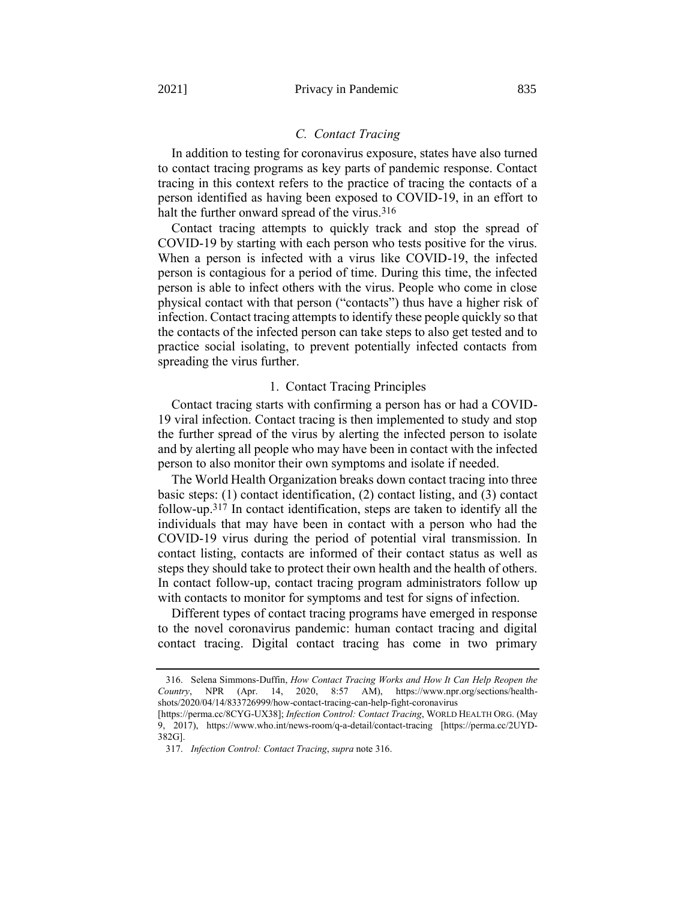### *C. Contact Tracing*

In addition to testing for coronavirus exposure, states have also turned to contact tracing programs as key parts of pandemic response. Contact tracing in this context refers to the practice of tracing the contacts of a person identified as having been exposed to COVID-19, in an effort to halt the further onward spread of the virus.[316]

Contact tracing attempts to quickly track and stop the spread of COVID-19 by starting with each person who tests positive for the virus. When a person is infected with a virus like COVID-19, the infected person is contagious for a period of time. During this time, the infected person is able to infect others with the virus. People who come in close physical contact with that person ("contacts") thus have a higher risk of infection. Contact tracing attempts to identify these people quickly so that the contacts of the infected person can take steps to also get tested and to practice social isolating, to prevent potentially infected contacts from spreading the virus further.

#### 1. Contact Tracing Principles

Contact tracing starts with confirming a person has or had a COVID-19 viral infection. Contact tracing is then implemented to study and stop the further spread of the virus by alerting the infected person to isolate and by alerting all people who may have been in contact with the infected person to also monitor their own symptoms and isolate if needed.

The World Health Organization breaks down contact tracing into three basic steps: (1) contact identification, (2) contact listing, and (3) contact follow-up.[317] In contact identification, steps are taken to identify all the individuals that may have been in contact with a person who had the COVID-19 virus during the period of potential viral transmission. In contact listing, contacts are informed of their contact status as well as steps they should take to protect their own health and the health of others. In contact follow-up, contact tracing program administrators follow up with contacts to monitor for symptoms and test for signs of infection.

Different types of contact tracing programs have emerged in response to the novel coronavirus pandemic: human contact tracing and digital contact tracing. Digital contact tracing has come in two primary

---

316. Selena Simmons-Duffin, *How Contact Tracing Works and How It Can Help Reopen the Country*, NPR (Apr. 14, 2020, 8:57 AM), https://www.npr.org/sections/health-shots/2020/04/14/833726999/how-contact-tracing-can-help-fight-coronavirus [https://perma.cc/8CYG-UX38]; *Infection Control: Contact Tracing*, WORLD HEALTH ORG. (May 9, 2017), https://www.who.int/news-room/q-a-detail/contact-tracing [https://perma.cc/2UYD-382G].

317. *Infection Control: Contact Tracing*, *supra* note 316.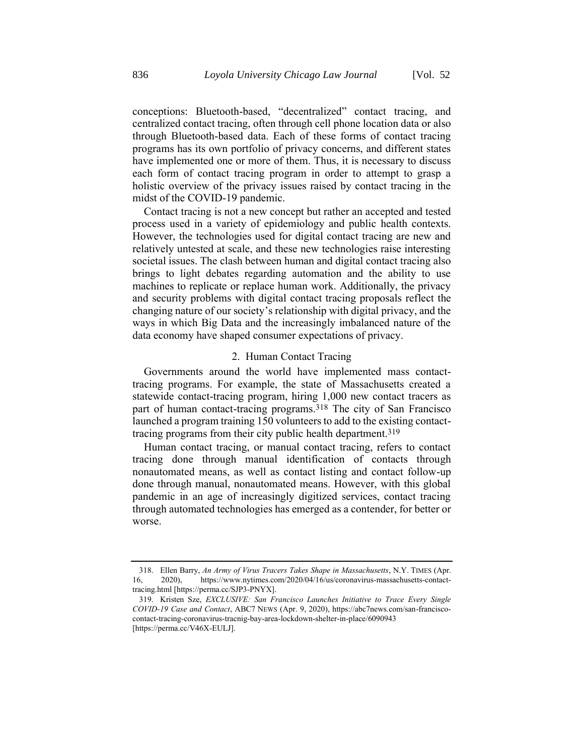conceptions: Bluetooth-based, "decentralized" contact tracing, and centralized contact tracing, often through cell phone location data or also through Bluetooth-based data. Each of these forms of contact tracing programs has its own portfolio of privacy concerns, and different states have implemented one or more of them. Thus, it is necessary to discuss each form of contact tracing program in order to attempt to grasp a holistic overview of the privacy issues raised by contact tracing in the midst of the COVID-19 pandemic.

Contact tracing is not a new concept but rather an accepted and tested process used in a variety of epidemiology and public health contexts. However, the technologies used for digital contact tracing are new and relatively untested at scale, and these new technologies raise interesting societal issues. The clash between human and digital contact tracing also brings to light debates regarding automation and the ability to use machines to replicate or replace human work. Additionally, the privacy and security problems with digital contact tracing proposals reflect the changing nature of our society's relationship with digital privacy, and the ways in which Big Data and the increasingly imbalanced nature of the data economy have shaped consumer expectations of privacy.

### 2. Human Contact Tracing

Governments around the world have implemented mass contact-tracing programs. For example, the state of Massachusetts created a statewide contact-tracing program, hiring 1,000 new contact tracers as part of human contact-tracing programs.[318] The city of San Francisco launched a program training 150 volunteers to add to the existing contact-tracing programs from their city public health department.[319]

Human contact tracing, or manual contact tracing, refers to contact tracing done through manual identification of contacts through nonautomated means, as well as contact listing and contact follow-up done through manual, nonautomated means. However, with this global pandemic in an age of increasingly digitized services, contact tracing through automated technologies has emerged as a contender, for better or worse.

---

318. Ellen Barry, *An Army of Virus Tracers Takes Shape in Massachusetts*, N.Y. TIMES (Apr. 16, 2020), https://www.nytimes.com/2020/04/16/us/coronavirus-massachusetts-contact-tracing.html [https://perma.cc/SJP3-PNYX].

319. Kristen Sze, *EXCLUSIVE: San Francisco Launches Initiative to Trace Every Single COVID-19 Case and Contact*, ABC7 NEWS (Apr. 9, 2020), https://abc7news.com/san-francisco-contact-tracing-coronavirus-tracnig-bay-area-lockdown-shelter-in-place/6090943 [https://perma.cc/V46X-EULJ].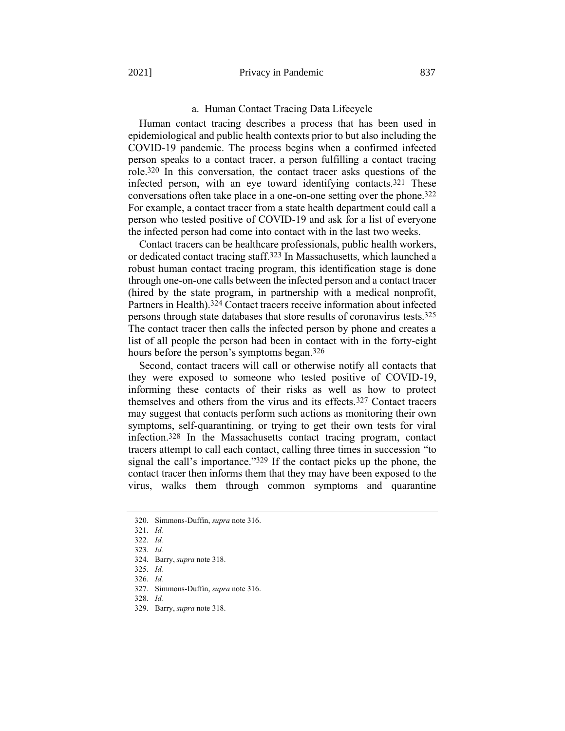#### a. Human Contact Tracing Data Lifecycle

Human contact tracing describes a process that has been used in epidemiological and public health contexts prior to but also including the COVID-19 pandemic. The process begins when a confirmed infected person speaks to a contact tracer, a person fulfilling a contact tracing role.[320] In this conversation, the contact tracer asks questions of the infected person, with an eye toward identifying contacts.[321] These conversations often take place in a one-on-one setting over the phone.[322] For example, a contact tracer from a state health department could call a person who tested positive of COVID-19 and ask for a list of everyone the infected person had come into contact with in the last two weeks.

Contact tracers can be healthcare professionals, public health workers, or dedicated contact tracing staff.[323] In Massachusetts, which launched a robust human contact tracing program, this identification stage is done through one-on-one calls between the infected person and a contact tracer (hired by the state program, in partnership with a medical nonprofit, Partners in Health).[324] Contact tracers receive information about infected persons through state databases that store results of coronavirus tests.[325] The contact tracer then calls the infected person by phone and creates a list of all people the person had been in contact with in the forty-eight hours before the person's symptoms began.[326]

Second, contact tracers will call or otherwise notify all contacts that they were exposed to someone who tested positive of COVID-19, informing these contacts of their risks as well as how to protect themselves and others from the virus and its effects.[327] Contact tracers may suggest that contacts perform such actions as monitoring their own symptoms, self-quarantining, or trying to get their own tests for viral infection.[328] In the Massachusetts contact tracing program, contact tracers attempt to call each contact, calling three times in succession "to signal the call's importance."[329] If the contact picks up the phone, the contact tracer then informs them that they may have been exposed to the virus, walks them through common symptoms and quarantine

---

320. Simmons-Duffin, *supra* note 316.
321. *Id.*
322. *Id.*
323. *Id.*
324. Barry, *supra* note 318.
325. *Id.*
326. *Id.*
327. Simmons-Duffin, *supra* note 316.
328. *Id.*
329. Barry, *supra* note 318.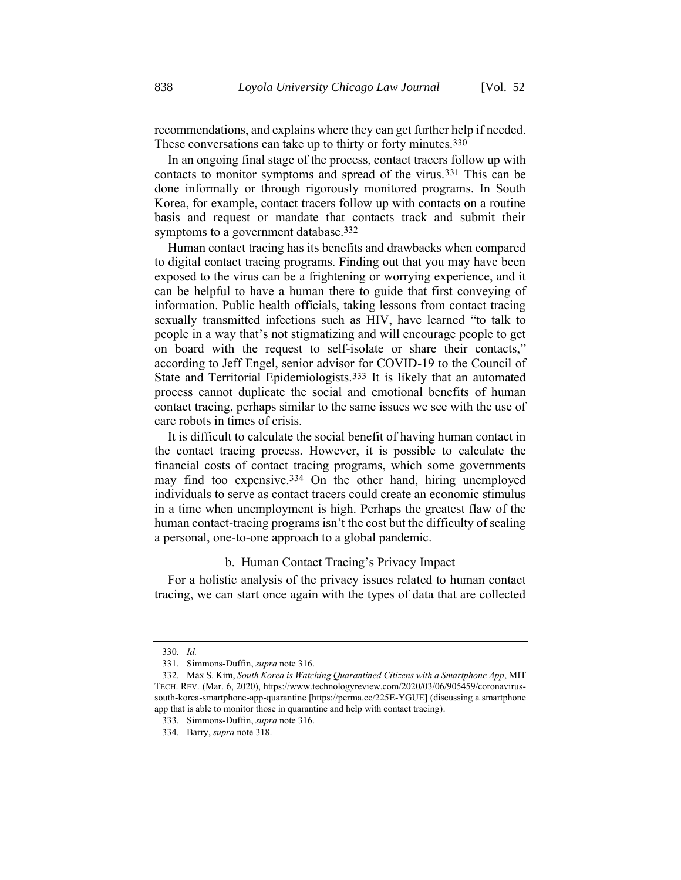recommendations, and explains where they can get further help if needed. These conversations can take up to thirty or forty minutes.[330]

In an ongoing final stage of the process, contact tracers follow up with contacts to monitor symptoms and spread of the virus.[331] This can be done informally or through rigorously monitored programs. In South Korea, for example, contact tracers follow up with contacts on a routine basis and request or mandate that contacts track and submit their symptoms to a government database.[332]

Human contact tracing has its benefits and drawbacks when compared to digital contact tracing programs. Finding out that you may have been exposed to the virus can be a frightening or worrying experience, and it can be helpful to have a human there to guide that first conveying of information. Public health officials, taking lessons from contact tracing sexually transmitted infections such as HIV, have learned "to talk to people in a way that's not stigmatizing and will encourage people to get on board with the request to self-isolate or share their contacts," according to Jeff Engel, senior advisor for COVID-19 to the Council of State and Territorial Epidemiologists.[333] It is likely that an automated process cannot duplicate the social and emotional benefits of human contact tracing, perhaps similar to the same issues we see with the use of care robots in times of crisis.

It is difficult to calculate the social benefit of having human contact in the contact tracing process. However, it is possible to calculate the financial costs of contact tracing programs, which some governments may find too expensive.[334] On the other hand, hiring unemployed individuals to serve as contact tracers could create an economic stimulus in a time when unemployment is high. Perhaps the greatest flaw of the human contact-tracing programs isn't the cost but the difficulty of scaling a personal, one-to-one approach to a global pandemic.

#### b. Human Contact Tracing's Privacy Impact

For a holistic analysis of the privacy issues related to human contact tracing, we can start once again with the types of data that are collected

---

330. *Id.*

331. Simmons-Duffin, *supra* note 316.

332. Max S. Kim, *South Korea is Watching Quarantined Citizens with a Smartphone App*, MIT TECH. REV. (Mar. 6, 2020), https://www.technologyreview.com/2020/03/06/905459/coronavirus-south-korea-smartphone-app-quarantine [https://perma.cc/225E-YGUE] (discussing a smartphone app that is able to monitor those in quarantine and help with contact tracing).

333. Simmons-Duffin, *supra* note 316.

334. Barry, *supra* note 318.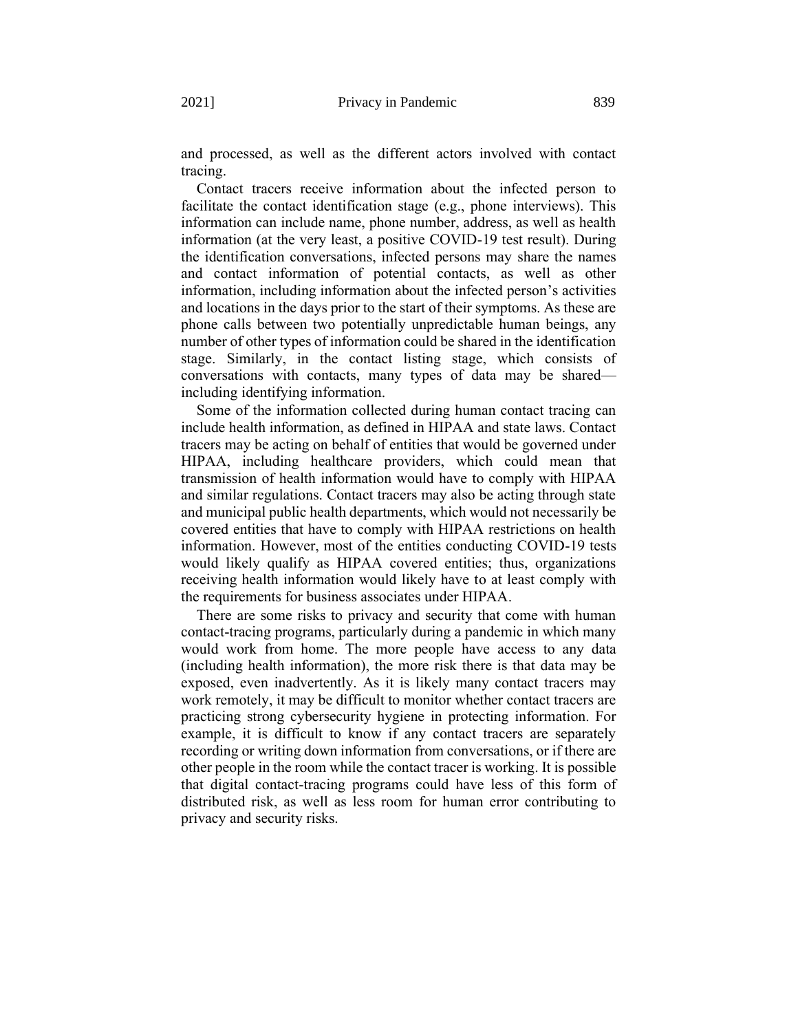and processed, as well as the different actors involved with contact tracing.

Contact tracers receive information about the infected person to facilitate the contact identification stage (e.g., phone interviews). This information can include name, phone number, address, as well as health information (at the very least, a positive COVID-19 test result). During the identification conversations, infected persons may share the names and contact information of potential contacts, as well as other information, including information about the infected person's activities and locations in the days prior to the start of their symptoms. As these are phone calls between two potentially unpredictable human beings, any number of other types of information could be shared in the identification stage. Similarly, in the contact listing stage, which consists of conversations with contacts, many types of data may be shared—including identifying information.

Some of the information collected during human contact tracing can include health information, as defined in HIPAA and state laws. Contact tracers may be acting on behalf of entities that would be governed under HIPAA, including healthcare providers, which could mean that transmission of health information would have to comply with HIPAA and similar regulations. Contact tracers may also be acting through state and municipal public health departments, which would not necessarily be covered entities that have to comply with HIPAA restrictions on health information. However, most of the entities conducting COVID-19 tests would likely qualify as HIPAA covered entities; thus, organizations receiving health information would likely have to at least comply with the requirements for business associates under HIPAA.

There are some risks to privacy and security that come with human contact-tracing programs, particularly during a pandemic in which many would work from home. The more people have access to any data (including health information), the more risk there is that data may be exposed, even inadvertently. As it is likely many contact tracers may work remotely, it may be difficult to monitor whether contact tracers are practicing strong cybersecurity hygiene in protecting information. For example, it is difficult to know if any contact tracers are separately recording or writing down information from conversations, or if there are other people in the room while the contact tracer is working. It is possible that digital contact-tracing programs could have less of this form of distributed risk, as well as less room for human error contributing to privacy and security risks.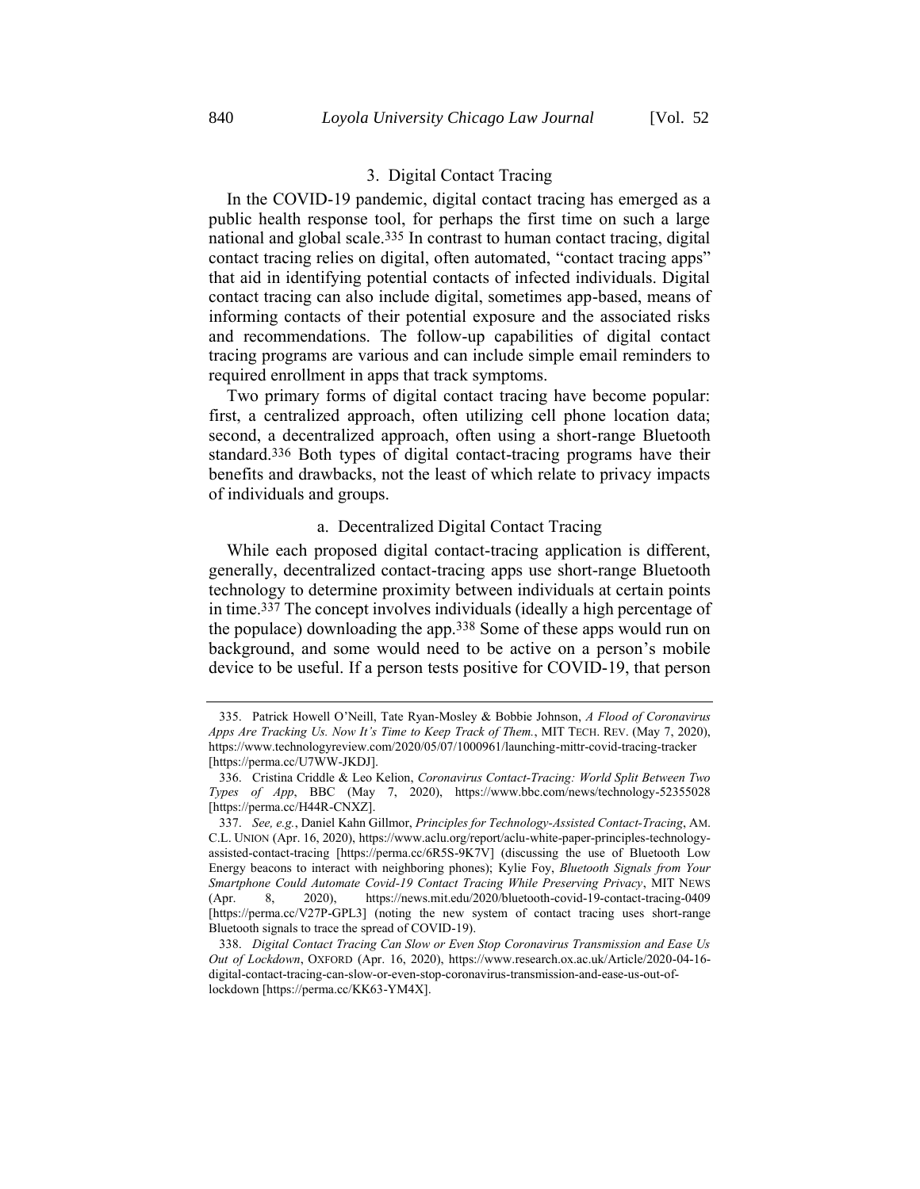### 3. Digital Contact Tracing

In the COVID-19 pandemic, digital contact tracing has emerged as a public health response tool, for perhaps the first time on such a large national and global scale.[335] In contrast to human contact tracing, digital contact tracing relies on digital, often automated, "contact tracing apps" that aid in identifying potential contacts of infected individuals. Digital contact tracing can also include digital, sometimes app-based, means of informing contacts of their potential exposure and the associated risks and recommendations. The follow-up capabilities of digital contact tracing programs are various and can include simple email reminders to required enrollment in apps that track symptoms.

Two primary forms of digital contact tracing have become popular: first, a centralized approach, often utilizing cell phone location data; second, a decentralized approach, often using a short-range Bluetooth standard.[336] Both types of digital contact-tracing programs have their benefits and drawbacks, not the least of which relate to privacy impacts of individuals and groups.

#### a. Decentralized Digital Contact Tracing

While each proposed digital contact-tracing application is different, generally, decentralized contact-tracing apps use short-range Bluetooth technology to determine proximity between individuals at certain points in time.[337] The concept involves individuals (ideally a high percentage of the populace) downloading the app.[338] Some of these apps would run on background, and some would need to be active on a person's mobile device to be useful. If a person tests positive for COVID-19, that person

---

335. Patrick Howell O'Neill, Tate Ryan-Mosley & Bobbie Johnson, *A Flood of Coronavirus Apps Are Tracking Us. Now It's Time to Keep Track of Them.*, MIT TECH. REV. (May 7, 2020), https://www.technologyreview.com/2020/05/07/1000961/launching-mittr-covid-tracing-tracker [https://perma.cc/U7WW-JKDJ].

336. Cristina Criddle & Leo Kelion, *Coronavirus Contact-Tracing: World Split Between Two Types of App*, BBC (May 7, 2020), https://www.bbc.com/news/technology-52355028 [https://perma.cc/H44R-CNXZ].

337. *See, e.g.*, Daniel Kahn Gillmor, *Principles for Technology-Assisted Contact-Tracing*, AM. C.L. UNION (Apr. 16, 2020), https://www.aclu.org/report/aclu-white-paper-principles-technology-assisted-contact-tracing [https://perma.cc/6R5S-9K7V] (discussing the use of Bluetooth Low Energy beacons to interact with neighboring phones); Kylie Foy, *Bluetooth Signals from Your Smartphone Could Automate Covid-19 Contact Tracing While Preserving Privacy*, MIT NEWS (Apr. 8, 2020), https://news.mit.edu/2020/bluetooth-covid-19-contact-tracing-0409 [https://perma.cc/V27P-GPL3] (noting the new system of contact tracing uses short-range Bluetooth signals to trace the spread of COVID-19).

338. *Digital Contact Tracing Can Slow or Even Stop Coronavirus Transmission and Ease Us Out of Lockdown*, OXFORD (Apr. 16, 2020), https://www.research.ox.ac.uk/Article/2020-04-16-digital-contact-tracing-can-slow-or-even-stop-coronavirus-transmission-and-ease-us-out-of-lockdown [https://perma.cc/KK63-YM4X].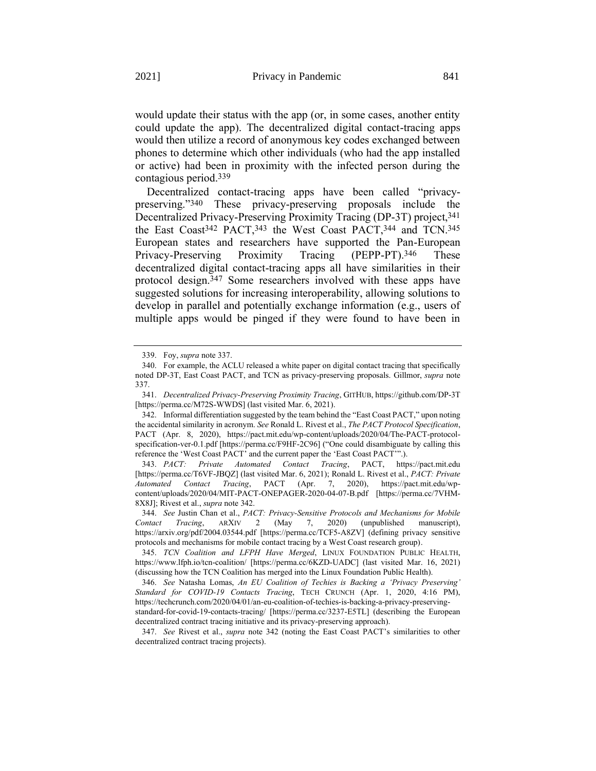would update their status with the app (or, in some cases, another entity could update the app). The decentralized digital contact-tracing apps would then utilize a record of anonymous key codes exchanged between phones to determine which other individuals (who had the app installed or active) had been in proximity with the infected person during the contagious period.[339]

Decentralized contact-tracing apps have been called "privacy-preserving."[340] These privacy-preserving proposals include the Decentralized Privacy-Preserving Proximity Tracing (DP-3T) project,[341] the East Coast[342] PACT,[343] the West Coast PACT,[344] and TCN.[345] European states and researchers have supported the Pan-European Privacy-Preserving Proximity Tracing (PEPP-PT).[346] These decentralized digital contact-tracing apps all have similarities in their protocol design.[347] Some researchers involved with these apps have suggested solutions for increasing interoperability, allowing solutions to develop in parallel and potentially exchange information (e.g., users of multiple apps would be pinged if they were found to have been in

---

339. Foy, *supra* note 337.

340. For example, the ACLU released a white paper on digital contact tracing that specifically noted DP-3T, East Coast PACT, and TCN as privacy-preserving proposals. Gillmor, *supra* note 337.

341. *Decentralized Privacy-Preserving Proximity Tracing*, GITHUB, https://github.com/DP-3T [https://perma.cc/M72S-WWDS] (last visited Mar. 6, 2021).

342. Informal differentiation suggested by the team behind the "East Coast PACT," upon noting the accidental similarity in acronym. *See* Ronald L. Rivest et al., *The PACT Protocol Specification*, PACT (Apr. 8, 2020), https://pact.mit.edu/wp-content/uploads/2020/04/The-PACT-protocol-specification-ver-0.1.pdf [https://perma.cc/F9HF-2C96] ("One could disambiguate by calling this reference the 'West Coast PACT' and the current paper the 'East Coast PACT'".).

343. *PACT: Private Automated Contact Tracing*, PACT, https://pact.mit.edu [https://perma.cc/T6VF-JBQZ] (last visited Mar. 6, 2021); Ronald L. Rivest et al., *PACT: Private Automated Contact Tracing*, PACT (Apr. 7, 2020), https://pact.mit.edu/wp-content/uploads/2020/04/MIT-PACT-ONEPAGER-2020-04-07-B.pdf [https://perma.cc/7VHM-8X8J]; Rivest et al., *supra* note 342.

344. *See* Justin Chan et al., *PACT: Privacy-Sensitive Protocols and Mechanisms for Mobile Contact Tracing*, ARXIV 2 (May 7, 2020) (unpublished manuscript), https://arxiv.org/pdf/2004.03544.pdf [https://perma.cc/TCF5-A8ZV] (defining privacy sensitive protocols and mechanisms for mobile contact tracing by a West Coast research group).

345. *TCN Coalition and LFPH Have Merged*, LINUX FOUNDATION PUBLIC HEALTH, https://www.lfph.io/tcn-coalition/ [https://perma.cc/6KZD-UADC] (last visited Mar. 16, 2021) (discussing how the TCN Coalition has merged into the Linux Foundation Public Health).

346. *See* Natasha Lomas, *An EU Coalition of Techies is Backing a 'Privacy Preserving' Standard for COVID-19 Contacts Tracing*, TECH CRUNCH (Apr. 1, 2020, 4:16 PM), https://techcrunch.com/2020/04/01/an-eu-coalition-of-techies-is-backing-a-privacy-preserving-standard-for-covid-19-contacts-tracing/ [https://perma.cc/3237-E5TL] (describing the European decentralized contract tracing initiative and its privacy-preserving approach).

347. *See* Rivest et al., *supra* note 342 (noting the East Coast PACT's similarities to other decentralized contract tracing projects).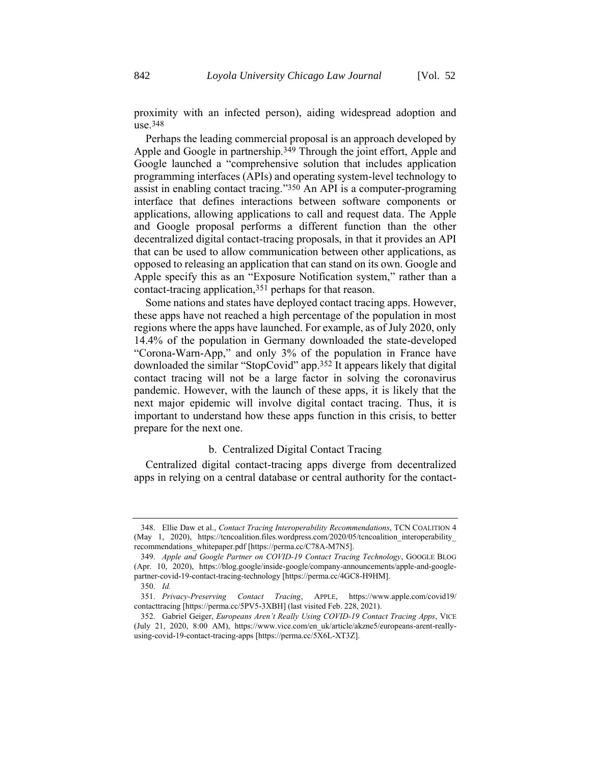proximity with an infected person), aiding widespread adoption and use.[348]

Perhaps the leading commercial proposal is an approach developed by Apple and Google in partnership.[349] Through the joint effort, Apple and Google launched a "comprehensive solution that includes application programming interfaces (APIs) and operating system-level technology to assist in enabling contact tracing."[350] An API is a computer-programing interface that defines interactions between software components or applications, allowing applications to call and request data. The Apple and Google proposal performs a different function than the other decentralized digital contact-tracing proposals, in that it provides an API that can be used to allow communication between other applications, as opposed to releasing an application that can stand on its own. Google and Apple specify this as an "Exposure Notification system," rather than a contact-tracing application,[351] perhaps for that reason.

Some nations and states have deployed contact tracing apps. However, these apps have not reached a high percentage of the population in most regions where the apps have launched. For example, as of July 2020, only 14.4% of the population in Germany downloaded the state-developed "Corona-Warn-App," and only 3% of the population in France have downloaded the similar "StopCovid" app.[352] It appears likely that digital contact tracing will not be a large factor in solving the coronavirus pandemic. However, with the launch of these apps, it is likely that the next major epidemic will involve digital contact tracing. Thus, it is important to understand how these apps function in this crisis, to better prepare for the next one.

#### b. Centralized Digital Contact Tracing

Centralized digital contact-tracing apps diverge from decentralized apps in relying on a central database or central authority for the contact-

---

348. Ellie Daw et al., *Contact Tracing Interoperability Recommendations*, TCN COALITION 4 (May 1, 2020), https://tcncoalition.files.wordpress.com/2020/05/tcncoalition_interoperability_recommendations_whitepaper.pdf [https://perma.cc/C78A-M7N5].

349. *Apple and Google Partner on COVID-19 Contact Tracing Technology*, GOOGLE BLOG (Apr. 10, 2020), https://blog.google/inside-google/company-announcements/apple-and-google-partner-covid-19-contact-tracing-technology [https://perma.cc/4GC8-H9HM].

350. *Id.*

351. *Privacy-Preserving Contact Tracing*, APPLE, https://www.apple.com/covid19/contacttracing [https://perma.cc/5PV5-3XBH] (last visited Feb. 228, 2021).

352. Gabriel Geiger, *Europeans Aren't Really Using COVID-19 Contact Tracing Apps*, VICE (July 21, 2020, 8:00 AM), https://www.vice.com/en_uk/article/akzne5/europeans-arent-really-using-covid-19-contact-tracing-apps [https://perma.cc/5X6L-XT3Z].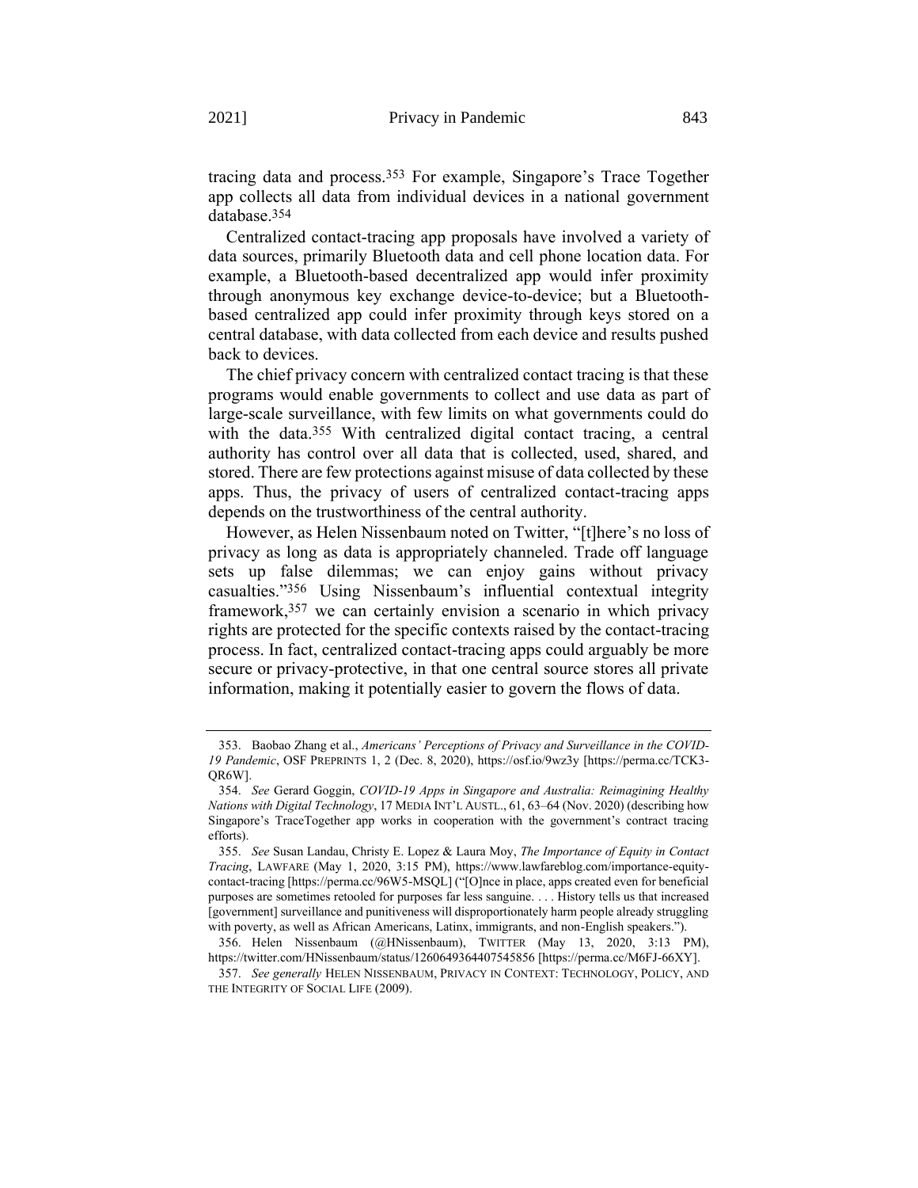tracing data and process.[353] For example, Singapore's Trace Together app collects all data from individual devices in a national government database.[354]

Centralized contact-tracing app proposals have involved a variety of data sources, primarily Bluetooth data and cell phone location data. For example, a Bluetooth-based decentralized app would infer proximity through anonymous key exchange device-to-device; but a Bluetooth-based centralized app could infer proximity through keys stored on a central database, with data collected from each device and results pushed back to devices.

The chief privacy concern with centralized contact tracing is that these programs would enable governments to collect and use data as part of large-scale surveillance, with few limits on what governments could do with the data.[355] With centralized digital contact tracing, a central authority has control over all data that is collected, used, shared, and stored. There are few protections against misuse of data collected by these apps. Thus, the privacy of users of centralized contact-tracing apps depends on the trustworthiness of the central authority.

However, as Helen Nissenbaum noted on Twitter, "[t]here's no loss of privacy as long as data is appropriately channeled. Trade off language sets up false dilemmas; we can enjoy gains without privacy casualties."[356] Using Nissenbaum's influential contextual integrity framework,[357] we can certainly envision a scenario in which privacy rights are protected for the specific contexts raised by the contact-tracing process. In fact, centralized contact-tracing apps could arguably be more secure or privacy-protective, in that one central source stores all private information, making it potentially easier to govern the flows of data.

---

353. Baobao Zhang et al., *Americans' Perceptions of Privacy and Surveillance in the COVID-19 Pandemic*, OSF PREPRINTS 1, 2 (Dec. 8, 2020), https://osf.io/9wz3y [https://perma.cc/TCK3-QR6W].

354. *See* Gerard Goggin, *COVID-19 Apps in Singapore and Australia: Reimagining Healthy Nations with Digital Technology*, 17 MEDIA INT'L AUSTL., 61, 63–64 (Nov. 2020) (describing how Singapore's TraceTogether app works in cooperation with the government's contract tracing efforts).

355. *See* Susan Landau, Christy E. Lopez & Laura Moy, *The Importance of Equity in Contact Tracing*, LAWFARE (May 1, 2020, 3:15 PM), https://www.lawfareblog.com/importance-equity-contact-tracing [https://perma.cc/96W5-MSQL] ("[O]nce in place, apps created even for beneficial purposes are sometimes retooled for purposes far less sanguine. . . . History tells us that increased [government] surveillance and punitiveness will disproportionately harm people already struggling with poverty, as well as African Americans, Latinx, immigrants, and non-English speakers.").

356. Helen Nissenbaum (@HNissenbaum), TWITTER (May 13, 2020, 3:13 PM), https://twitter.com/HNissenbaum/status/1260649364407545856 [https://perma.cc/M6FJ-66XY].

357. *See generally* HELEN NISSENBAUM, PRIVACY IN CONTEXT: TECHNOLOGY, POLICY, AND THE INTEGRITY OF SOCIAL LIFE (2009).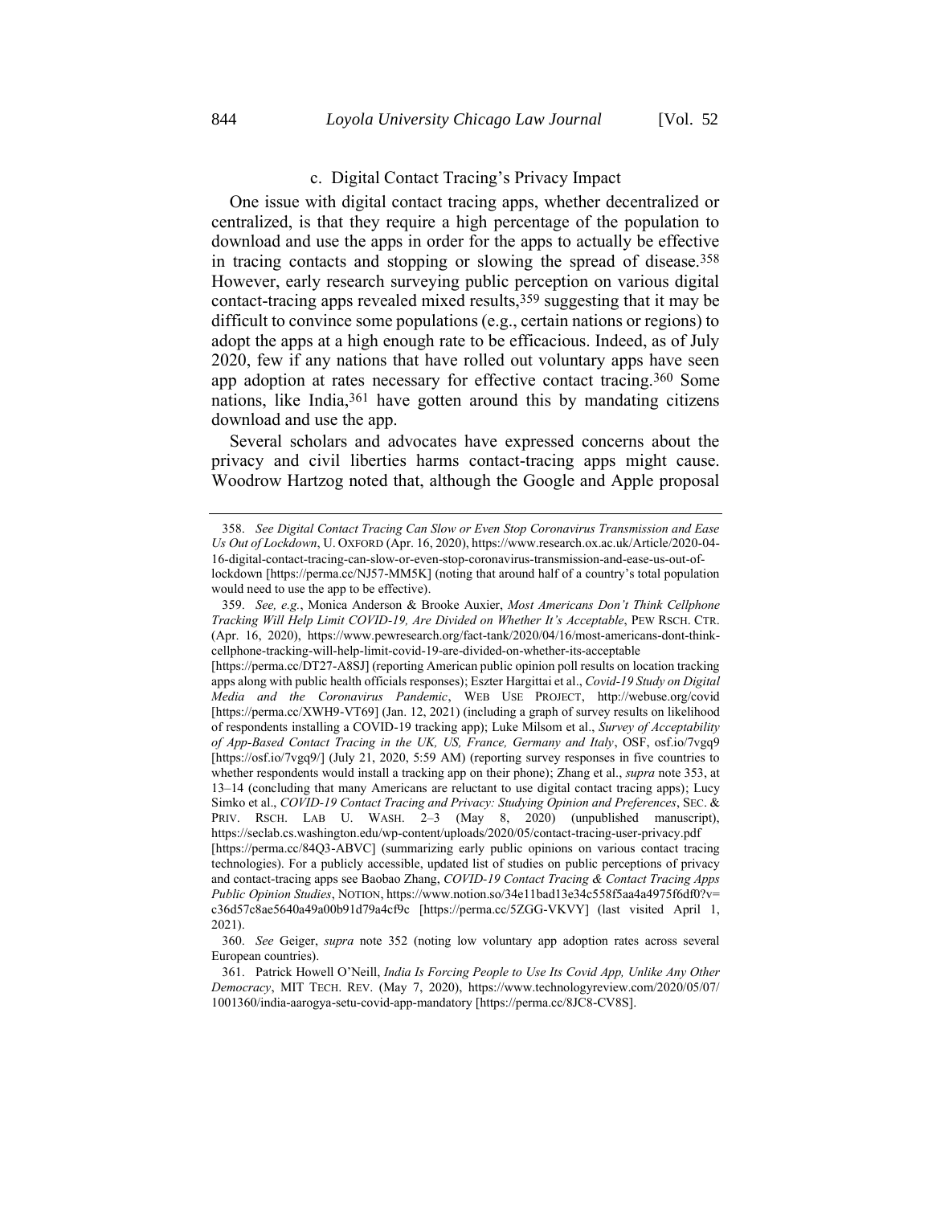### c. Digital Contact Tracing's Privacy Impact

One issue with digital contact tracing apps, whether decentralized or centralized, is that they require a high percentage of the population to download and use the apps in order for the apps to actually be effective in tracing contacts and stopping or slowing the spread of disease.[358] However, early research surveying public perception on various digital contact-tracing apps revealed mixed results,[359] suggesting that it may be difficult to convince some populations (e.g., certain nations or regions) to adopt the apps at a high enough rate to be efficacious. Indeed, as of July 2020, few if any nations that have rolled out voluntary apps have seen app adoption at rates necessary for effective contact tracing.[360] Some nations, like India,[361] have gotten around this by mandating citizens download and use the app.

Several scholars and advocates have expressed concerns about the privacy and civil liberties harms contact-tracing apps might cause. Woodrow Hartzog noted that, although the Google and Apple proposal

---

358. *See Digital Contact Tracing Can Slow or Even Stop Coronavirus Transmission and Ease Us Out of Lockdown*, U. OXFORD (Apr. 16, 2020), https://www.research.ox.ac.uk/Article/2020-04-16-digital-contact-tracing-can-slow-or-even-stop-coronavirus-transmission-and-ease-us-out-of-lockdown [https://perma.cc/NJ57-MM5K] (noting that around half of a country's total population would need to use the app to be effective).

359. *See, e.g.*, Monica Anderson & Brooke Auxier, *Most Americans Don't Think Cellphone Tracking Will Help Limit COVID-19, Are Divided on Whether It's Acceptable*, PEW RSCH. CTR. (Apr. 16, 2020), https://www.pewresearch.org/fact-tank/2020/04/16/most-americans-dont-think-cellphone-tracking-will-help-limit-covid-19-are-divided-on-whether-its-acceptable [https://perma.cc/DT27-A8SJ] (reporting American public opinion poll results on location tracking apps along with public health officials responses); Eszter Hargittai et al., *Covid-19 Study on Digital Media and the Coronavirus Pandemic*, WEB USE PROJECT, http://webuse.org/covid [https://perma.cc/XWH9-VT69] (Jan. 12, 2021) (including a graph of survey results on likelihood of respondents installing a COVID-19 tracking app); Luke Milsom et al., *Survey of Acceptability of App-Based Contact Tracing in the UK, US, France, Germany and Italy*, OSF, osf.io/7vgq9 [https://osf.io/7vgq9/] (July 21, 2020, 5:59 AM) (reporting survey responses in five countries to whether respondents would install a tracking app on their phone); Zhang et al., *supra* note 353, at 13–14 (concluding that many Americans are reluctant to use digital contact tracing apps); Lucy Simko et al., *COVID-19 Contact Tracing and Privacy: Studying Opinion and Preferences*, SEC. & PRIV. RSCH. LAB U. WASH. 2–3 (May 8, 2020) (unpublished manuscript), https://seclab.cs.washington.edu/wp-content/uploads/2020/05/contact-tracing-user-privacy.pdf [https://perma.cc/84Q3-ABVC] (summarizing early public opinions on various contact tracing technologies). For a publicly accessible, updated list of studies on public perceptions of privacy and contact-tracing apps see Baobao Zhang, *COVID-19 Contact Tracing & Contact Tracing Apps Public Opinion Studies*, NOTION, https://www.notion.so/34e11bad13e34c558f5aa4a4975f6df0?v=c36d57c8ae5640a49a00b91d79a4cf9c [https://perma.cc/5ZGG-VKVY] (last visited April 1, 2021).

360. *See* Geiger, *supra* note 352 (noting low voluntary app adoption rates across several European countries).

361. Patrick Howell O'Neill, *India Is Forcing People to Use Its Covid App, Unlike Any Other Democracy*, MIT TECH. REV. (May 7, 2020), https://www.technologyreview.com/2020/05/07/1001360/india-aarogya-setu-covid-app-mandatory [https://perma.cc/8JC8-CV8S].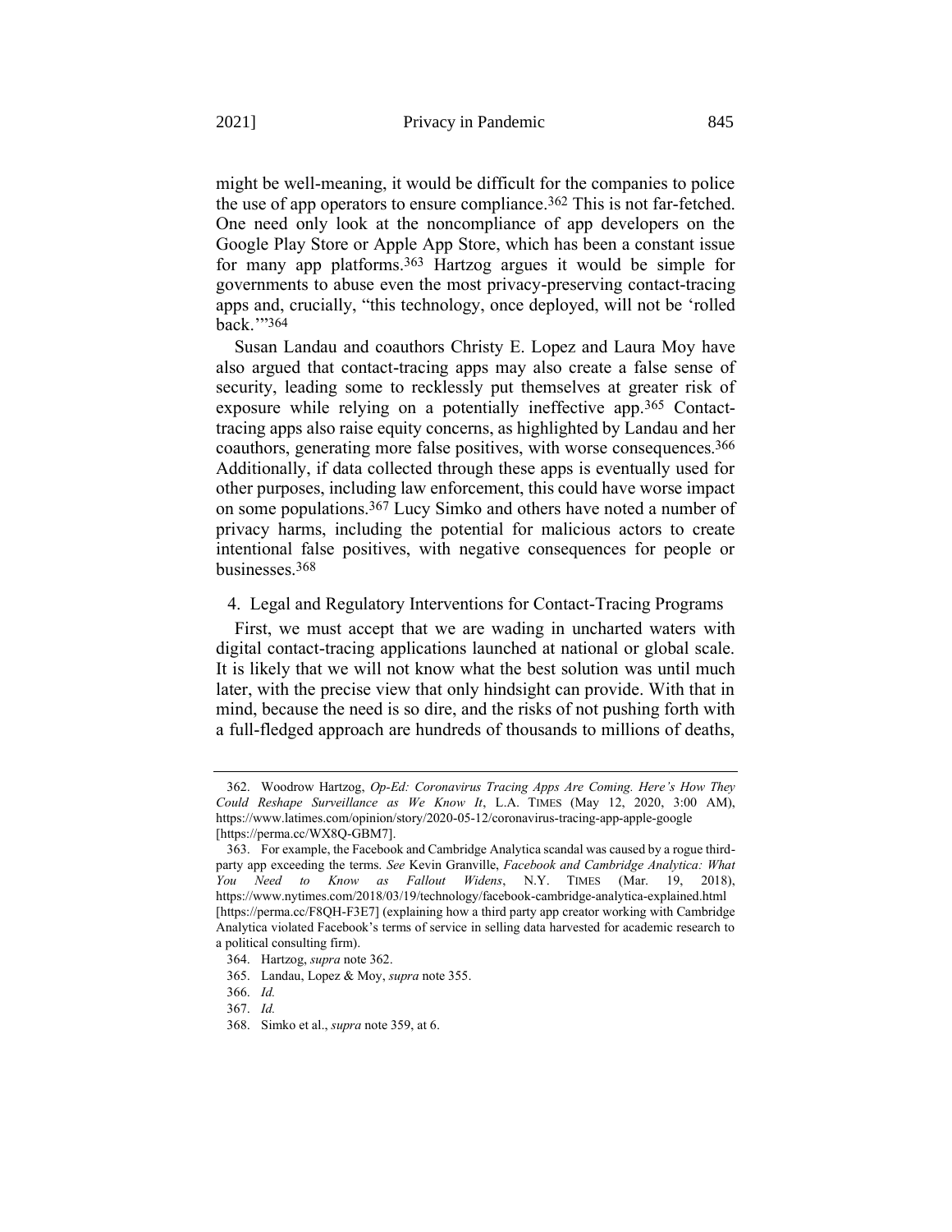might be well-meaning, it would be difficult for the companies to police the use of app operators to ensure compliance.[362] This is not far-fetched. One need only look at the noncompliance of app developers on the Google Play Store or Apple App Store, which has been a constant issue for many app platforms.[363] Hartzog argues it would be simple for governments to abuse even the most privacy-preserving contact-tracing apps and, crucially, "this technology, once deployed, will not be 'rolled back.'"[364]

Susan Landau and coauthors Christy E. Lopez and Laura Moy have also argued that contact-tracing apps may also create a false sense of security, leading some to recklessly put themselves at greater risk of exposure while relying on a potentially ineffective app.[365] Contact-tracing apps also raise equity concerns, as highlighted by Landau and her coauthors, generating more false positives, with worse consequences.[366] Additionally, if data collected through these apps is eventually used for other purposes, including law enforcement, this could have worse impact on some populations.[367] Lucy Simko and others have noted a number of privacy harms, including the potential for malicious actors to create intentional false positives, with negative consequences for people or businesses.[368]

4. Legal and Regulatory Interventions for Contact-Tracing Programs

First, we must accept that we are wading in uncharted waters with digital contact-tracing applications launched at national or global scale. It is likely that we will not know what the best solution was until much later, with the precise view that only hindsight can provide. With that in mind, because the need is so dire, and the risks of not pushing forth with a full-fledged approach are hundreds of thousands to millions of deaths,

---

362. Woodrow Hartzog, *Op-Ed: Coronavirus Tracing Apps Are Coming. Here's How They Could Reshape Surveillance as We Know It*, L.A. TIMES (May 12, 2020, 3:00 AM), https://www.latimes.com/opinion/story/2020-05-12/coronavirus-tracing-app-apple-google [https://perma.cc/WX8Q-GBM7].

363. For example, the Facebook and Cambridge Analytica scandal was caused by a rogue third-party app exceeding the terms. *See* Kevin Granville, *Facebook and Cambridge Analytica: What You Need to Know as Fallout Widens*, N.Y. TIMES (Mar. 19, 2018), https://www.nytimes.com/2018/03/19/technology/facebook-cambridge-analytica-explained.html [https://perma.cc/F8QH-F3E7] (explaining how a third party app creator working with Cambridge Analytica violated Facebook's terms of service in selling data harvested for academic research to a political consulting firm).

364. Hartzog, *supra* note 362.

365. Landau, Lopez & Moy, *supra* note 355.

366. *Id.*

367. *Id.*

368. Simko et al., *supra* note 359, at 6.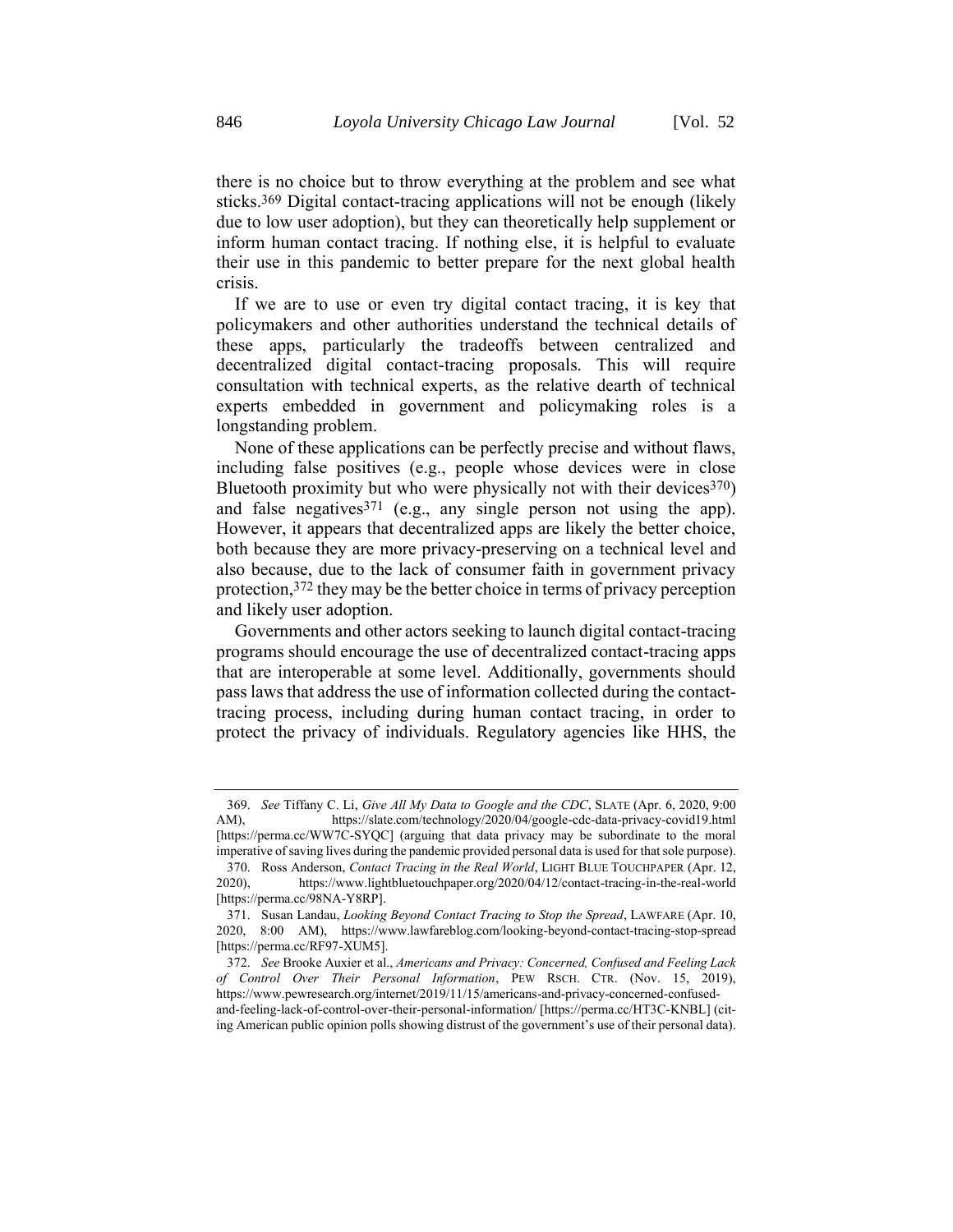there is no choice but to throw everything at the problem and see what sticks.[369] Digital contact-tracing applications will not be enough (likely due to low user adoption), but they can theoretically help supplement or inform human contact tracing. If nothing else, it is helpful to evaluate their use in this pandemic to better prepare for the next global health crisis.

If we are to use or even try digital contact tracing, it is key that policymakers and other authorities understand the technical details of these apps, particularly the tradeoffs between centralized and decentralized digital contact-tracing proposals. This will require consultation with technical experts, as the relative dearth of technical experts embedded in government and policymaking roles is a longstanding problem.

None of these applications can be perfectly precise and without flaws, including false positives (e.g., people whose devices were in close Bluetooth proximity but who were physically not with their devices[370]) and false negatives[371] (e.g., any single person not using the app). However, it appears that decentralized apps are likely the better choice, both because they are more privacy-preserving on a technical level and also because, due to the lack of consumer faith in government privacy protection,[372] they may be the better choice in terms of privacy perception and likely user adoption.

Governments and other actors seeking to launch digital contact-tracing programs should encourage the use of decentralized contact-tracing apps that are interoperable at some level. Additionally, governments should pass laws that address the use of information collected during the contact-tracing process, including during human contact tracing, in order to protect the privacy of individuals. Regulatory agencies like HHS, the

---

369. *See* Tiffany C. Li, *Give All My Data to Google and the CDC*, SLATE (Apr. 6, 2020, 9:00 AM), https://slate.com/technology/2020/04/google-cdc-data-privacy-covid19.html [https://perma.cc/WW7C-SYQC] (arguing that data privacy may be subordinate to the moral imperative of saving lives during the pandemic provided personal data is used for that sole purpose).

370. Ross Anderson, *Contact Tracing in the Real World*, LIGHT BLUE TOUCHPAPER (Apr. 12, 2020), https://www.lightbluetouchpaper.org/2020/04/12/contact-tracing-in-the-real-world [https://perma.cc/98NA-Y8RP].

371. Susan Landau, *Looking Beyond Contact Tracing to Stop the Spread*, LAWFARE (Apr. 10, 2020, 8:00 AM), https://www.lawfareblog.com/looking-beyond-contact-tracing-stop-spread [https://perma.cc/RF97-XUM5].

372. *See* Brooke Auxier et al., *Americans and Privacy: Concerned, Confused and Feeling Lack of Control Over Their Personal Information*, PEW RSCH. CTR. (Nov. 15, 2019), https://www.pewresearch.org/internet/2019/11/15/americans-and-privacy-concerned-confused-and-feeling-lack-of-control-over-their-personal-information/ [https://perma.cc/HT3C-KNBL] (citing American public opinion polls showing distrust of the government's use of their personal data).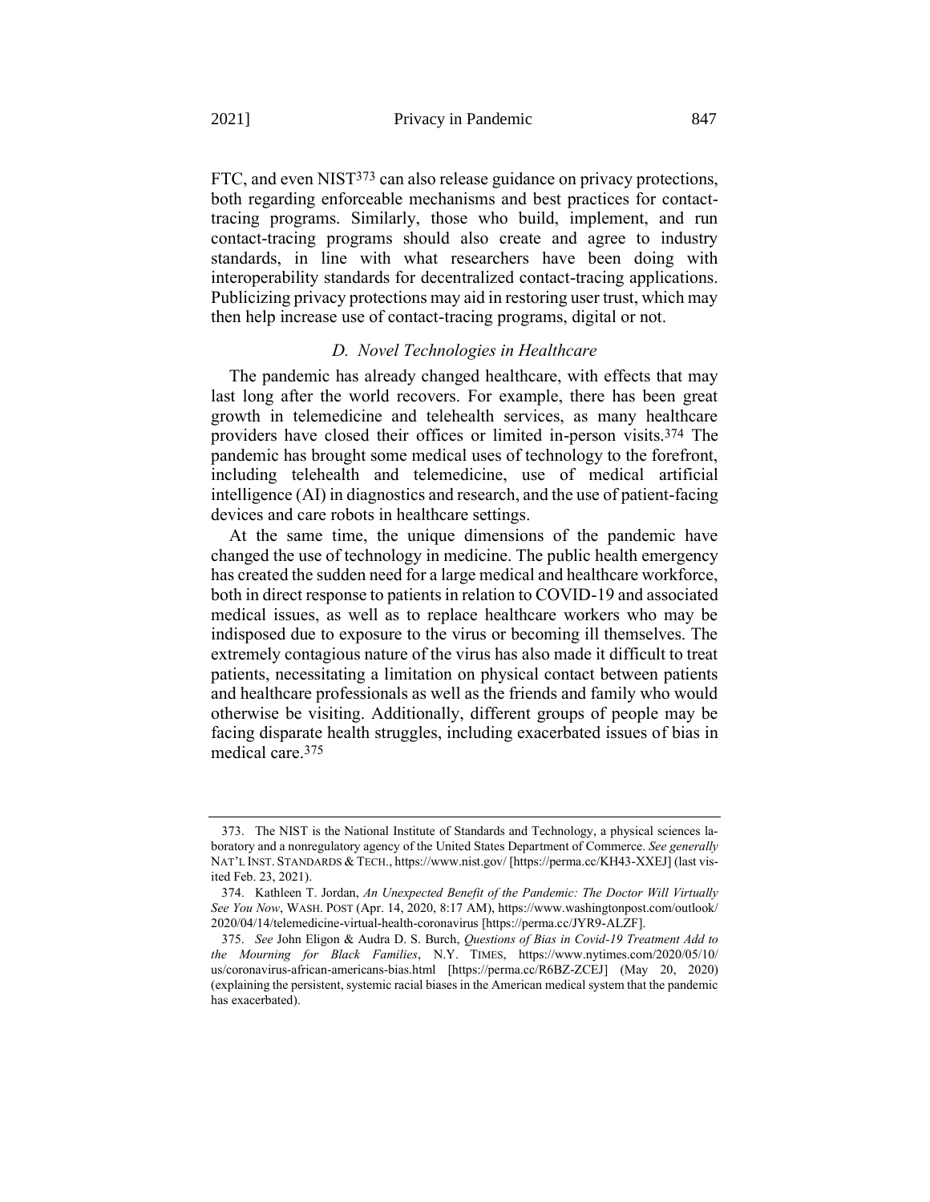FTC, and even NIST[373] can also release guidance on privacy protections, both regarding enforceable mechanisms and best practices for contact-tracing programs. Similarly, those who build, implement, and run contact-tracing programs should also create and agree to industry standards, in line with what researchers have been doing with interoperability standards for decentralized contact-tracing applications. Publicizing privacy protections may aid in restoring user trust, which may then help increase use of contact-tracing programs, digital or not.

### *D. Novel Technologies in Healthcare*

The pandemic has already changed healthcare, with effects that may last long after the world recovers. For example, there has been great growth in telemedicine and telehealth services, as many healthcare providers have closed their offices or limited in-person visits.[374] The pandemic has brought some medical uses of technology to the forefront, including telehealth and telemedicine, use of medical artificial intelligence (AI) in diagnostics and research, and the use of patient-facing devices and care robots in healthcare settings.

At the same time, the unique dimensions of the pandemic have changed the use of technology in medicine. The public health emergency has created the sudden need for a large medical and healthcare workforce, both in direct response to patients in relation to COVID-19 and associated medical issues, as well as to replace healthcare workers who may be indisposed due to exposure to the virus or becoming ill themselves. The extremely contagious nature of the virus has also made it difficult to treat patients, necessitating a limitation on physical contact between patients and healthcare professionals as well as the friends and family who would otherwise be visiting. Additionally, different groups of people may be facing disparate health struggles, including exacerbated issues of bias in medical care.[375]

---

373. The NIST is the National Institute of Standards and Technology, a physical sciences laboratory and a nonregulatory agency of the United States Department of Commerce. *See generally* NAT'L INST. STANDARDS & TECH., https://www.nist.gov/ [https://perma.cc/KH43-XXEJ] (last visited Feb. 23, 2021).

374. Kathleen T. Jordan, *An Unexpected Benefit of the Pandemic: The Doctor Will Virtually See You Now*, WASH. POST (Apr. 14, 2020, 8:17 AM), https://www.washingtonpost.com/outlook/2020/04/14/telemedicine-virtual-health-coronavirus [https://perma.cc/JYR9-ALZF].

375. *See* John Eligon & Audra D. S. Burch, *Questions of Bias in Covid-19 Treatment Add to the Mourning for Black Families*, N.Y. TIMES, https://www.nytimes.com/2020/05/10/us/coronavirus-african-americans-bias.html [https://perma.cc/R6BZ-ZCEJ] (May 20, 2020) (explaining the persistent, systemic racial biases in the American medical system that the pandemic has exacerbated).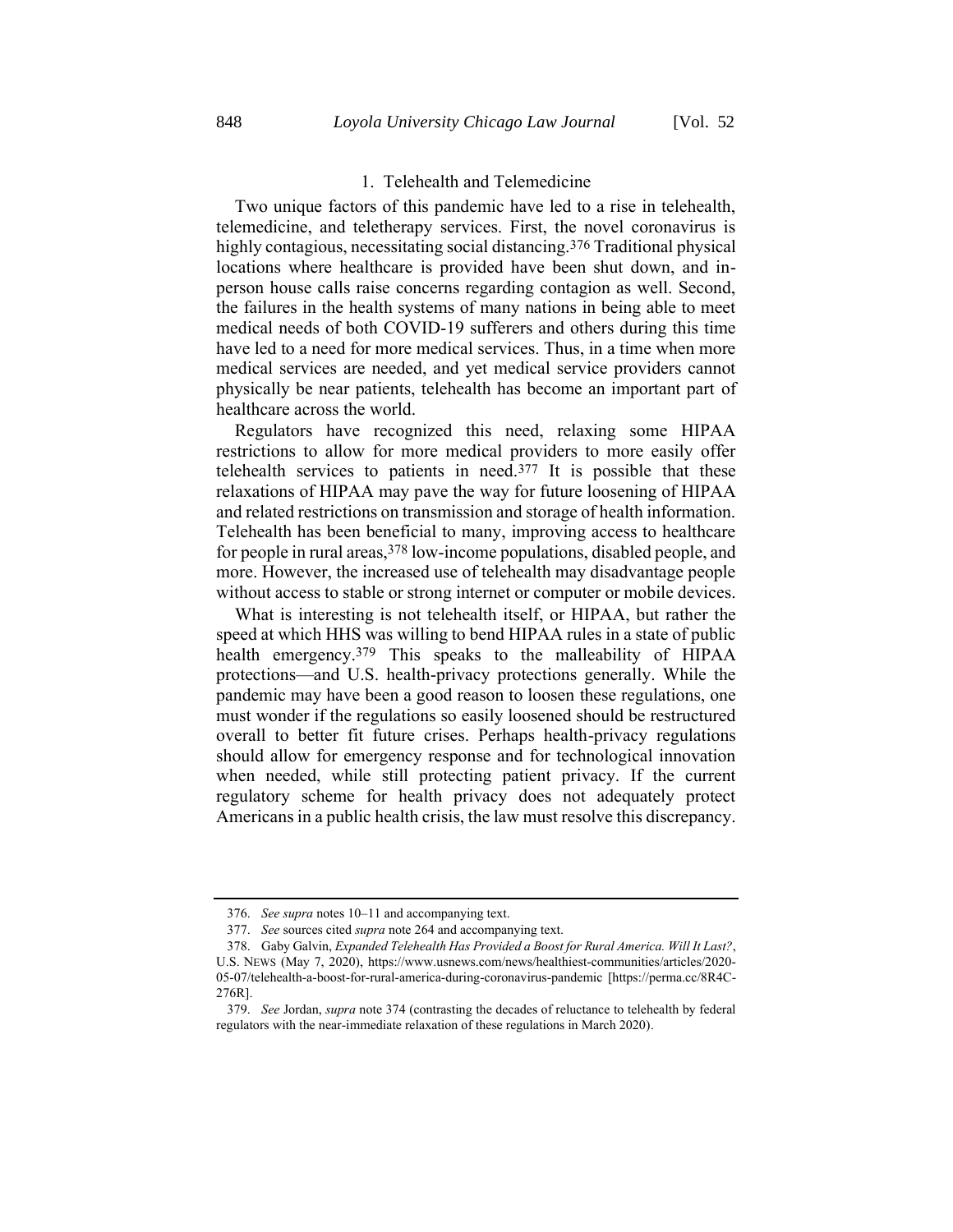### 1. Telehealth and Telemedicine

Two unique factors of this pandemic have led to a rise in telehealth, telemedicine, and teletherapy services. First, the novel coronavirus is highly contagious, necessitating social distancing.[376] Traditional physical locations where healthcare is provided have been shut down, and in-person house calls raise concerns regarding contagion as well. Second, the failures in the health systems of many nations in being able to meet medical needs of both COVID-19 sufferers and others during this time have led to a need for more medical services. Thus, in a time when more medical services are needed, and yet medical service providers cannot physically be near patients, telehealth has become an important part of healthcare across the world.

Regulators have recognized this need, relaxing some HIPAA restrictions to allow for more medical providers to more easily offer telehealth services to patients in need.[377] It is possible that these relaxations of HIPAA may pave the way for future loosening of HIPAA and related restrictions on transmission and storage of health information. Telehealth has been beneficial to many, improving access to healthcare for people in rural areas,[378] low-income populations, disabled people, and more. However, the increased use of telehealth may disadvantage people without access to stable or strong internet or computer or mobile devices.

What is interesting is not telehealth itself, or HIPAA, but rather the speed at which HHS was willing to bend HIPAA rules in a state of public health emergency.[379] This speaks to the malleability of HIPAA protections—and U.S. health-privacy protections generally. While the pandemic may have been a good reason to loosen these regulations, one must wonder if the regulations so easily loosened should be restructured overall to better fit future crises. Perhaps health-privacy regulations should allow for emergency response and for technological innovation when needed, while still protecting patient privacy. If the current regulatory scheme for health privacy does not adequately protect Americans in a public health crisis, the law must resolve this discrepancy.

---

376. *See supra* notes 10–11 and accompanying text.

377. *See* sources cited *supra* note 264 and accompanying text.

378. Gaby Galvin, *Expanded Telehealth Has Provided a Boost for Rural America. Will It Last?*, U.S. NEWS (May 7, 2020), https://www.usnews.com/news/healthiest-communities/articles/2020-05-07/telehealth-a-boost-for-rural-america-during-coronavirus-pandemic [https://perma.cc/8R4C-276R].

379. *See* Jordan, *supra* note 374 (contrasting the decades of reluctance to telehealth by federal regulators with the near-immediate relaxation of these regulations in March 2020).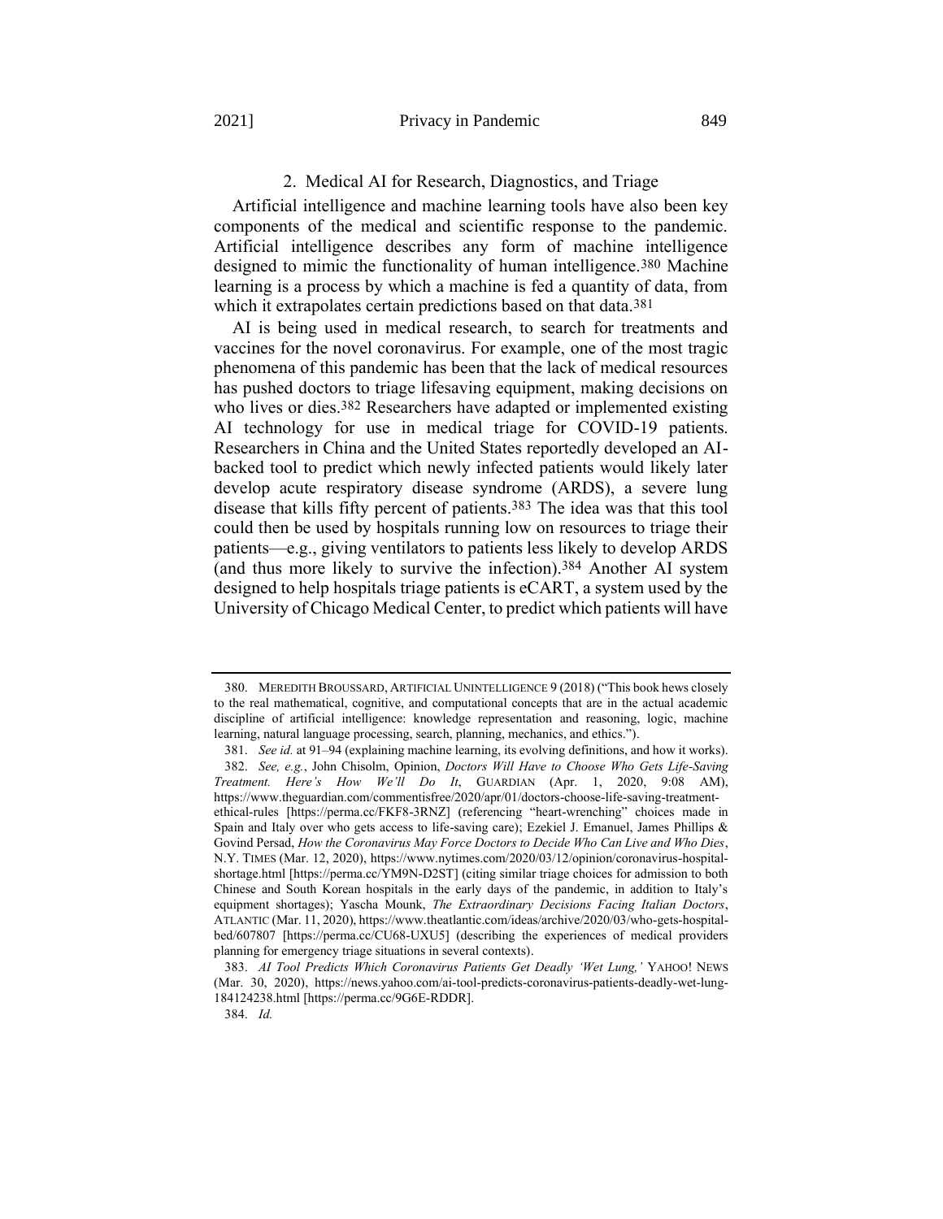### 2. Medical AI for Research, Diagnostics, and Triage

Artificial intelligence and machine learning tools have also been key components of the medical and scientific response to the pandemic. Artificial intelligence describes any form of machine intelligence designed to mimic the functionality of human intelligence.[380] Machine learning is a process by which a machine is fed a quantity of data, from which it extrapolates certain predictions based on that data.[381]

AI is being used in medical research, to search for treatments and vaccines for the novel coronavirus. For example, one of the most tragic phenomena of this pandemic has been that the lack of medical resources has pushed doctors to triage lifesaving equipment, making decisions on who lives or dies.[382] Researchers have adapted or implemented existing AI technology for use in medical triage for COVID-19 patients. Researchers in China and the United States reportedly developed an AI-backed tool to predict which newly infected patients would likely later develop acute respiratory disease syndrome (ARDS), a severe lung disease that kills fifty percent of patients.[383] The idea was that this tool could then be used by hospitals running low on resources to triage their patients—e.g., giving ventilators to patients less likely to develop ARDS (and thus more likely to survive the infection).[384] Another AI system designed to help hospitals triage patients is eCART, a system used by the University of Chicago Medical Center, to predict which patients will have

---

380. MEREDITH BROUSSARD, ARTIFICIAL UNINTELLIGENCE 9 (2018) ("This book hews closely to the real mathematical, cognitive, and computational concepts that are in the actual academic discipline of artificial intelligence: knowledge representation and reasoning, logic, machine learning, natural language processing, search, planning, mechanics, and ethics.").

381. *See id.* at 91–94 (explaining machine learning, its evolving definitions, and how it works).

382. *See, e.g.*, John Chisolm, Opinion, *Doctors Will Have to Choose Who Gets Life-Saving Treatment. Here's How We'll Do It*, GUARDIAN (Apr. 1, 2020, 9:08 AM), https://www.theguardian.com/commentisfree/2020/apr/01/doctors-choose-life-saving-treatment-ethical-rules [https://perma.cc/FKF8-3RNZ] (referencing "heart-wrenching" choices made in Spain and Italy over who gets access to life-saving care); Ezekiel J. Emanuel, James Phillips & Govind Persad, *How the Coronavirus May Force Doctors to Decide Who Can Live and Who Dies*, N.Y. TIMES (Mar. 12, 2020), https://www.nytimes.com/2020/03/12/opinion/coronavirus-hospital-shortage.html [https://perma.cc/YM9N-D2ST] (citing similar triage choices for admission to both Chinese and South Korean hospitals in the early days of the pandemic, in addition to Italy's equipment shortages); Yascha Mounk, *The Extraordinary Decisions Facing Italian Doctors*, ATLANTIC (Mar. 11, 2020), https://www.theatlantic.com/ideas/archive/2020/03/who-gets-hospital-bed/607807 [https://perma.cc/CU68-UXU5] (describing the experiences of medical providers planning for emergency triage situations in several contexts).

383. *AI Tool Predicts Which Coronavirus Patients Get Deadly 'Wet Lung,'* YAHOO! NEWS (Mar. 30, 2020), https://news.yahoo.com/ai-tool-predicts-coronavirus-patients-deadly-wet-lung-184124238.html [https://perma.cc/9G6E-RDDR].

384. *Id.*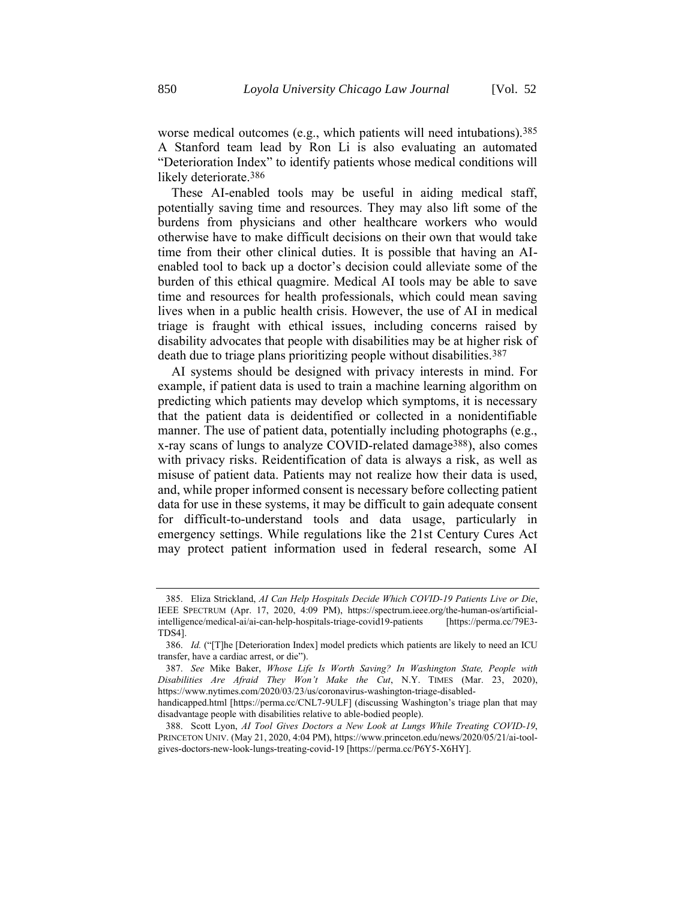worse medical outcomes (e.g., which patients will need intubations).[385] A Stanford team lead by Ron Li is also evaluating an automated "Deterioration Index" to identify patients whose medical conditions will likely deteriorate.[386]

These AI-enabled tools may be useful in aiding medical staff, potentially saving time and resources. They may also lift some of the burdens from physicians and other healthcare workers who would otherwise have to make difficult decisions on their own that would take time from their other clinical duties. It is possible that having an AI-enabled tool to back up a doctor's decision could alleviate some of the burden of this ethical quagmire. Medical AI tools may be able to save time and resources for health professionals, which could mean saving lives when in a public health crisis. However, the use of AI in medical triage is fraught with ethical issues, including concerns raised by disability advocates that people with disabilities may be at higher risk of death due to triage plans prioritizing people without disabilities.[387]

AI systems should be designed with privacy interests in mind. For example, if patient data is used to train a machine learning algorithm on predicting which patients may develop which symptoms, it is necessary that the patient data is deidentified or collected in a nonidentifiable manner. The use of patient data, potentially including photographs (e.g., x-ray scans of lungs to analyze COVID-related damage[388]), also comes with privacy risks. Reidentification of data is always a risk, as well as misuse of patient data. Patients may not realize how their data is used, and, while proper informed consent is necessary before collecting patient data for use in these systems, it may be difficult to gain adequate consent for difficult-to-understand tools and data usage, particularly in emergency settings. While regulations like the 21st Century Cures Act may protect patient information used in federal research, some AI

---

385. Eliza Strickland, *AI Can Help Hospitals Decide Which COVID-19 Patients Live or Die*, IEEE SPECTRUM (Apr. 17, 2020, 4:09 PM), https://spectrum.ieee.org/the-human-os/artificial-intelligence/medical-ai/ai-can-help-hospitals-triage-covid19-patients [https://perma.cc/79E3-TDS4].

386. *Id.* ("[T]he [Deterioration Index] model predicts which patients are likely to need an ICU transfer, have a cardiac arrest, or die").

387. *See* Mike Baker, *Whose Life Is Worth Saving? In Washington State, People with Disabilities Are Afraid They Won't Make the Cut*, N.Y. TIMES (Mar. 23, 2020), https://www.nytimes.com/2020/03/23/us/coronavirus-washington-triage-disabled-handicapped.html [https://perma.cc/CNL7-9ULF] (discussing Washington's triage plan that may disadvantage people with disabilities relative to able-bodied people).

388. Scott Lyon, *AI Tool Gives Doctors a New Look at Lungs While Treating COVID-19*, PRINCETON UNIV. (May 21, 2020, 4:04 PM), https://www.princeton.edu/news/2020/05/21/ai-tool-gives-doctors-new-look-lungs-treating-covid-19 [https://perma.cc/P6Y5-X6HY].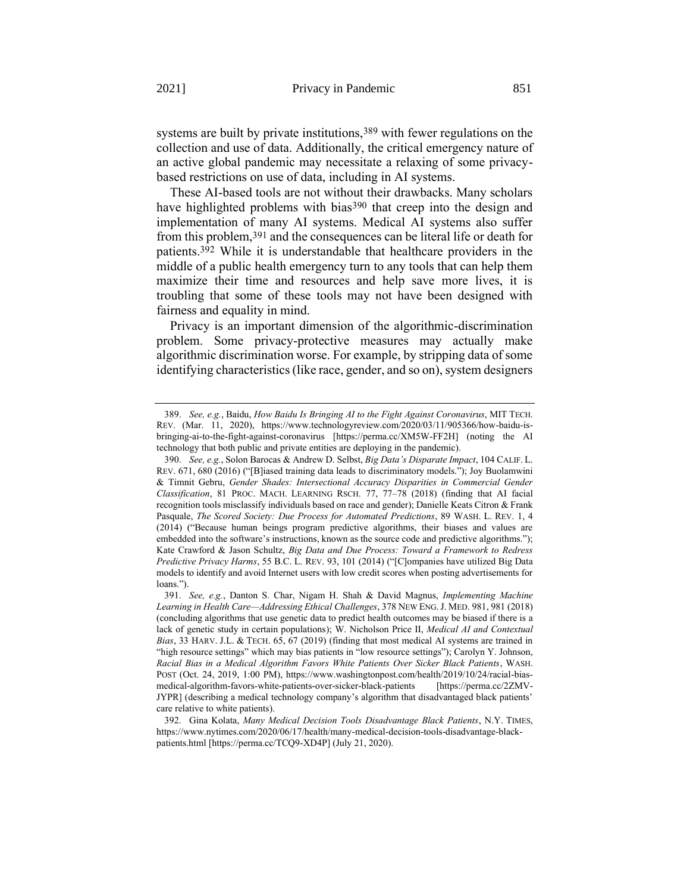systems are built by private institutions,[389] with fewer regulations on the collection and use of data. Additionally, the critical emergency nature of an active global pandemic may necessitate a relaxing of some privacy-based restrictions on use of data, including in AI systems.

These AI-based tools are not without their drawbacks. Many scholars have highlighted problems with bias[390] that creep into the design and implementation of many AI systems. Medical AI systems also suffer from this problem,[391] and the consequences can be literal life or death for patients.[392] While it is understandable that healthcare providers in the middle of a public health emergency turn to any tools that can help them maximize their time and resources and help save more lives, it is troubling that some of these tools may not have been designed with fairness and equality in mind.

Privacy is an important dimension of the algorithmic-discrimination problem. Some privacy-protective measures may actually make algorithmic discrimination worse. For example, by stripping data of some identifying characteristics (like race, gender, and so on), system designers

---

389. *See, e.g.*, Baidu, *How Baidu Is Bringing AI to the Fight Against Coronavirus*, MIT TECH. REV. (Mar. 11, 2020), https://www.technologyreview.com/2020/03/11/905366/how-baidu-is-bringing-ai-to-the-fight-against-coronavirus [https://perma.cc/XM5W-FF2H] (noting the AI technology that both public and private entities are deploying in the pandemic).

390. *See, e.g.*, Solon Barocas & Andrew D. Selbst, *Big Data's Disparate Impact*, 104 CALIF. L. REV. 671, 680 (2016) ("[B]iased training data leads to discriminatory models."); Joy Buolamwini & Timnit Gebru, *Gender Shades: Intersectional Accuracy Disparities in Commercial Gender Classification*, 81 PROC. MACH. LEARNING RSCH. 77, 77–78 (2018) (finding that AI facial recognition tools misclassify individuals based on race and gender); Danielle Keats Citron & Frank Pasquale, *The Scored Society: Due Process for Automated Predictions*, 89 WASH. L. REV. 1, 4 (2014) ("Because human beings program predictive algorithms, their biases and values are embedded into the software's instructions, known as the source code and predictive algorithms."); Kate Crawford & Jason Schultz, *Big Data and Due Process: Toward a Framework to Redress Predictive Privacy Harms*, 55 B.C. L. REV. 93, 101 (2014) ("[C]ompanies have utilized Big Data models to identify and avoid Internet users with low credit scores when posting advertisements for loans.").

391. *See, e.g.*, Danton S. Char, Nigam H. Shah & David Magnus, *Implementing Machine Learning in Health Care—Addressing Ethical Challenges*, 378 NEW ENG. J. MED. 981, 981 (2018) (concluding algorithms that use genetic data to predict health outcomes may be biased if there is a lack of genetic study in certain populations); W. Nicholson Price II, *Medical AI and Contextual Bias*, 33 HARV. J.L. & TECH. 65, 67 (2019) (finding that most medical AI systems are trained in "high resource settings" which may bias patients in "low resource settings"); Carolyn Y. Johnson, *Racial Bias in a Medical Algorithm Favors White Patients Over Sicker Black Patients*, WASH. POST (Oct. 24, 2019, 1:00 PM), https://www.washingtonpost.com/health/2019/10/24/racial-bias-medical-algorithm-favors-white-patients-over-sicker-black-patients [https://perma.cc/2ZMV-JYPR] (describing a medical technology company's algorithm that disadvantaged black patients' care relative to white patients).

392. Gina Kolata, *Many Medical Decision Tools Disadvantage Black Patients*, N.Y. TIMES, https://www.nytimes.com/2020/06/17/health/many-medical-decision-tools-disadvantage-black-patients.html [https://perma.cc/TCQ9-XD4P] (July 21, 2020).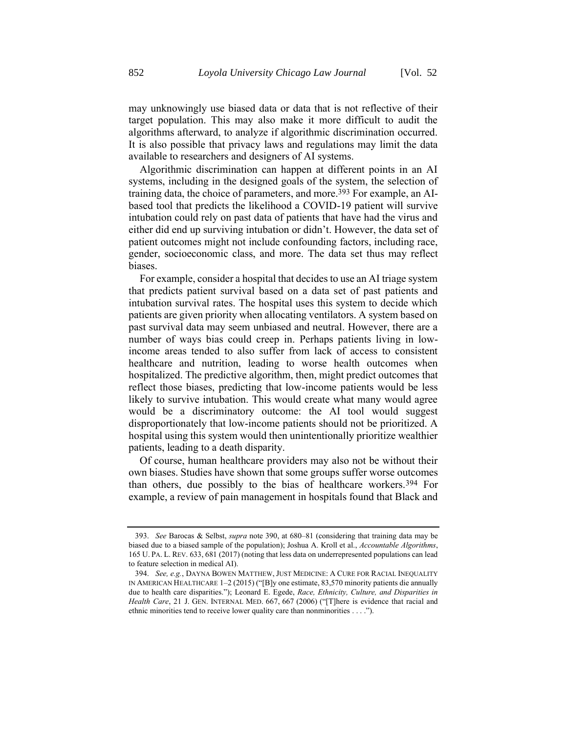may unknowingly use biased data or data that is not reflective of their target population. This may also make it more difficult to audit the algorithms afterward, to analyze if algorithmic discrimination occurred. It is also possible that privacy laws and regulations may limit the data available to researchers and designers of AI systems.

Algorithmic discrimination can happen at different points in an AI systems, including in the designed goals of the system, the selection of training data, the choice of parameters, and more.[393] For example, an AI-based tool that predicts the likelihood a COVID-19 patient will survive intubation could rely on past data of patients that have had the virus and either did end up surviving intubation or didn't. However, the data set of patient outcomes might not include confounding factors, including race, gender, socioeconomic class, and more. The data set thus may reflect biases.

For example, consider a hospital that decides to use an AI triage system that predicts patient survival based on a data set of past patients and intubation survival rates. The hospital uses this system to decide which patients are given priority when allocating ventilators. A system based on past survival data may seem unbiased and neutral. However, there are a number of ways bias could creep in. Perhaps patients living in low-income areas tended to also suffer from lack of access to consistent healthcare and nutrition, leading to worse health outcomes when hospitalized. The predictive algorithm, then, might predict outcomes that reflect those biases, predicting that low-income patients would be less likely to survive intubation. This would create what many would agree would be a discriminatory outcome: the AI tool would suggest disproportionately that low-income patients should not be prioritized. A hospital using this system would then unintentionally prioritize wealthier patients, leading to a death disparity.

Of course, human healthcare providers may also not be without their own biases. Studies have shown that some groups suffer worse outcomes than others, due possibly to the bias of healthcare workers.[394] For example, a review of pain management in hospitals found that Black and

---

393. *See* Barocas & Selbst, *supra* note 390, at 680–81 (considering that training data may be biased due to a biased sample of the population); Joshua A. Kroll et al., *Accountable Algorithms*, 165 U. PA. L. REV. 633, 681 (2017) (noting that less data on underrepresented populations can lead to feature selection in medical AI).

394. *See, e.g.*, DAYNA BOWEN MATTHEW, JUST MEDICINE: A CURE FOR RACIAL INEQUALITY IN AMERICAN HEALTHCARE 1–2 (2015) ("[B]y one estimate, 83,570 minority patients die annually due to health care disparities."); Leonard E. Egede, *Race, Ethnicity, Culture, and Disparities in Health Care*, 21 J. GEN. INTERNAL MED. 667, 667 (2006) ("[T]here is evidence that racial and ethnic minorities tend to receive lower quality care than nonminorities . . . .").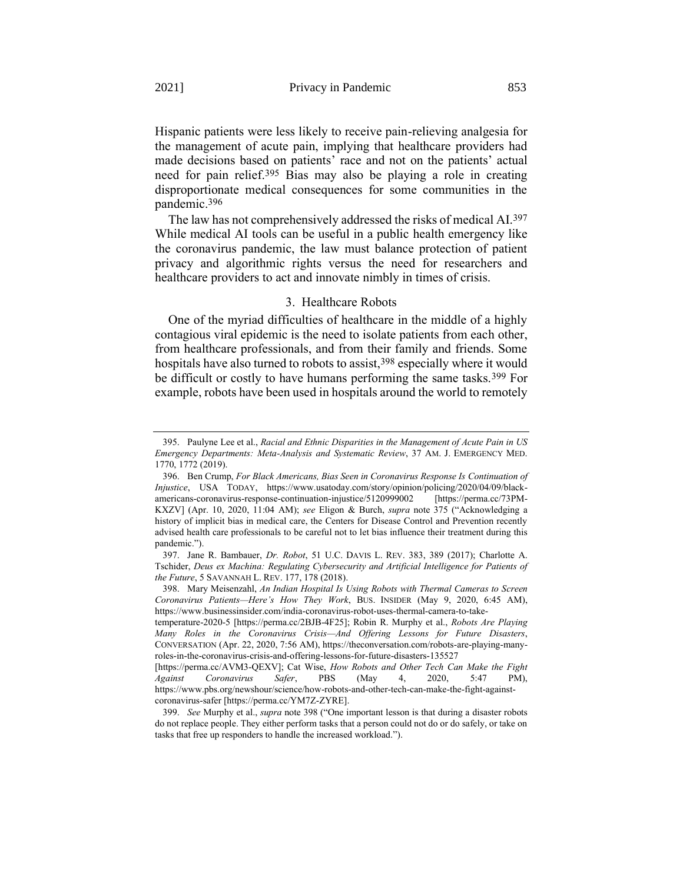Hispanic patients were less likely to receive pain-relieving analgesia for the management of acute pain, implying that healthcare providers had made decisions based on patients' race and not on the patients' actual need for pain relief.[395] Bias may also be playing a role in creating disproportionate medical consequences for some communities in the pandemic.[396]

The law has not comprehensively addressed the risks of medical AI.[397] While medical AI tools can be useful in a public health emergency like the coronavirus pandemic, the law must balance protection of patient privacy and algorithmic rights versus the need for researchers and healthcare providers to act and innovate nimbly in times of crisis.

### 3. Healthcare Robots

One of the myriad difficulties of healthcare in the middle of a highly contagious viral epidemic is the need to isolate patients from each other, from healthcare professionals, and from their family and friends. Some hospitals have also turned to robots to assist,[398] especially where it would be difficult or costly to have humans performing the same tasks.[399] For example, robots have been used in hospitals around the world to remotely

---

395. Paulyne Lee et al., *Racial and Ethnic Disparities in the Management of Acute Pain in US Emergency Departments: Meta-Analysis and Systematic Review*, 37 AM. J. EMERGENCY MED. 1770, 1772 (2019).

396. Ben Crump, *For Black Americans, Bias Seen in Coronavirus Response Is Continuation of Injustice*, USA TODAY, https://www.usatoday.com/story/opinion/policing/2020/04/09/black-americans-coronavirus-response-continuation-injustice/5120999002 [https://perma.cc/73PM-KXZV] (Apr. 10, 2020, 11:04 AM); *see* Eligon & Burch, *supra* note 375 ("Acknowledging a history of implicit bias in medical care, the Centers for Disease Control and Prevention recently advised health care professionals to be careful not to let bias influence their treatment during this pandemic.").

397. Jane R. Bambauer, *Dr. Robot*, 51 U.C. DAVIS L. REV. 383, 389 (2017); Charlotte A. Tschider, *Deus ex Machina: Regulating Cybersecurity and Artificial Intelligence for Patients of the Future*, 5 SAVANNAH L. REV. 177, 178 (2018).

398. Mary Meisenzahl, *An Indian Hospital Is Using Robots with Thermal Cameras to Screen Coronavirus Patients—Here's How They Work*, BUS. INSIDER (May 9, 2020, 6:45 AM), https://www.businessinsider.com/india-coronavirus-robot-uses-thermal-camera-to-take-temperature-2020-5 [https://perma.cc/2BJB-4F25]; Robin R. Murphy et al., *Robots Are Playing Many Roles in the Coronavirus Crisis—And Offering Lessons for Future Disasters*, CONVERSATION (Apr. 22, 2020, 7:56 AM), https://theconversation.com/robots-are-playing-many-roles-in-the-coronavirus-crisis-and-offering-lessons-for-future-disasters-135527 [https://perma.cc/AVM3-QEXV]; Cat Wise, *How Robots and Other Tech Can Make the Fight Against Coronavirus Safer*, PBS (May 4, 2020, 5:47 PM), https://www.pbs.org/newshour/science/how-robots-and-other-tech-can-make-the-fight-against-coronavirus-safer [https://perma.cc/YM7Z-ZYRE].

399. *See* Murphy et al., *supra* note 398 ("One important lesson is that during a disaster robots do not replace people. They either perform tasks that a person could not do or do safely, or take on tasks that free up responders to handle the increased workload.").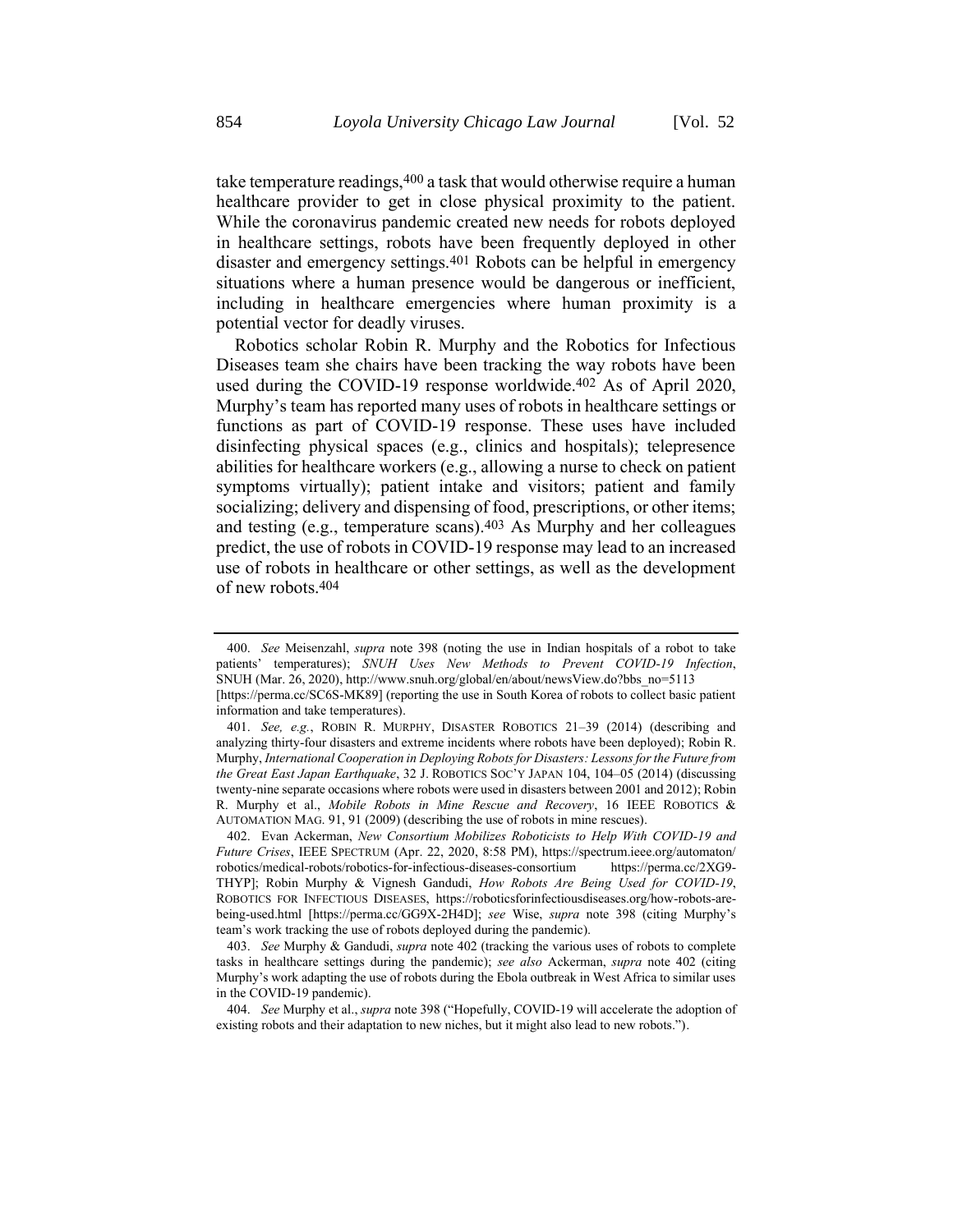take temperature readings,[400] a task that would otherwise require a human healthcare provider to get in close physical proximity to the patient. While the coronavirus pandemic created new needs for robots deployed in healthcare settings, robots have been frequently deployed in other disaster and emergency settings.[401] Robots can be helpful in emergency situations where a human presence would be dangerous or inefficient, including in healthcare emergencies where human proximity is a potential vector for deadly viruses.

Robotics scholar Robin R. Murphy and the Robotics for Infectious Diseases team she chairs have been tracking the way robots have been used during the COVID-19 response worldwide.[402] As of April 2020, Murphy's team has reported many uses of robots in healthcare settings or functions as part of COVID-19 response. These uses have included disinfecting physical spaces (e.g., clinics and hospitals); telepresence abilities for healthcare workers (e.g., allowing a nurse to check on patient symptoms virtually); patient intake and visitors; patient and family socializing; delivery and dispensing of food, prescriptions, or other items; and testing (e.g., temperature scans).[403] As Murphy and her colleagues predict, the use of robots in COVID-19 response may lead to an increased use of robots in healthcare or other settings, as well as the development of new robots.[404]

---

400. *See* Meisenzahl, *supra* note 398 (noting the use in Indian hospitals of a robot to take patients' temperatures); *SNUH Uses New Methods to Prevent COVID-19 Infection*, SNUH (Mar. 26, 2020), http://www.snuh.org/global/en/about/newsView.do?bbs_no=5113 [https://perma.cc/SC6S-MK89] (reporting the use in South Korea of robots to collect basic patient information and take temperatures).

401. *See, e.g.*, ROBIN R. MURPHY, DISASTER ROBOTICS 21–39 (2014) (describing and analyzing thirty-four disasters and extreme incidents where robots have been deployed); Robin R. Murphy, *International Cooperation in Deploying Robots for Disasters: Lessons for the Future from the Great East Japan Earthquake*, 32 J. ROBOTICS SOC'Y JAPAN 104, 104–05 (2014) (discussing twenty-nine separate occasions where robots were used in disasters between 2001 and 2012); Robin R. Murphy et al., *Mobile Robots in Mine Rescue and Recovery*, 16 IEEE ROBOTICS & AUTOMATION MAG. 91, 91 (2009) (describing the use of robots in mine rescues).

402. Evan Ackerman, *New Consortium Mobilizes Roboticists to Help With COVID-19 and Future Crises*, IEEE SPECTRUM (Apr. 22, 2020, 8:58 PM), https://spectrum.ieee.org/automaton/robotics/medical-robots/robotics-for-infectious-diseases-consortium https://perma.cc/2XG9-THYP]; Robin Murphy & Vignesh Gandudi, *How Robots Are Being Used for COVID-19*, ROBOTICS FOR INFECTIOUS DISEASES, https://roboticsforinfectiousdiseases.org/how-robots-are-being-used.html [https://perma.cc/GG9X-2H4D]; *see* Wise, *supra* note 398 (citing Murphy's team's work tracking the use of robots deployed during the pandemic).

403. *See* Murphy & Gandudi, *supra* note 402 (tracking the various uses of robots to complete tasks in healthcare settings during the pandemic); *see also* Ackerman, *supra* note 402 (citing Murphy's work adapting the use of robots during the Ebola outbreak in West Africa to similar uses in the COVID-19 pandemic).

404. *See* Murphy et al., *supra* note 398 ("Hopefully, COVID-19 will accelerate the adoption of existing robots and their adaptation to new niches, but it might also lead to new robots.").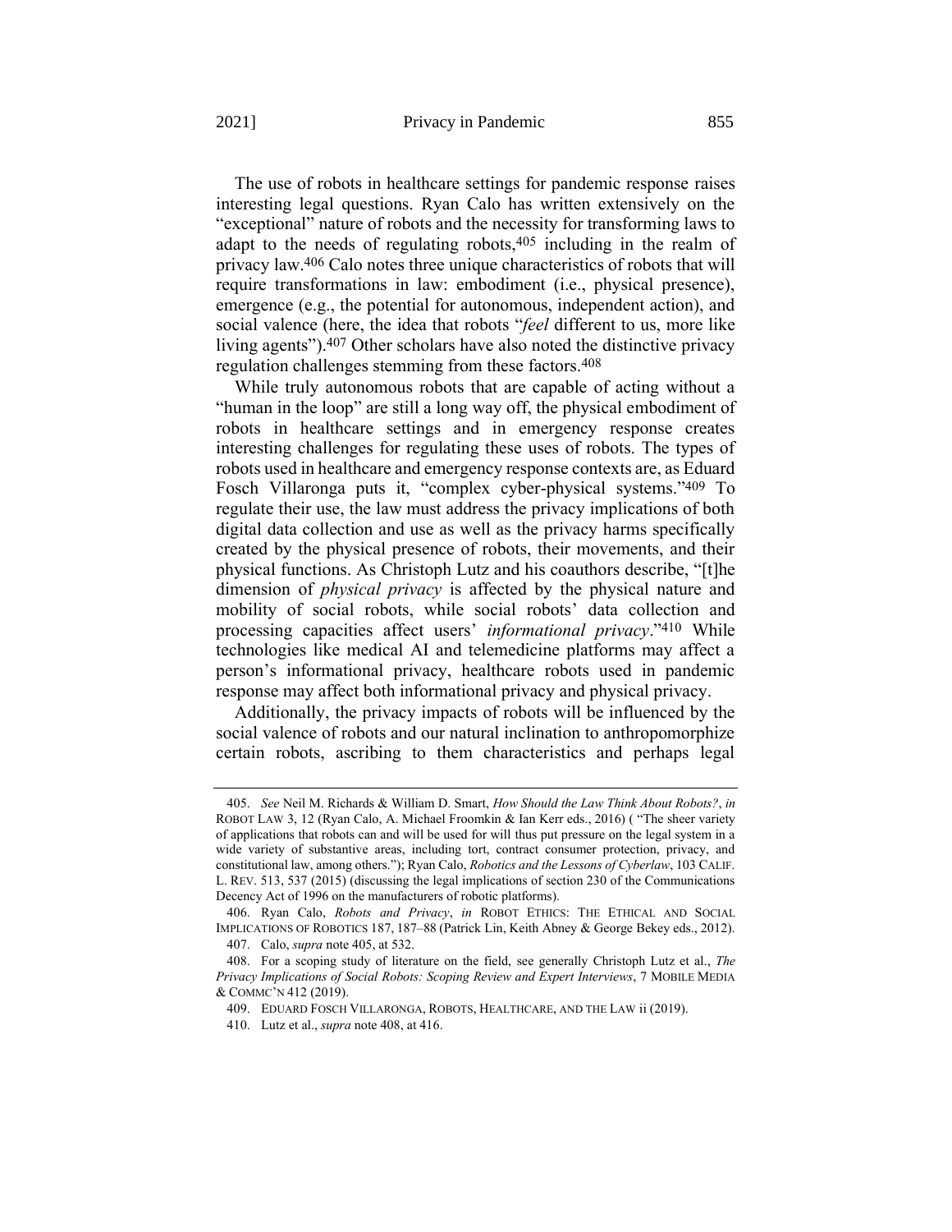The use of robots in healthcare settings for pandemic response raises interesting legal questions. Ryan Calo has written extensively on the "exceptional" nature of robots and the necessity for transforming laws to adapt to the needs of regulating robots,[405] including in the realm of privacy law.[406] Calo notes three unique characteristics of robots that will require transformations in law: embodiment (i.e., physical presence), emergence (e.g., the potential for autonomous, independent action), and social valence (here, the idea that robots "*feel* different to us, more like living agents").[407] Other scholars have also noted the distinctive privacy regulation challenges stemming from these factors.[408]

While truly autonomous robots that are capable of acting without a "human in the loop" are still a long way off, the physical embodiment of robots in healthcare settings and in emergency response creates interesting challenges for regulating these uses of robots. The types of robots used in healthcare and emergency response contexts are, as Eduard Fosch Villaronga puts it, "complex cyber-physical systems."[409] To regulate their use, the law must address the privacy implications of both digital data collection and use as well as the privacy harms specifically created by the physical presence of robots, their movements, and their physical functions. As Christoph Lutz and his coauthors describe, "[t]he dimension of *physical privacy* is affected by the physical nature and mobility of social robots, while social robots' data collection and processing capacities affect users' *informational privacy*."[410] While technologies like medical AI and telemedicine platforms may affect a person's informational privacy, healthcare robots used in pandemic response may affect both informational privacy and physical privacy.

Additionally, the privacy impacts of robots will be influenced by the social valence of robots and our natural inclination to anthropomorphize certain robots, ascribing to them characteristics and perhaps legal

---

405. *See* Neil M. Richards & William D. Smart, *How Should the Law Think About Robots?*, *in* ROBOT LAW 3, 12 (Ryan Calo, A. Michael Froomkin & Ian Kerr eds., 2016) ( "The sheer variety of applications that robots can and will be used for will thus put pressure on the legal system in a wide variety of substantive areas, including tort, contract consumer protection, privacy, and constitutional law, among others."); Ryan Calo, *Robotics and the Lessons of Cyberlaw*, 103 CALIF. L. REV. 513, 537 (2015) (discussing the legal implications of section 230 of the Communications Decency Act of 1996 on the manufacturers of robotic platforms).

406. Ryan Calo, *Robots and Privacy*, *in* ROBOT ETHICS: THE ETHICAL AND SOCIAL IMPLICATIONS OF ROBOTICS 187, 187–88 (Patrick Lin, Keith Abney & George Bekey eds., 2012).

407. Calo, *supra* note 405, at 532.

408. For a scoping study of literature on the field, see generally Christoph Lutz et al., *The Privacy Implications of Social Robots: Scoping Review and Expert Interviews*, 7 MOBILE MEDIA & COMMC'N 412 (2019).

409. EDUARD FOSCH VILLARONGA, ROBOTS, HEALTHCARE, AND THE LAW ii (2019).

410. Lutz et al., *supra* note 408, at 416.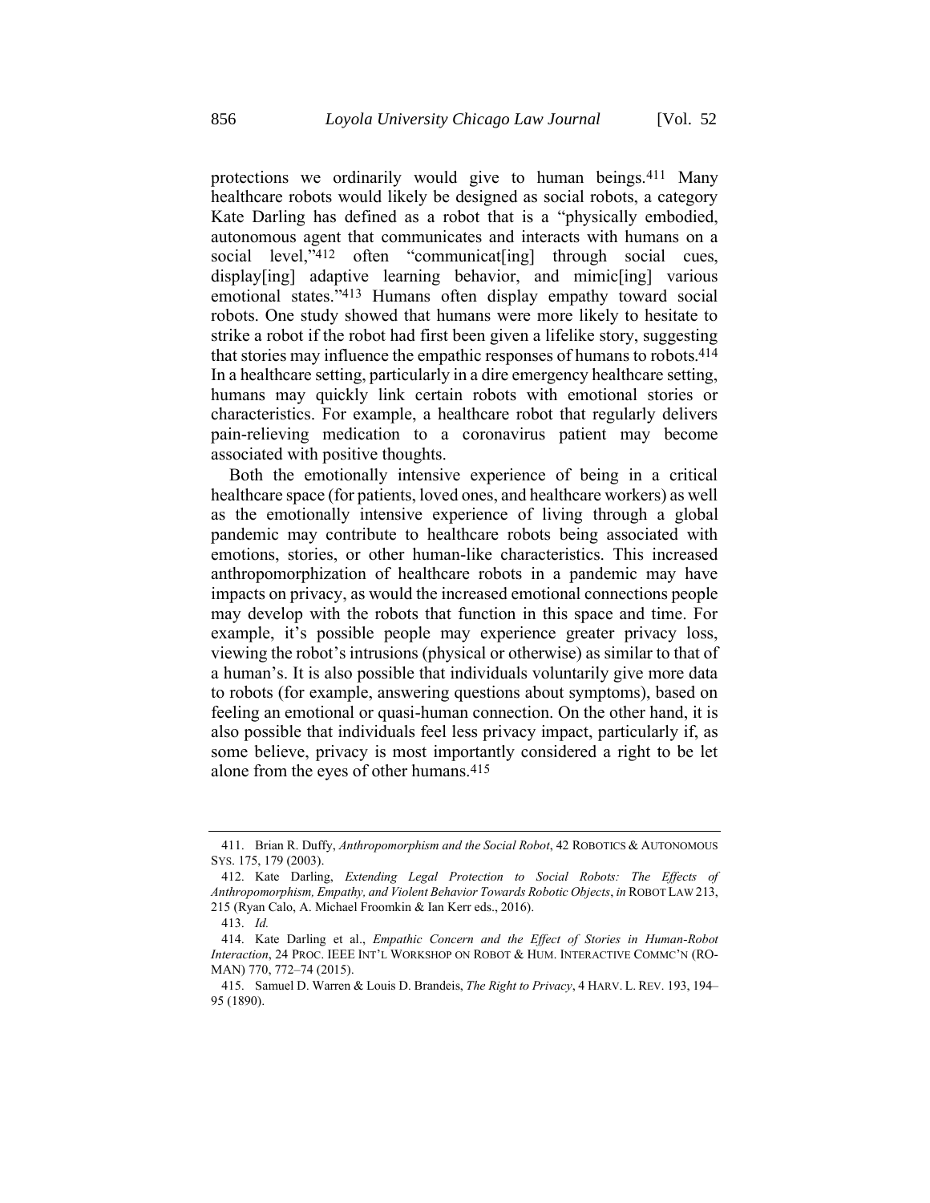protections we ordinarily would give to human beings.[411] Many healthcare robots would likely be designed as social robots, a category Kate Darling has defined as a robot that is a "physically embodied, autonomous agent that communicates and interacts with humans on a social level,"[412] often "communicat[ing] through social cues, display[ing] adaptive learning behavior, and mimic[ing] various emotional states."[413] Humans often display empathy toward social robots. One study showed that humans were more likely to hesitate to strike a robot if the robot had first been given a lifelike story, suggesting that stories may influence the empathic responses of humans to robots.[414] In a healthcare setting, particularly in a dire emergency healthcare setting, humans may quickly link certain robots with emotional stories or characteristics. For example, a healthcare robot that regularly delivers pain-relieving medication to a coronavirus patient may become associated with positive thoughts.

Both the emotionally intensive experience of being in a critical healthcare space (for patients, loved ones, and healthcare workers) as well as the emotionally intensive experience of living through a global pandemic may contribute to healthcare robots being associated with emotions, stories, or other human-like characteristics. This increased anthropomorphization of healthcare robots in a pandemic may have impacts on privacy, as would the increased emotional connections people may develop with the robots that function in this space and time. For example, it's possible people may experience greater privacy loss, viewing the robot's intrusions (physical or otherwise) as similar to that of a human's. It is also possible that individuals voluntarily give more data to robots (for example, answering questions about symptoms), based on feeling an emotional or quasi-human connection. On the other hand, it is also possible that individuals feel less privacy impact, particularly if, as some believe, privacy is most importantly considered a right to be let alone from the eyes of other humans.[415]

---

411. Brian R. Duffy, *Anthropomorphism and the Social Robot*, 42 ROBOTICS & AUTONOMOUS SYS. 175, 179 (2003).

412. Kate Darling, *Extending Legal Protection to Social Robots: The Effects of Anthropomorphism, Empathy, and Violent Behavior Towards Robotic Objects*, *in* ROBOT LAW 213, 215 (Ryan Calo, A. Michael Froomkin & Ian Kerr eds., 2016).

413. *Id.*

414. Kate Darling et al., *Empathic Concern and the Effect of Stories in Human-Robot Interaction*, 24 PROC. IEEE INT'L WORKSHOP ON ROBOT & HUM. INTERACTIVE COMMC'N (RO-MAN) 770, 772–74 (2015).

415. Samuel D. Warren & Louis D. Brandeis, *The Right to Privacy*, 4 HARV. L. REV. 193, 194–95 (1890).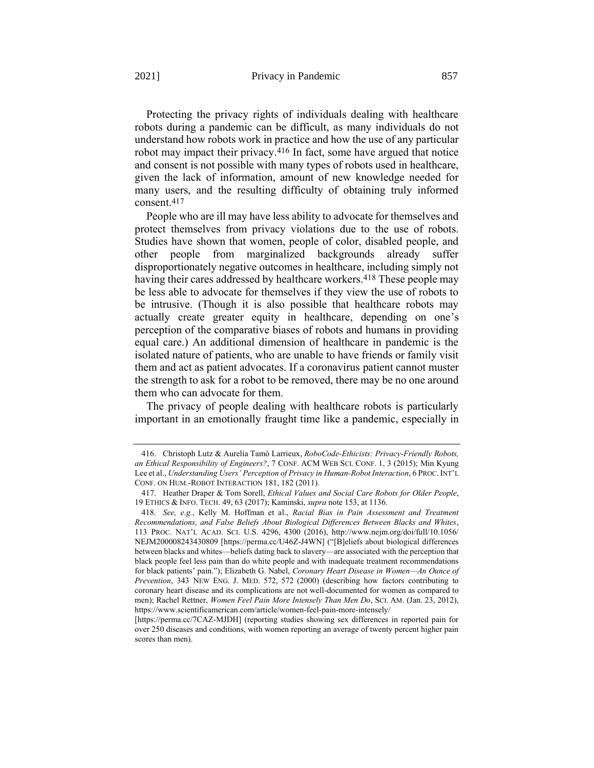Protecting the privacy rights of individuals dealing with healthcare robots during a pandemic can be difficult, as many individuals do not understand how robots work in practice and how the use of any particular robot may impact their privacy.[416] In fact, some have argued that notice and consent is not possible with many types of robots used in healthcare, given the lack of information, amount of new knowledge needed for many users, and the resulting difficulty of obtaining truly informed consent.[417]

People who are ill may have less ability to advocate for themselves and protect themselves from privacy violations due to the use of robots. Studies have shown that women, people of color, disabled people, and other people from marginalized backgrounds already suffer disproportionately negative outcomes in healthcare, including simply not having their cares addressed by healthcare workers.[418] These people may be less able to advocate for themselves if they view the use of robots to be intrusive. (Though it is also possible that healthcare robots may actually create greater equity in healthcare, depending on one's perception of the comparative biases of robots and humans in providing equal care.) An additional dimension of healthcare in pandemic is the isolated nature of patients, who are unable to have friends or family visit them and act as patient advocates. If a coronavirus patient cannot muster the strength to ask for a robot to be removed, there may be no one around them who can advocate for them.

The privacy of people dealing with healthcare robots is particularly important in an emotionally fraught time like a pandemic, especially in

---

416. Christoph Lutz & Aurelia Tamò Larrieux, *RoboCode-Ethicists: Privacy-Friendly Robots, an Ethical Responsibility of Engineers?*, 7 CONF. ACM WEB SCI. CONF. 1, 3 (2015); Min Kyung Lee et al., *Understanding Users' Perception of Privacy in Human-Robot Interaction*, 6 PROC. INT'L CONF. ON HUM.-ROBOT INTERACTION 181, 182 (2011).

417. Heather Draper & Tom Sorell, *Ethical Values and Social Care Robots for Older People*, 19 ETHICS & INFO. TECH. 49, 63 (2017); Kaminski, *supra* note 153, at 1136.

418. *See, e.g.*, Kelly M. Hoffman et al., *Racial Bias in Pain Assessment and Treatment Recommendations, and False Beliefs About Biological Differences Between Blacks and Whites*, 113 PROC. NAT'L ACAD. SCI. U.S. 4296, 4300 (2016), http://www.nejm.org/doi/full/10.1056/NEJM200008243430809 [https://perma.cc/U46Z-J4WN] ("[B]eliefs about biological differences between blacks and whites—beliefs dating back to slavery—are associated with the perception that black people feel less pain than do white people and with inadequate treatment recommendations for black patients' pain."); Elizabeth G. Nabel, *Coronary Heart Disease in Women—An Ounce of Prevention*, 343 NEW ENG. J. MED. 572, 572 (2000) (describing how factors contributing to coronary heart disease and its complications are not well-documented for women as compared to men); Rachel Rettner, *Women Feel Pain More Intensely Than Men Do*, SCI. AM. (Jan. 23, 2012), https://www.scientificamerican.com/article/women-feel-pain-more-intensely/ [https://perma.cc/7CAZ-MJDH] (reporting studies showing sex differences in reported pain for over 250 diseases and conditions, with women reporting an average of twenty percent higher pain scores than men).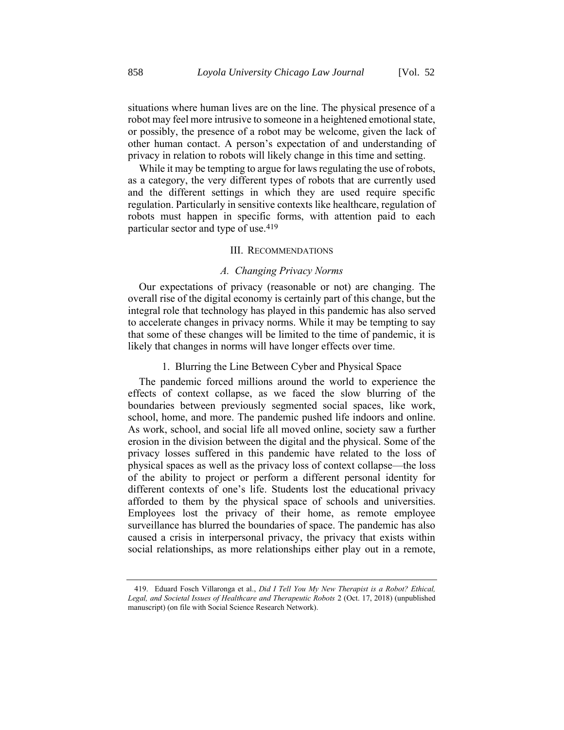situations where human lives are on the line. The physical presence of a robot may feel more intrusive to someone in a heightened emotional state, or possibly, the presence of a robot may be welcome, given the lack of other human contact. A person's expectation of and understanding of privacy in relation to robots will likely change in this time and setting.

While it may be tempting to argue for laws regulating the use of robots, as a category, the very different types of robots that are currently used and the different settings in which they are used require specific regulation. Particularly in sensitive contexts like healthcare, regulation of robots must happen in specific forms, with attention paid to each particular sector and type of use.[419]

## III. Recommendations

### A. Changing Privacy Norms

Our expectations of privacy (reasonable or not) are changing. The overall rise of the digital economy is certainly part of this change, but the integral role that technology has played in this pandemic has also served to accelerate changes in privacy norms. While it may be tempting to say that some of these changes will be limited to the time of pandemic, it is likely that changes in norms will have longer effects over time.

#### 1. Blurring the Line Between Cyber and Physical Space

The pandemic forced millions around the world to experience the effects of context collapse, as we faced the slow blurring of the boundaries between previously segmented social spaces, like work, school, home, and more. The pandemic pushed life indoors and online. As work, school, and social life all moved online, society saw a further erosion in the division between the digital and the physical. Some of the privacy losses suffered in this pandemic have related to the loss of physical spaces as well as the privacy loss of context collapse—the loss of the ability to project or perform a different personal identity for different contexts of one's life. Students lost the educational privacy afforded to them by the physical space of schools and universities. Employees lost the privacy of their home, as remote employee surveillance has blurred the boundaries of space. The pandemic has also caused a crisis in interpersonal privacy, the privacy that exists within social relationships, as more relationships either play out in a remote,

---

419. Eduard Fosch Villaronga et al., *Did I Tell You My New Therapist is a Robot? Ethical, Legal, and Societal Issues of Healthcare and Therapeutic Robots* 2 (Oct. 17, 2018) (unpublished manuscript) (on file with Social Science Research Network).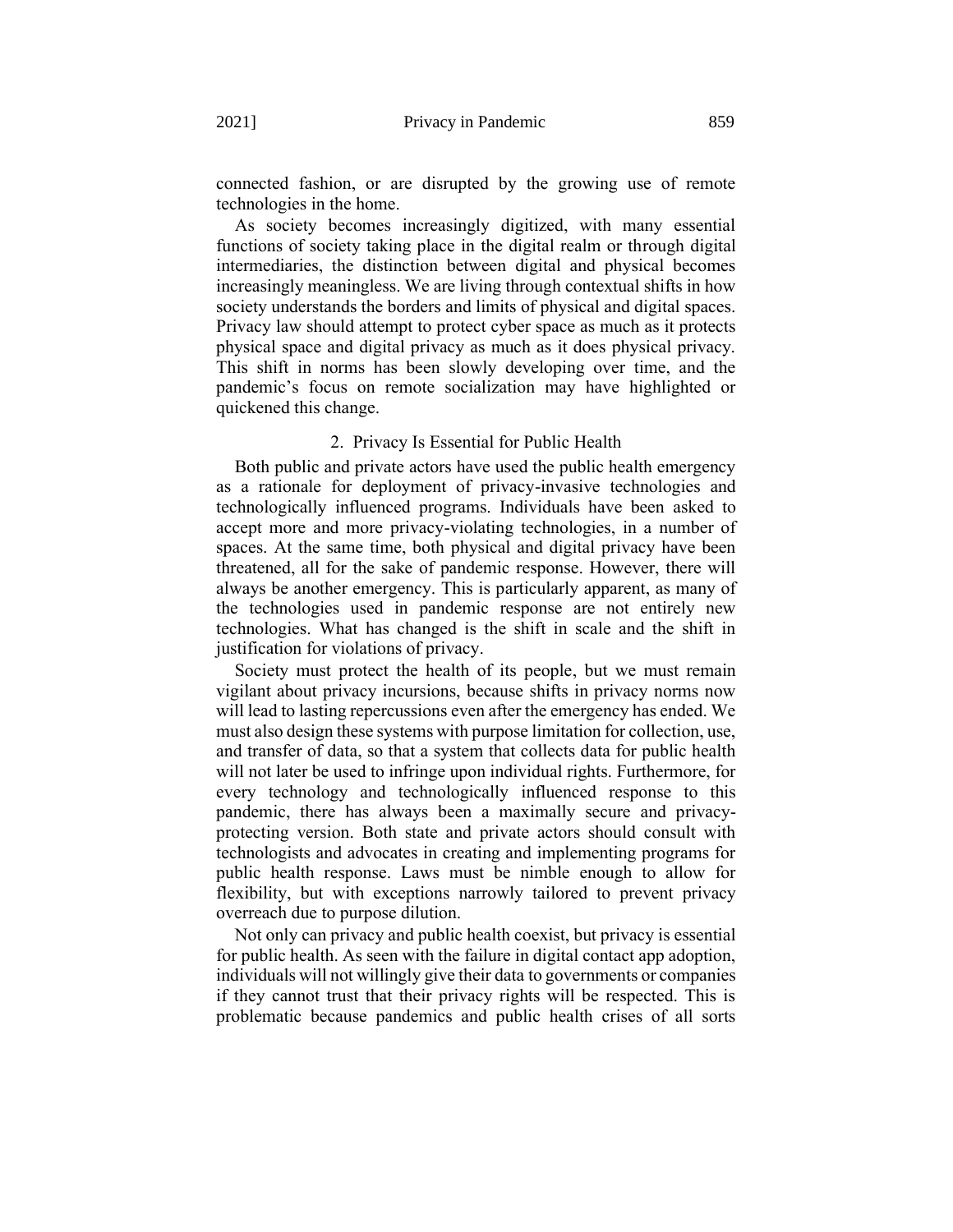connected fashion, or are disrupted by the growing use of remote technologies in the home.

As society becomes increasingly digitized, with many essential functions of society taking place in the digital realm or through digital intermediaries, the distinction between digital and physical becomes increasingly meaningless. We are living through contextual shifts in how society understands the borders and limits of physical and digital spaces. Privacy law should attempt to protect cyber space as much as it protects physical space and digital privacy as much as it does physical privacy. This shift in norms has been slowly developing over time, and the pandemic's focus on remote socialization may have highlighted or quickened this change.

### 2. Privacy Is Essential for Public Health

Both public and private actors have used the public health emergency as a rationale for deployment of privacy-invasive technologies and technologically influenced programs. Individuals have been asked to accept more and more privacy-violating technologies, in a number of spaces. At the same time, both physical and digital privacy have been threatened, all for the sake of pandemic response. However, there will always be another emergency. This is particularly apparent, as many of the technologies used in pandemic response are not entirely new technologies. What has changed is the shift in scale and the shift in justification for violations of privacy.

Society must protect the health of its people, but we must remain vigilant about privacy incursions, because shifts in privacy norms now will lead to lasting repercussions even after the emergency has ended. We must also design these systems with purpose limitation for collection, use, and transfer of data, so that a system that collects data for public health will not later be used to infringe upon individual rights. Furthermore, for every technology and technologically influenced response to this pandemic, there has always been a maximally secure and privacy-protecting version. Both state and private actors should consult with technologists and advocates in creating and implementing programs for public health response. Laws must be nimble enough to allow for flexibility, but with exceptions narrowly tailored to prevent privacy overreach due to purpose dilution.

Not only can privacy and public health coexist, but privacy is essential for public health. As seen with the failure in digital contact app adoption, individuals will not willingly give their data to governments or companies if they cannot trust that their privacy rights will be respected. This is problematic because pandemics and public health crises of all sorts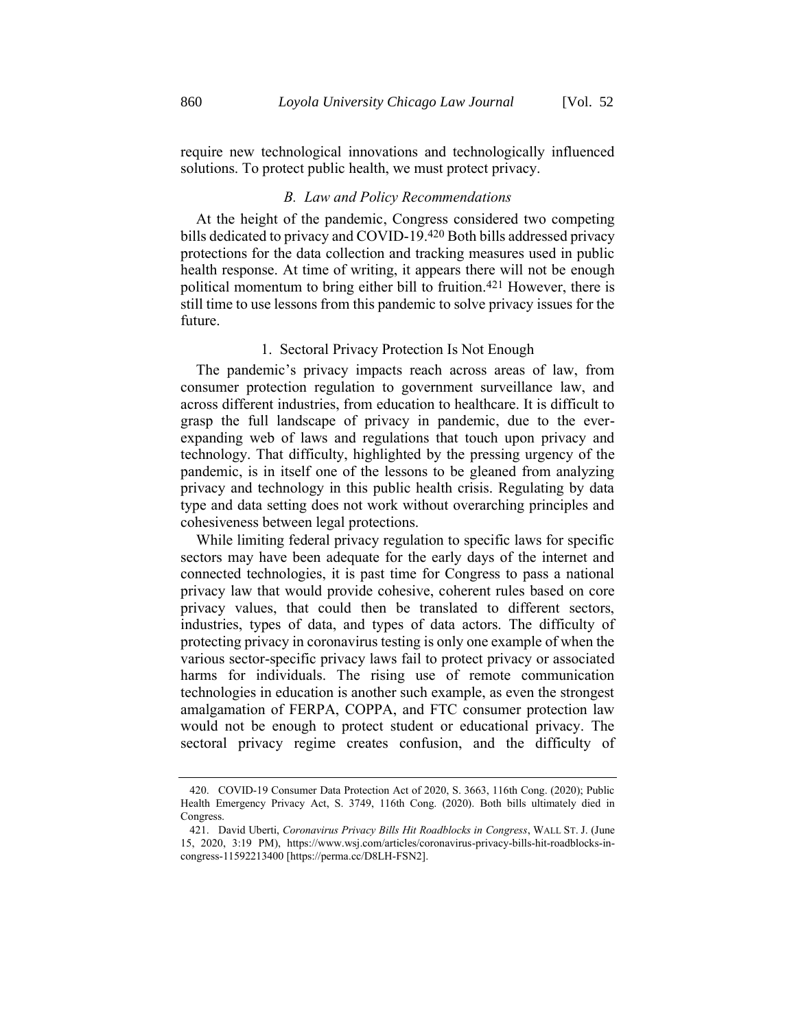require new technological innovations and technologically influenced solutions. To protect public health, we must protect privacy.

### *B. Law and Policy Recommendations*

At the height of the pandemic, Congress considered two competing bills dedicated to privacy and COVID-19.[420] Both bills addressed privacy protections for the data collection and tracking measures used in public health response. At time of writing, it appears there will not be enough political momentum to bring either bill to fruition.[421] However, there is still time to use lessons from this pandemic to solve privacy issues for the future.

#### 1. Sectoral Privacy Protection Is Not Enough

The pandemic's privacy impacts reach across areas of law, from consumer protection regulation to government surveillance law, and across different industries, from education to healthcare. It is difficult to grasp the full landscape of privacy in pandemic, due to the ever-expanding web of laws and regulations that touch upon privacy and technology. That difficulty, highlighted by the pressing urgency of the pandemic, is in itself one of the lessons to be gleaned from analyzing privacy and technology in this public health crisis. Regulating by data type and data setting does not work without overarching principles and cohesiveness between legal protections.

While limiting federal privacy regulation to specific laws for specific sectors may have been adequate for the early days of the internet and connected technologies, it is past time for Congress to pass a national privacy law that would provide cohesive, coherent rules based on core privacy values, that could then be translated to different sectors, industries, types of data, and types of data actors. The difficulty of protecting privacy in coronavirus testing is only one example of when the various sector-specific privacy laws fail to protect privacy or associated harms for individuals. The rising use of remote communication technologies in education is another such example, as even the strongest amalgamation of FERPA, COPPA, and FTC consumer protection law would not be enough to protect student or educational privacy. The sectoral privacy regime creates confusion, and the difficulty of

---

420. COVID-19 Consumer Data Protection Act of 2020, S. 3663, 116th Cong. (2020); Public Health Emergency Privacy Act, S. 3749, 116th Cong. (2020). Both bills ultimately died in Congress.

421. David Uberti, *Coronavirus Privacy Bills Hit Roadblocks in Congress*, WALL ST. J. (June 15, 2020, 3:19 PM), https://www.wsj.com/articles/coronavirus-privacy-bills-hit-roadblocks-in-congress-11592213400 [https://perma.cc/D8LH-FSN2].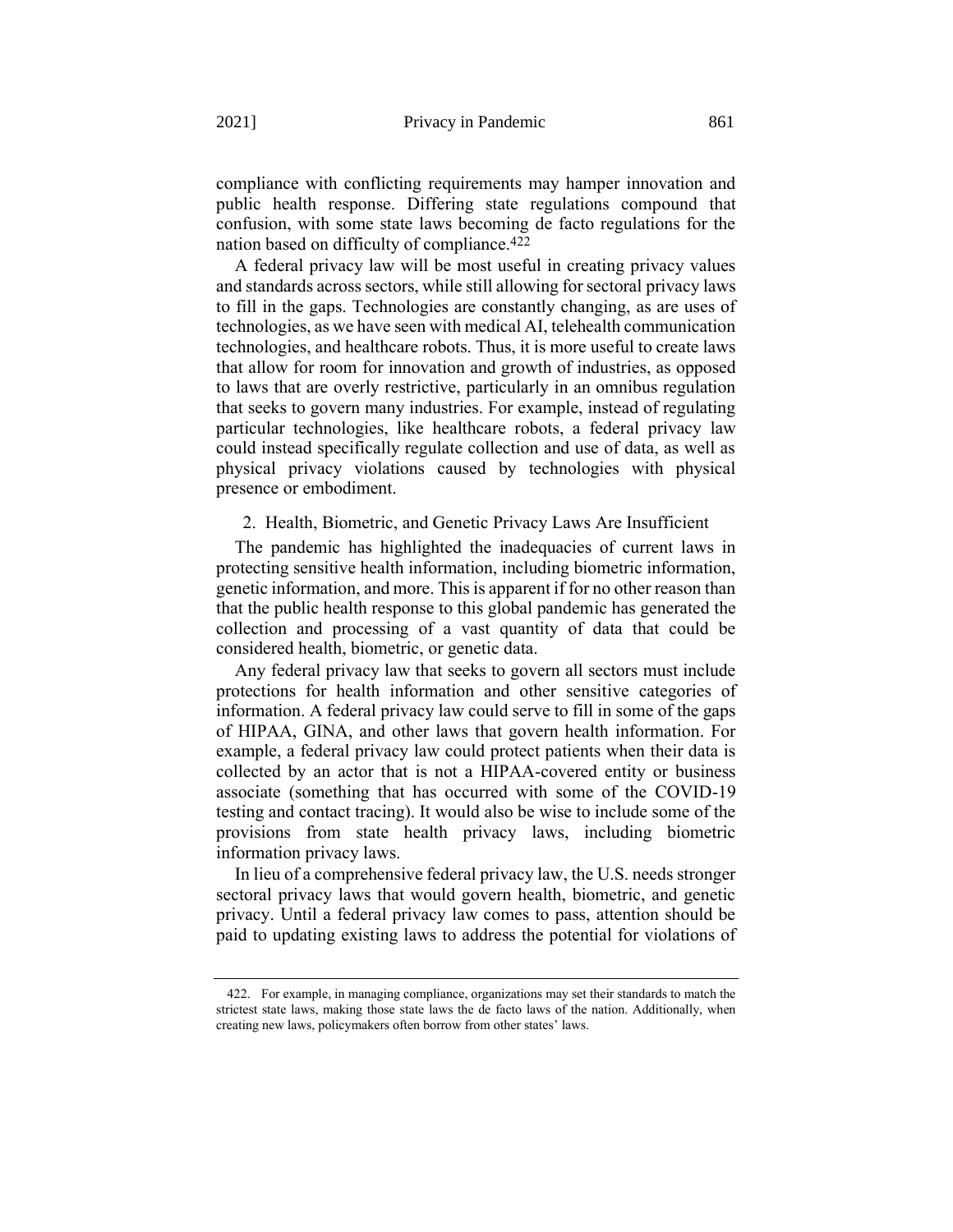compliance with conflicting requirements may hamper innovation and public health response. Differing state regulations compound that confusion, with some state laws becoming de facto regulations for the nation based on difficulty of compliance.[422]

A federal privacy law will be most useful in creating privacy values and standards across sectors, while still allowing for sectoral privacy laws to fill in the gaps. Technologies are constantly changing, as are uses of technologies, as we have seen with medical AI, telehealth communication technologies, and healthcare robots. Thus, it is more useful to create laws that allow for room for innovation and growth of industries, as opposed to laws that are overly restrictive, particularly in an omnibus regulation that seeks to govern many industries. For example, instead of regulating particular technologies, like healthcare robots, a federal privacy law could instead specifically regulate collection and use of data, as well as physical privacy violations caused by technologies with physical presence or embodiment.

### 2. Health, Biometric, and Genetic Privacy Laws Are Insufficient

The pandemic has highlighted the inadequacies of current laws in protecting sensitive health information, including biometric information, genetic information, and more. This is apparent if for no other reason than that the public health response to this global pandemic has generated the collection and processing of a vast quantity of data that could be considered health, biometric, or genetic data.

Any federal privacy law that seeks to govern all sectors must include protections for health information and other sensitive categories of information. A federal privacy law could serve to fill in some of the gaps of HIPAA, GINA, and other laws that govern health information. For example, a federal privacy law could protect patients when their data is collected by an actor that is not a HIPAA-covered entity or business associate (something that has occurred with some of the COVID-19 testing and contact tracing). It would also be wise to include some of the provisions from state health privacy laws, including biometric information privacy laws.

In lieu of a comprehensive federal privacy law, the U.S. needs stronger sectoral privacy laws that would govern health, biometric, and genetic privacy. Until a federal privacy law comes to pass, attention should be paid to updating existing laws to address the potential for violations of

---

422. For example, in managing compliance, organizations may set their standards to match the strictest state laws, making those state laws the de facto laws of the nation. Additionally, when creating new laws, policymakers often borrow from other states' laws.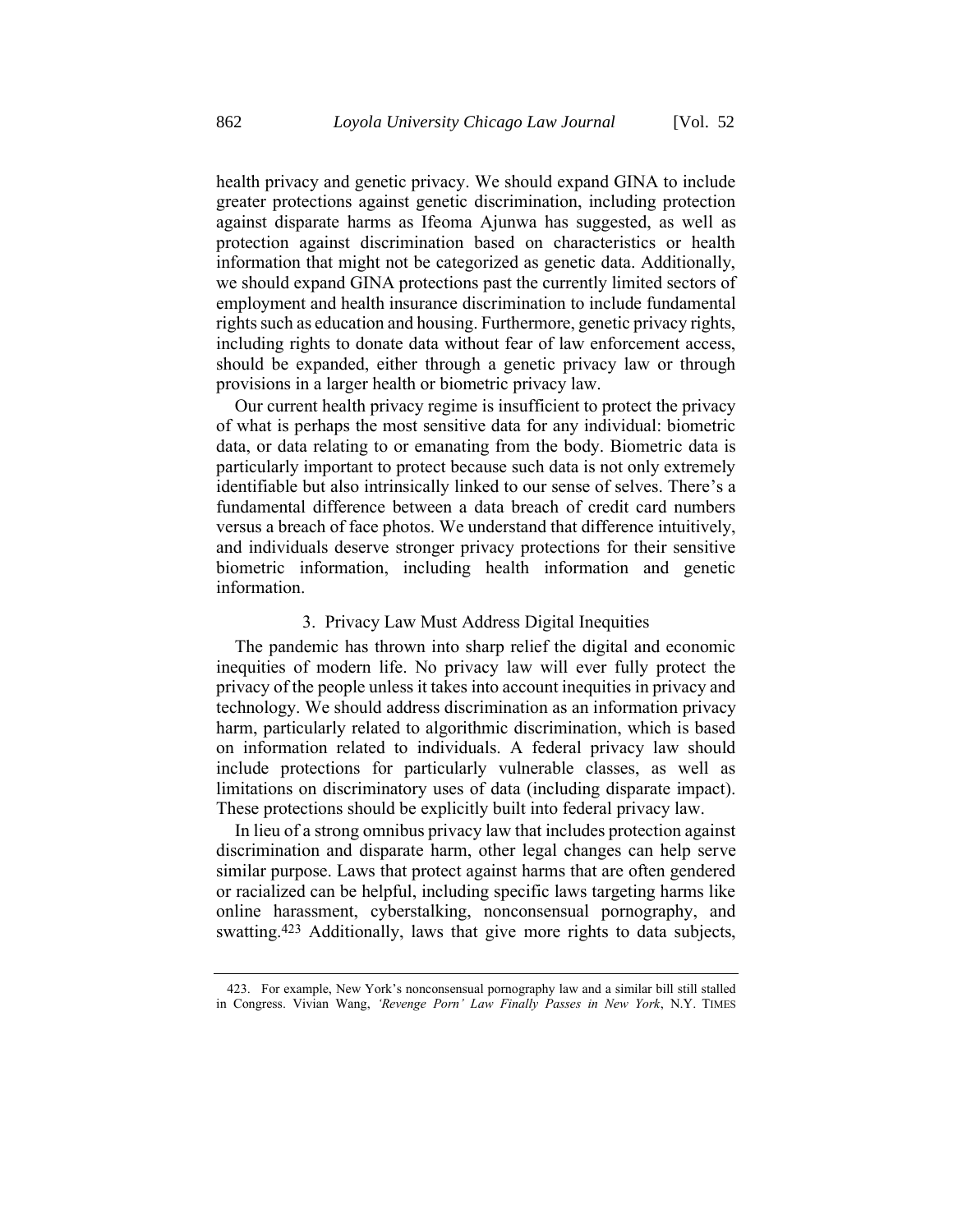health privacy and genetic privacy. We should expand GINA to include greater protections against genetic discrimination, including protection against disparate harms as Ifeoma Ajunwa has suggested, as well as protection against discrimination based on characteristics or health information that might not be categorized as genetic data. Additionally, we should expand GINA protections past the currently limited sectors of employment and health insurance discrimination to include fundamental rights such as education and housing. Furthermore, genetic privacy rights, including rights to donate data without fear of law enforcement access, should be expanded, either through a genetic privacy law or through provisions in a larger health or biometric privacy law.

Our current health privacy regime is insufficient to protect the privacy of what is perhaps the most sensitive data for any individual: biometric data, or data relating to or emanating from the body. Biometric data is particularly important to protect because such data is not only extremely identifiable but also intrinsically linked to our sense of selves. There's a fundamental difference between a data breach of credit card numbers versus a breach of face photos. We understand that difference intuitively, and individuals deserve stronger privacy protections for their sensitive biometric information, including health information and genetic information.

### 3. Privacy Law Must Address Digital Inequities

The pandemic has thrown into sharp relief the digital and economic inequities of modern life. No privacy law will ever fully protect the privacy of the people unless it takes into account inequities in privacy and technology. We should address discrimination as an information privacy harm, particularly related to algorithmic discrimination, which is based on information related to individuals. A federal privacy law should include protections for particularly vulnerable classes, as well as limitations on discriminatory uses of data (including disparate impact). These protections should be explicitly built into federal privacy law.

In lieu of a strong omnibus privacy law that includes protection against discrimination and disparate harm, other legal changes can help serve similar purpose. Laws that protect against harms that are often gendered or racialized can be helpful, including specific laws targeting harms like online harassment, cyberstalking, nonconsensual pornography, and swatting.[423] Additionally, laws that give more rights to data subjects,

423. For example, New York's nonconsensual pornography law and a similar bill still stalled in Congress. Vivian Wang, *'Revenge Porn' Law Finally Passes in New York*, N.Y. TIMES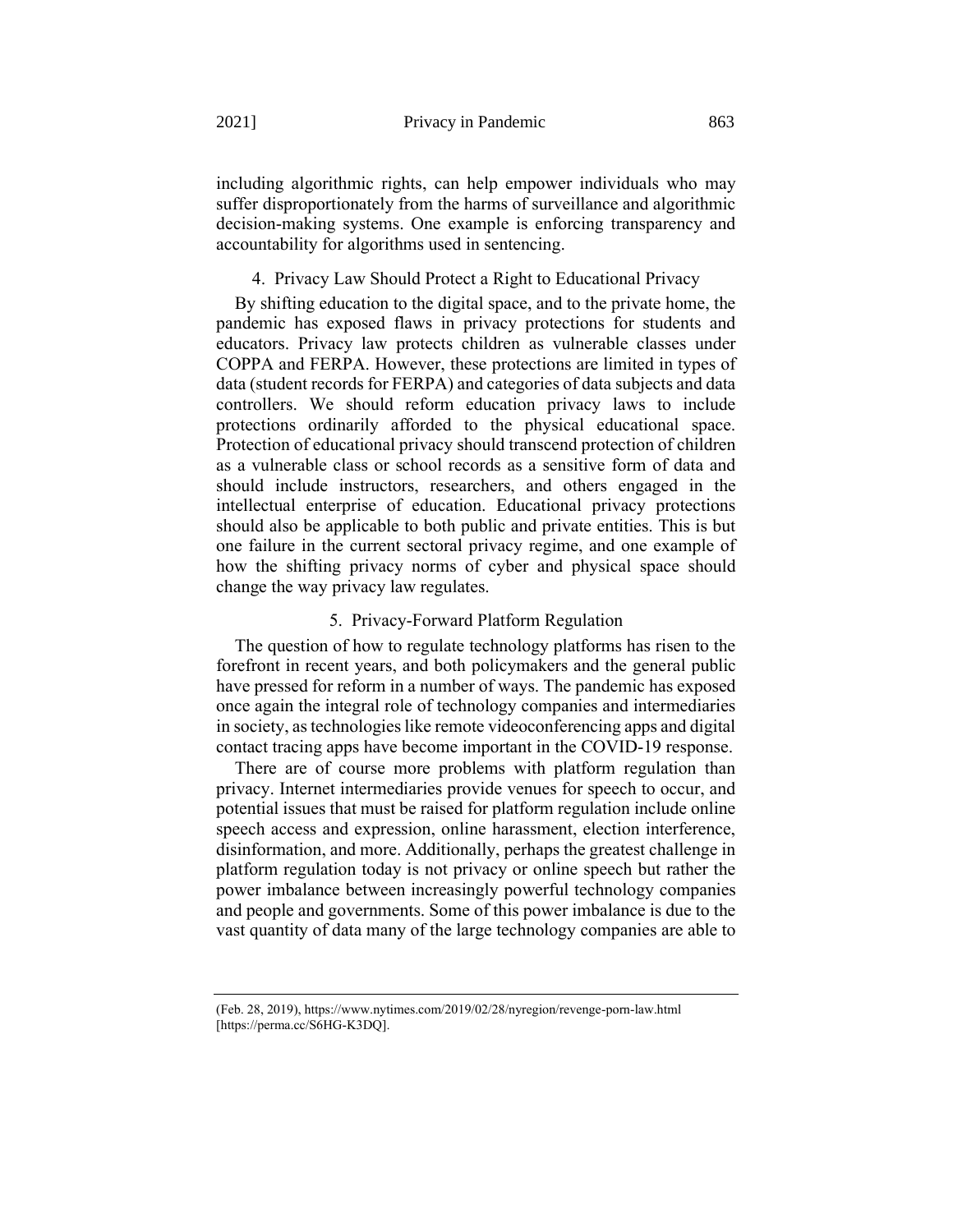including algorithmic rights, can help empower individuals who may suffer disproportionately from the harms of surveillance and algorithmic decision-making systems. One example is enforcing transparency and accountability for algorithms used in sentencing.

#### 4. Privacy Law Should Protect a Right to Educational Privacy

By shifting education to the digital space, and to the private home, the pandemic has exposed flaws in privacy protections for students and educators. Privacy law protects children as vulnerable classes under COPPA and FERPA. However, these protections are limited in types of data (student records for FERPA) and categories of data subjects and data controllers. We should reform education privacy laws to include protections ordinarily afforded to the physical educational space. Protection of educational privacy should transcend protection of children as a vulnerable class or school records as a sensitive form of data and should include instructors, researchers, and others engaged in the intellectual enterprise of education. Educational privacy protections should also be applicable to both public and private entities. This is but one failure in the current sectoral privacy regime, and one example of how the shifting privacy norms of cyber and physical space should change the way privacy law regulates.

#### 5. Privacy-Forward Platform Regulation

The question of how to regulate technology platforms has risen to the forefront in recent years, and both policymakers and the general public have pressed for reform in a number of ways. The pandemic has exposed once again the integral role of technology companies and intermediaries in society, as technologies like remote videoconferencing apps and digital contact tracing apps have become important in the COVID-19 response.

There are of course more problems with platform regulation than privacy. Internet intermediaries provide venues for speech to occur, and potential issues that must be raised for platform regulation include online speech access and expression, online harassment, election interference, disinformation, and more. Additionally, perhaps the greatest challenge in platform regulation today is not privacy or online speech but rather the power imbalance between increasingly powerful technology companies and people and governments. Some of this power imbalance is due to the vast quantity of data many of the large technology companies are able to

---

(Feb. 28, 2019), https://www.nytimes.com/2019/02/28/nyregion/revenge-porn-law.html [https://perma.cc/S6HG-K3DQ].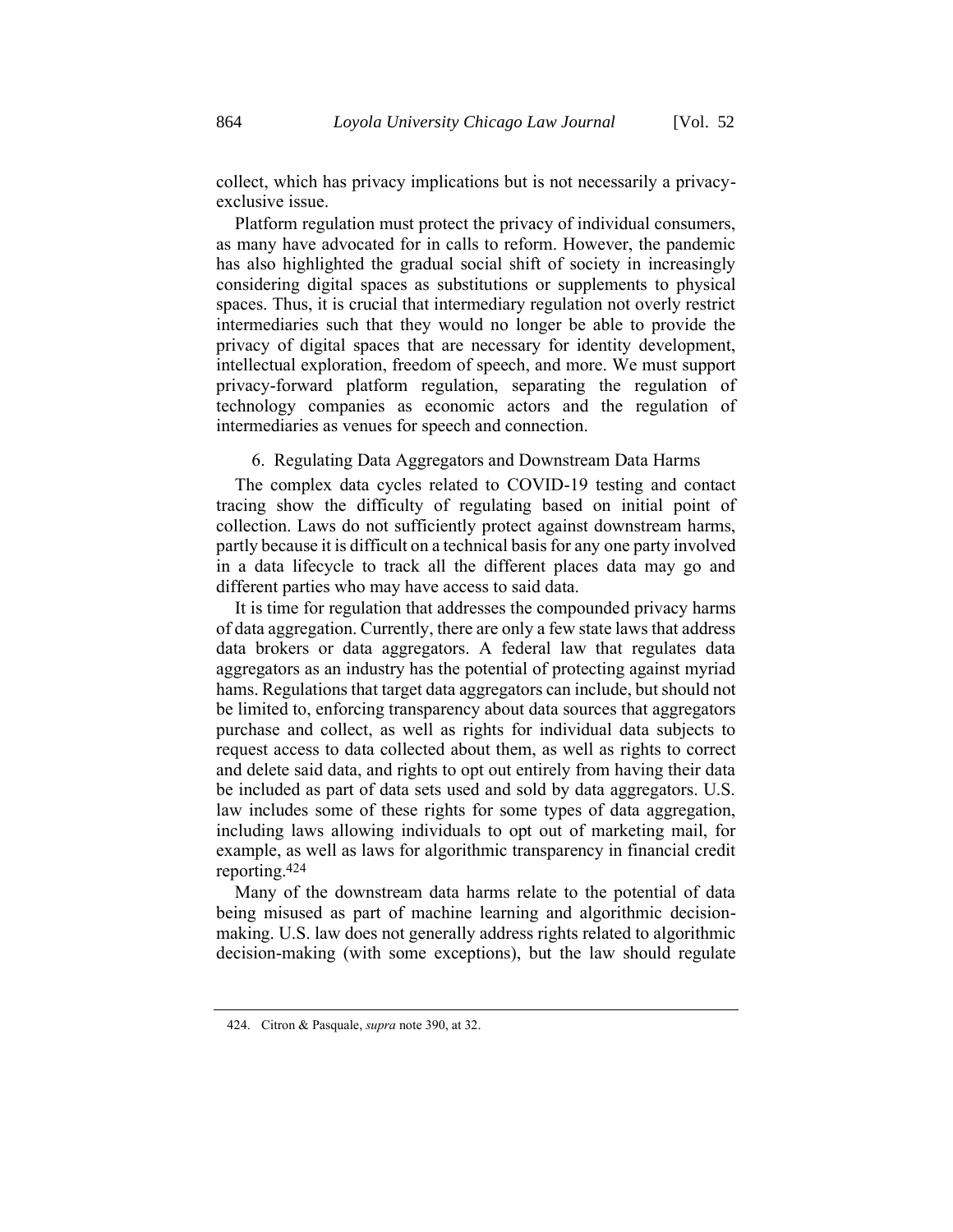collect, which has privacy implications but is not necessarily a privacy-exclusive issue.

Platform regulation must protect the privacy of individual consumers, as many have advocated for in calls to reform. However, the pandemic has also highlighted the gradual social shift of society in increasingly considering digital spaces as substitutions or supplements to physical spaces. Thus, it is crucial that intermediary regulation not overly restrict intermediaries such that they would no longer be able to provide the privacy of digital spaces that are necessary for identity development, intellectual exploration, freedom of speech, and more. We must support privacy-forward platform regulation, separating the regulation of technology companies as economic actors and the regulation of intermediaries as venues for speech and connection.

### 6. Regulating Data Aggregators and Downstream Data Harms

The complex data cycles related to COVID-19 testing and contact tracing show the difficulty of regulating based on initial point of collection. Laws do not sufficiently protect against downstream harms, partly because it is difficult on a technical basis for any one party involved in a data lifecycle to track all the different places data may go and different parties who may have access to said data.

It is time for regulation that addresses the compounded privacy harms of data aggregation. Currently, there are only a few state laws that address data brokers or data aggregators. A federal law that regulates data aggregators as an industry has the potential of protecting against myriad hams. Regulations that target data aggregators can include, but should not be limited to, enforcing transparency about data sources that aggregators purchase and collect, as well as rights for individual data subjects to request access to data collected about them, as well as rights to correct and delete said data, and rights to opt out entirely from having their data be included as part of data sets used and sold by data aggregators. U.S. law includes some of these rights for some types of data aggregation, including laws allowing individuals to opt out of marketing mail, for example, as well as laws for algorithmic transparency in financial credit reporting.[424]

Many of the downstream data harms relate to the potential of data being misused as part of machine learning and algorithmic decision-making. U.S. law does not generally address rights related to algorithmic decision-making (with some exceptions), but the law should regulate

424. Citron & Pasquale, *supra* note 390, at 32.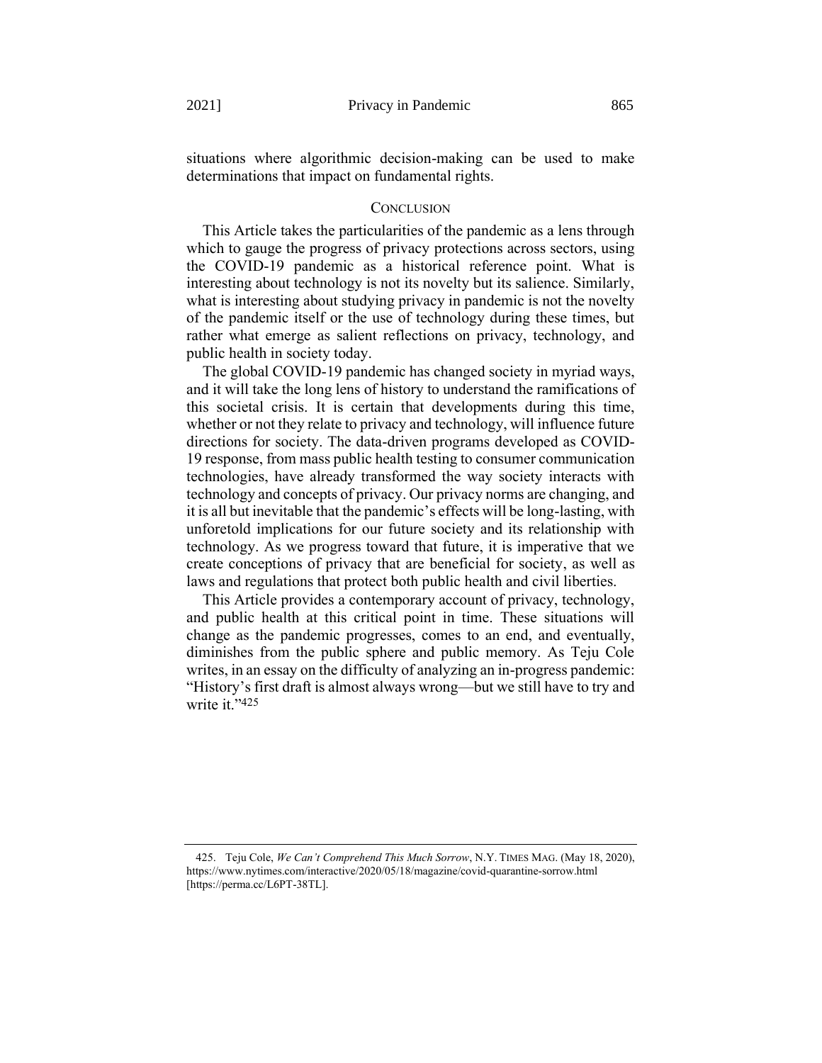situations where algorithmic decision-making can be used to make determinations that impact on fundamental rights.

## CONCLUSION

This Article takes the particularities of the pandemic as a lens through which to gauge the progress of privacy protections across sectors, using the COVID-19 pandemic as a historical reference point. What is interesting about technology is not its novelty but its salience. Similarly, what is interesting about studying privacy in pandemic is not the novelty of the pandemic itself or the use of technology during these times, but rather what emerge as salient reflections on privacy, technology, and public health in society today.

The global COVID-19 pandemic has changed society in myriad ways, and it will take the long lens of history to understand the ramifications of this societal crisis. It is certain that developments during this time, whether or not they relate to privacy and technology, will influence future directions for society. The data-driven programs developed as COVID-19 response, from mass public health testing to consumer communication technologies, have already transformed the way society interacts with technology and concepts of privacy. Our privacy norms are changing, and it is all but inevitable that the pandemic's effects will be long-lasting, with unforetold implications for our future society and its relationship with technology. As we progress toward that future, it is imperative that we create conceptions of privacy that are beneficial for society, as well as laws and regulations that protect both public health and civil liberties.

This Article provides a contemporary account of privacy, technology, and public health at this critical point in time. These situations will change as the pandemic progresses, comes to an end, and eventually, diminishes from the public sphere and public memory. As Teju Cole writes, in an essay on the difficulty of analyzing an in-progress pandemic: "History's first draft is almost always wrong—but we still have to try and write it."[425]

---

425. Teju Cole, *We Can't Comprehend This Much Sorrow*, N.Y. TIMES MAG. (May 18, 2020), https://www.nytimes.com/interactive/2020/05/18/magazine/covid-quarantine-sorrow.html [https://perma.cc/L6PT-38TL].